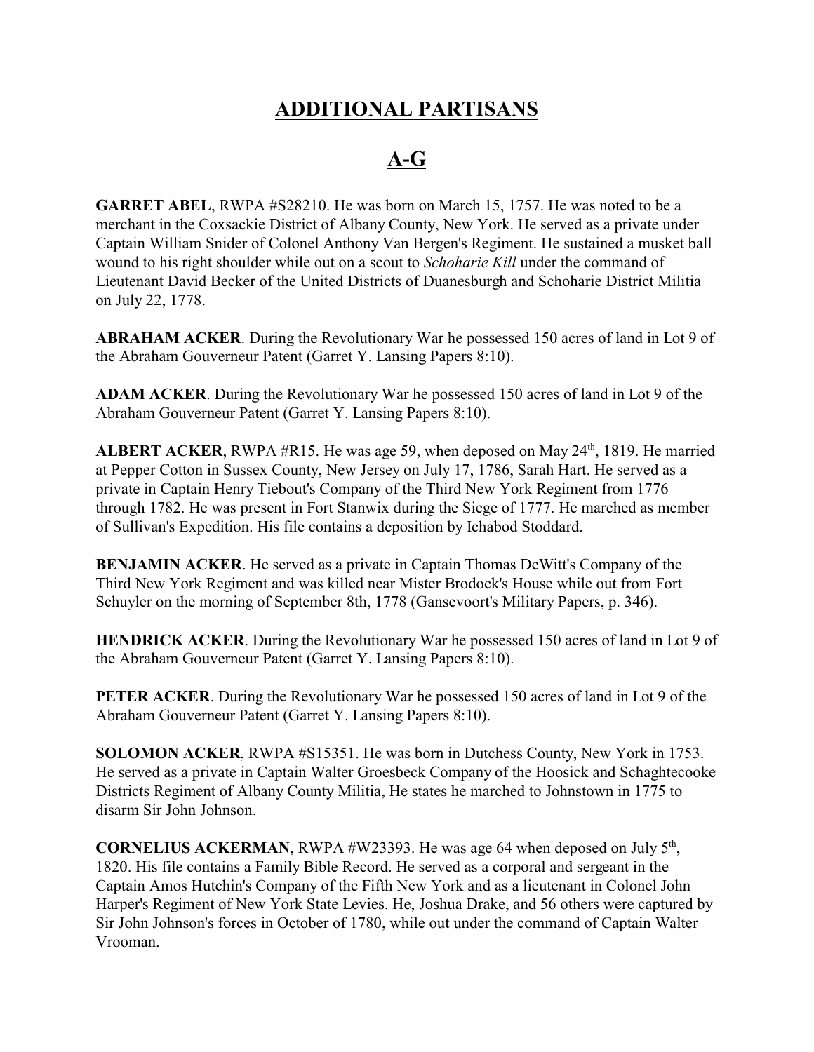# ADDITIONAL PARTISANS

## A-G

**GARRET ABEL**, RWPA #S28210. He was born on March 15, 1757. He was noted to be a merchant in the Coxsackie District of Albany County, New York. He served as a private under Captain William Snider of Colonel Anthony Van Bergen's Regiment. He sustained a musket ball wound to his right shoulder while out on a scout to *Schoharie Kill* under the command of Lieutenant David Becker of the United Districts of Duanesburgh and Schoharie District Militia on July 22, 1778.

**ABRAHAM ACKER**. During the Revolutionary War he possessed 150 acres of land in Lot 9 of the Abraham Gouverneur Patent (Garret Y. Lansing Papers 8:10).

**ADAM ACKER**. During the Revolutionary War he possessed 150 acres of land in Lot 9 of the Abraham Gouverneur Patent (Garret Y. Lansing Papers 8:10).

**ALBERT ACKER**, RWPA #R15. He was age 59, when deposed on May 24th, 1819. He married at Pepper Cotton in Sussex County, New Jersey on July 17, 1786, Sarah Hart. He served as a private in Captain Henry Tiebout's Company of the Third New York Regiment from 1776 through 1782. He was present in Fort Stanwix during the Siege of 1777. He marched as member of Sullivan's Expedition. His file contains a deposition by Ichabod Stoddard.

**BENJAMIN ACKER**. He served as a private in Captain Thomas DeWitt's Company of the Third New York Regiment and was killed near Mister Brodock's House while out from Fort Schuyler on the morning of September 8th, 1778 (Gansevoort's Military Papers, p. 346).

**HENDRICK ACKER**. During the Revolutionary War he possessed 150 acres of land in Lot 9 of the Abraham Gouverneur Patent (Garret Y. Lansing Papers 8:10).

**PETER ACKER**. During the Revolutionary War he possessed 150 acres of land in Lot 9 of the Abraham Gouverneur Patent (Garret Y. Lansing Papers 8:10).

**SOLOMON ACKER**, RWPA #S15351. He was born in Dutchess County, New York in 1753. He served as a private in Captain Walter Groesbeck Company of the Hoosick and Schaghtecooke Districts Regiment of Albany County Militia, He states he marched to Johnstown in 1775 to disarm Sir John Johnson.

**CORNELIUS ACKERMAN**, RWPA #W23393. He was age 64 when deposed on July 5th, 1820. His file contains a Family Bible Record. He served as a corporal and sergeant in the Captain Amos Hutchin's Company of the Fifth New York and as a lieutenant in Colonel John Harper's Regiment of New York State Levies. He, Joshua Drake, and 56 others were captured by Sir John Johnson's forces in October of 1780, while out under the command of Captain Walter Vrooman.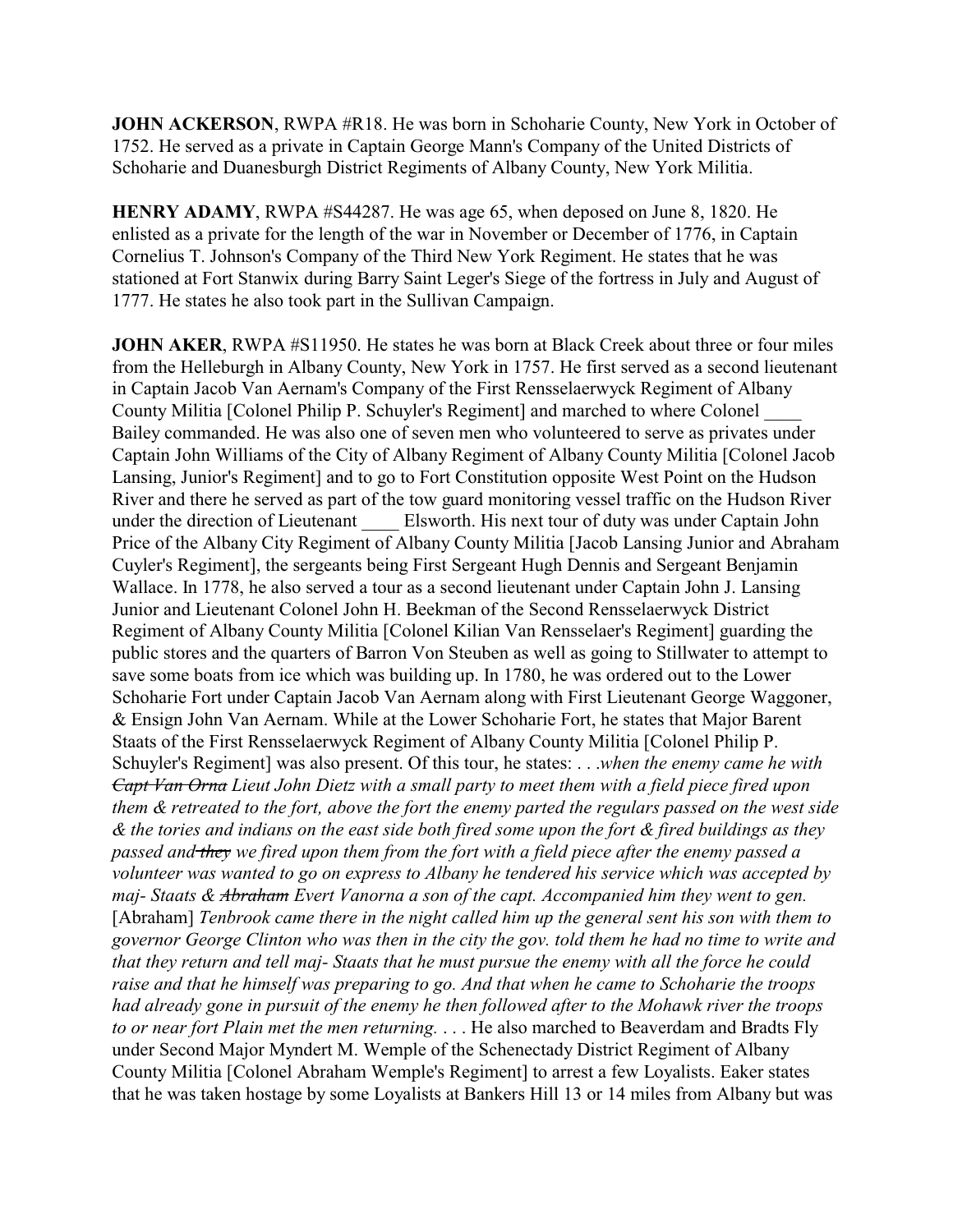**JOHN ACKERSON**, RWPA #R18. He was born in Schoharie County, New York in October of 1752. He served as a private in Captain George Mann's Company of the United Districts of Schoharie and Duanesburgh District Regiments of Albany County, New York Militia.

**HENRY ADAMY**, RWPA #S44287. He was age 65, when deposed on June 8, 1820. He enlisted as a private for the length of the war in November or December of 1776, in Captain Cornelius T. Johnson's Company of the Third New York Regiment. He states that he was stationed at Fort Stanwix during Barry Saint Leger's Siege of the fortress in July and August of 1777. He states he also took part in the Sullivan Campaign.

**JOHN AKER**, RWPA #S11950. He states he was born at Black Creek about three or four miles from the Helleburgh in Albany County, New York in 1757. He first served as a second lieutenant in Captain Jacob Van Aernam's Company of the First Rensselaerwyck Regiment of Albany County Militia [Colonel Philip P. Schuyler's Regiment] and marched to where Colonel ____ Bailey commanded. He was also one of seven men who volunteered to serve as privates under Captain John Williams of the City of Albany Regiment of Albany County Militia [Colonel Jacob Lansing, Junior's Regiment] and to go to Fort Constitution opposite West Point on the Hudson River and there he served as part of the tow guard monitoring vessel traffic on the Hudson River under the direction of Lieutenant ____ Elsworth. His next tour of duty was under Captain John Price of the Albany City Regiment of Albany County Militia [Jacob Lansing Junior and Abraham Cuyler's Regiment], the sergeants being First Sergeant Hugh Dennis and Sergeant Benjamin Wallace. In 1778, he also served a tour as a second lieutenant under Captain John J. Lansing Junior and Lieutenant Colonel John H. Beekman of the Second Rensselaerwyck District Regiment of Albany County Militia [Colonel Kilian Van Rensselaer's Regiment] guarding the public stores and the quarters of Barron Von Steuben as well as going to Stillwater to attempt to save some boats from ice which was building up. In 1780, he was ordered out to the Lower Schoharie Fort under Captain Jacob Van Aernam along with First Lieutenant George Waggoner, & Ensign John Van Aernam. While at the Lower Schoharie Fort, he states that Major Barent Staats of the First Rensselaerwyck Regiment of Albany County Militia [Colonel Philip P. Schuyler's Regiment] was also present. Of this tour, he states: . . .*when the enemy came he with ~~Capt Van Orna~~ Lieut John Dietz with a small party to meet them with a field piece fired upon them & retreated to the fort, above the fort the enemy parted the regulars passed on the west side & the tories and indians on the east side both fired some upon the fort & fired buildings as they passed and ~~they~~ we fired upon them from the fort with a field piece after the enemy passed a volunteer was wanted to go on express to Albany he tendered his service which was accepted by maj- Staats & ~~Abraham~~ Evert Vanorna a son of the capt. Accompanied him they went to gen.* [Abraham] *Tenbrook came there in the night called him up the general sent his son with them to governor George Clinton who was then in the city the gov. told them he had no time to write and that they return and tell maj- Staats that he must pursue the enemy with all the force he could raise and that he himself was preparing to go. And that when he came to Schoharie the troops had already gone in pursuit of the enemy he then followed after to the Mohawk river the troops to or near fort Plain met the men returning. . . .* He also marched to Beaverdam and Bradts Fly under Second Major Myndert M. Wemple of the Schenectady District Regiment of Albany County Militia [Colonel Abraham Wemple's Regiment] to arrest a few Loyalists. Eaker states that he was taken hostage by some Loyalists at Bankers Hill 13 or 14 miles from Albany but was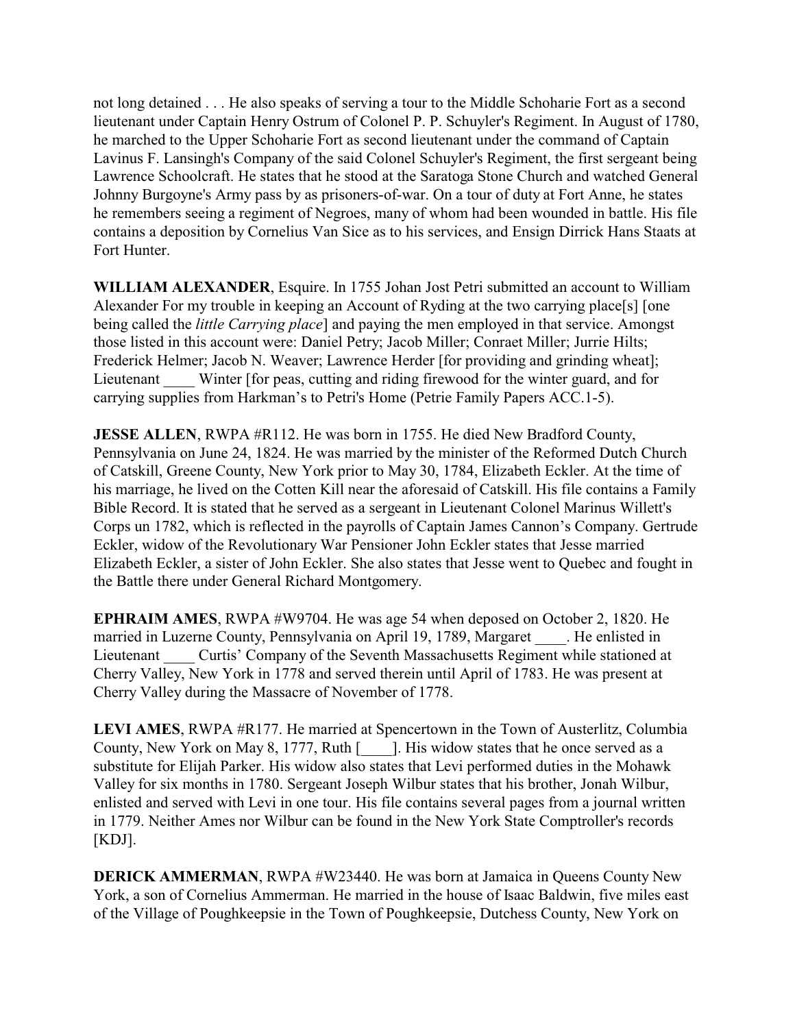not long detained . . . He also speaks of serving a tour to the Middle Schoharie Fort as a second lieutenant under Captain Henry Ostrum of Colonel P. P. Schuyler's Regiment. In August of 1780, he marched to the Upper Schoharie Fort as second lieutenant under the command of Captain Lavinus F. Lansingh's Company of the said Colonel Schuyler's Regiment, the first sergeant being Lawrence Schoolcraft. He states that he stood at the Saratoga Stone Church and watched General Johnny Burgoyne's Army pass by as prisoners-of-war. On a tour of duty at Fort Anne, he states he remembers seeing a regiment of Negroes, many of whom had been wounded in battle. His file contains a deposition by Cornelius Van Sice as to his services, and Ensign Dirrick Hans Staats at Fort Hunter.

**WILLIAM ALEXANDER**, Esquire. In 1755 Johan Jost Petri submitted an account to William Alexander For my trouble in keeping an Account of Ryding at the two carrying place[s] [one being called the *little Carrying place*] and paying the men employed in that service. Amongst those listed in this account were: Daniel Petry; Jacob Miller; Conraet Miller; Jurrie Hilts; Frederick Helmer; Jacob N. Weaver; Lawrence Herder [for providing and grinding wheat]; Lieutenant ____ Winter [for peas, cutting and riding firewood for the winter guard, and for carrying supplies from Harkman's to Petri's Home (Petrie Family Papers ACC.1-5).

**JESSE ALLEN**, RWPA #R112. He was born in 1755. He died New Bradford County, Pennsylvania on June 24, 1824. He was married by the minister of the Reformed Dutch Church of Catskill, Greene County, New York prior to May 30, 1784, Elizabeth Eckler. At the time of his marriage, he lived on the Cotten Kill near the aforesaid of Catskill. His file contains a Family Bible Record. It is stated that he served as a sergeant in Lieutenant Colonel Marinus Willett's Corps un 1782, which is reflected in the payrolls of Captain James Cannon's Company. Gertrude Eckler, widow of the Revolutionary War Pensioner John Eckler states that Jesse married Elizabeth Eckler, a sister of John Eckler. She also states that Jesse went to Quebec and fought in the Battle there under General Richard Montgomery.

**EPHRAIM AMES**, RWPA #W9704. He was age 54 when deposed on October 2, 1820. He married in Luzerne County, Pennsylvania on April 19, 1789, Margaret ____. He enlisted in Lieutenant ____ Curtis' Company of the Seventh Massachusetts Regiment while stationed at Cherry Valley, New York in 1778 and served therein until April of 1783. He was present at Cherry Valley during the Massacre of November of 1778.

**LEVI AMES**, RWPA #R177. He married at Spencertown in the Town of Austerlitz, Columbia County, New York on May 8, 1777, Ruth [____]. His widow states that he once served as a substitute for Elijah Parker. His widow also states that Levi performed duties in the Mohawk Valley for six months in 1780. Sergeant Joseph Wilbur states that his brother, Jonah Wilbur, enlisted and served with Levi in one tour. His file contains several pages from a journal written in 1779. Neither Ames nor Wilbur can be found in the New York State Comptroller's records [KDJ].

**DERICK AMMERMAN**, RWPA #W23440. He was born at Jamaica in Queens County New York, a son of Cornelius Ammerman. He married in the house of Isaac Baldwin, five miles east of the Village of Poughkeepsie in the Town of Poughkeepsie, Dutchess County, New York on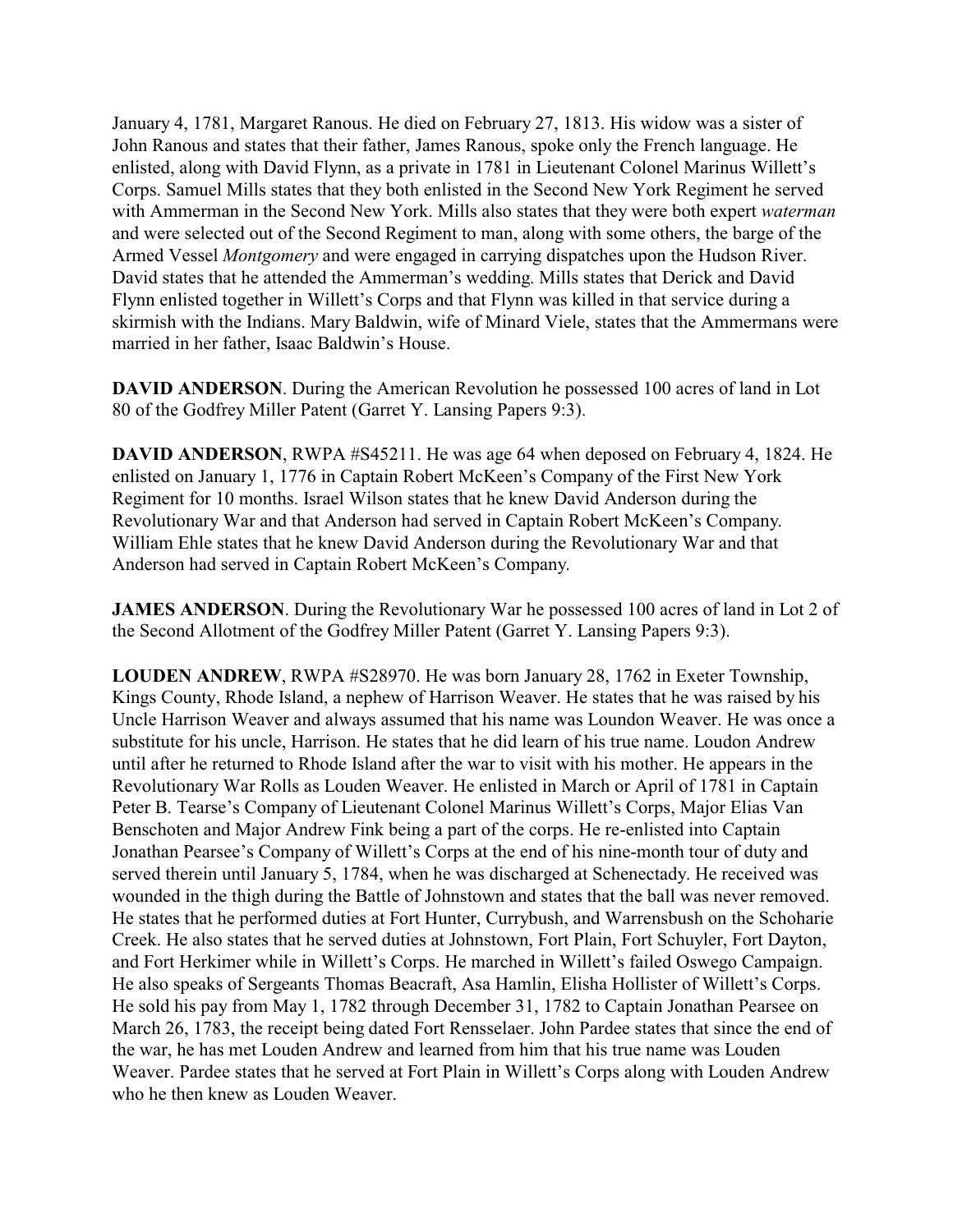January 4, 1781, Margaret Ranous. He died on February 27, 1813. His widow was a sister of John Ranous and states that their father, James Ranous, spoke only the French language. He enlisted, along with David Flynn, as a private in 1781 in Lieutenant Colonel Marinus Willett's Corps. Samuel Mills states that they both enlisted in the Second New York Regiment he served with Ammerman in the Second New York. Mills also states that they were both expert *waterman* and were selected out of the Second Regiment to man, along with some others, the barge of the Armed Vessel *Montgomery* and were engaged in carrying dispatches upon the Hudson River. David states that he attended the Ammerman's wedding. Mills states that Derick and David Flynn enlisted together in Willett's Corps and that Flynn was killed in that service during a skirmish with the Indians. Mary Baldwin, wife of Minard Viele, states that the Ammermans were married in her father, Isaac Baldwin's House.

**DAVID ANDERSON**. During the American Revolution he possessed 100 acres of land in Lot 80 of the Godfrey Miller Patent (Garret Y. Lansing Papers 9:3).

**DAVID ANDERSON**, RWPA #S45211. He was age 64 when deposed on February 4, 1824. He enlisted on January 1, 1776 in Captain Robert McKeen's Company of the First New York Regiment for 10 months. Israel Wilson states that he knew David Anderson during the Revolutionary War and that Anderson had served in Captain Robert McKeen's Company. William Ehle states that he knew David Anderson during the Revolutionary War and that Anderson had served in Captain Robert McKeen's Company.

**JAMES ANDERSON**. During the Revolutionary War he possessed 100 acres of land in Lot 2 of the Second Allotment of the Godfrey Miller Patent (Garret Y. Lansing Papers 9:3).

**LOUDEN ANDREW**, RWPA #S28970. He was born January 28, 1762 in Exeter Township, Kings County, Rhode Island, a nephew of Harrison Weaver. He states that he was raised by his Uncle Harrison Weaver and always assumed that his name was Loundon Weaver. He was once a substitute for his uncle, Harrison. He states that he did learn of his true name. Loudon Andrew until after he returned to Rhode Island after the war to visit with his mother. He appears in the Revolutionary War Rolls as Louden Weaver. He enlisted in March or April of 1781 in Captain Peter B. Tearse's Company of Lieutenant Colonel Marinus Willett's Corps, Major Elias Van Benschoten and Major Andrew Fink being a part of the corps. He re-enlisted into Captain Jonathan Pearsee's Company of Willett's Corps at the end of his nine-month tour of duty and served therein until January 5, 1784, when he was discharged at Schenectady. He received was wounded in the thigh during the Battle of Johnstown and states that the ball was never removed. He states that he performed duties at Fort Hunter, Currybush, and Warrensbush on the Schoharie Creek. He also states that he served duties at Johnstown, Fort Plain, Fort Schuyler, Fort Dayton, and Fort Herkimer while in Willett's Corps. He marched in Willett's failed Oswego Campaign. He also speaks of Sergeants Thomas Beacraft, Asa Hamlin, Elisha Hollister of Willett's Corps. He sold his pay from May 1, 1782 through December 31, 1782 to Captain Jonathan Pearsee on March 26, 1783, the receipt being dated Fort Rensselaer. John Pardee states that since the end of the war, he has met Louden Andrew and learned from him that his true name was Louden Weaver. Pardee states that he served at Fort Plain in Willett's Corps along with Louden Andrew who he then knew as Louden Weaver.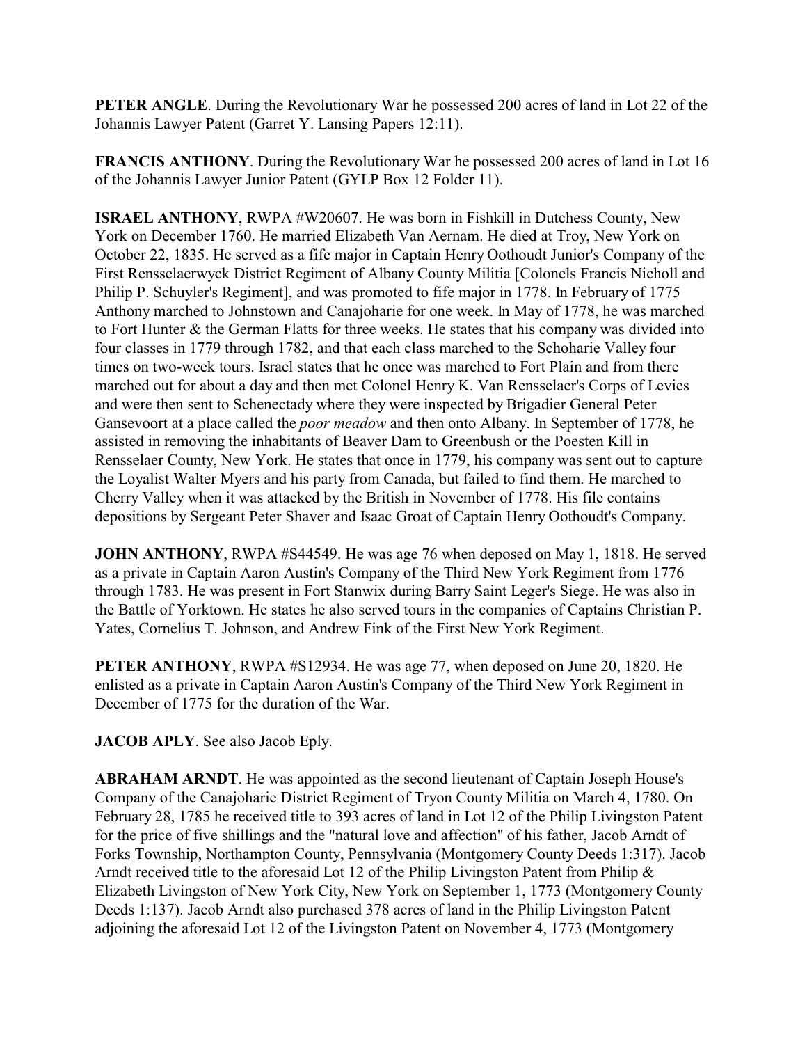**PETER ANGLE**. During the Revolutionary War he possessed 200 acres of land in Lot 22 of the Johannis Lawyer Patent (Garret Y. Lansing Papers 12:11).

**FRANCIS ANTHONY**. During the Revolutionary War he possessed 200 acres of land in Lot 16 of the Johannis Lawyer Junior Patent (GYLP Box 12 Folder 11).

**ISRAEL ANTHONY**, RWPA #W20607. He was born in Fishkill in Dutchess County, New York on December 1760. He married Elizabeth Van Aernam. He died at Troy, New York on October 22, 1835. He served as a fife major in Captain Henry Oothoudt Junior's Company of the First Rensselaerwyck District Regiment of Albany County Militia [Colonels Francis Nicholl and Philip P. Schuyler's Regiment], and was promoted to fife major in 1778. In February of 1775 Anthony marched to Johnstown and Canajoharie for one week. In May of 1778, he was marched to Fort Hunter & the German Flatts for three weeks. He states that his company was divided into four classes in 1779 through 1782, and that each class marched to the Schoharie Valley four times on two-week tours. Israel states that he once was marched to Fort Plain and from there marched out for about a day and then met Colonel Henry K. Van Rensselaer's Corps of Levies and were then sent to Schenectady where they were inspected by Brigadier General Peter Gansevoort at a place called the *poor meadow* and then onto Albany. In September of 1778, he assisted in removing the inhabitants of Beaver Dam to Greenbush or the Poesten Kill in Rensselaer County, New York. He states that once in 1779, his company was sent out to capture the Loyalist Walter Myers and his party from Canada, but failed to find them. He marched to Cherry Valley when it was attacked by the British in November of 1778. His file contains depositions by Sergeant Peter Shaver and Isaac Groat of Captain Henry Oothoudt's Company.

**JOHN ANTHONY**, RWPA #S44549. He was age 76 when deposed on May 1, 1818. He served as a private in Captain Aaron Austin's Company of the Third New York Regiment from 1776 through 1783. He was present in Fort Stanwix during Barry Saint Leger's Siege. He was also in the Battle of Yorktown. He states he also served tours in the companies of Captains Christian P. Yates, Cornelius T. Johnson, and Andrew Fink of the First New York Regiment.

**PETER ANTHONY**, RWPA #S12934. He was age 77, when deposed on June 20, 1820. He enlisted as a private in Captain Aaron Austin's Company of the Third New York Regiment in December of 1775 for the duration of the War.

**JACOB APLY**. See also Jacob Eply.

**ABRAHAM ARNDT**. He was appointed as the second lieutenant of Captain Joseph House's Company of the Canajoharie District Regiment of Tryon County Militia on March 4, 1780. On February 28, 1785 he received title to 393 acres of land in Lot 12 of the Philip Livingston Patent for the price of five shillings and the "natural love and affection" of his father, Jacob Arndt of Forks Township, Northampton County, Pennsylvania (Montgomery County Deeds 1:317). Jacob Arndt received title to the aforesaid Lot 12 of the Philip Livingston Patent from Philip & Elizabeth Livingston of New York City, New York on September 1, 1773 (Montgomery County Deeds 1:137). Jacob Arndt also purchased 378 acres of land in the Philip Livingston Patent adjoining the aforesaid Lot 12 of the Livingston Patent on November 4, 1773 (Montgomery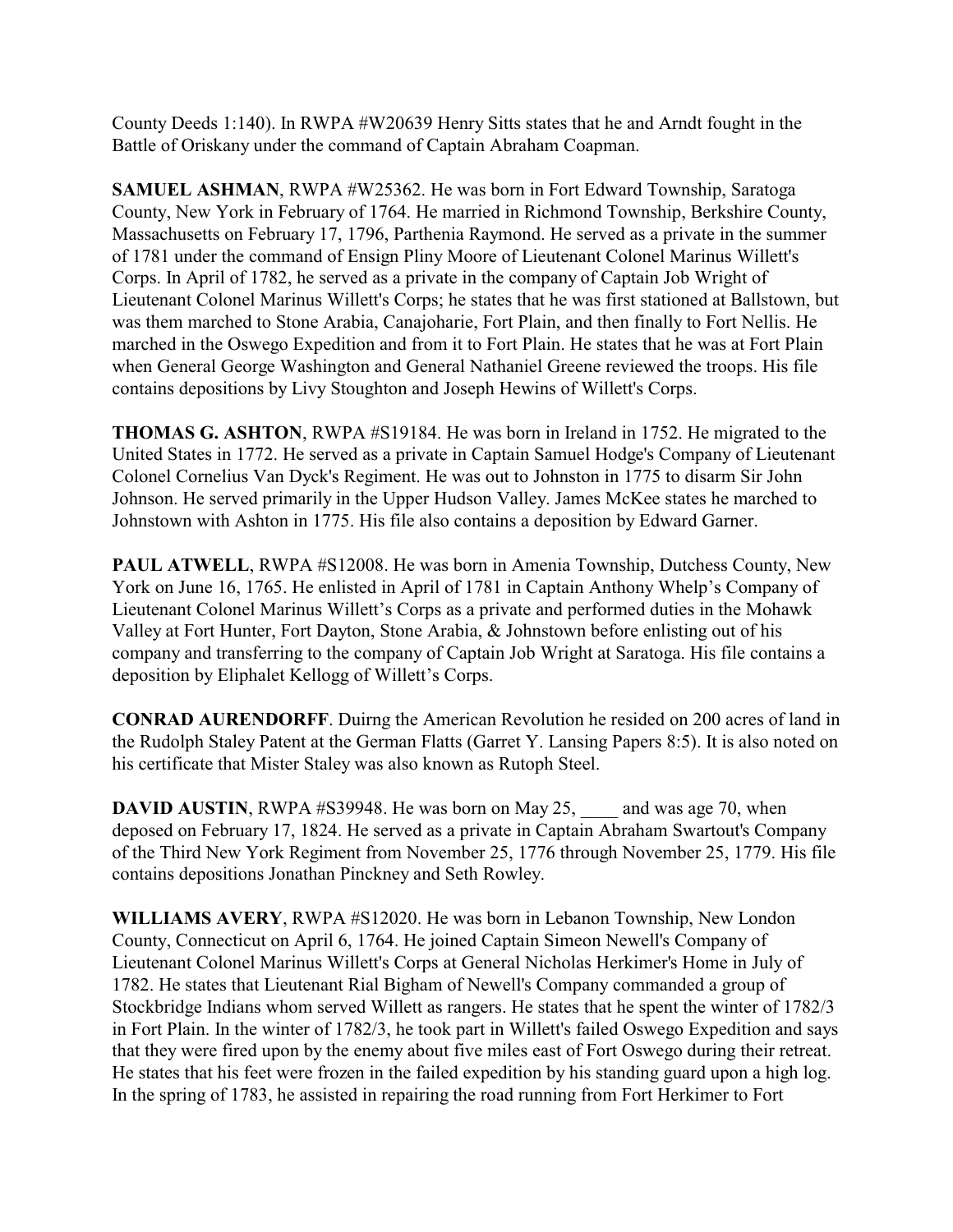County Deeds 1:140). In RWPA #W20639 Henry Sitts states that he and Arndt fought in the Battle of Oriskany under the command of Captain Abraham Coapman.

**SAMUEL ASHMAN**, RWPA #W25362. He was born in Fort Edward Township, Saratoga County, New York in February of 1764. He married in Richmond Township, Berkshire County, Massachusetts on February 17, 1796, Parthenia Raymond. He served as a private in the summer of 1781 under the command of Ensign Pliny Moore of Lieutenant Colonel Marinus Willett's Corps. In April of 1782, he served as a private in the company of Captain Job Wright of Lieutenant Colonel Marinus Willett's Corps; he states that he was first stationed at Ballstown, but was them marched to Stone Arabia, Canajoharie, Fort Plain, and then finally to Fort Nellis. He marched in the Oswego Expedition and from it to Fort Plain. He states that he was at Fort Plain when General George Washington and General Nathaniel Greene reviewed the troops. His file contains depositions by Livy Stoughton and Joseph Hewins of Willett's Corps.

**THOMAS G. ASHTON**, RWPA #S19184. He was born in Ireland in 1752. He migrated to the United States in 1772. He served as a private in Captain Samuel Hodge's Company of Lieutenant Colonel Cornelius Van Dyck's Regiment. He was out to Johnston in 1775 to disarm Sir John Johnson. He served primarily in the Upper Hudson Valley. James McKee states he marched to Johnstown with Ashton in 1775. His file also contains a deposition by Edward Garner.

**PAUL ATWELL**, RWPA #S12008. He was born in Amenia Township, Dutchess County, New York on June 16, 1765. He enlisted in April of 1781 in Captain Anthony Whelp's Company of Lieutenant Colonel Marinus Willett's Corps as a private and performed duties in the Mohawk Valley at Fort Hunter, Fort Dayton, Stone Arabia, & Johnstown before enlisting out of his company and transferring to the company of Captain Job Wright at Saratoga. His file contains a deposition by Eliphalet Kellogg of Willett's Corps.

**CONRAD AURENDORFF**. Duirng the American Revolution he resided on 200 acres of land in the Rudolph Staley Patent at the German Flatts (Garret Y. Lansing Papers 8:5). It is also noted on his certificate that Mister Staley was also known as Rutoph Steel.

**DAVID AUSTIN**, RWPA #S39948. He was born on May 25, ____ and was age 70, when deposed on February 17, 1824. He served as a private in Captain Abraham Swartout's Company of the Third New York Regiment from November 25, 1776 through November 25, 1779. His file contains depositions Jonathan Pinckney and Seth Rowley.

**WILLIAMS AVERY**, RWPA #S12020. He was born in Lebanon Township, New London County, Connecticut on April 6, 1764. He joined Captain Simeon Newell's Company of Lieutenant Colonel Marinus Willett's Corps at General Nicholas Herkimer's Home in July of 1782. He states that Lieutenant Rial Bigham of Newell's Company commanded a group of Stockbridge Indians whom served Willett as rangers. He states that he spent the winter of 1782/3 in Fort Plain. In the winter of 1782/3, he took part in Willett's failed Oswego Expedition and says that they were fired upon by the enemy about five miles east of Fort Oswego during their retreat. He states that his feet were frozen in the failed expedition by his standing guard upon a high log. In the spring of 1783, he assisted in repairing the road running from Fort Herkimer to Fort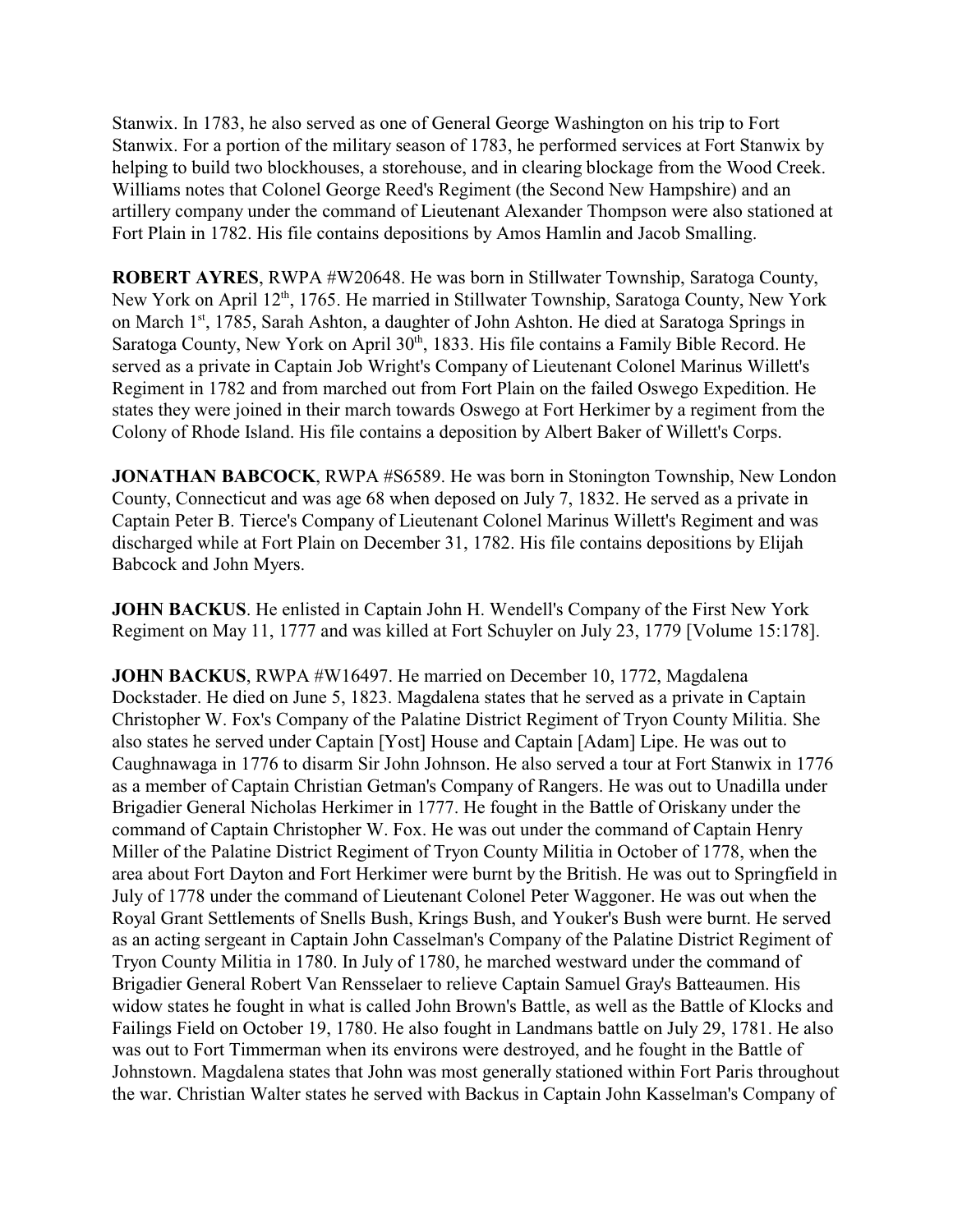Stanwix. In 1783, he also served as one of General George Washington on his trip to Fort Stanwix. For a portion of the military season of 1783, he performed services at Fort Stanwix by helping to build two blockhouses, a storehouse, and in clearing blockage from the Wood Creek. Williams notes that Colonel George Reed's Regiment (the Second New Hampshire) and an artillery company under the command of Lieutenant Alexander Thompson were also stationed at Fort Plain in 1782. His file contains depositions by Amos Hamlin and Jacob Smalling.

**ROBERT AYRES**, RWPA #W20648. He was born in Stillwater Township, Saratoga County, New York on April 12th, 1765. He married in Stillwater Township, Saratoga County, New York on March 1st, 1785, Sarah Ashton, a daughter of John Ashton. He died at Saratoga Springs in Saratoga County, New York on April 30th, 1833. His file contains a Family Bible Record. He served as a private in Captain Job Wright's Company of Lieutenant Colonel Marinus Willett's Regiment in 1782 and from marched out from Fort Plain on the failed Oswego Expedition. He states they were joined in their march towards Oswego at Fort Herkimer by a regiment from the Colony of Rhode Island. His file contains a deposition by Albert Baker of Willett's Corps.

**JONATHAN BABCOCK**, RWPA #S6589. He was born in Stonington Township, New London County, Connecticut and was age 68 when deposed on July 7, 1832. He served as a private in Captain Peter B. Tierce's Company of Lieutenant Colonel Marinus Willett's Regiment and was discharged while at Fort Plain on December 31, 1782. His file contains depositions by Elijah Babcock and John Myers.

**JOHN BACKUS**. He enlisted in Captain John H. Wendell's Company of the First New York Regiment on May 11, 1777 and was killed at Fort Schuyler on July 23, 1779 [Volume 15:178].

**JOHN BACKUS**, RWPA #W16497. He married on December 10, 1772, Magdalena Dockstader. He died on June 5, 1823. Magdalena states that he served as a private in Captain Christopher W. Fox's Company of the Palatine District Regiment of Tryon County Militia. She also states he served under Captain [Yost] House and Captain [Adam] Lipe. He was out to Caughnawaga in 1776 to disarm Sir John Johnson. He also served a tour at Fort Stanwix in 1776 as a member of Captain Christian Getman's Company of Rangers. He was out to Unadilla under Brigadier General Nicholas Herkimer in 1777. He fought in the Battle of Oriskany under the command of Captain Christopher W. Fox. He was out under the command of Captain Henry Miller of the Palatine District Regiment of Tryon County Militia in October of 1778, when the area about Fort Dayton and Fort Herkimer were burnt by the British. He was out to Springfield in July of 1778 under the command of Lieutenant Colonel Peter Waggoner. He was out when the Royal Grant Settlements of Snells Bush, Krings Bush, and Youker's Bush were burnt. He served as an acting sergeant in Captain John Casselman's Company of the Palatine District Regiment of Tryon County Militia in 1780. In July of 1780, he marched westward under the command of Brigadier General Robert Van Rensselaer to relieve Captain Samuel Gray's Batteaumen. His widow states he fought in what is called John Brown's Battle, as well as the Battle of Klocks and Failings Field on October 19, 1780. He also fought in Landmans battle on July 29, 1781. He also was out to Fort Timmerman when its environs were destroyed, and he fought in the Battle of Johnstown. Magdalena states that John was most generally stationed within Fort Paris throughout the war. Christian Walter states he served with Backus in Captain John Kasselman's Company of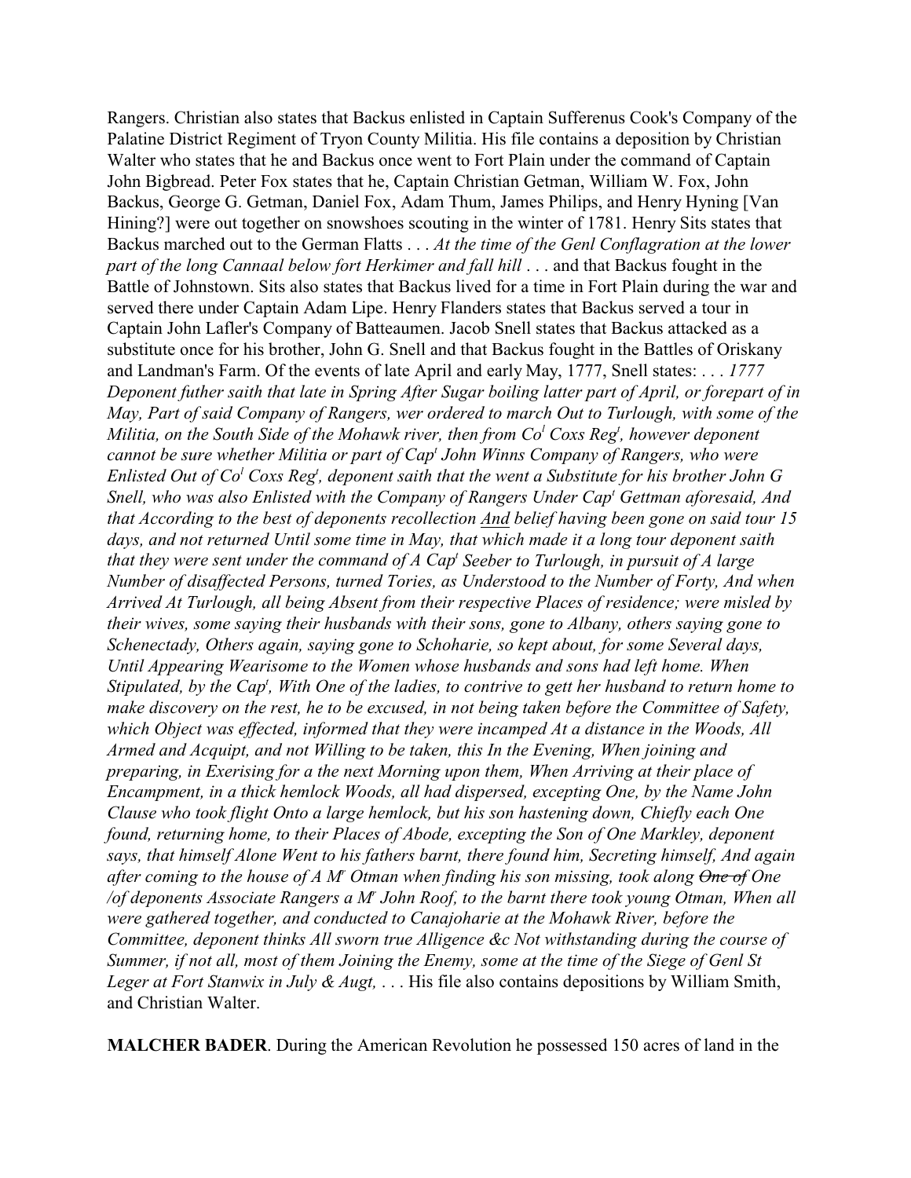Rangers. Christian also states that Backus enlisted in Captain Sufferenus Cook's Company of the Palatine District Regiment of Tryon County Militia. His file contains a deposition by Christian Walter who states that he and Backus once went to Fort Plain under the command of Captain John Bigbread. Peter Fox states that he, Captain Christian Getman, William W. Fox, John Backus, George G. Getman, Daniel Fox, Adam Thum, James Philips, and Henry Hyning [Van Hining?] were out together on snowshoes scouting in the winter of 1781. Henry Sits states that Backus marched out to the German Flatts . . . *At the time of the Genl Conflagration at the lower part of the long Cannaal below fort Herkimer and fall hill* . . . and that Backus fought in the Battle of Johnstown. Sits also states that Backus lived for a time in Fort Plain during the war and served there under Captain Adam Lipe. Henry Flanders states that Backus served a tour in Captain John Lafler's Company of Batteaumen. Jacob Snell states that Backus attacked as a substitute once for his brother, John G. Snell and that Backus fought in the Battles of Oriskany and Landman's Farm. Of the events of late April and early May, 1777, Snell states: . . . *1777 Deponent futher saith that late in Spring After Sugar boiling latter part of April, or forepart of in May, Part of said Company of Rangers, wer ordered to march Out to Turlough, with some of the Militia, on the South Side of the Mohawk river, then from Co[l] Coxs Reg[t], however deponent cannot be sure whether Militia or part of Cap[t] John Winns Company of Rangers, who were Enlisted Out of Co[l] Coxs Reg[t], deponent saith that the went a Substitute for his brother John G Snell, who was also Enlisted with the Company of Rangers Under Cap[t] Gettman aforesaid, And that According to the best of deponents recollection <u>And</u> belief having been gone on said tour 15 days, and not returned Until some time in May, that which made it a long tour deponent saith that they were sent under the command of A Cap[t] Seeber to Turlough, in pursuit of A large Number of disaffected Persons, turned Tories, as Understood to the Number of Forty, And when Arrived At Turlough, all being Absent from their respective Places of residence; were misled by their wives, some saying their husbands with their sons, gone to Albany, others saying gone to Schenectady, Others again, saying gone to Schoharie, so kept about, for some Several days, Until Appearing Wearisome to the Women whose husbands and sons had left home. When Stipulated, by the Cap[t], With One of the ladies, to contrive to gett her husband to return home to make discovery on the rest, he to be excused, in not being taken before the Committee of Safety, which Object was effected, informed that they were incamped At a distance in the Woods, All Armed and Acquipt, and not Willing to be taken, this In the Evening, When joining and preparing, in Exerising for a the next Morning upon them, When Arriving at their place of Encampment, in a thick hemlock Woods, all had dispersed, excepting One, by the Name John Clause who took flight Onto a large hemlock, but his son hastening down, Chiefly each One found, returning home, to their Places of Abode, excepting the Son of One Markley, deponent says, that himself Alone Went to his fathers barnt, there found him, Secreting himself, And again after coming to the house of A M[r] Otman when finding his son missing, took along ~~One of~~ One /of deponents Associate Rangers a M[r] John Roof, to the barnt there took young Otman, When all were gathered together, and conducted to Canajoharie at the Mohawk River, before the Committee, deponent thinks All sworn true Alligence &c Not withstanding during the course of Summer, if not all, most of them Joining the Enemy, some at the time of the Siege of Genl St Leger at Fort Stanwix in July & Augt,* . . . His file also contains depositions by William Smith, and Christian Walter.

**MALCHER BADER**. During the American Revolution he possessed 150 acres of land in the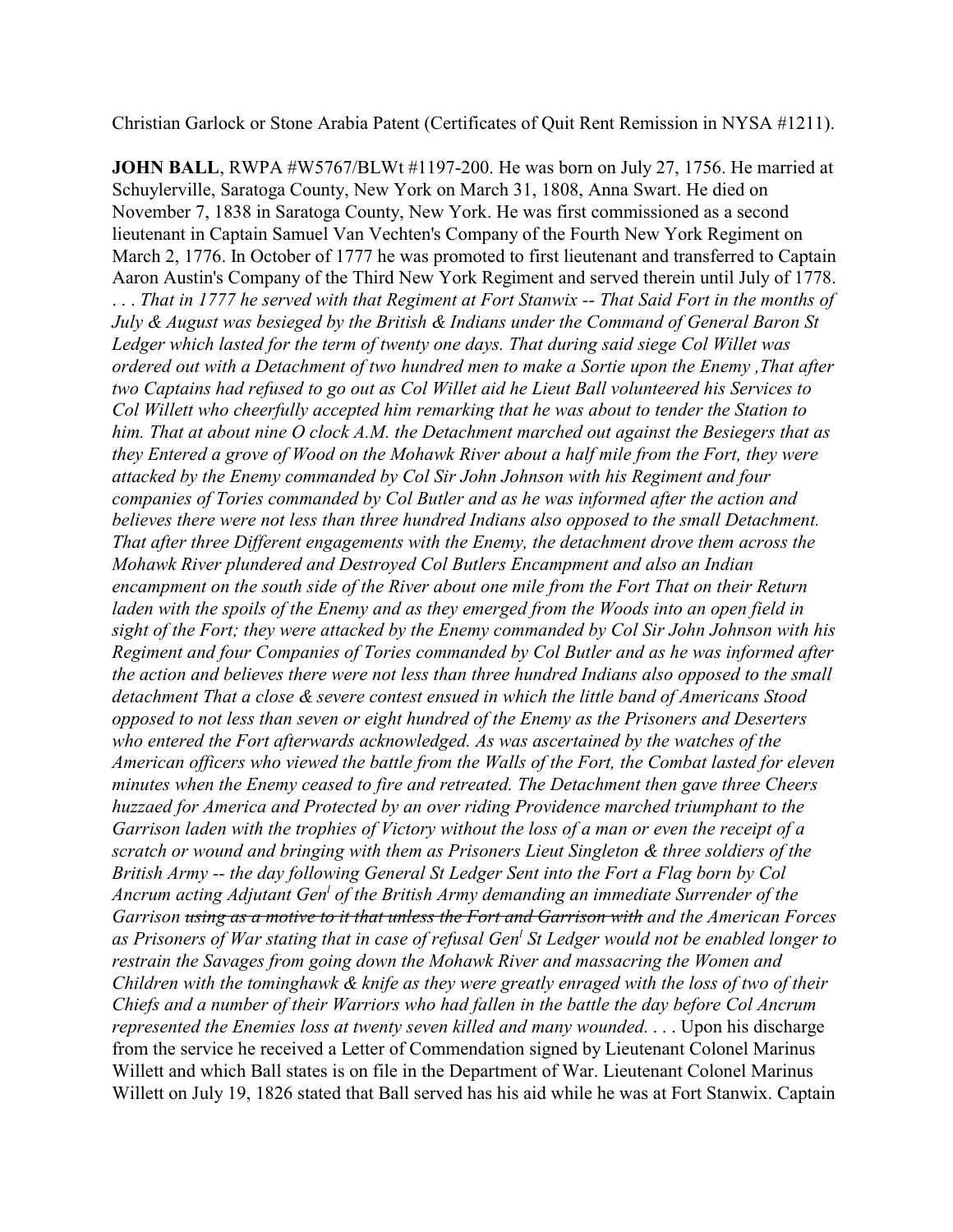Christian Garlock or Stone Arabia Patent (Certificates of Quit Rent Remission in NYSA #1211).

**JOHN BALL**, RWPA #W5767/BLWt #1197-200. He was born on July 27, 1756. He married at Schuylerville, Saratoga County, New York on March 31, 1808, Anna Swart. He died on November 7, 1838 in Saratoga County, New York. He was first commissioned as a second lieutenant in Captain Samuel Van Vechten's Company of the Fourth New York Regiment on March 2, 1776. In October of 1777 he was promoted to first lieutenant and transferred to Captain Aaron Austin's Company of the Third New York Regiment and served therein until July of 1778. *. . . That in 1777 he served with that Regiment at Fort Stanwix -- That Said Fort in the months of July & August was besieged by the British & Indians under the Command of General Baron St Ledger which lasted for the term of twenty one days. That during said siege Col Willet was ordered out with a Detachment of two hundred men to make a Sortie upon the Enemy ,That after two Captains had refused to go out as Col Willet aid he Lieut Ball volunteered his Services to Col Willett who cheerfully accepted him remarking that he was about to tender the Station to him. That at about nine O clock A.M. the Detachment marched out against the Besiegers that as they Entered a grove of Wood on the Mohawk River about a half mile from the Fort, they were attacked by the Enemy commanded by Col Sir John Johnson with his Regiment and four companies of Tories commanded by Col Butler and as he was informed after the action and believes there were not less than three hundred Indians also opposed to the small Detachment. That after three Different engagements with the Enemy, the detachment drove them across the Mohawk River plundered and Destroyed Col Butlers Encampment and also an Indian encampment on the south side of the River about one mile from the Fort That on their Return laden with the spoils of the Enemy and as they emerged from the Woods into an open field in sight of the Fort; they were attacked by the Enemy commanded by Col Sir John Johnson with his Regiment and four Companies of Tories commanded by Col Butler and as he was informed after the action and believes there were not less than three hundred Indians also opposed to the small detachment That a close & severe contest ensued in which the little band of Americans Stood opposed to not less than seven or eight hundred of the Enemy as the Prisoners and Deserters who entered the Fort afterwards acknowledged. As was ascertained by the watches of the American officers who viewed the battle from the Walls of the Fort, the Combat lasted for eleven minutes when the Enemy ceased to fire and retreated. The Detachment then gave three Cheers huzzaed for America and Protected by an over riding Providence marched triumphant to the Garrison laden with the trophies of Victory without the loss of a man or even the receipt of a scratch or wound and bringing with them as Prisoners Lieut Singleton & three soldiers of the British Army -- the day following General St Ledger Sent into the Fort a Flag born by Col Ancrum acting Adjutant Gen[l] of the British Army demanding an immediate Surrender of the Garrison ~~using as a motive to it that unless the Fort and Garrison with~~ and the American Forces as Prisoners of War stating that in case of refusal Gen[l] St Ledger would not be enabled longer to restrain the Savages from going down the Mohawk River and massacring the Women and Children with the tominghawk & knife as they were greatly enraged with the loss of two of their Chiefs and a number of their Warriors who had fallen in the battle the day before Col Ancrum represented the Enemies loss at twenty seven killed and many wounded. . . .* Upon his discharge from the service he received a Letter of Commendation signed by Lieutenant Colonel Marinus Willett and which Ball states is on file in the Department of War. Lieutenant Colonel Marinus Willett on July 19, 1826 stated that Ball served has his aid while he was at Fort Stanwix. Captain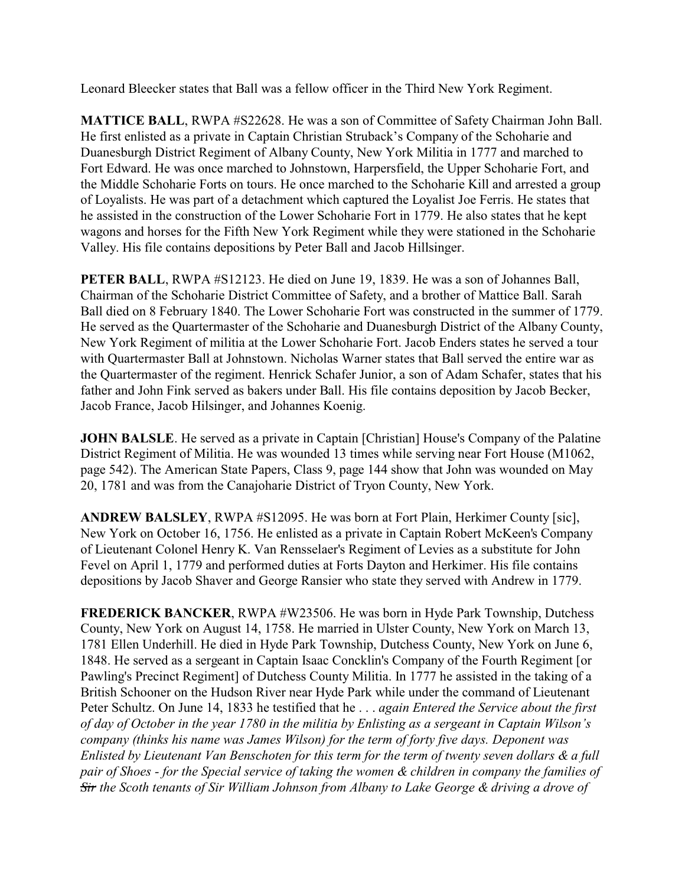Leonard Bleecker states that Ball was a fellow officer in the Third New York Regiment.

**MATTICE BALL**, RWPA #S22628. He was a son of Committee of Safety Chairman John Ball. He first enlisted as a private in Captain Christian Struback's Company of the Schoharie and Duanesburgh District Regiment of Albany County, New York Militia in 1777 and marched to Fort Edward. He was once marched to Johnstown, Harpersfield, the Upper Schoharie Fort, and the Middle Schoharie Forts on tours. He once marched to the Schoharie Kill and arrested a group of Loyalists. He was part of a detachment which captured the Loyalist Joe Ferris. He states that he assisted in the construction of the Lower Schoharie Fort in 1779. He also states that he kept wagons and horses for the Fifth New York Regiment while they were stationed in the Schoharie Valley. His file contains depositions by Peter Ball and Jacob Hillsinger.

**PETER BALL**, RWPA #S12123. He died on June 19, 1839. He was a son of Johannes Ball, Chairman of the Schoharie District Committee of Safety, and a brother of Mattice Ball. Sarah Ball died on 8 February 1840. The Lower Schoharie Fort was constructed in the summer of 1779. He served as the Quartermaster of the Schoharie and Duanesburgh District of the Albany County, New York Regiment of militia at the Lower Schoharie Fort. Jacob Enders states he served a tour with Quartermaster Ball at Johnstown. Nicholas Warner states that Ball served the entire war as the Quartermaster of the regiment. Henrick Schafer Junior, a son of Adam Schafer, states that his father and John Fink served as bakers under Ball. His file contains deposition by Jacob Becker, Jacob France, Jacob Hilsinger, and Johannes Koenig.

**JOHN BALSLE**. He served as a private in Captain [Christian] House's Company of the Palatine District Regiment of Militia. He was wounded 13 times while serving near Fort House (M1062, page 542). The American State Papers, Class 9, page 144 show that John was wounded on May 20, 1781 and was from the Canajoharie District of Tryon County, New York.

**ANDREW BALSLEY**, RWPA #S12095. He was born at Fort Plain, Herkimer County [sic], New York on October 16, 1756. He enlisted as a private in Captain Robert McKeen's Company of Lieutenant Colonel Henry K. Van Rensselaer's Regiment of Levies as a substitute for John Fevel on April 1, 1779 and performed duties at Forts Dayton and Herkimer. His file contains depositions by Jacob Shaver and George Ransier who state they served with Andrew in 1779.

**FREDERICK BANCKER**, RWPA #W23506. He was born in Hyde Park Township, Dutchess County, New York on August 14, 1758. He married in Ulster County, New York on March 13, 1781 Ellen Underhill. He died in Hyde Park Township, Dutchess County, New York on June 6, 1848. He served as a sergeant in Captain Isaac Concklin's Company of the Fourth Regiment [or Pawling's Precinct Regiment] of Dutchess County Militia. In 1777 he assisted in the taking of a British Schooner on the Hudson River near Hyde Park while under the command of Lieutenant Peter Schultz. On June 14, 1833 he testified that he . . . *again Entered the Service about the first of day of October in the year 1780 in the militia by Enlisting as a sergeant in Captain Wilson's company (thinks his name was James Wilson) for the term of forty five days. Deponent was Enlisted by Lieutenant Van Benschoten for this term for the term of twenty seven dollars & a full pair of Shoes - for the Special service of taking the women & children in company the families of ~~Sir~~ the Scoth tenants of Sir William Johnson from Albany to Lake George & driving a drove of*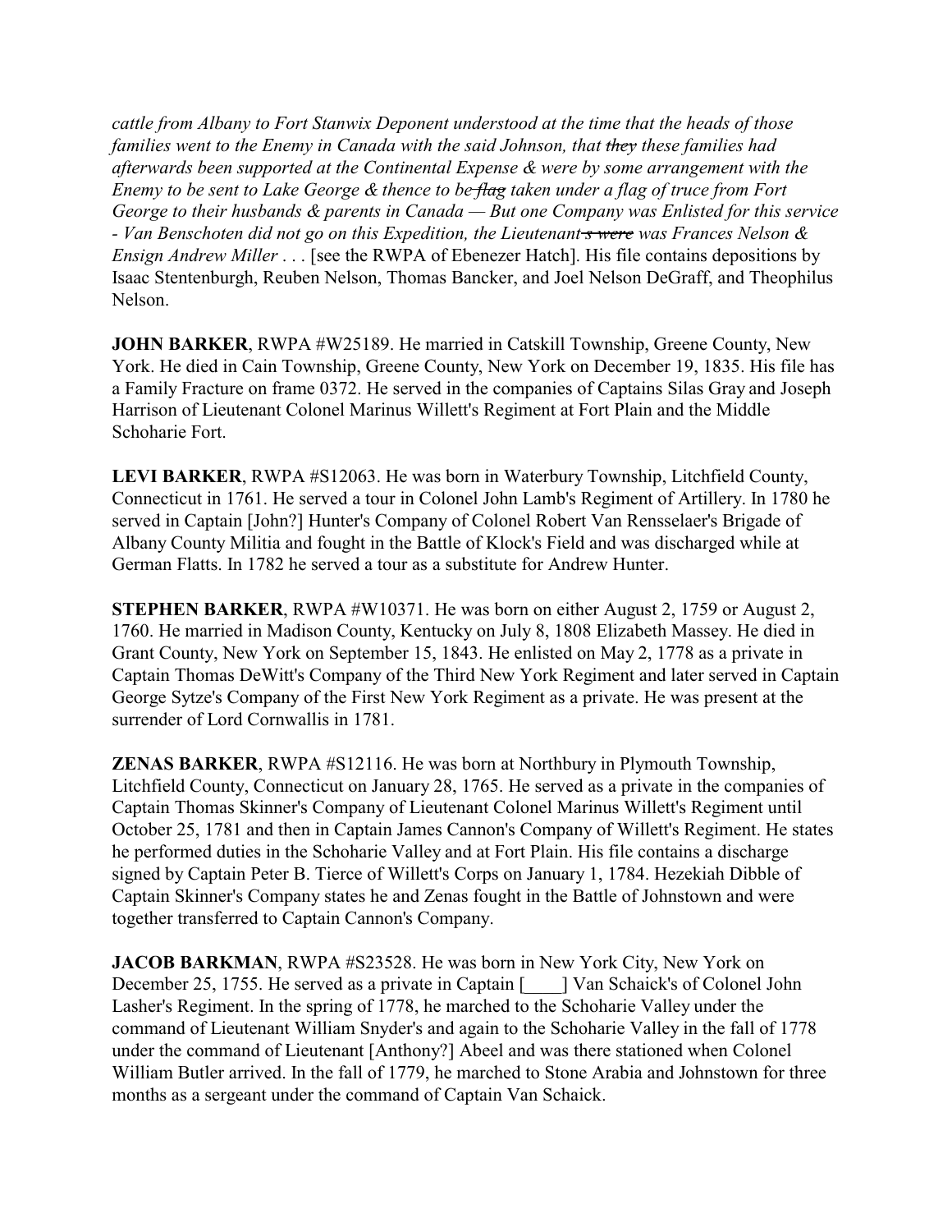*cattle from Albany to Fort Stanwix Deponent understood at the time that the heads of those families went to the Enemy in Canada with the said Johnson, that ~~they~~ these families had afterwards been supported at the Continental Expense & were by some arrangement with the Enemy to be sent to Lake George & thence to be ~~flag~~ taken under a flag of truce from Fort George to their husbands & parents in Canada — But one Company was Enlisted for this service - Van Benschoten did not go on this Expedition, the Lieutenant~~s were~~ was Frances Nelson & Ensign Andrew Miller* . . . [see the RWPA of Ebenezer Hatch]. His file contains depositions by Isaac Stentenburgh, Reuben Nelson, Thomas Bancker, and Joel Nelson DeGraff, and Theophilus Nelson.

**JOHN BARKER**, RWPA #W25189. He married in Catskill Township, Greene County, New York. He died in Cain Township, Greene County, New York on December 19, 1835. His file has a Family Fracture on frame 0372. He served in the companies of Captains Silas Gray and Joseph Harrison of Lieutenant Colonel Marinus Willett's Regiment at Fort Plain and the Middle Schoharie Fort.

**LEVI BARKER**, RWPA #S12063. He was born in Waterbury Township, Litchfield County, Connecticut in 1761. He served a tour in Colonel John Lamb's Regiment of Artillery. In 1780 he served in Captain [John?] Hunter's Company of Colonel Robert Van Rensselaer's Brigade of Albany County Militia and fought in the Battle of Klock's Field and was discharged while at German Flatts. In 1782 he served a tour as a substitute for Andrew Hunter.

**STEPHEN BARKER**, RWPA #W10371. He was born on either August 2, 1759 or August 2, 1760. He married in Madison County, Kentucky on July 8, 1808 Elizabeth Massey. He died in Grant County, New York on September 15, 1843. He enlisted on May 2, 1778 as a private in Captain Thomas DeWitt's Company of the Third New York Regiment and later served in Captain George Sytze's Company of the First New York Regiment as a private. He was present at the surrender of Lord Cornwallis in 1781.

**ZENAS BARKER**, RWPA #S12116. He was born at Northbury in Plymouth Township, Litchfield County, Connecticut on January 28, 1765. He served as a private in the companies of Captain Thomas Skinner's Company of Lieutenant Colonel Marinus Willett's Regiment until October 25, 1781 and then in Captain James Cannon's Company of Willett's Regiment. He states he performed duties in the Schoharie Valley and at Fort Plain. His file contains a discharge signed by Captain Peter B. Tierce of Willett's Corps on January 1, 1784. Hezekiah Dibble of Captain Skinner's Company states he and Zenas fought in the Battle of Johnstown and were together transferred to Captain Cannon's Company.

**JACOB BARKMAN**, RWPA #S23528. He was born in New York City, New York on December 25, 1755. He served as a private in Captain [____] Van Schaick's of Colonel John Lasher's Regiment. In the spring of 1778, he marched to the Schoharie Valley under the command of Lieutenant William Snyder's and again to the Schoharie Valley in the fall of 1778 under the command of Lieutenant [Anthony?] Abeel and was there stationed when Colonel William Butler arrived. In the fall of 1779, he marched to Stone Arabia and Johnstown for three months as a sergeant under the command of Captain Van Schaick.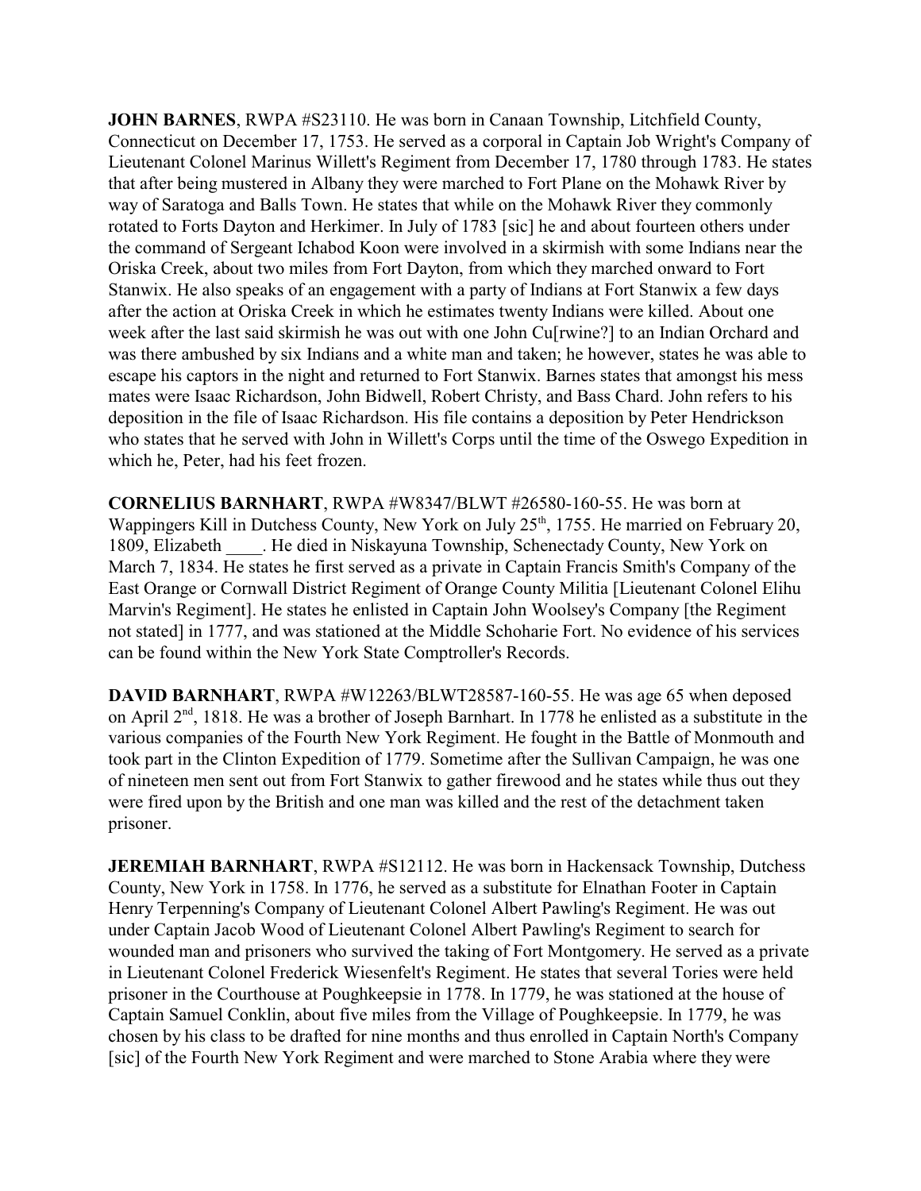**JOHN BARNES**, RWPA #S23110. He was born in Canaan Township, Litchfield County, Connecticut on December 17, 1753. He served as a corporal in Captain Job Wright's Company of Lieutenant Colonel Marinus Willett's Regiment from December 17, 1780 through 1783. He states that after being mustered in Albany they were marched to Fort Plane on the Mohawk River by way of Saratoga and Balls Town. He states that while on the Mohawk River they commonly rotated to Forts Dayton and Herkimer. In July of 1783 [sic] he and about fourteen others under the command of Sergeant Ichabod Koon were involved in a skirmish with some Indians near the Oriska Creek, about two miles from Fort Dayton, from which they marched onward to Fort Stanwix. He also speaks of an engagement with a party of Indians at Fort Stanwix a few days after the action at Oriska Creek in which he estimates twenty Indians were killed. About one week after the last said skirmish he was out with one John Cu[rwine?] to an Indian Orchard and was there ambushed by six Indians and a white man and taken; he however, states he was able to escape his captors in the night and returned to Fort Stanwix. Barnes states that amongst his mess mates were Isaac Richardson, John Bidwell, Robert Christy, and Bass Chard. John refers to his deposition in the file of Isaac Richardson. His file contains a deposition by Peter Hendrickson who states that he served with John in Willett's Corps until the time of the Oswego Expedition in which he, Peter, had his feet frozen.

**CORNELIUS BARNHART**, RWPA #W8347/BLWT #26580-160-55. He was born at Wappingers Kill in Dutchess County, New York on July 25th, 1755. He married on February 20, 1809, Elizabeth ____. He died in Niskayuna Township, Schenectady County, New York on March 7, 1834. He states he first served as a private in Captain Francis Smith's Company of the East Orange or Cornwall District Regiment of Orange County Militia [Lieutenant Colonel Elihu Marvin's Regiment]. He states he enlisted in Captain John Woolsey's Company [the Regiment not stated] in 1777, and was stationed at the Middle Schoharie Fort. No evidence of his services can be found within the New York State Comptroller's Records.

**DAVID BARNHART**, RWPA #W12263/BLWT28587-160-55. He was age 65 when deposed on April 2nd, 1818. He was a brother of Joseph Barnhart. In 1778 he enlisted as a substitute in the various companies of the Fourth New York Regiment. He fought in the Battle of Monmouth and took part in the Clinton Expedition of 1779. Sometime after the Sullivan Campaign, he was one of nineteen men sent out from Fort Stanwix to gather firewood and he states while thus out they were fired upon by the British and one man was killed and the rest of the detachment taken prisoner.

**JEREMIAH BARNHART**, RWPA #S12112. He was born in Hackensack Township, Dutchess County, New York in 1758. In 1776, he served as a substitute for Elnathan Footer in Captain Henry Terpenning's Company of Lieutenant Colonel Albert Pawling's Regiment. He was out under Captain Jacob Wood of Lieutenant Colonel Albert Pawling's Regiment to search for wounded man and prisoners who survived the taking of Fort Montgomery. He served as a private in Lieutenant Colonel Frederick Wiesenfelt's Regiment. He states that several Tories were held prisoner in the Courthouse at Poughkeepsie in 1778. In 1779, he was stationed at the house of Captain Samuel Conklin, about five miles from the Village of Poughkeepsie. In 1779, he was chosen by his class to be drafted for nine months and thus enrolled in Captain North's Company [sic] of the Fourth New York Regiment and were marched to Stone Arabia where they were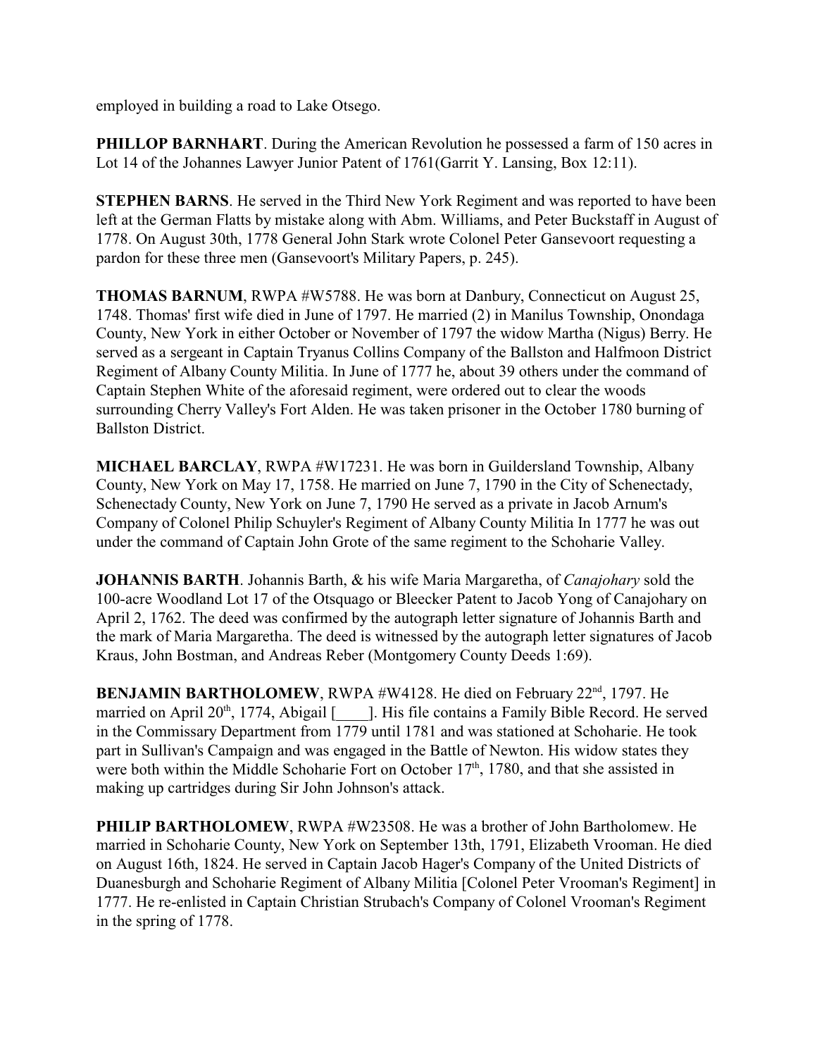employed in building a road to Lake Otsego.

**PHILLOP BARNHART**. During the American Revolution he possessed a farm of 150 acres in Lot 14 of the Johannes Lawyer Junior Patent of 1761(Garrit Y. Lansing, Box 12:11).

**STEPHEN BARNS**. He served in the Third New York Regiment and was reported to have been left at the German Flatts by mistake along with Abm. Williams, and Peter Buckstaff in August of 1778. On August 30th, 1778 General John Stark wrote Colonel Peter Gansevoort requesting a pardon for these three men (Gansevoort's Military Papers, p. 245).

**THOMAS BARNUM**, RWPA #W5788. He was born at Danbury, Connecticut on August 25, 1748. Thomas' first wife died in June of 1797. He married (2) in Manilus Township, Onondaga County, New York in either October or November of 1797 the widow Martha (Nigus) Berry. He served as a sergeant in Captain Tryanus Collins Company of the Ballston and Halfmoon District Regiment of Albany County Militia. In June of 1777 he, about 39 others under the command of Captain Stephen White of the aforesaid regiment, were ordered out to clear the woods surrounding Cherry Valley's Fort Alden. He was taken prisoner in the October 1780 burning of Ballston District.

**MICHAEL BARCLAY**, RWPA #W17231. He was born in Guildersland Township, Albany County, New York on May 17, 1758. He married on June 7, 1790 in the City of Schenectady, Schenectady County, New York on June 7, 1790 He served as a private in Jacob Arnum's Company of Colonel Philip Schuyler's Regiment of Albany County Militia In 1777 he was out under the command of Captain John Grote of the same regiment to the Schoharie Valley.

**JOHANNIS BARTH**. Johannis Barth, & his wife Maria Margaretha, of *Canajohary* sold the 100-acre Woodland Lot 17 of the Otsquago or Bleecker Patent to Jacob Yong of Canajohary on April 2, 1762. The deed was confirmed by the autograph letter signature of Johannis Barth and the mark of Maria Margaretha. The deed is witnessed by the autograph letter signatures of Jacob Kraus, John Bostman, and Andreas Reber (Montgomery County Deeds 1:69).

**BENJAMIN BARTHOLOMEW**, RWPA #W4128. He died on February 22nd, 1797. He married on April 20th, 1774, Abigail [____]. His file contains a Family Bible Record. He served in the Commissary Department from 1779 until 1781 and was stationed at Schoharie. He took part in Sullivan's Campaign and was engaged in the Battle of Newton. His widow states they were both within the Middle Schoharie Fort on October 17th, 1780, and that she assisted in making up cartridges during Sir John Johnson's attack.

**PHILIP BARTHOLOMEW**, RWPA #W23508. He was a brother of John Bartholomew. He married in Schoharie County, New York on September 13th, 1791, Elizabeth Vrooman. He died on August 16th, 1824. He served in Captain Jacob Hager's Company of the United Districts of Duanesburgh and Schoharie Regiment of Albany Militia [Colonel Peter Vrooman's Regiment] in 1777. He re-enlisted in Captain Christian Strubach's Company of Colonel Vrooman's Regiment in the spring of 1778.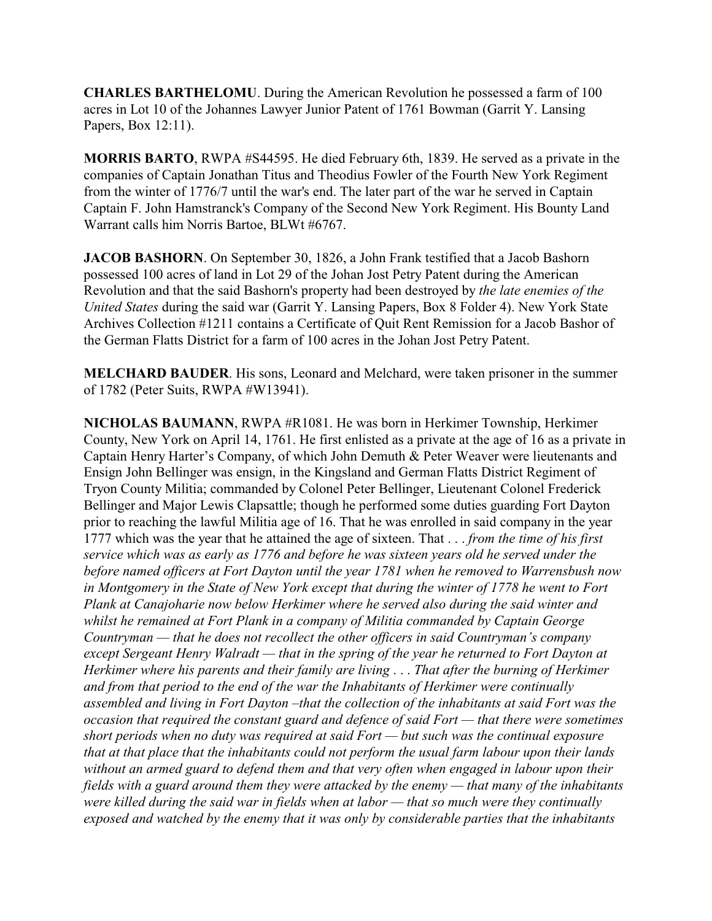**CHARLES BARTHELOMU**. During the American Revolution he possessed a farm of 100 acres in Lot 10 of the Johannes Lawyer Junior Patent of 1761 Bowman (Garrit Y. Lansing Papers, Box 12:11).

**MORRIS BARTO**, RWPA #S44595. He died February 6th, 1839. He served as a private in the companies of Captain Jonathan Titus and Theodius Fowler of the Fourth New York Regiment from the winter of 1776/7 until the war's end. The later part of the war he served in Captain Captain F. John Hamstranck's Company of the Second New York Regiment. His Bounty Land Warrant calls him Norris Bartoe, BLWt #6767.

**JACOB BASHORN**. On September 30, 1826, a John Frank testified that a Jacob Bashorn possessed 100 acres of land in Lot 29 of the Johan Jost Petry Patent during the American Revolution and that the said Bashorn's property had been destroyed by *the late enemies of the United States* during the said war (Garrit Y. Lansing Papers, Box 8 Folder 4). New York State Archives Collection #1211 contains a Certificate of Quit Rent Remission for a Jacob Bashor of the German Flatts District for a farm of 100 acres in the Johan Jost Petry Patent.

**MELCHARD BAUDER**. His sons, Leonard and Melchard, were taken prisoner in the summer of 1782 (Peter Suits, RWPA #W13941).

**NICHOLAS BAUMANN**, RWPA #R1081. He was born in Herkimer Township, Herkimer County, New York on April 14, 1761. He first enlisted as a private at the age of 16 as a private in Captain Henry Harter's Company, of which John Demuth & Peter Weaver were lieutenants and Ensign John Bellinger was ensign, in the Kingsland and German Flatts District Regiment of Tryon County Militia; commanded by Colonel Peter Bellinger, Lieutenant Colonel Frederick Bellinger and Major Lewis Clapsattle; though he performed some duties guarding Fort Dayton prior to reaching the lawful Militia age of 16. That he was enrolled in said company in the year 1777 which was the year that he attained the age of sixteen. That . . . *from the time of his first service which was as early as 1776 and before he was sixteen years old he served under the before named officers at Fort Dayton until the year 1781 when he removed to Warrensbush now in Montgomery in the State of New York except that during the winter of 1778 he went to Fort Plank at Canajoharie now below Herkimer where he served also during the said winter and whilst he remained at Fort Plank in a company of Militia commanded by Captain George Countryman — that he does not recollect the other officers in said Countryman's company except Sergeant Henry Walradt — that in the spring of the year he returned to Fort Dayton at Herkimer where his parents and their family are living . . . That after the burning of Herkimer and from that period to the end of the war the Inhabitants of Herkimer were continually assembled and living in Fort Dayton –that the collection of the inhabitants at said Fort was the occasion that required the constant guard and defence of said Fort — that there were sometimes short periods when no duty was required at said Fort — but such was the continual exposure that at that place that the inhabitants could not perform the usual farm labour upon their lands without an armed guard to defend them and that very often when engaged in labour upon their fields with a guard around them they were attacked by the enemy — that many of the inhabitants were killed during the said war in fields when at labor — that so much were they continually exposed and watched by the enemy that it was only by considerable parties that the inhabitants*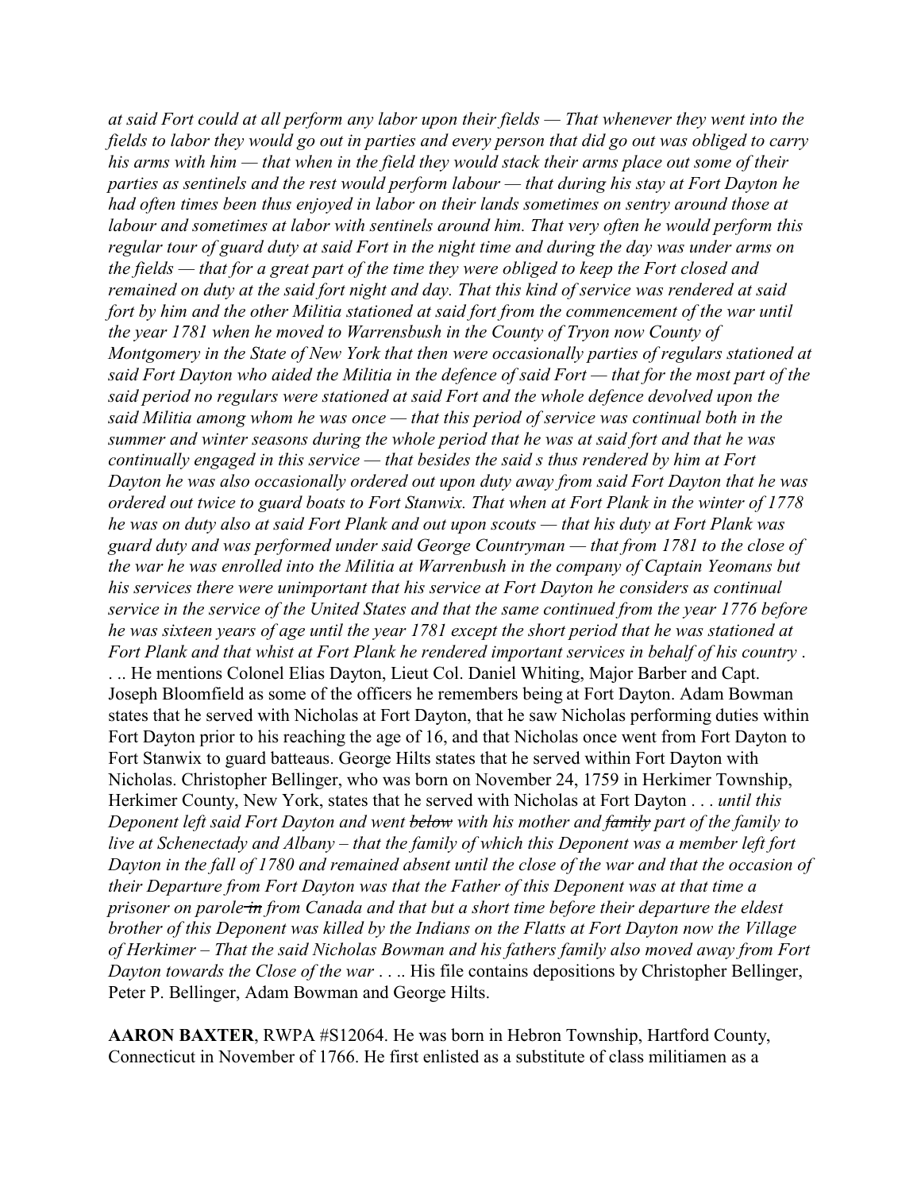*at said Fort could at all perform any labor upon their fields — That whenever they went into the fields to labor they would go out in parties and every person that did go out was obliged to carry his arms with him — that when in the field they would stack their arms place out some of their parties as sentinels and the rest would perform labour — that during his stay at Fort Dayton he had often times been thus enjoyed in labor on their lands sometimes on sentry around those at labour and sometimes at labor with sentinels around him. That very often he would perform this regular tour of guard duty at said Fort in the night time and during the day was under arms on the fields — that for a great part of the time they were obliged to keep the Fort closed and remained on duty at the said fort night and day. That this kind of service was rendered at said fort by him and the other Militia stationed at said fort from the commencement of the war until the year 1781 when he moved to Warrensbush in the County of Tryon now County of Montgomery in the State of New York that then were occasionally parties of regulars stationed at said Fort Dayton who aided the Militia in the defence of said Fort — that for the most part of the said period no regulars were stationed at said Fort and the whole defence devolved upon the said Militia among whom he was once — that this period of service was continual both in the summer and winter seasons during the whole period that he was at said fort and that he was continually engaged in this service — that besides the said s thus rendered by him at Fort Dayton he was also occasionally ordered out upon duty away from said Fort Dayton that he was ordered out twice to guard boats to Fort Stanwix. That when at Fort Plank in the winter of 1778 he was on duty also at said Fort Plank and out upon scouts — that his duty at Fort Plank was guard duty and was performed under said George Countryman — that from 1781 to the close of the war he was enrolled into the Militia at Warrenbush in the company of Captain Yeomans but his services there were unimportant that his service at Fort Dayton he considers as continual service in the service of the United States and that the same continued from the year 1776 before he was sixteen years of age until the year 1781 except the short period that he was stationed at Fort Plank and that whist at Fort Plank he rendered important services in behalf of his country .* . .. He mentions Colonel Elias Dayton, Lieut Col. Daniel Whiting, Major Barber and Capt. Joseph Bloomfield as some of the officers he remembers being at Fort Dayton. Adam Bowman states that he served with Nicholas at Fort Dayton, that he saw Nicholas performing duties within Fort Dayton prior to his reaching the age of 16, and that Nicholas once went from Fort Dayton to Fort Stanwix to guard batteaus. George Hilts states that he served within Fort Dayton with Nicholas. Christopher Bellinger, who was born on November 24, 1759 in Herkimer Township, Herkimer County, New York, states that he served with Nicholas at Fort Dayton . . . *until this Deponent left said Fort Dayton and went ~~below~~ with his mother and ~~family~~ part of the family to live at Schenectady and Albany – that the family of which this Deponent was a member left fort Dayton in the fall of 1780 and remained absent until the close of the war and that the occasion of their Departure from Fort Dayton was that the Father of this Deponent was at that time a prisoner on parole ~~in~~ from Canada and that but a short time before their departure the eldest brother of this Deponent was killed by the Indians on the Flatts at Fort Dayton now the Village of Herkimer – That the said Nicholas Bowman and his fathers family also moved away from Fort Dayton towards the Close of the war . . ..* His file contains depositions by Christopher Bellinger, Peter P. Bellinger, Adam Bowman and George Hilts.

**AARON BAXTER**, RWPA #S12064. He was born in Hebron Township, Hartford County, Connecticut in November of 1766. He first enlisted as a substitute of class militiamen as a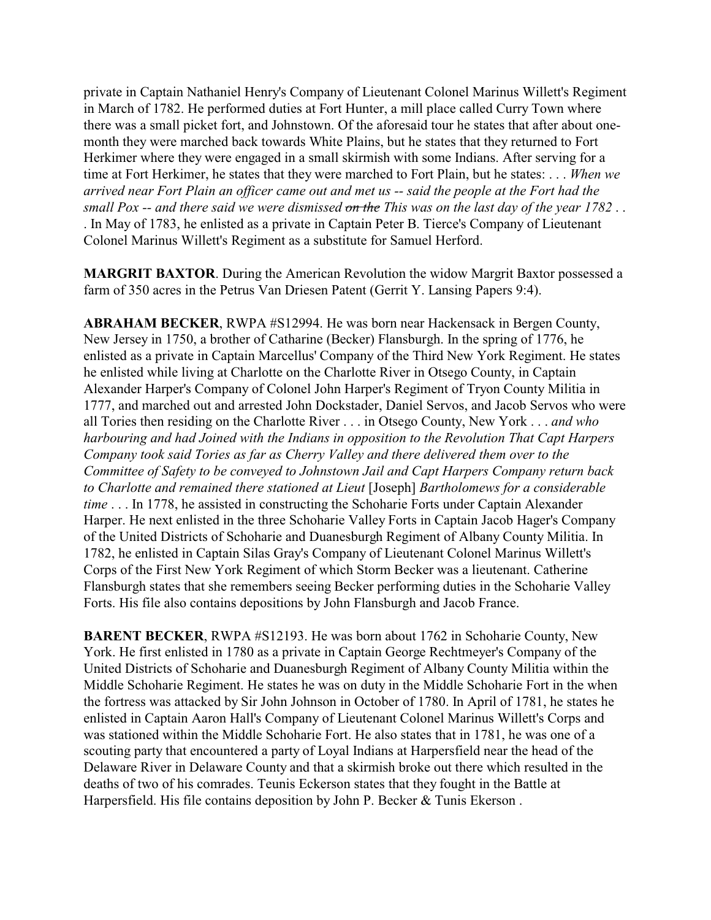private in Captain Nathaniel Henry's Company of Lieutenant Colonel Marinus Willett's Regiment in March of 1782. He performed duties at Fort Hunter, a mill place called Curry Town where there was a small picket fort, and Johnstown. Of the aforesaid tour he states that after about one-month they were marched back towards White Plains, but he states that they returned to Fort Herkimer where they were engaged in a small skirmish with some Indians. After serving for a time at Fort Herkimer, he states that they were marched to Fort Plain, but he states: . . . *When we arrived near Fort Plain an officer came out and met us -- said the people at the Fort had the small Pox -- and there said we were dismissed ~~on the~~ This was on the last day of the year 1782* . . . In May of 1783, he enlisted as a private in Captain Peter B. Tierce's Company of Lieutenant Colonel Marinus Willett's Regiment as a substitute for Samuel Herford.

**MARGRIT BAXTOR**. During the American Revolution the widow Margrit Baxtor possessed a farm of 350 acres in the Petrus Van Driesen Patent (Gerrit Y. Lansing Papers 9:4).

**ABRAHAM BECKER**, RWPA #S12994. He was born near Hackensack in Bergen County, New Jersey in 1750, a brother of Catharine (Becker) Flansburgh. In the spring of 1776, he enlisted as a private in Captain Marcellus' Company of the Third New York Regiment. He states he enlisted while living at Charlotte on the Charlotte River in Otsego County, in Captain Alexander Harper's Company of Colonel John Harper's Regiment of Tryon County Militia in 1777, and marched out and arrested John Dockstader, Daniel Servos, and Jacob Servos who were all Tories then residing on the Charlotte River . . . in Otsego County, New York . . . *and who harbouring and had Joined with the Indians in opposition to the Revolution That Capt Harpers Company took said Tories as far as Cherry Valley and there delivered them over to the Committee of Safety to be conveyed to Johnstown Jail and Capt Harpers Company return back to Charlotte and remained there stationed at Lieut* [Joseph] *Bartholomews for a considerable time* . . . In 1778, he assisted in constructing the Schoharie Forts under Captain Alexander Harper. He next enlisted in the three Schoharie Valley Forts in Captain Jacob Hager's Company of the United Districts of Schoharie and Duanesburgh Regiment of Albany County Militia. In 1782, he enlisted in Captain Silas Gray's Company of Lieutenant Colonel Marinus Willett's Corps of the First New York Regiment of which Storm Becker was a lieutenant. Catherine Flansburgh states that she remembers seeing Becker performing duties in the Schoharie Valley Forts. His file also contains depositions by John Flansburgh and Jacob France.

**BARENT BECKER**, RWPA #S12193. He was born about 1762 in Schoharie County, New York. He first enlisted in 1780 as a private in Captain George Rechtmeyer's Company of the United Districts of Schoharie and Duanesburgh Regiment of Albany County Militia within the Middle Schoharie Regiment. He states he was on duty in the Middle Schoharie Fort in the when the fortress was attacked by Sir John Johnson in October of 1780. In April of 1781, he states he enlisted in Captain Aaron Hall's Company of Lieutenant Colonel Marinus Willett's Corps and was stationed within the Middle Schoharie Fort. He also states that in 1781, he was one of a scouting party that encountered a party of Loyal Indians at Harpersfield near the head of the Delaware River in Delaware County and that a skirmish broke out there which resulted in the deaths of two of his comrades. Teunis Eckerson states that they fought in the Battle at Harpersfield. His file contains deposition by John P. Becker & Tunis Ekerson .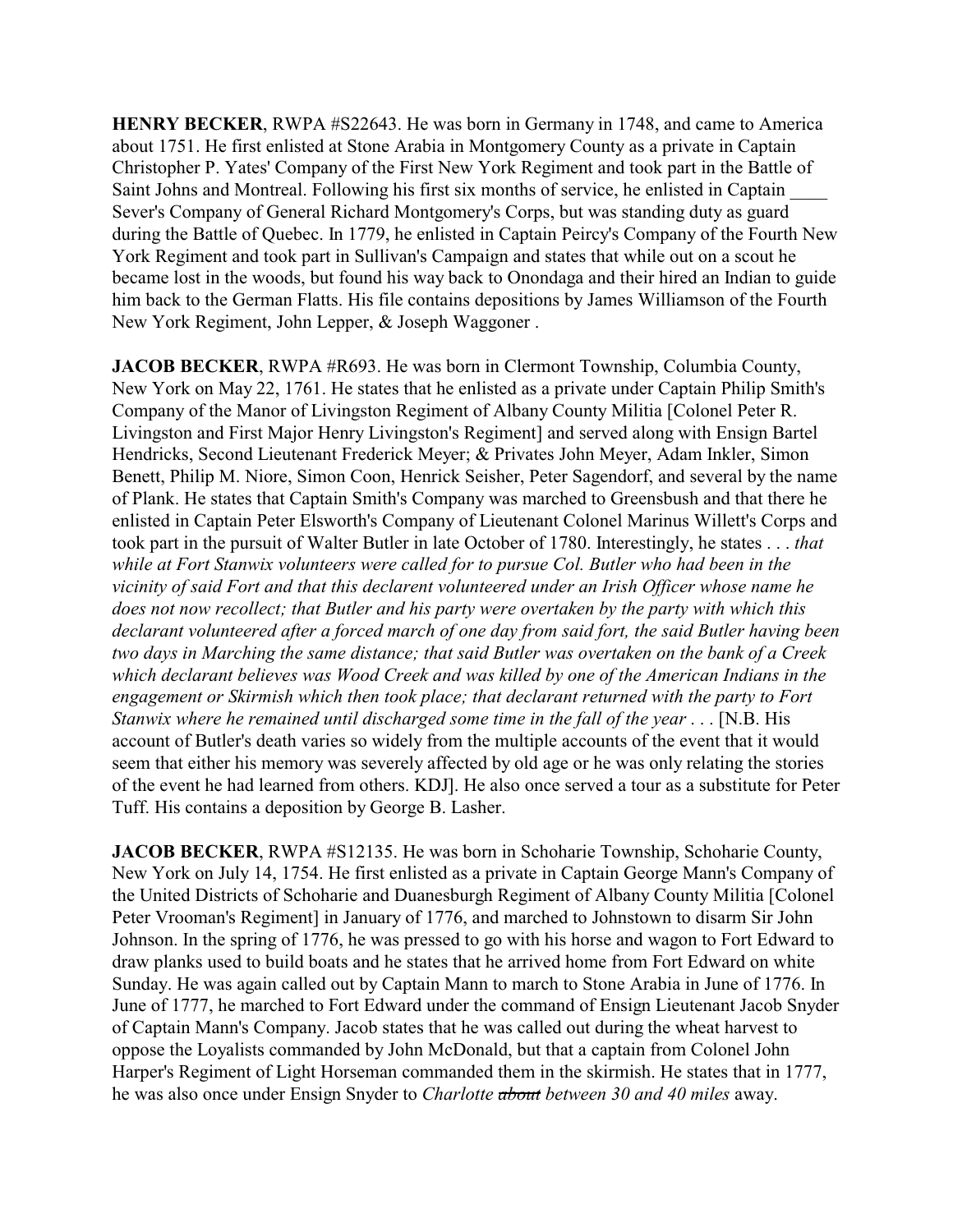**HENRY BECKER**, RWPA #S22643. He was born in Germany in 1748, and came to America about 1751. He first enlisted at Stone Arabia in Montgomery County as a private in Captain Christopher P. Yates' Company of the First New York Regiment and took part in the Battle of Saint Johns and Montreal. Following his first six months of service, he enlisted in Captain ____ Sever's Company of General Richard Montgomery's Corps, but was standing duty as guard during the Battle of Quebec. In 1779, he enlisted in Captain Peircy's Company of the Fourth New York Regiment and took part in Sullivan's Campaign and states that while out on a scout he became lost in the woods, but found his way back to Onondaga and their hired an Indian to guide him back to the German Flatts. His file contains depositions by James Williamson of the Fourth New York Regiment, John Lepper, & Joseph Waggoner .

**JACOB BECKER**, RWPA #R693. He was born in Clermont Township, Columbia County, New York on May 22, 1761. He states that he enlisted as a private under Captain Philip Smith's Company of the Manor of Livingston Regiment of Albany County Militia [Colonel Peter R. Livingston and First Major Henry Livingston's Regiment] and served along with Ensign Bartel Hendricks, Second Lieutenant Frederick Meyer; & Privates John Meyer, Adam Inkler, Simon Benett, Philip M. Niore, Simon Coon, Henrick Seisher, Peter Sagendorf, and several by the name of Plank. He states that Captain Smith's Company was marched to Greensbush and that there he enlisted in Captain Peter Elsworth's Company of Lieutenant Colonel Marinus Willett's Corps and took part in the pursuit of Walter Butler in late October of 1780. Interestingly, he states . . . *that while at Fort Stanwix volunteers were called for to pursue Col. Butler who had been in the vicinity of said Fort and that this declarent volunteered under an Irish Officer whose name he does not now recollect; that Butler and his party were overtaken by the party with which this declarant volunteered after a forced march of one day from said fort, the said Butler having been two days in Marching the same distance; that said Butler was overtaken on the bank of a Creek which declarant believes was Wood Creek and was killed by one of the American Indians in the engagement or Skirmish which then took place; that declarant returned with the party to Fort Stanwix where he remained until discharged some time in the fall of the year* . . . [N.B. His account of Butler's death varies so widely from the multiple accounts of the event that it would seem that either his memory was severely affected by old age or he was only relating the stories of the event he had learned from others. KDJ]. He also once served a tour as a substitute for Peter Tuff. His contains a deposition by George B. Lasher.

**JACOB BECKER**, RWPA #S12135. He was born in Schoharie Township, Schoharie County, New York on July 14, 1754. He first enlisted as a private in Captain George Mann's Company of the United Districts of Schoharie and Duanesburgh Regiment of Albany County Militia [Colonel Peter Vrooman's Regiment] in January of 1776, and marched to Johnstown to disarm Sir John Johnson. In the spring of 1776, he was pressed to go with his horse and wagon to Fort Edward to draw planks used to build boats and he states that he arrived home from Fort Edward on white Sunday. He was again called out by Captain Mann to march to Stone Arabia in June of 1776. In June of 1777, he marched to Fort Edward under the command of Ensign Lieutenant Jacob Snyder of Captain Mann's Company. Jacob states that he was called out during the wheat harvest to oppose the Loyalists commanded by John McDonald, but that a captain from Colonel John Harper's Regiment of Light Horseman commanded them in the skirmish. He states that in 1777, he was also once under Ensign Snyder to *Charlotte ~~about~~ between 30 and 40 miles* away.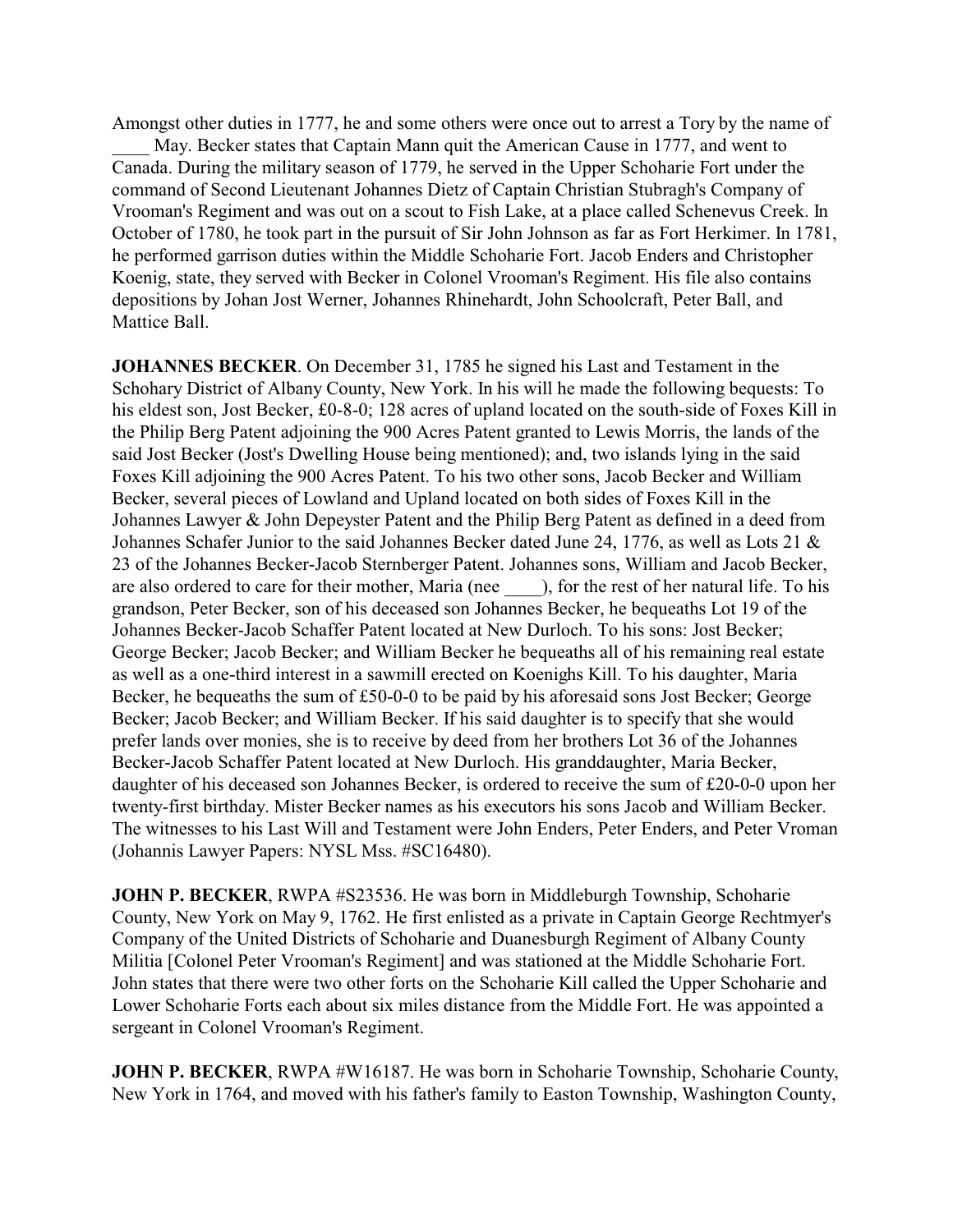Amongst other duties in 1777, he and some others were once out to arrest a Tory by the name of ____ May. Becker states that Captain Mann quit the American Cause in 1777, and went to Canada. During the military season of 1779, he served in the Upper Schoharie Fort under the command of Second Lieutenant Johannes Dietz of Captain Christian Stubragh's Company of Vrooman's Regiment and was out on a scout to Fish Lake, at a place called Schenevus Creek. In October of 1780, he took part in the pursuit of Sir John Johnson as far as Fort Herkimer. In 1781, he performed garrison duties within the Middle Schoharie Fort. Jacob Enders and Christopher Koenig, state, they served with Becker in Colonel Vrooman's Regiment. His file also contains depositions by Johan Jost Werner, Johannes Rhinehardt, John Schoolcraft, Peter Ball, and Mattice Ball.

**JOHANNES BECKER**. On December 31, 1785 he signed his Last and Testament in the Schohary District of Albany County, New York. In his will he made the following bequests: To his eldest son, Jost Becker, £0-8-0; 128 acres of upland located on the south-side of Foxes Kill in the Philip Berg Patent adjoining the 900 Acres Patent granted to Lewis Morris, the lands of the said Jost Becker (Jost's Dwelling House being mentioned); and, two islands lying in the said Foxes Kill adjoining the 900 Acres Patent. To his two other sons, Jacob Becker and William Becker, several pieces of Lowland and Upland located on both sides of Foxes Kill in the Johannes Lawyer & John Depeyster Patent and the Philip Berg Patent as defined in a deed from Johannes Schafer Junior to the said Johannes Becker dated June 24, 1776, as well as Lots 21 & 23 of the Johannes Becker-Jacob Sternberger Patent. Johannes sons, William and Jacob Becker, are also ordered to care for their mother, Maria (nee ____), for the rest of her natural life. To his grandson, Peter Becker, son of his deceased son Johannes Becker, he bequeaths Lot 19 of the Johannes Becker-Jacob Schaffer Patent located at New Durloch. To his sons: Jost Becker; George Becker; Jacob Becker; and William Becker he bequeaths all of his remaining real estate as well as a one-third interest in a sawmill erected on Koenighs Kill. To his daughter, Maria Becker, he bequeaths the sum of £50-0-0 to be paid by his aforesaid sons Jost Becker; George Becker; Jacob Becker; and William Becker. If his said daughter is to specify that she would prefer lands over monies, she is to receive by deed from her brothers Lot 36 of the Johannes Becker-Jacob Schaffer Patent located at New Durloch. His granddaughter, Maria Becker, daughter of his deceased son Johannes Becker, is ordered to receive the sum of £20-0-0 upon her twenty-first birthday. Mister Becker names as his executors his sons Jacob and William Becker. The witnesses to his Last Will and Testament were John Enders, Peter Enders, and Peter Vroman (Johannis Lawyer Papers: NYSL Mss. #SC16480).

**JOHN P. BECKER**, RWPA #S23536. He was born in Middleburgh Township, Schoharie County, New York on May 9, 1762. He first enlisted as a private in Captain George Rechtmyer's Company of the United Districts of Schoharie and Duanesburgh Regiment of Albany County Militia [Colonel Peter Vrooman's Regiment] and was stationed at the Middle Schoharie Fort. John states that there were two other forts on the Schoharie Kill called the Upper Schoharie and Lower Schoharie Forts each about six miles distance from the Middle Fort. He was appointed a sergeant in Colonel Vrooman's Regiment.

**JOHN P. BECKER**, RWPA #W16187. He was born in Schoharie Township, Schoharie County, New York in 1764, and moved with his father's family to Easton Township, Washington County,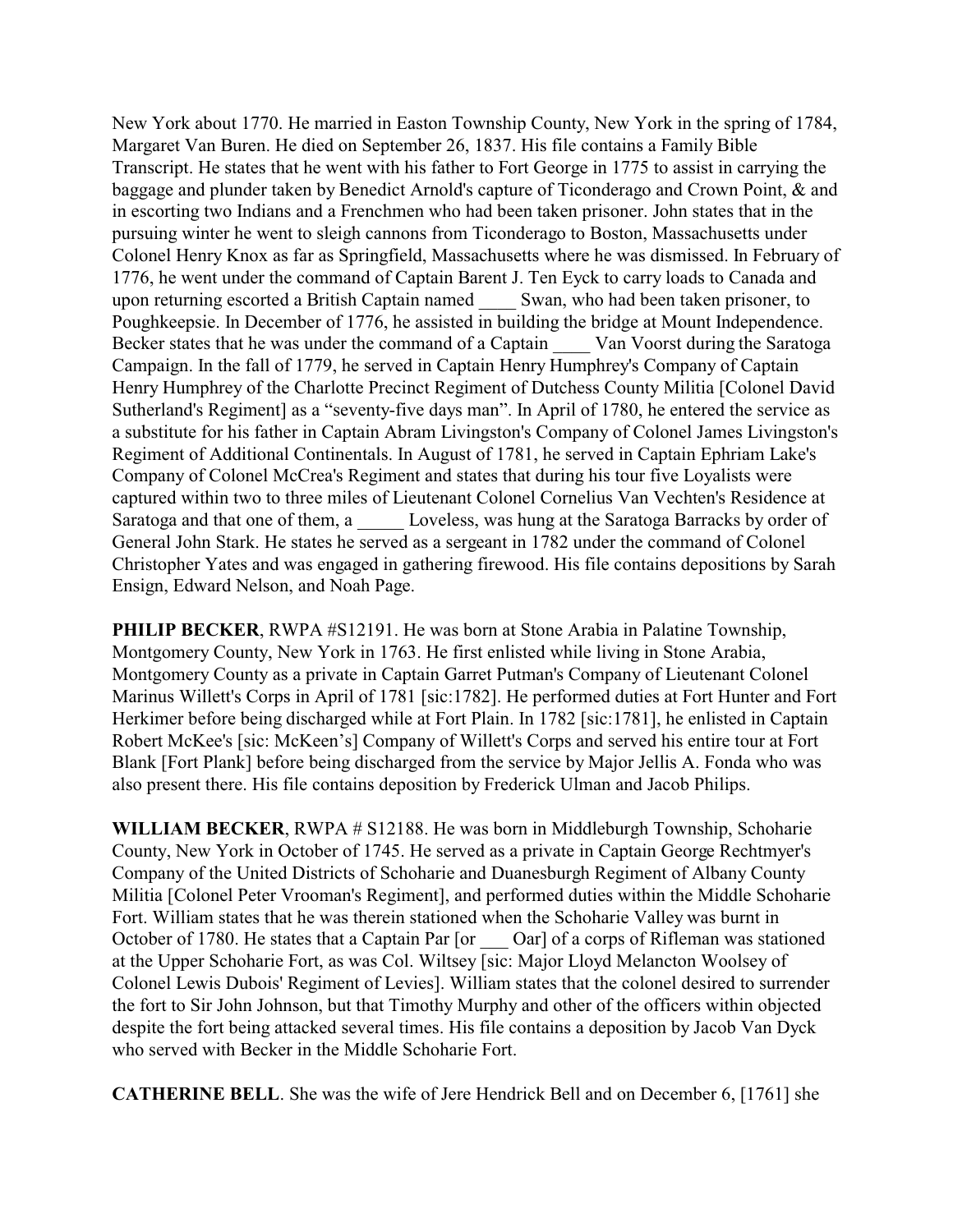New York about 1770. He married in Easton Township County, New York in the spring of 1784, Margaret Van Buren. He died on September 26, 1837. His file contains a Family Bible Transcript. He states that he went with his father to Fort George in 1775 to assist in carrying the baggage and plunder taken by Benedict Arnold's capture of Ticonderago and Crown Point, & and in escorting two Indians and a Frenchmen who had been taken prisoner. John states that in the pursuing winter he went to sleigh cannons from Ticonderago to Boston, Massachusetts under Colonel Henry Knox as far as Springfield, Massachusetts where he was dismissed. In February of 1776, he went under the command of Captain Barent J. Ten Eyck to carry loads to Canada and upon returning escorted a British Captain named ____ Swan, who had been taken prisoner, to Poughkeepsie. In December of 1776, he assisted in building the bridge at Mount Independence. Becker states that he was under the command of a Captain ____ Van Voorst during the Saratoga Campaign. In the fall of 1779, he served in Captain Henry Humphrey's Company of Captain Henry Humphrey of the Charlotte Precinct Regiment of Dutchess County Militia [Colonel David Sutherland's Regiment] as a "seventy-five days man". In April of 1780, he entered the service as a substitute for his father in Captain Abram Livingston's Company of Colonel James Livingston's Regiment of Additional Continentals. In August of 1781, he served in Captain Ephriam Lake's Company of Colonel McCrea's Regiment and states that during his tour five Loyalists were captured within two to three miles of Lieutenant Colonel Cornelius Van Vechten's Residence at Saratoga and that one of them, a _____ Loveless, was hung at the Saratoga Barracks by order of General John Stark. He states he served as a sergeant in 1782 under the command of Colonel Christopher Yates and was engaged in gathering firewood. His file contains depositions by Sarah Ensign, Edward Nelson, and Noah Page.

**PHILIP BECKER**, RWPA #S12191. He was born at Stone Arabia in Palatine Township, Montgomery County, New York in 1763. He first enlisted while living in Stone Arabia, Montgomery County as a private in Captain Garret Putman's Company of Lieutenant Colonel Marinus Willett's Corps in April of 1781 [sic:1782]. He performed duties at Fort Hunter and Fort Herkimer before being discharged while at Fort Plain. In 1782 [sic:1781], he enlisted in Captain Robert McKee's [sic: McKeen's] Company of Willett's Corps and served his entire tour at Fort Blank [Fort Plank] before being discharged from the service by Major Jellis A. Fonda who was also present there. His file contains deposition by Frederick Ulman and Jacob Philips.

**WILLIAM BECKER**, RWPA # S12188. He was born in Middleburgh Township, Schoharie County, New York in October of 1745. He served as a private in Captain George Rechtmyer's Company of the United Districts of Schoharie and Duanesburgh Regiment of Albany County Militia [Colonel Peter Vrooman's Regiment], and performed duties within the Middle Schoharie Fort. William states that he was therein stationed when the Schoharie Valley was burnt in October of 1780. He states that a Captain Par [or ___ Oar] of a corps of Rifleman was stationed at the Upper Schoharie Fort, as was Col. Wiltsey [sic: Major Lloyd Melancton Woolsey of Colonel Lewis Dubois' Regiment of Levies]. William states that the colonel desired to surrender the fort to Sir John Johnson, but that Timothy Murphy and other of the officers within objected despite the fort being attacked several times. His file contains a deposition by Jacob Van Dyck who served with Becker in the Middle Schoharie Fort.

**CATHERINE BELL**. She was the wife of Jere Hendrick Bell and on December 6, [1761] she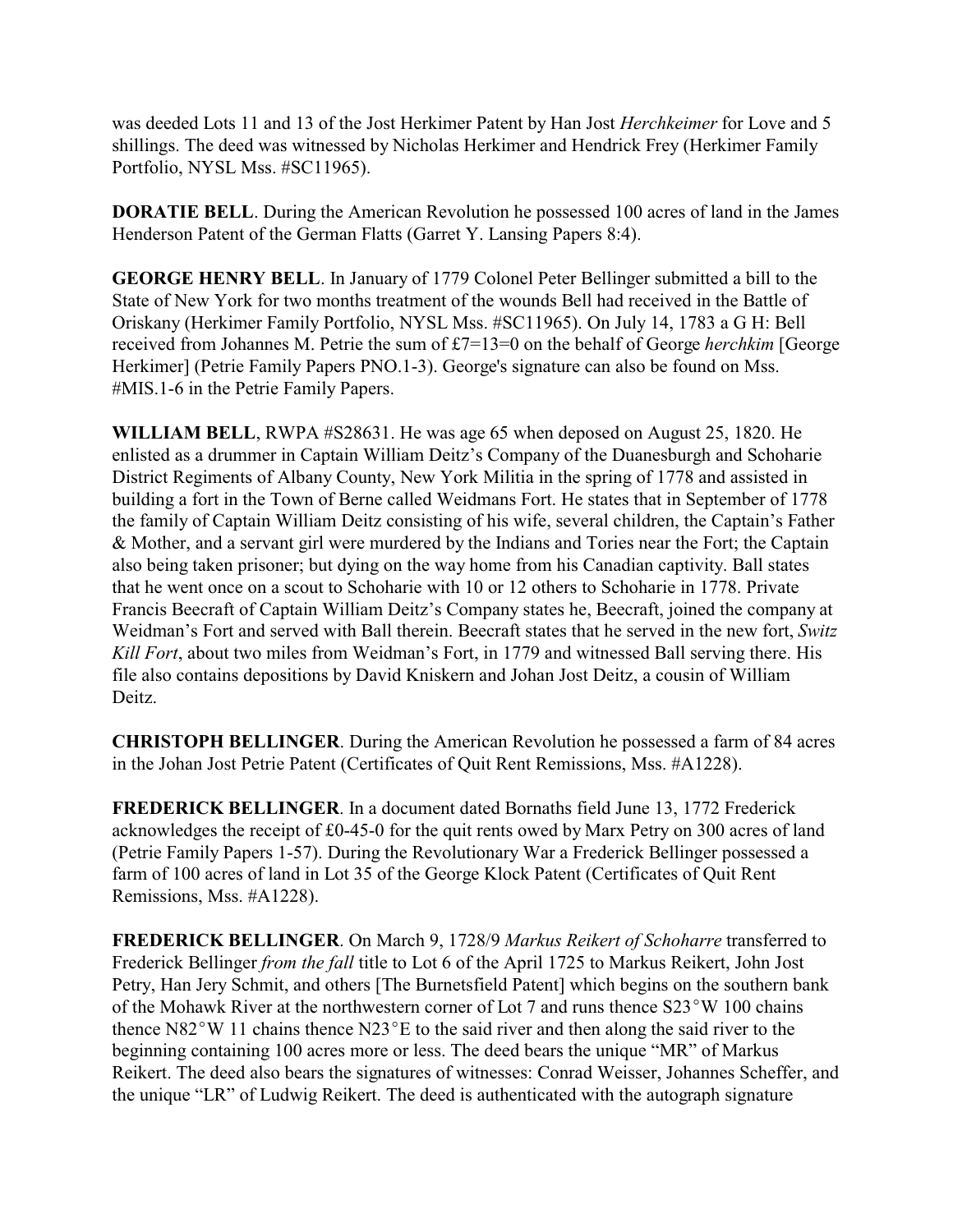was deeded Lots 11 and 13 of the Jost Herkimer Patent by Han Jost *Herchkeimer* for Love and 5 shillings. The deed was witnessed by Nicholas Herkimer and Hendrick Frey (Herkimer Family Portfolio, NYSL Mss. #SC11965).

**DORATIE BELL**. During the American Revolution he possessed 100 acres of land in the James Henderson Patent of the German Flatts (Garret Y. Lansing Papers 8:4).

**GEORGE HENRY BELL**. In January of 1779 Colonel Peter Bellinger submitted a bill to the State of New York for two months treatment of the wounds Bell had received in the Battle of Oriskany (Herkimer Family Portfolio, NYSL Mss. #SC11965). On July 14, 1783 a G H: Bell received from Johannes M. Petrie the sum of £7=13=0 on the behalf of George *herchkim* [George Herkimer] (Petrie Family Papers PNO.1-3). George's signature can also be found on Mss. #MIS.1-6 in the Petrie Family Papers.

**WILLIAM BELL**, RWPA #S28631. He was age 65 when deposed on August 25, 1820. He enlisted as a drummer in Captain William Deitz's Company of the Duanesburgh and Schoharie District Regiments of Albany County, New York Militia in the spring of 1778 and assisted in building a fort in the Town of Berne called Weidmans Fort. He states that in September of 1778 the family of Captain William Deitz consisting of his wife, several children, the Captain's Father & Mother, and a servant girl were murdered by the Indians and Tories near the Fort; the Captain also being taken prisoner; but dying on the way home from his Canadian captivity. Ball states that he went once on a scout to Schoharie with 10 or 12 others to Schoharie in 1778. Private Francis Beecraft of Captain William Deitz's Company states he, Beecraft, joined the company at Weidman's Fort and served with Ball therein. Beecraft states that he served in the new fort, *Switz Kill Fort*, about two miles from Weidman's Fort, in 1779 and witnessed Ball serving there. His file also contains depositions by David Kniskern and Johan Jost Deitz, a cousin of William Deitz.

**CHRISTOPH BELLINGER**. During the American Revolution he possessed a farm of 84 acres in the Johan Jost Petrie Patent (Certificates of Quit Rent Remissions, Mss. #A1228).

**FREDERICK BELLINGER**. In a document dated Bornaths field June 13, 1772 Frederick acknowledges the receipt of £0-45-0 for the quit rents owed by Marx Petry on 300 acres of land (Petrie Family Papers 1-57). During the Revolutionary War a Frederick Bellinger possessed a farm of 100 acres of land in Lot 35 of the George Klock Patent (Certificates of Quit Rent Remissions, Mss. #A1228).

**FREDERICK BELLINGER**. On March 9, 1728/9 *Markus Reikert of Schoharre* transferred to Frederick Bellinger *from the fall* title to Lot 6 of the April 1725 to Markus Reikert, John Jost Petry, Han Jery Schmit, and others [The Burnetsfield Patent] which begins on the southern bank of the Mohawk River at the northwestern corner of Lot 7 and runs thence S23°W 100 chains thence N82°W 11 chains thence N23°E to the said river and then along the said river to the beginning containing 100 acres more or less. The deed bears the unique "MR" of Markus Reikert. The deed also bears the signatures of witnesses: Conrad Weisser, Johannes Scheffer, and the unique "LR" of Ludwig Reikert. The deed is authenticated with the autograph signature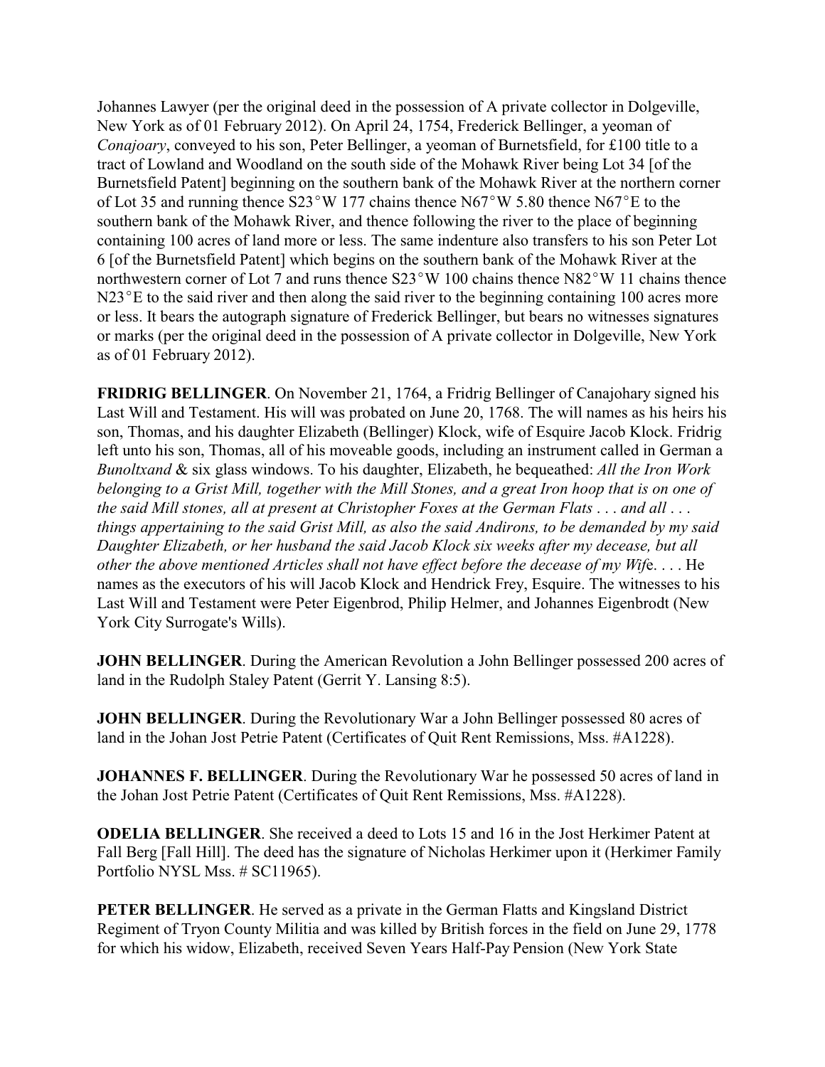Johannes Lawyer (per the original deed in the possession of A private collector in Dolgeville, New York as of 01 February 2012). On April 24, 1754, Frederick Bellinger, a yeoman of *Conajoary*, conveyed to his son, Peter Bellinger, a yeoman of Burnetsfield, for £100 title to a tract of Lowland and Woodland on the south side of the Mohawk River being Lot 34 [of the Burnetsfield Patent] beginning on the southern bank of the Mohawk River at the northern corner of Lot 35 and running thence S23°W 177 chains thence N67°W 5.80 thence N67°E to the southern bank of the Mohawk River, and thence following the river to the place of beginning containing 100 acres of land more or less. The same indenture also transfers to his son Peter Lot 6 [of the Burnetsfield Patent] which begins on the southern bank of the Mohawk River at the northwestern corner of Lot 7 and runs thence S23°W 100 chains thence N82°W 11 chains thence N23°E to the said river and then along the said river to the beginning containing 100 acres more or less. It bears the autograph signature of Frederick Bellinger, but bears no witnesses signatures or marks (per the original deed in the possession of A private collector in Dolgeville, New York as of 01 February 2012).

**FRIDRIG BELLINGER**. On November 21, 1764, a Fridrig Bellinger of Canajohary signed his Last Will and Testament. His will was probated on June 20, 1768. The will names as his heirs his son, Thomas, and his daughter Elizabeth (Bellinger) Klock, wife of Esquire Jacob Klock. Fridrig left unto his son, Thomas, all of his moveable goods, including an instrument called in German a *Bunoltxand* & six glass windows. To his daughter, Elizabeth, he bequeathed: *All the Iron Work belonging to a Grist Mill, together with the Mill Stones, and a great Iron hoop that is on one of the said Mill stones, all at present at Christopher Foxes at the German Flats . . . and all . . . things appertaining to the said Grist Mill, as also the said Andirons, to be demanded by my said Daughter Elizabeth, or her husband the said Jacob Klock six weeks after my decease, but all other the above mentioned Articles shall not have effect before the decease of my Wif*e. . . . He names as the executors of his will Jacob Klock and Hendrick Frey, Esquire. The witnesses to his Last Will and Testament were Peter Eigenbrod, Philip Helmer, and Johannes Eigenbrodt (New York City Surrogate's Wills).

**JOHN BELLINGER**. During the American Revolution a John Bellinger possessed 200 acres of land in the Rudolph Staley Patent (Gerrit Y. Lansing 8:5).

**JOHN BELLINGER**. During the Revolutionary War a John Bellinger possessed 80 acres of land in the Johan Jost Petrie Patent (Certificates of Quit Rent Remissions, Mss. #A1228).

**JOHANNES F. BELLINGER**. During the Revolutionary War he possessed 50 acres of land in the Johan Jost Petrie Patent (Certificates of Quit Rent Remissions, Mss. #A1228).

**ODELIA BELLINGER**. She received a deed to Lots 15 and 16 in the Jost Herkimer Patent at Fall Berg [Fall Hill]. The deed has the signature of Nicholas Herkimer upon it (Herkimer Family Portfolio NYSL Mss. # SC11965).

**PETER BELLINGER**. He served as a private in the German Flatts and Kingsland District Regiment of Tryon County Militia and was killed by British forces in the field on June 29, 1778 for which his widow, Elizabeth, received Seven Years Half-Pay Pension (New York State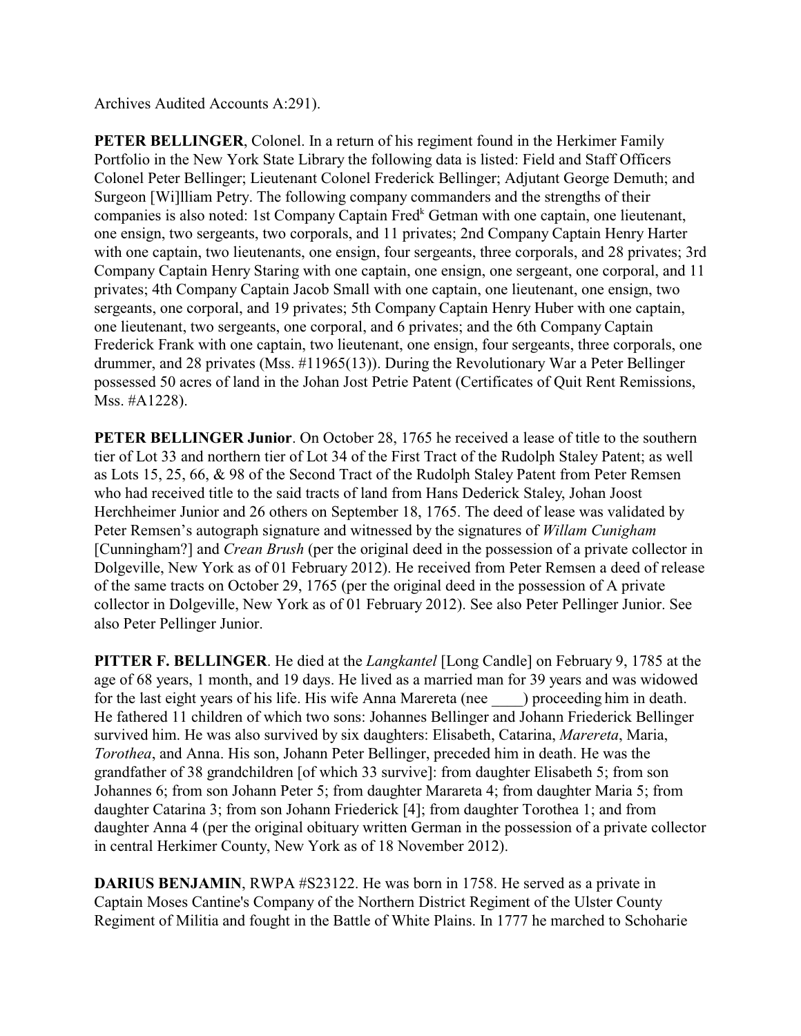Archives Audited Accounts A:291).

**PETER BELLINGER**, Colonel. In a return of his regiment found in the Herkimer Family Portfolio in the New York State Library the following data is listed: Field and Staff Officers Colonel Peter Bellinger; Lieutenant Colonel Frederick Bellinger; Adjutant George Demuth; and Surgeon [Wi]lliam Petry. The following company commanders and the strengths of their companies is also noted: 1st Company Captain Fred[k] Getman with one captain, one lieutenant, one ensign, two sergeants, two corporals, and 11 privates; 2nd Company Captain Henry Harter with one captain, two lieutenants, one ensign, four sergeants, three corporals, and 28 privates; 3rd Company Captain Henry Staring with one captain, one ensign, one sergeant, one corporal, and 11 privates; 4th Company Captain Jacob Small with one captain, one lieutenant, one ensign, two sergeants, one corporal, and 19 privates; 5th Company Captain Henry Huber with one captain, one lieutenant, two sergeants, one corporal, and 6 privates; and the 6th Company Captain Frederick Frank with one captain, two lieutenant, one ensign, four sergeants, three corporals, one drummer, and 28 privates (Mss. #11965(13)). During the Revolutionary War a Peter Bellinger possessed 50 acres of land in the Johan Jost Petrie Patent (Certificates of Quit Rent Remissions, Mss. #A1228).

**PETER BELLINGER Junior**. On October 28, 1765 he received a lease of title to the southern tier of Lot 33 and northern tier of Lot 34 of the First Tract of the Rudolph Staley Patent; as well as Lots 15, 25, 66, & 98 of the Second Tract of the Rudolph Staley Patent from Peter Remsen who had received title to the said tracts of land from Hans Dederick Staley, Johan Joost Herchheimer Junior and 26 others on September 18, 1765. The deed of lease was validated by Peter Remsen's autograph signature and witnessed by the signatures of *Willam Cunigham* [Cunningham?] and *Crean Brush* (per the original deed in the possession of a private collector in Dolgeville, New York as of 01 February 2012). He received from Peter Remsen a deed of release of the same tracts on October 29, 1765 (per the original deed in the possession of A private collector in Dolgeville, New York as of 01 February 2012). See also Peter Pellinger Junior. See also Peter Pellinger Junior.

**PITTER F. BELLINGER**. He died at the *Langkantel* [Long Candle] on February 9, 1785 at the age of 68 years, 1 month, and 19 days. He lived as a married man for 39 years and was widowed for the last eight years of his life. His wife Anna Marereta (nee ____) proceeding him in death. He fathered 11 children of which two sons: Johannes Bellinger and Johann Friederick Bellinger survived him. He was also survived by six daughters: Elisabeth, Catarina, *Marereta*, Maria, *Torothea*, and Anna. His son, Johann Peter Bellinger, preceded him in death. He was the grandfather of 38 grandchildren [of which 33 survive]: from daughter Elisabeth 5; from son Johannes 6; from son Johann Peter 5; from daughter Marareta 4; from daughter Maria 5; from daughter Catarina 3; from son Johann Friederick [4]; from daughter Torothea 1; and from daughter Anna 4 (per the original obituary written German in the possession of a private collector in central Herkimer County, New York as of 18 November 2012).

**DARIUS BENJAMIN**, RWPA #S23122. He was born in 1758. He served as a private in Captain Moses Cantine's Company of the Northern District Regiment of the Ulster County Regiment of Militia and fought in the Battle of White Plains. In 1777 he marched to Schoharie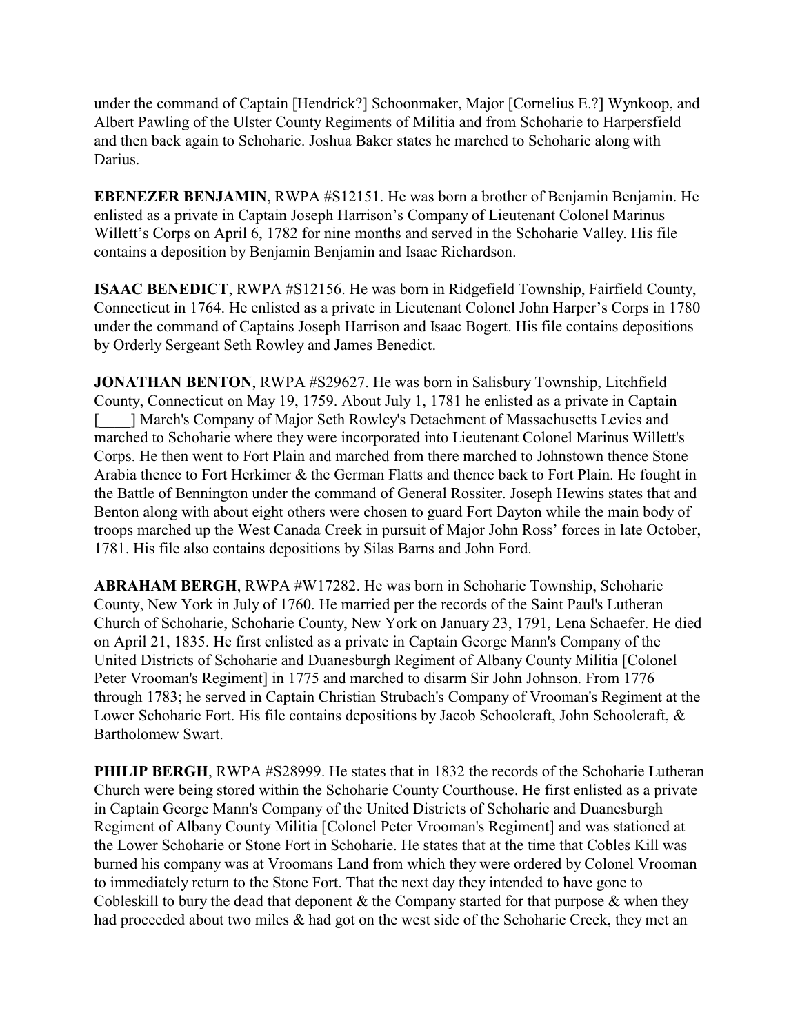under the command of Captain [Hendrick?] Schoonmaker, Major [Cornelius E.?] Wynkoop, and Albert Pawling of the Ulster County Regiments of Militia and from Schoharie to Harpersfield and then back again to Schoharie. Joshua Baker states he marched to Schoharie along with Darius.

**EBENEZER BENJAMIN**, RWPA #S12151. He was born a brother of Benjamin Benjamin. He enlisted as a private in Captain Joseph Harrison's Company of Lieutenant Colonel Marinus Willett's Corps on April 6, 1782 for nine months and served in the Schoharie Valley. His file contains a deposition by Benjamin Benjamin and Isaac Richardson.

**ISAAC BENEDICT**, RWPA #S12156. He was born in Ridgefield Township, Fairfield County, Connecticut in 1764. He enlisted as a private in Lieutenant Colonel John Harper's Corps in 1780 under the command of Captains Joseph Harrison and Isaac Bogert. His file contains depositions by Orderly Sergeant Seth Rowley and James Benedict.

**JONATHAN BENTON**, RWPA #S29627. He was born in Salisbury Township, Litchfield County, Connecticut on May 19, 1759. About July 1, 1781 he enlisted as a private in Captain [____] March's Company of Major Seth Rowley's Detachment of Massachusetts Levies and marched to Schoharie where they were incorporated into Lieutenant Colonel Marinus Willett's Corps. He then went to Fort Plain and marched from there marched to Johnstown thence Stone Arabia thence to Fort Herkimer & the German Flatts and thence back to Fort Plain. He fought in the Battle of Bennington under the command of General Rossiter. Joseph Hewins states that and Benton along with about eight others were chosen to guard Fort Dayton while the main body of troops marched up the West Canada Creek in pursuit of Major John Ross' forces in late October, 1781. His file also contains depositions by Silas Barns and John Ford.

**ABRAHAM BERGH**, RWPA #W17282. He was born in Schoharie Township, Schoharie County, New York in July of 1760. He married per the records of the Saint Paul's Lutheran Church of Schoharie, Schoharie County, New York on January 23, 1791, Lena Schaefer. He died on April 21, 1835. He first enlisted as a private in Captain George Mann's Company of the United Districts of Schoharie and Duanesburgh Regiment of Albany County Militia [Colonel Peter Vrooman's Regiment] in 1775 and marched to disarm Sir John Johnson. From 1776 through 1783; he served in Captain Christian Strubach's Company of Vrooman's Regiment at the Lower Schoharie Fort. His file contains depositions by Jacob Schoolcraft, John Schoolcraft, & Bartholomew Swart.

**PHILIP BERGH**, RWPA #S28999. He states that in 1832 the records of the Schoharie Lutheran Church were being stored within the Schoharie County Courthouse. He first enlisted as a private in Captain George Mann's Company of the United Districts of Schoharie and Duanesburgh Regiment of Albany County Militia [Colonel Peter Vrooman's Regiment] and was stationed at the Lower Schoharie or Stone Fort in Schoharie. He states that at the time that Cobles Kill was burned his company was at Vroomans Land from which they were ordered by Colonel Vrooman to immediately return to the Stone Fort. That the next day they intended to have gone to Cobleskill to bury the dead that deponent & the Company started for that purpose & when they had proceeded about two miles & had got on the west side of the Schoharie Creek, they met an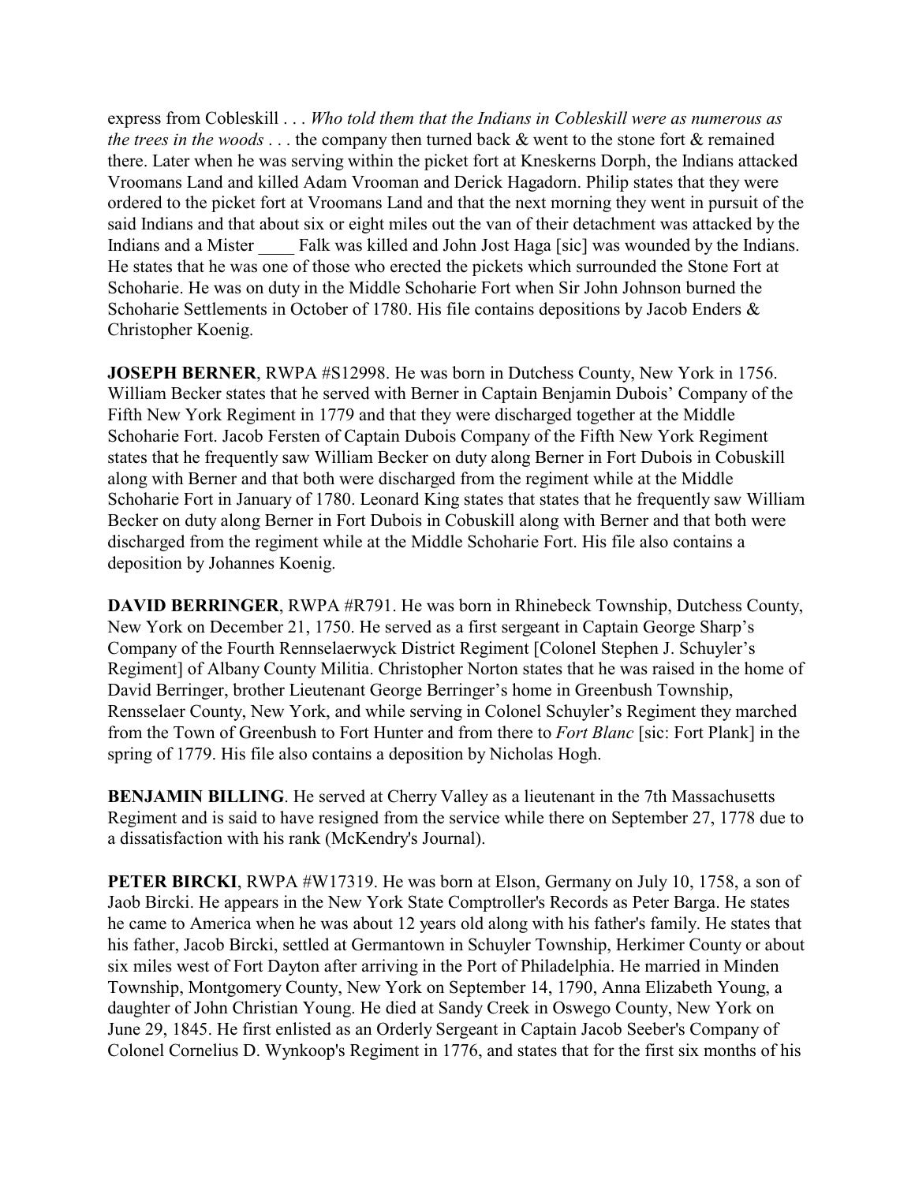express from Cobleskill . . . *Who told them that the Indians in Cobleskill were as numerous as the trees in the woods* . . . the company then turned back & went to the stone fort & remained there. Later when he was serving within the picket fort at Kneskerns Dorph, the Indians attacked Vroomans Land and killed Adam Vrooman and Derick Hagadorn. Philip states that they were ordered to the picket fort at Vroomans Land and that the next morning they went in pursuit of the said Indians and that about six or eight miles out the van of their detachment was attacked by the Indians and a Mister ____ Falk was killed and John Jost Haga [sic] was wounded by the Indians. He states that he was one of those who erected the pickets which surrounded the Stone Fort at Schoharie. He was on duty in the Middle Schoharie Fort when Sir John Johnson burned the Schoharie Settlements in October of 1780. His file contains depositions by Jacob Enders & Christopher Koenig.

**JOSEPH BERNER**, RWPA #S12998. He was born in Dutchess County, New York in 1756. William Becker states that he served with Berner in Captain Benjamin Dubois' Company of the Fifth New York Regiment in 1779 and that they were discharged together at the Middle Schoharie Fort. Jacob Fersten of Captain Dubois Company of the Fifth New York Regiment states that he frequently saw William Becker on duty along Berner in Fort Dubois in Cobuskill along with Berner and that both were discharged from the regiment while at the Middle Schoharie Fort in January of 1780. Leonard King states that states that he frequently saw William Becker on duty along Berner in Fort Dubois in Cobuskill along with Berner and that both were discharged from the regiment while at the Middle Schoharie Fort. His file also contains a deposition by Johannes Koenig.

**DAVID BERRINGER**, RWPA #R791. He was born in Rhinebeck Township, Dutchess County, New York on December 21, 1750. He served as a first sergeant in Captain George Sharp's Company of the Fourth Rennselaerwyck District Regiment [Colonel Stephen J. Schuyler's Regiment] of Albany County Militia. Christopher Norton states that he was raised in the home of David Berringer, brother Lieutenant George Berringer's home in Greenbush Township, Rensselaer County, New York, and while serving in Colonel Schuyler's Regiment they marched from the Town of Greenbush to Fort Hunter and from there to *Fort Blanc* [sic: Fort Plank] in the spring of 1779. His file also contains a deposition by Nicholas Hogh.

**BENJAMIN BILLING**. He served at Cherry Valley as a lieutenant in the 7th Massachusetts Regiment and is said to have resigned from the service while there on September 27, 1778 due to a dissatisfaction with his rank (McKendry's Journal).

**PETER BIRCKI**, RWPA #W17319. He was born at Elson, Germany on July 10, 1758, a son of Jaob Bircki. He appears in the New York State Comptroller's Records as Peter Barga. He states he came to America when he was about 12 years old along with his father's family. He states that his father, Jacob Bircki, settled at Germantown in Schuyler Township, Herkimer County or about six miles west of Fort Dayton after arriving in the Port of Philadelphia. He married in Minden Township, Montgomery County, New York on September 14, 1790, Anna Elizabeth Young, a daughter of John Christian Young. He died at Sandy Creek in Oswego County, New York on June 29, 1845. He first enlisted as an Orderly Sergeant in Captain Jacob Seeber's Company of Colonel Cornelius D. Wynkoop's Regiment in 1776, and states that for the first six months of his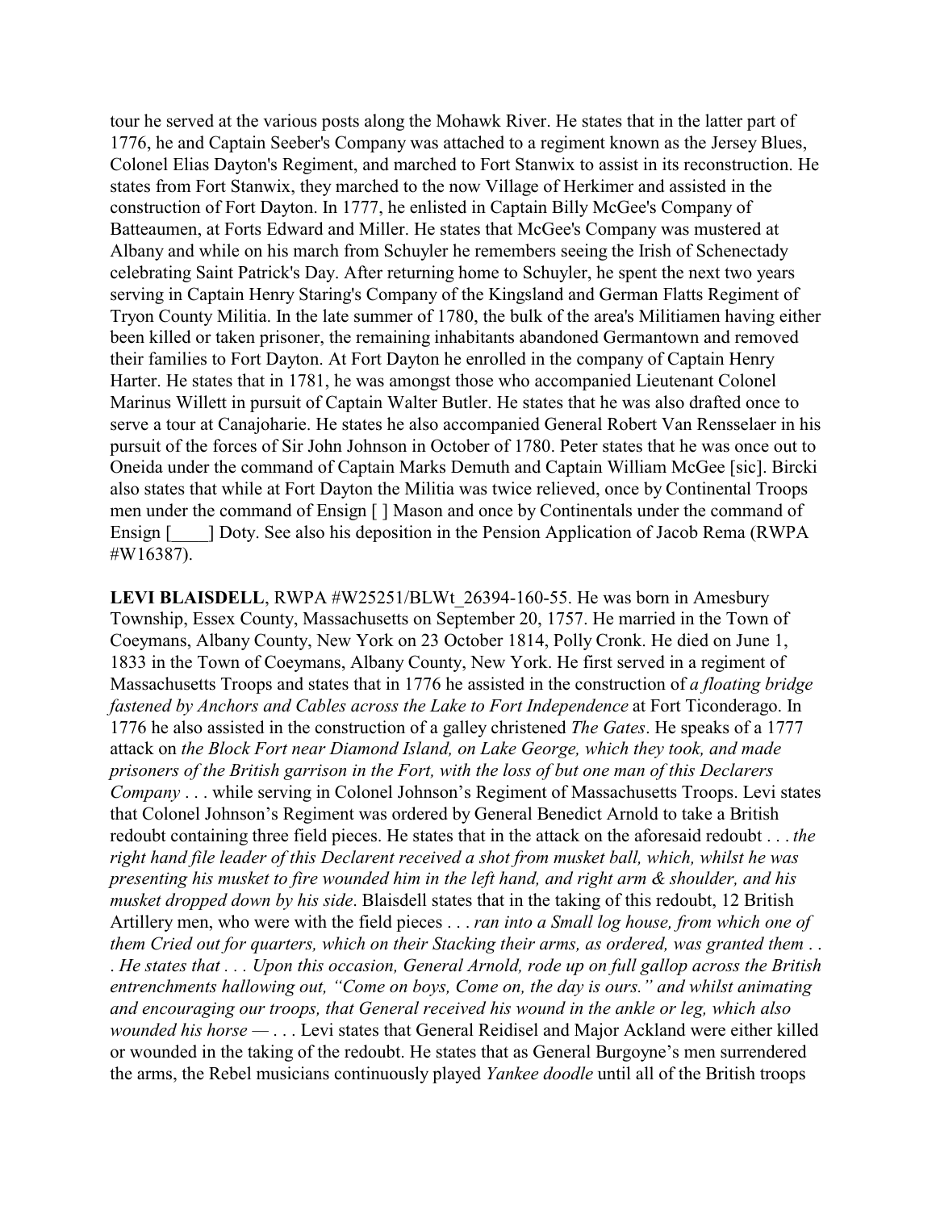tour he served at the various posts along the Mohawk River. He states that in the latter part of 1776, he and Captain Seeber's Company was attached to a regiment known as the Jersey Blues, Colonel Elias Dayton's Regiment, and marched to Fort Stanwix to assist in its reconstruction. He states from Fort Stanwix, they marched to the now Village of Herkimer and assisted in the construction of Fort Dayton. In 1777, he enlisted in Captain Billy McGee's Company of Batteaumen, at Forts Edward and Miller. He states that McGee's Company was mustered at Albany and while on his march from Schuyler he remembers seeing the Irish of Schenectady celebrating Saint Patrick's Day. After returning home to Schuyler, he spent the next two years serving in Captain Henry Staring's Company of the Kingsland and German Flatts Regiment of Tryon County Militia. In the late summer of 1780, the bulk of the area's Militiamen having either been killed or taken prisoner, the remaining inhabitants abandoned Germantown and removed their families to Fort Dayton. At Fort Dayton he enrolled in the company of Captain Henry Harter. He states that in 1781, he was amongst those who accompanied Lieutenant Colonel Marinus Willett in pursuit of Captain Walter Butler. He states that he was also drafted once to serve a tour at Canajoharie. He states he also accompanied General Robert Van Rensselaer in his pursuit of the forces of Sir John Johnson in October of 1780. Peter states that he was once out to Oneida under the command of Captain Marks Demuth and Captain William McGee [sic]. Bircki also states that while at Fort Dayton the Militia was twice relieved, once by Continental Troops men under the command of Ensign [ ] Mason and once by Continentals under the command of Ensign [____] Doty. See also his deposition in the Pension Application of Jacob Rema (RWPA #W16387).

**LEVI BLAISDELL**, RWPA #W25251/BLWt_26394-160-55. He was born in Amesbury Township, Essex County, Massachusetts on September 20, 1757. He married in the Town of Coeymans, Albany County, New York on 23 October 1814, Polly Cronk. He died on June 1, 1833 in the Town of Coeymans, Albany County, New York. He first served in a regiment of Massachusetts Troops and states that in 1776 he assisted in the construction of *a floating bridge fastened by Anchors and Cables across the Lake to Fort Independence* at Fort Ticonderago. In 1776 he also assisted in the construction of a galley christened *The Gates*. He speaks of a 1777 attack on *the Block Fort near Diamond Island, on Lake George, which they took, and made prisoners of the British garrison in the Fort, with the loss of but one man of this Declarers Company* . . . while serving in Colonel Johnson's Regiment of Massachusetts Troops. Levi states that Colonel Johnson's Regiment was ordered by General Benedict Arnold to take a British redoubt containing three field pieces. He states that in the attack on the aforesaid redoubt . . . *the right hand file leader of this Declarent received a shot from musket ball, which, whilst he was presenting his musket to fire wounded him in the left hand, and right arm & shoulder, and his musket dropped down by his side*. Blaisdell states that in the taking of this redoubt, 12 British Artillery men, who were with the field pieces . . . *ran into a Small log house, from which one of them Cried out for quarters, which on their Stacking their arms, as ordered, was granted them . . . He states that . . . Upon this occasion, General Arnold, rode up on full gallop across the British entrenchments hallowing out, "Come on boys, Come on, the day is ours." and whilst animating and encouraging our troops, that General received his wound in the ankle or leg, which also wounded his horse* — . . . Levi states that General Reidisel and Major Ackland were either killed or wounded in the taking of the redoubt. He states that as General Burgoyne's men surrendered the arms, the Rebel musicians continuously played *Yankee doodle* until all of the British troops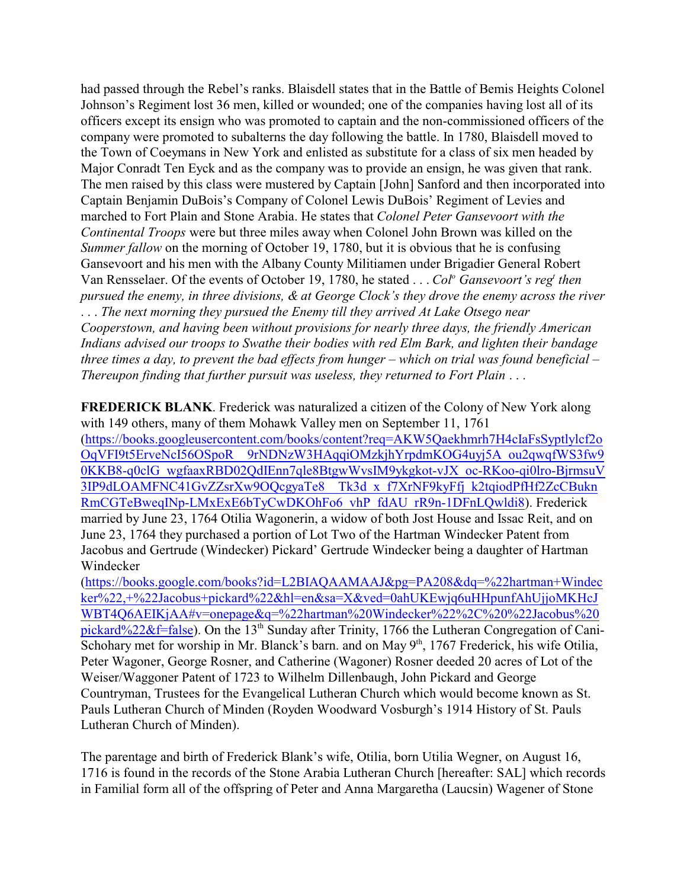had passed through the Rebel's ranks. Blaisdell states that in the Battle of Bemis Heights Colonel Johnson's Regiment lost 36 men, killed or wounded; one of the companies having lost all of its officers except its ensign who was promoted to captain and the non-commissioned officers of the company were promoted to subalterns the day following the battle. In 1780, Blaisdell moved to the Town of Coeymans in New York and enlisted as substitute for a class of six men headed by Major Conradt Ten Eyck and as the company was to provide an ensign, he was given that rank. The men raised by this class were mustered by Captain [John] Sanford and then incorporated into Captain Benjamin DuBois's Company of Colonel Lewis DuBois' Regiment of Levies and marched to Fort Plain and Stone Arabia. He states that *Colonel Peter Gansevoort with the Continental Troops* were but three miles away when Colonel John Brown was killed on the *Summer fallow* on the morning of October 19, 1780, but it is obvious that he is confusing Gansevoort and his men with the Albany County Militiamen under Brigadier General Robert Van Rensselaer. Of the events of October 19, 1780, he stated . . . *Col^o Gansevoort's reg^t then pursued the enemy, in three divisions, & at George Clock's they drove the enemy across the river . . . The next morning they pursued the Enemy till they arrived At Lake Otsego near Cooperstown, and having been without provisions for nearly three days, the friendly American Indians advised our troops to Swathe their bodies with red Elm Bark, and lighten their bandage three times a day, to prevent the bad effects from hunger – which on trial was found beneficial – Thereupon finding that further pursuit was useless, they returned to Fort Plain . . .*

**FREDERICK BLANK**. Frederick was naturalized a citizen of the Colony of New York along with 149 others, many of them Mohawk Valley men on September 11, 1761 (https://books.googleusercontent.com/books/content?req=AKW5Qaekhmrh7H4cIaFsSyptlylcf2oOqVFI9t5ErveNcI56OSpoR__9rNDNzW3HAqqiOMzkjhYrpdmKOG4uyj5A_ou2qwqfWS3fw90KKB8-q0clG_wgfaaxRBD02QdIEnn7qle8BtgwWvsIM9ykgkot-vJX_oc-RKoo-qi0lro-BjrmsuV3lP9dLOAMFNC41GvZZsrXw9OQcgyaTe8__Tk3d_x_f7XrNF9kyFfj_k2tqiodPfHf2ZcCBuknRmCGTeBweqINp-LMxExE6bTyCwDKOhFo6_vhP_fdAU_rR9n-1DFnLQwldi8). Frederick married by June 23, 1764 Otilia Wagonerin, a widow of both Jost House and Issac Reit, and on June 23, 1764 they purchased a portion of Lot Two of the Hartman Windecker Patent from Jacobus and Gertrude (Windecker) Pickard' Gertrude Windecker being a daughter of Hartman Windecker (https://books.google.com/books?id=L2BIAQAAMAAJ&pg=PA208&dq=%22hartman+Windecker%22,+%22Jacobus+pickard%22&hl=en&sa=X&ved=0ahUKEwjq6uHHpunfAhUjjoMKHcJWBT4Q6AEIKjAA#v=onepage&q=%22hartman%20Windecker%22%2C%20%22Jacobus%20pickard%22&f=false). On the 13^th Sunday after Trinity, 1766 the Lutheran Congregation of Cani-Schohary met for worship in Mr. Blanck's barn. and on May 9^th, 1767 Frederick, his wife Otilia, Peter Wagoner, George Rosner, and Catherine (Wagoner) Rosner deeded 20 acres of Lot of the Weiser/Waggoner Patent of 1723 to Wilhelm Dillenbaugh, John Pickard and George Countryman, Trustees for the Evangelical Lutheran Church which would become known as St. Pauls Lutheran Church of Minden (Royden Woodward Vosburgh's 1914 History of St. Pauls Lutheran Church of Minden).

The parentage and birth of Frederick Blank's wife, Otilia, born Utilia Wegner, on August 16, 1716 is found in the records of the Stone Arabia Lutheran Church [hereafter: SAL] which records in Familial form all of the offspring of Peter and Anna Margaretha (Laucsin) Wagener of Stone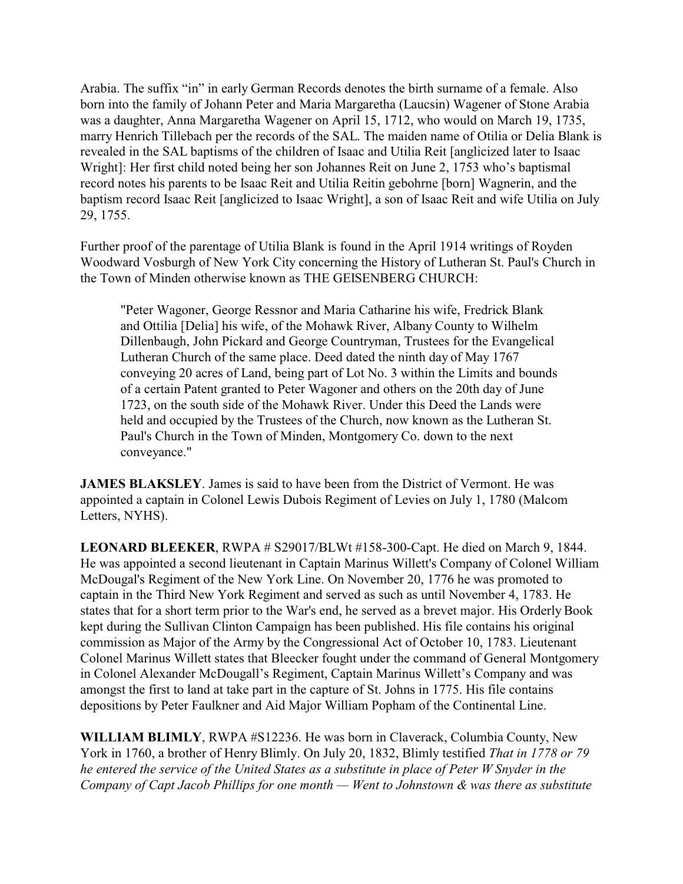Arabia. The suffix “in” in early German Records denotes the birth surname of a female. Also born into the family of Johann Peter and Maria Margaretha (Laucsin) Wagener of Stone Arabia was a daughter, Anna Margaretha Wagener on April 15, 1712, who would on March 19, 1735, marry Henrich Tillebach per the records of the SAL. The maiden name of Otilia or Delia Blank is revealed in the SAL baptisms of the children of Isaac and Utilia Reit [anglicized later to Isaac Wright]: Her first child noted being her son Johannes Reit on June 2, 1753 who’s baptismal record notes his parents to be Isaac Reit and Utilia Reitin gebohrne [born] Wagnerin, and the baptism record Isaac Reit [anglicized to Isaac Wright], a son of Isaac Reit and wife Utilia on July 29, 1755.

Further proof of the parentage of Utilia Blank is found in the April 1914 writings of Royden Woodward Vosburgh of New York City concerning the History of Lutheran St. Paul's Church in the Town of Minden otherwise known as THE GEISENBERG CHURCH:

> "Peter Wagoner, George Ressnor and Maria Catharine his wife, Fredrick Blank and Ottilia [Delia] his wife, of the Mohawk River, Albany County to Wilhelm Dillenbaugh, John Pickard and George Countryman, Trustees for the Evangelical Lutheran Church of the same place. Deed dated the ninth day of May 1767 conveying 20 acres of Land, being part of Lot No. 3 within the Limits and bounds of a certain Patent granted to Peter Wagoner and others on the 20th day of June 1723, on the south side of the Mohawk River. Under this Deed the Lands were held and occupied by the Trustees of the Church, now known as the Lutheran St. Paul's Church in the Town of Minden, Montgomery Co. down to the next conveyance."

**JAMES BLAKSLEY**. James is said to have been from the District of Vermont. He was appointed a captain in Colonel Lewis Dubois Regiment of Levies on July 1, 1780 (Malcom Letters, NYHS).

**LEONARD BLEEKER**, RWPA # S29017/BLWt #158-300-Capt. He died on March 9, 1844. He was appointed a second lieutenant in Captain Marinus Willett's Company of Colonel William McDougal's Regiment of the New York Line. On November 20, 1776 he was promoted to captain in the Third New York Regiment and served as such as until November 4, 1783. He states that for a short term prior to the War's end, he served as a brevet major. His Orderly Book kept during the Sullivan Clinton Campaign has been published. His file contains his original commission as Major of the Army by the Congressional Act of October 10, 1783. Lieutenant Colonel Marinus Willett states that Bleecker fought under the command of General Montgomery in Colonel Alexander McDougall’s Regiment, Captain Marinus Willett’s Company and was amongst the first to land at take part in the capture of St. Johns in 1775. His file contains depositions by Peter Faulkner and Aid Major William Popham of the Continental Line.

**WILLIAM BLIMLY**, RWPA #S12236. He was born in Claverack, Columbia County, New York in 1760, a brother of Henry Blimly. On July 20, 1832, Blimly testified *That in 1778 or 79 he entered the service of the United States as a substitute in place of Peter W Snyder in the Company of Capt Jacob Phillips for one month — Went to Johnstown & was there as substitute*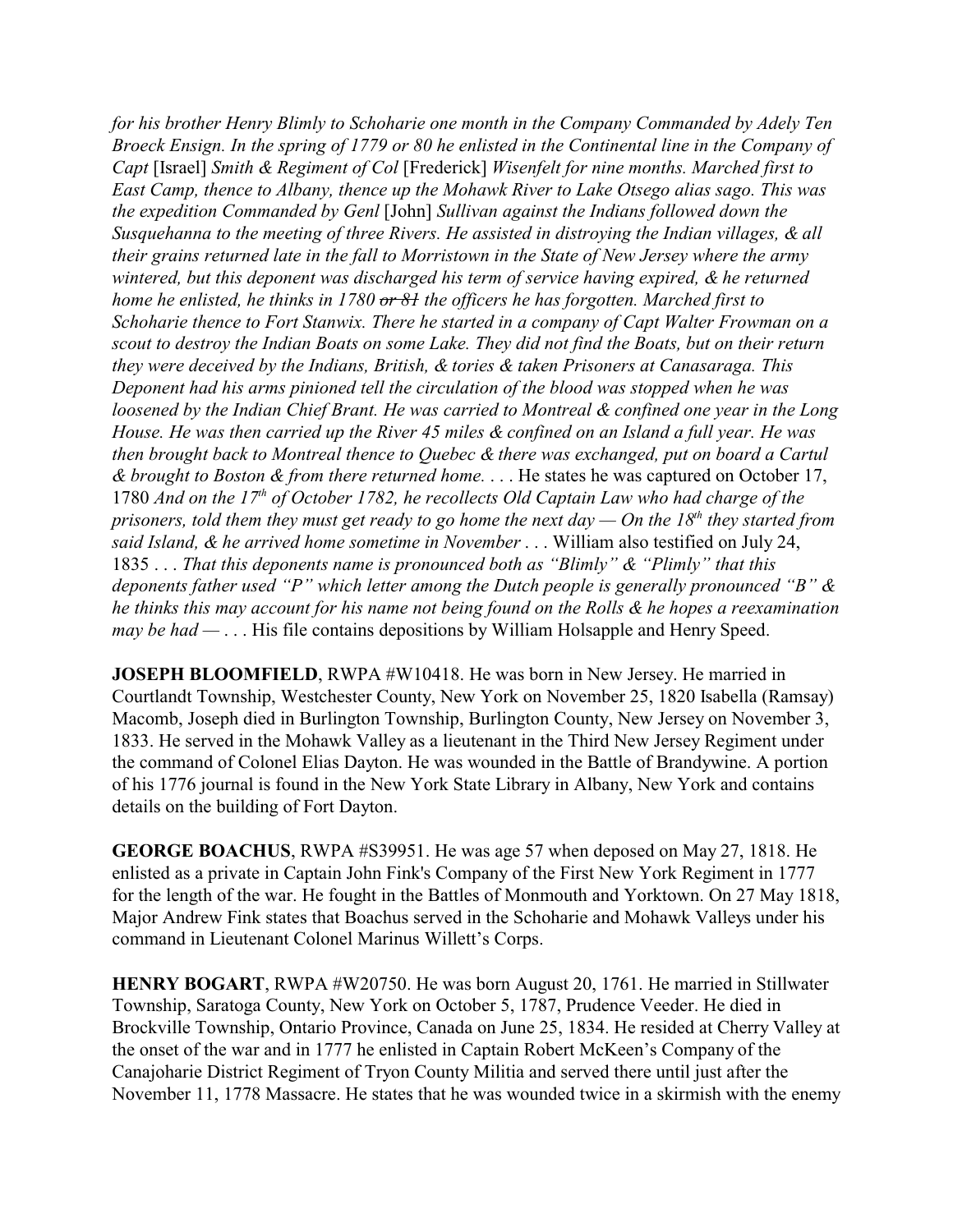*for his brother Henry Blimly to Schoharie one month in the Company Commanded by Adely Ten Broeck Ensign. In the spring of 1779 or 80 he enlisted in the Continental line in the Company of Capt* [Israel] *Smith & Regiment of Col* [Frederick] *Wisenfelt for nine months. Marched first to East Camp, thence to Albany, thence up the Mohawk River to Lake Otsego alias sago. This was the expedition Commanded by Genl* [John] *Sullivan against the Indians followed down the Susquehanna to the meeting of three Rivers. He assisted in distroying the Indian villages, & all their grains returned late in the fall to Morristown in the State of New Jersey where the army wintered, but this deponent was discharged his term of service having expired, & he returned home he enlisted, he thinks in 1780 ~~or 81~~ the officers he has forgotten. Marched first to Schoharie thence to Fort Stanwix. There he started in a company of Capt Walter Frowman on a scout to destroy the Indian Boats on some Lake. They did not find the Boats, but on their return they were deceived by the Indians, British, & tories & taken Prisoners at Canasaraga. This Deponent had his arms pinioned tell the circulation of the blood was stopped when he was loosened by the Indian Chief Brant. He was carried to Montreal & confined one year in the Long House. He was then carried up the River 45 miles & confined on an Island a full year. He was then brought back to Montreal thence to Quebec & there was exchanged, put on board a Cartul & brought to Boston & from there returned home. . . .* He states he was captured on October 17, 1780 *And on the 17th of October 1782, he recollects Old Captain Law who had charge of the prisoners, told them they must get ready to go home the next day — On the 18th they started from said Island, & he arrived home sometime in November . . .* William also testified on July 24, 1835 . . . *That this deponents name is pronounced both as "Blimly" & "Plimly" that this deponents father used "P" which letter among the Dutch people is generally pronounced "B" & he thinks this may account for his name not being found on the Rolls & he hopes a reexamination may be had — . . .* His file contains depositions by William Holsapple and Henry Speed.

**JOSEPH BLOOMFIELD**, RWPA #W10418. He was born in New Jersey. He married in Courtlandt Township, Westchester County, New York on November 25, 1820 Isabella (Ramsay) Macomb, Joseph died in Burlington Township, Burlington County, New Jersey on November 3, 1833. He served in the Mohawk Valley as a lieutenant in the Third New Jersey Regiment under the command of Colonel Elias Dayton. He was wounded in the Battle of Brandywine. A portion of his 1776 journal is found in the New York State Library in Albany, New York and contains details on the building of Fort Dayton.

**GEORGE BOACHUS**, RWPA #S39951. He was age 57 when deposed on May 27, 1818. He enlisted as a private in Captain John Fink's Company of the First New York Regiment in 1777 for the length of the war. He fought in the Battles of Monmouth and Yorktown. On 27 May 1818, Major Andrew Fink states that Boachus served in the Schoharie and Mohawk Valleys under his command in Lieutenant Colonel Marinus Willett's Corps.

**HENRY BOGART**, RWPA #W20750. He was born August 20, 1761. He married in Stillwater Township, Saratoga County, New York on October 5, 1787, Prudence Veeder. He died in Brockville Township, Ontario Province, Canada on June 25, 1834. He resided at Cherry Valley at the onset of the war and in 1777 he enlisted in Captain Robert McKeen's Company of the Canajoharie District Regiment of Tryon County Militia and served there until just after the November 11, 1778 Massacre. He states that he was wounded twice in a skirmish with the enemy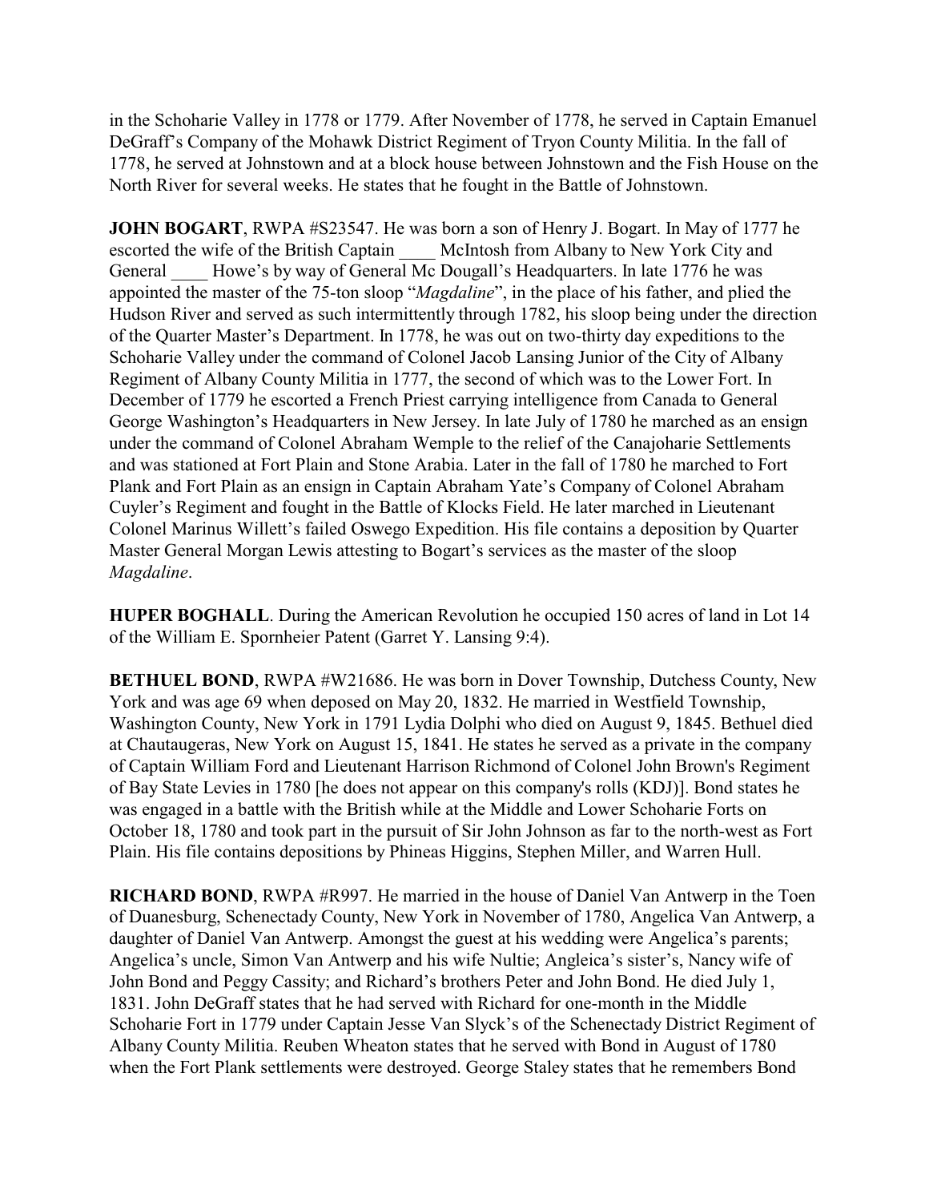in the Schoharie Valley in 1778 or 1779. After November of 1778, he served in Captain Emanuel DeGraff's Company of the Mohawk District Regiment of Tryon County Militia. In the fall of 1778, he served at Johnstown and at a block house between Johnstown and the Fish House on the North River for several weeks. He states that he fought in the Battle of Johnstown.

**JOHN BOGART**, RWPA #S23547. He was born a son of Henry J. Bogart. In May of 1777 he escorted the wife of the British Captain ____ McIntosh from Albany to New York City and General ____ Howe's by way of General Mc Dougall's Headquarters. In late 1776 he was appointed the master of the 75-ton sloop "*Magdaline*", in the place of his father, and plied the Hudson River and served as such intermittently through 1782, his sloop being under the direction of the Quarter Master's Department. In 1778, he was out on two-thirty day expeditions to the Schoharie Valley under the command of Colonel Jacob Lansing Junior of the City of Albany Regiment of Albany County Militia in 1777, the second of which was to the Lower Fort. In December of 1779 he escorted a French Priest carrying intelligence from Canada to General George Washington's Headquarters in New Jersey. In late July of 1780 he marched as an ensign under the command of Colonel Abraham Wemple to the relief of the Canajoharie Settlements and was stationed at Fort Plain and Stone Arabia. Later in the fall of 1780 he marched to Fort Plank and Fort Plain as an ensign in Captain Abraham Yate's Company of Colonel Abraham Cuyler's Regiment and fought in the Battle of Klocks Field. He later marched in Lieutenant Colonel Marinus Willett's failed Oswego Expedition. His file contains a deposition by Quarter Master General Morgan Lewis attesting to Bogart's services as the master of the sloop *Magdaline*.

**HUPER BOGHALL**. During the American Revolution he occupied 150 acres of land in Lot 14 of the William E. Spornheier Patent (Garret Y. Lansing 9:4).

**BETHUEL BOND**, RWPA #W21686. He was born in Dover Township, Dutchess County, New York and was age 69 when deposed on May 20, 1832. He married in Westfield Township, Washington County, New York in 1791 Lydia Dolphi who died on August 9, 1845. Bethuel died at Chautaugeras, New York on August 15, 1841. He states he served as a private in the company of Captain William Ford and Lieutenant Harrison Richmond of Colonel John Brown's Regiment of Bay State Levies in 1780 [he does not appear on this company's rolls (KDJ)]. Bond states he was engaged in a battle with the British while at the Middle and Lower Schoharie Forts on October 18, 1780 and took part in the pursuit of Sir John Johnson as far to the north-west as Fort Plain. His file contains depositions by Phineas Higgins, Stephen Miller, and Warren Hull.

**RICHARD BOND**, RWPA #R997. He married in the house of Daniel Van Antwerp in the Toen of Duanesburg, Schenectady County, New York in November of 1780, Angelica Van Antwerp, a daughter of Daniel Van Antwerp. Amongst the guest at his wedding were Angelica's parents; Angelica's uncle, Simon Van Antwerp and his wife Nultie; Angleica's sister's, Nancy wife of John Bond and Peggy Cassity; and Richard's brothers Peter and John Bond. He died July 1, 1831. John DeGraff states that he had served with Richard for one-month in the Middle Schoharie Fort in 1779 under Captain Jesse Van Slyck's of the Schenectady District Regiment of Albany County Militia. Reuben Wheaton states that he served with Bond in August of 1780 when the Fort Plank settlements were destroyed. George Staley states that he remembers Bond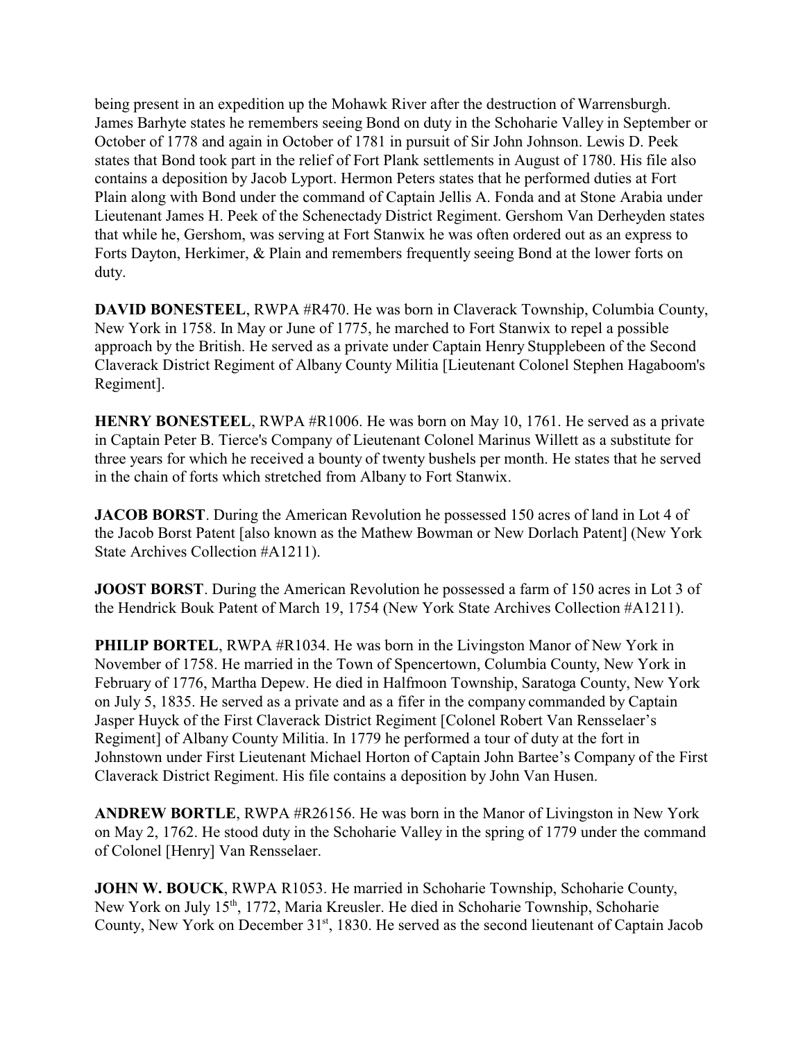being present in an expedition up the Mohawk River after the destruction of Warrensburgh. James Barhyte states he remembers seeing Bond on duty in the Schoharie Valley in September or October of 1778 and again in October of 1781 in pursuit of Sir John Johnson. Lewis D. Peek states that Bond took part in the relief of Fort Plank settlements in August of 1780. His file also contains a deposition by Jacob Lyport. Hermon Peters states that he performed duties at Fort Plain along with Bond under the command of Captain Jellis A. Fonda and at Stone Arabia under Lieutenant James H. Peek of the Schenectady District Regiment. Gershom Van Derheyden states that while he, Gershom, was serving at Fort Stanwix he was often ordered out as an express to Forts Dayton, Herkimer, & Plain and remembers frequently seeing Bond at the lower forts on duty.

**DAVID BONESTEEL**, RWPA #R470. He was born in Claverack Township, Columbia County, New York in 1758. In May or June of 1775, he marched to Fort Stanwix to repel a possible approach by the British. He served as a private under Captain Henry Stupplebeen of the Second Claverack District Regiment of Albany County Militia [Lieutenant Colonel Stephen Hagaboom's Regiment].

**HENRY BONESTEEL**, RWPA #R1006. He was born on May 10, 1761. He served as a private in Captain Peter B. Tierce's Company of Lieutenant Colonel Marinus Willett as a substitute for three years for which he received a bounty of twenty bushels per month. He states that he served in the chain of forts which stretched from Albany to Fort Stanwix.

**JACOB BORST**. During the American Revolution he possessed 150 acres of land in Lot 4 of the Jacob Borst Patent [also known as the Mathew Bowman or New Dorlach Patent] (New York State Archives Collection #A1211).

**JOOST BORST**. During the American Revolution he possessed a farm of 150 acres in Lot 3 of the Hendrick Bouk Patent of March 19, 1754 (New York State Archives Collection #A1211).

**PHILIP BORTEL**, RWPA #R1034. He was born in the Livingston Manor of New York in November of 1758. He married in the Town of Spencertown, Columbia County, New York in February of 1776, Martha Depew. He died in Halfmoon Township, Saratoga County, New York on July 5, 1835. He served as a private and as a fifer in the company commanded by Captain Jasper Huyck of the First Claverack District Regiment [Colonel Robert Van Rensselaer's Regiment] of Albany County Militia. In 1779 he performed a tour of duty at the fort in Johnstown under First Lieutenant Michael Horton of Captain John Bartee's Company of the First Claverack District Regiment. His file contains a deposition by John Van Husen.

**ANDREW BORTLE**, RWPA #R26156. He was born in the Manor of Livingston in New York on May 2, 1762. He stood duty in the Schoharie Valley in the spring of 1779 under the command of Colonel [Henry] Van Rensselaer.

**JOHN W. BOUCK**, RWPA R1053. He married in Schoharie Township, Schoharie County, New York on July 15th, 1772, Maria Kreusler. He died in Schoharie Township, Schoharie County, New York on December 31st, 1830. He served as the second lieutenant of Captain Jacob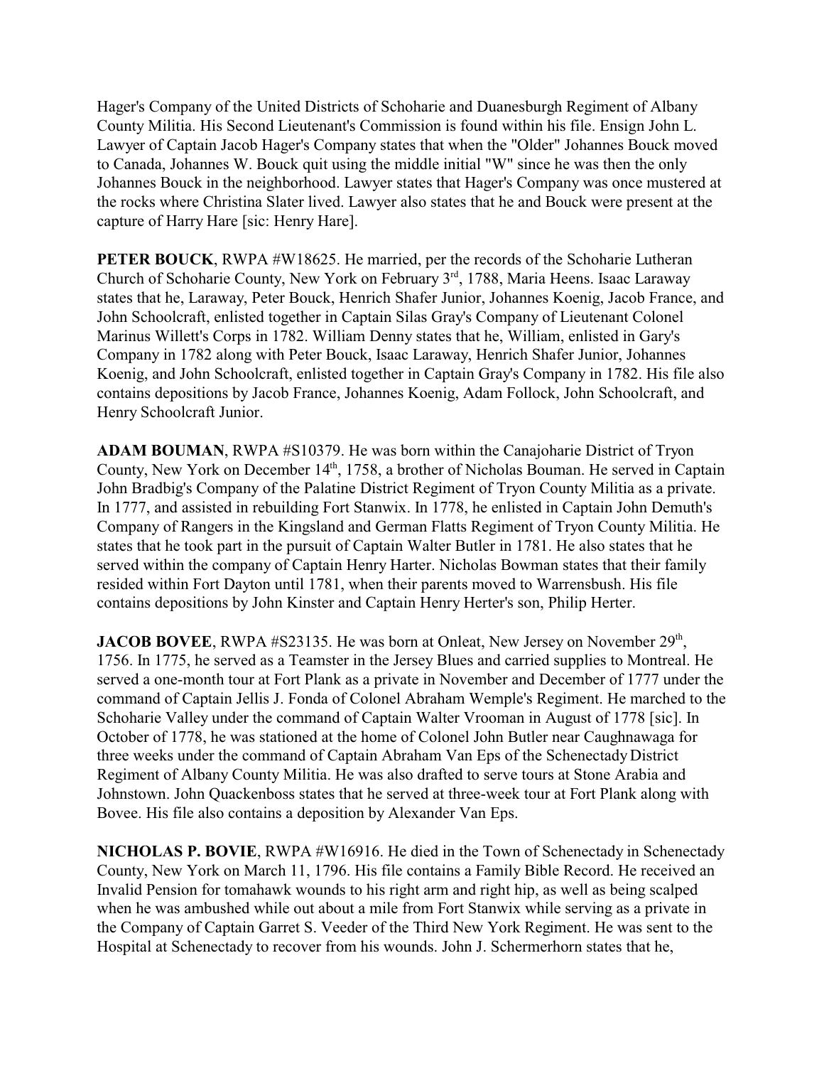Hager's Company of the United Districts of Schoharie and Duanesburgh Regiment of Albany County Militia. His Second Lieutenant's Commission is found within his file. Ensign John L. Lawyer of Captain Jacob Hager's Company states that when the "Older" Johannes Bouck moved to Canada, Johannes W. Bouck quit using the middle initial "W" since he was then the only Johannes Bouck in the neighborhood. Lawyer states that Hager's Company was once mustered at the rocks where Christina Slater lived. Lawyer also states that he and Bouck were present at the capture of Harry Hare [sic: Henry Hare].

**PETER BOUCK**, RWPA #W18625. He married, per the records of the Schoharie Lutheran Church of Schoharie County, New York on February 3rd, 1788, Maria Heens. Isaac Laraway states that he, Laraway, Peter Bouck, Henrich Shafer Junior, Johannes Koenig, Jacob France, and John Schoolcraft, enlisted together in Captain Silas Gray's Company of Lieutenant Colonel Marinus Willett's Corps in 1782. William Denny states that he, William, enlisted in Gary's Company in 1782 along with Peter Bouck, Isaac Laraway, Henrich Shafer Junior, Johannes Koenig, and John Schoolcraft, enlisted together in Captain Gray's Company in 1782. His file also contains depositions by Jacob France, Johannes Koenig, Adam Follock, John Schoolcraft, and Henry Schoolcraft Junior.

**ADAM BOUMAN**, RWPA #S10379. He was born within the Canajoharie District of Tryon County, New York on December 14th, 1758, a brother of Nicholas Bouman. He served in Captain John Bradbig's Company of the Palatine District Regiment of Tryon County Militia as a private. In 1777, and assisted in rebuilding Fort Stanwix. In 1778, he enlisted in Captain John Demuth's Company of Rangers in the Kingsland and German Flatts Regiment of Tryon County Militia. He states that he took part in the pursuit of Captain Walter Butler in 1781. He also states that he served within the company of Captain Henry Harter. Nicholas Bowman states that their family resided within Fort Dayton until 1781, when their parents moved to Warrensbush. His file contains depositions by John Kinster and Captain Henry Herter's son, Philip Herter.

**JACOB BOVEE**, RWPA #S23135. He was born at Onleat, New Jersey on November 29th, 1756. In 1775, he served as a Teamster in the Jersey Blues and carried supplies to Montreal. He served a one-month tour at Fort Plank as a private in November and December of 1777 under the command of Captain Jellis J. Fonda of Colonel Abraham Wemple's Regiment. He marched to the Schoharie Valley under the command of Captain Walter Vrooman in August of 1778 [sic]. In October of 1778, he was stationed at the home of Colonel John Butler near Caughnawaga for three weeks under the command of Captain Abraham Van Eps of the Schenectady District Regiment of Albany County Militia. He was also drafted to serve tours at Stone Arabia and Johnstown. John Quackenboss states that he served at three-week tour at Fort Plank along with Bovee. His file also contains a deposition by Alexander Van Eps.

**NICHOLAS P. BOVIE**, RWPA #W16916. He died in the Town of Schenectady in Schenectady County, New York on March 11, 1796. His file contains a Family Bible Record. He received an Invalid Pension for tomahawk wounds to his right arm and right hip, as well as being scalped when he was ambushed while out about a mile from Fort Stanwix while serving as a private in the Company of Captain Garret S. Veeder of the Third New York Regiment. He was sent to the Hospital at Schenectady to recover from his wounds. John J. Schermerhorn states that he,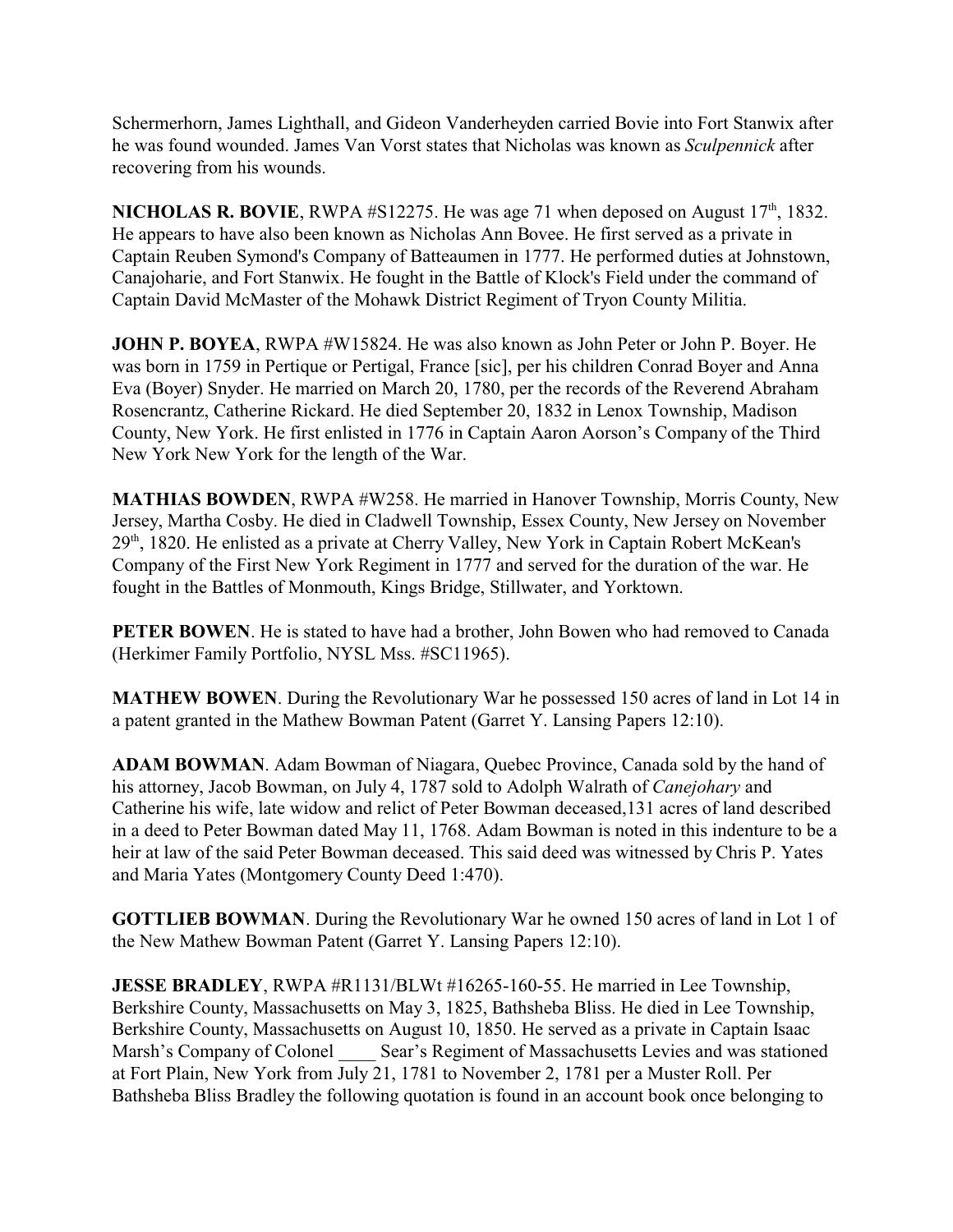Schermerhorn, James Lighthall, and Gideon Vanderheyden carried Bovie into Fort Stanwix after he was found wounded. James Van Vorst states that Nicholas was known as *Sculpennick* after recovering from his wounds.

**NICHOLAS R. BOVIE**, RWPA #S12275. He was age 71 when deposed on August 17th, 1832. He appears to have also been known as Nicholas Ann Bovee. He first served as a private in Captain Reuben Symond's Company of Batteaumen in 1777. He performed duties at Johnstown, Canajoharie, and Fort Stanwix. He fought in the Battle of Klock's Field under the command of Captain David McMaster of the Mohawk District Regiment of Tryon County Militia.

**JOHN P. BOYEA**, RWPA #W15824. He was also known as John Peter or John P. Boyer. He was born in 1759 in Pertique or Pertigal, France [sic], per his children Conrad Boyer and Anna Eva (Boyer) Snyder. He married on March 20, 1780, per the records of the Reverend Abraham Rosencrantz, Catherine Rickard. He died September 20, 1832 in Lenox Township, Madison County, New York. He first enlisted in 1776 in Captain Aaron Aorson's Company of the Third New York New York for the length of the War.

**MATHIAS BOWDEN**, RWPA #W258. He married in Hanover Township, Morris County, New Jersey, Martha Cosby. He died in Cladwell Township, Essex County, New Jersey on November 29th, 1820. He enlisted as a private at Cherry Valley, New York in Captain Robert McKean's Company of the First New York Regiment in 1777 and served for the duration of the war. He fought in the Battles of Monmouth, Kings Bridge, Stillwater, and Yorktown.

**PETER BOWEN**. He is stated to have had a brother, John Bowen who had removed to Canada (Herkimer Family Portfolio, NYSL Mss. #SC11965).

**MATHEW BOWEN**. During the Revolutionary War he possessed 150 acres of land in Lot 14 in a patent granted in the Mathew Bowman Patent (Garret Y. Lansing Papers 12:10).

**ADAM BOWMAN**. Adam Bowman of Niagara, Quebec Province, Canada sold by the hand of his attorney, Jacob Bowman, on July 4, 1787 sold to Adolph Walrath of *Canejohary* and Catherine his wife, late widow and relict of Peter Bowman deceased,131 acres of land described in a deed to Peter Bowman dated May 11, 1768. Adam Bowman is noted in this indenture to be a heir at law of the said Peter Bowman deceased. This said deed was witnessed by Chris P. Yates and Maria Yates (Montgomery County Deed 1:470).

**GOTTLIEB BOWMAN**. During the Revolutionary War he owned 150 acres of land in Lot 1 of the New Mathew Bowman Patent (Garret Y. Lansing Papers 12:10).

**JESSE BRADLEY**, RWPA #R1131/BLWt #16265-160-55. He married in Lee Township, Berkshire County, Massachusetts on May 3, 1825, Bathsheba Bliss. He died in Lee Township, Berkshire County, Massachusetts on August 10, 1850. He served as a private in Captain Isaac Marsh's Company of Colonel ____ Sear's Regiment of Massachusetts Levies and was stationed at Fort Plain, New York from July 21, 1781 to November 2, 1781 per a Muster Roll. Per Bathsheba Bliss Bradley the following quotation is found in an account book once belonging to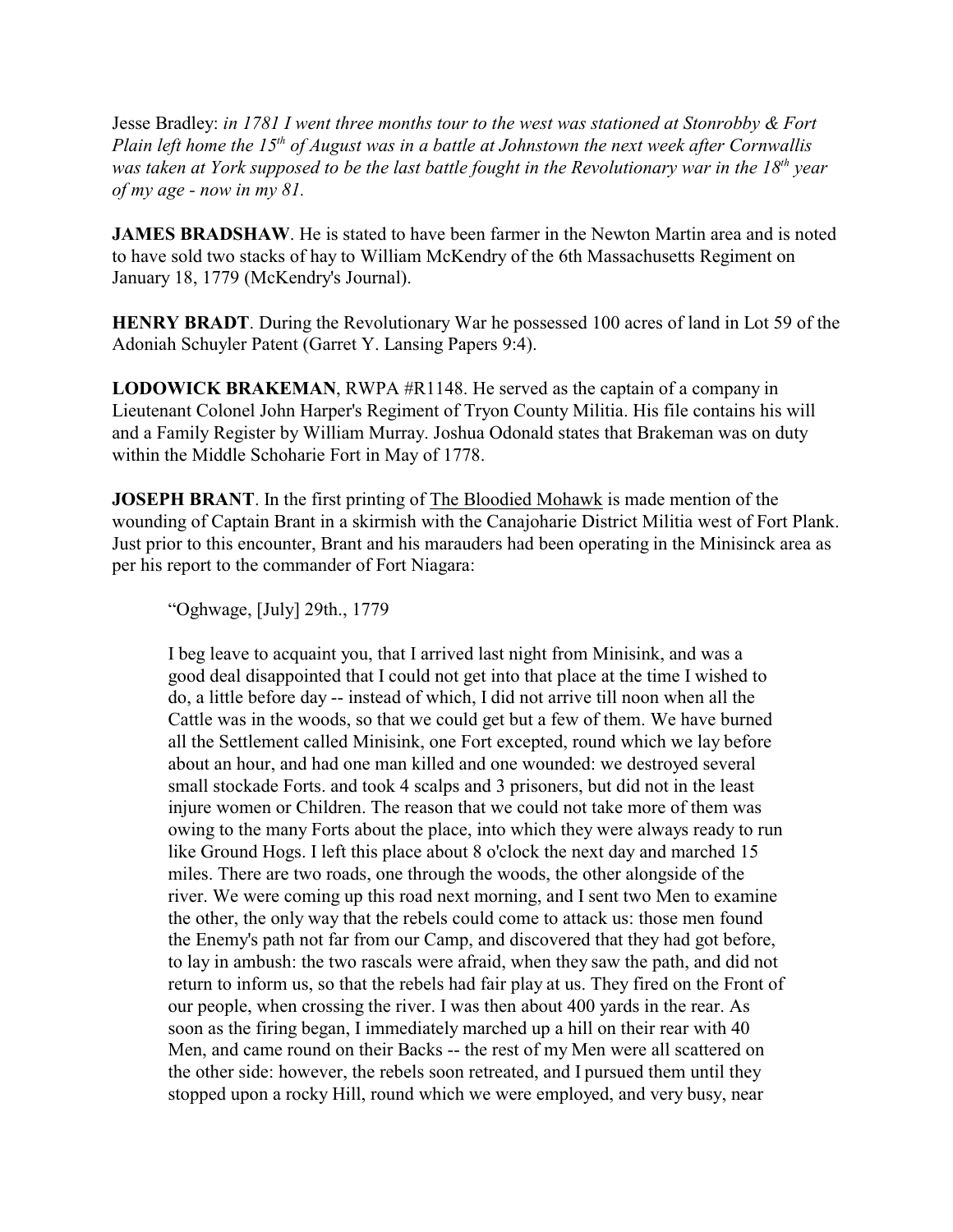Jesse Bradley: *in 1781 I went three months tour to the west was stationed at Stonrobby & Fort Plain left home the 15th of August was in a battle at Johnstown the next week after Cornwallis was taken at York supposed to be the last battle fought in the Revolutionary war in the 18th year of my age - now in my 81.*

**JAMES BRADSHAW**. He is stated to have been farmer in the Newton Martin area and is noted to have sold two stacks of hay to William McKendry of the 6th Massachusetts Regiment on January 18, 1779 (McKendry's Journal).

**HENRY BRADT**. During the Revolutionary War he possessed 100 acres of land in Lot 59 of the Adoniah Schuyler Patent (Garret Y. Lansing Papers 9:4).

**LODOWICK BRAKEMAN**, RWPA #R1148. He served as the captain of a company in Lieutenant Colonel John Harper's Regiment of Tryon County Militia. His file contains his will and a Family Register by William Murray. Joshua Odonald states that Brakeman was on duty within the Middle Schoharie Fort in May of 1778.

**JOSEPH BRANT**. In the first printing of The Bloodied Mohawk is made mention of the wounding of Captain Brant in a skirmish with the Canajoharie District Militia west of Fort Plank. Just prior to this encounter, Brant and his marauders had been operating in the Minisinck area as per his report to the commander of Fort Niagara:

> "Oghwage, [July] 29th., 1779
>
> I beg leave to acquaint you, that I arrived last night from Minisink, and was a good deal disappointed that I could not get into that place at the time I wished to do, a little before day -- instead of which, I did not arrive till noon when all the Cattle was in the woods, so that we could get but a few of them. We have burned all the Settlement called Minisink, one Fort excepted, round which we lay before about an hour, and had one man killed and one wounded: we destroyed several small stockade Forts. and took 4 scalps and 3 prisoners, but did not in the least injure women or Children. The reason that we could not take more of them was owing to the many Forts about the place, into which they were always ready to run like Ground Hogs. I left this place about 8 o'clock the next day and marched 15 miles. There are two roads, one through the woods, the other alongside of the river. We were coming up this road next morning, and I sent two Men to examine the other, the only way that the rebels could come to attack us: those men found the Enemy's path not far from our Camp, and discovered that they had got before, to lay in ambush: the two rascals were afraid, when they saw the path, and did not return to inform us, so that the rebels had fair play at us. They fired on the Front of our people, when crossing the river. I was then about 400 yards in the rear. As soon as the firing began, I immediately marched up a hill on their rear with 40 Men, and came round on their Backs -- the rest of my Men were all scattered on the other side: however, the rebels soon retreated, and I pursued them until they stopped upon a rocky Hill, round which we were employed, and very busy, near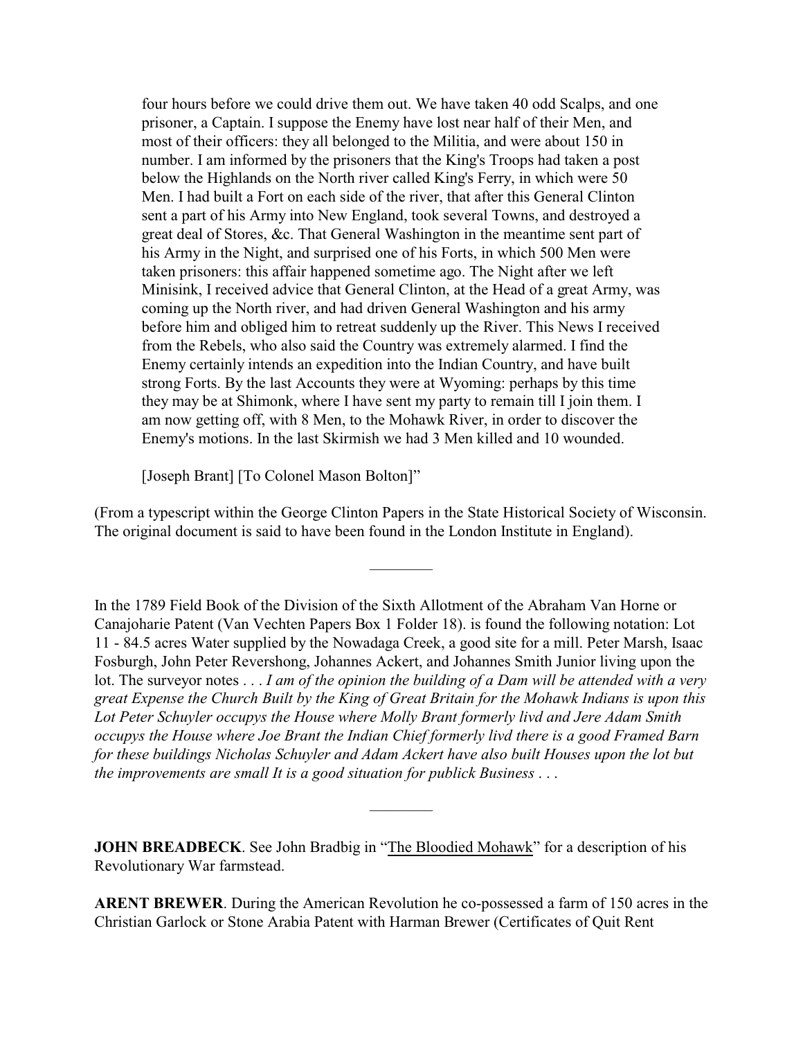> four hours before we could drive them out. We have taken 40 odd Scalps, and one prisoner, a Captain. I suppose the Enemy have lost near half of their Men, and most of their officers: they all belonged to the Militia, and were about 150 in number. I am informed by the prisoners that the King's Troops had taken a post below the Highlands on the North river called King's Ferry, in which were 50 Men. I had built a Fort on each side of the river, that after this General Clinton sent a part of his Army into New England, took several Towns, and destroyed a great deal of Stores, &c. That General Washington in the meantime sent part of his Army in the Night, and surprised one of his Forts, in which 500 Men were taken prisoners: this affair happened sometime ago. The Night after we left Minisink, I received advice that General Clinton, at the Head of a great Army, was coming up the North river, and had driven General Washington and his army before him and obliged him to retreat suddenly up the River. This News I received from the Rebels, who also said the Country was extremely alarmed. I find the Enemy certainly intends an expedition into the Indian Country, and have built strong Forts. By the last Accounts they were at Wyoming: perhaps by this time they may be at Shimonk, where I have sent my party to remain till I join them. I am now getting off, with 8 Men, to the Mohawk River, in order to discover the Enemy's motions. In the last Skirmish we had 3 Men killed and 10 wounded.
>
> [Joseph Brant] [To Colonel Mason Bolton]"

(From a typescript within the George Clinton Papers in the State Historical Society of Wisconsin. The original document is said to have been found in the London Institute in England).

---

In the 1789 Field Book of the Division of the Sixth Allotment of the Abraham Van Horne or Canajoharie Patent (Van Vechten Papers Box 1 Folder 18). is found the following notation: Lot 11 - 84.5 acres Water supplied by the Nowadaga Creek, a good site for a mill. Peter Marsh, Isaac Fosburgh, John Peter Revershong, Johannes Ackert, and Johannes Smith Junior living upon the lot. The surveyor notes . . . *I am of the opinion the building of a Dam will be attended with a very great Expense the Church Built by the King of Great Britain for the Mohawk Indians is upon this Lot Peter Schuyler occupys the House where Molly Brant formerly livd and Jere Adam Smith occupys the House where Joe Brant the Indian Chief formerly livd there is a good Framed Barn for these buildings Nicholas Schuyler and Adam Ackert have also built Houses upon the lot but the improvements are small It is a good situation for publick Business . . .*

---

**JOHN BREADBECK**. See John Bradbig in "The Bloodied Mohawk" for a description of his Revolutionary War farmstead.

**ARENT BREWER**. During the American Revolution he co-possessed a farm of 150 acres in the Christian Garlock or Stone Arabia Patent with Harman Brewer (Certificates of Quit Rent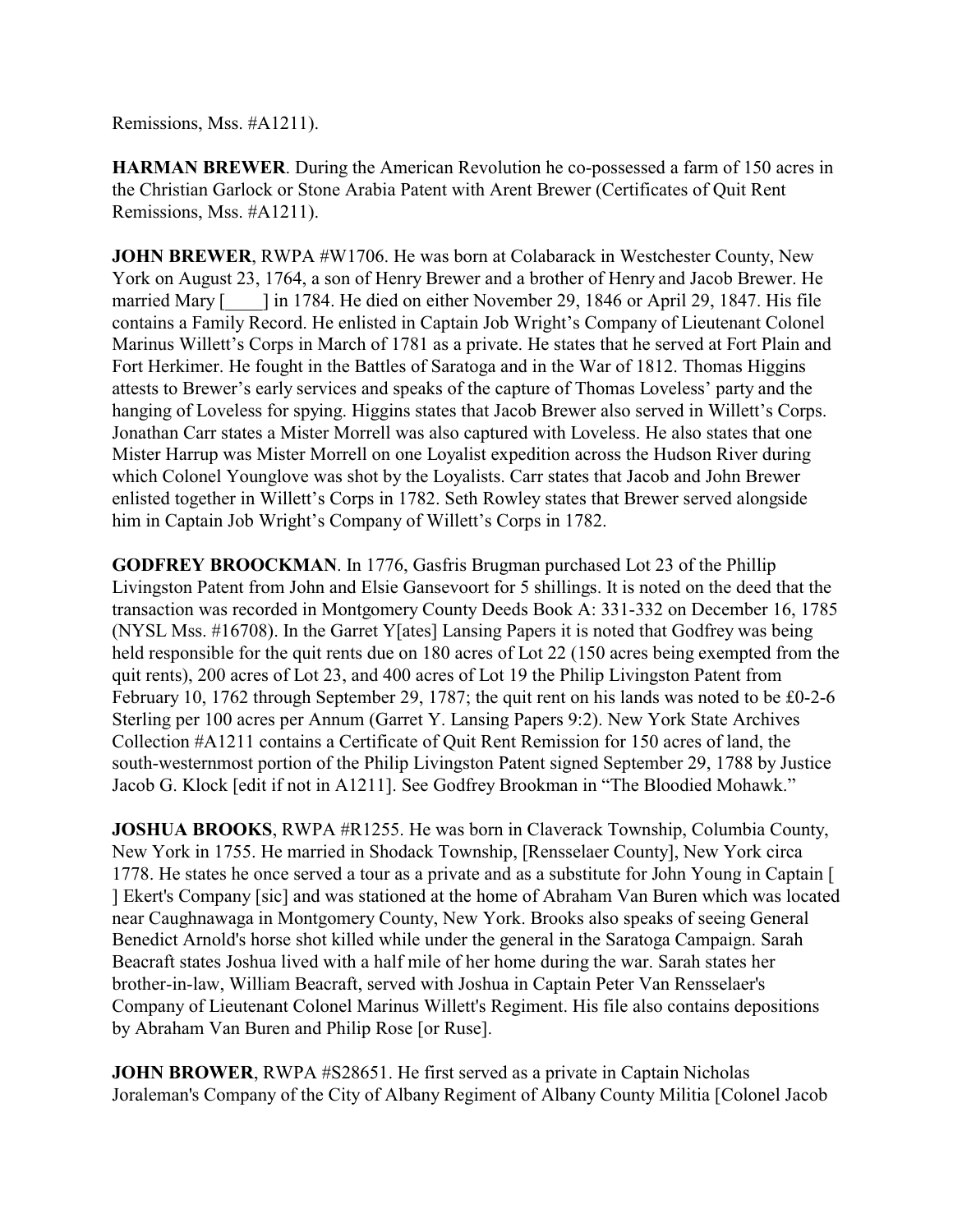Remissions, Mss. #A1211).

**HARMAN BREWER**. During the American Revolution he co-possessed a farm of 150 acres in the Christian Garlock or Stone Arabia Patent with Arent Brewer (Certificates of Quit Rent Remissions, Mss. #A1211).

**JOHN BREWER**, RWPA #W1706. He was born at Colabarack in Westchester County, New York on August 23, 1764, a son of Henry Brewer and a brother of Henry and Jacob Brewer. He married Mary [____] in 1784. He died on either November 29, 1846 or April 29, 1847. His file contains a Family Record. He enlisted in Captain Job Wright's Company of Lieutenant Colonel Marinus Willett's Corps in March of 1781 as a private. He states that he served at Fort Plain and Fort Herkimer. He fought in the Battles of Saratoga and in the War of 1812. Thomas Higgins attests to Brewer's early services and speaks of the capture of Thomas Loveless' party and the hanging of Loveless for spying. Higgins states that Jacob Brewer also served in Willett's Corps. Jonathan Carr states a Mister Morrell was also captured with Loveless. He also states that one Mister Harrup was Mister Morrell on one Loyalist expedition across the Hudson River during which Colonel Younglove was shot by the Loyalists. Carr states that Jacob and John Brewer enlisted together in Willett's Corps in 1782. Seth Rowley states that Brewer served alongside him in Captain Job Wright's Company of Willett's Corps in 1782.

**GODFREY BROOCKMAN**. In 1776, Gasfris Brugman purchased Lot 23 of the Phillip Livingston Patent from John and Elsie Gansevoort for 5 shillings. It is noted on the deed that the transaction was recorded in Montgomery County Deeds Book A: 331-332 on December 16, 1785 (NYSL Mss. #16708). In the Garret Y[ates] Lansing Papers it is noted that Godfrey was being held responsible for the quit rents due on 180 acres of Lot 22 (150 acres being exempted from the quit rents), 200 acres of Lot 23, and 400 acres of Lot 19 the Philip Livingston Patent from February 10, 1762 through September 29, 1787; the quit rent on his lands was noted to be £0-2-6 Sterling per 100 acres per Annum (Garret Y. Lansing Papers 9:2). New York State Archives Collection #A1211 contains a Certificate of Quit Rent Remission for 150 acres of land, the south-westernmost portion of the Philip Livingston Patent signed September 29, 1788 by Justice Jacob G. Klock [edit if not in A1211]. See Godfrey Brookman in "The Bloodied Mohawk."

**JOSHUA BROOKS**, RWPA #R1255. He was born in Claverack Township, Columbia County, New York in 1755. He married in Shodack Township, [Rensselaer County], New York circa 1778. He states he once served a tour as a private and as a substitute for John Young in Captain [ ] Ekert's Company [sic] and was stationed at the home of Abraham Van Buren which was located near Caughnawaga in Montgomery County, New York. Brooks also speaks of seeing General Benedict Arnold's horse shot killed while under the general in the Saratoga Campaign. Sarah Beacraft states Joshua lived with a half mile of her home during the war. Sarah states her brother-in-law, William Beacraft, served with Joshua in Captain Peter Van Rensselaer's Company of Lieutenant Colonel Marinus Willett's Regiment. His file also contains depositions by Abraham Van Buren and Philip Rose [or Ruse].

**JOHN BROWER**, RWPA #S28651. He first served as a private in Captain Nicholas Joraleman's Company of the City of Albany Regiment of Albany County Militia [Colonel Jacob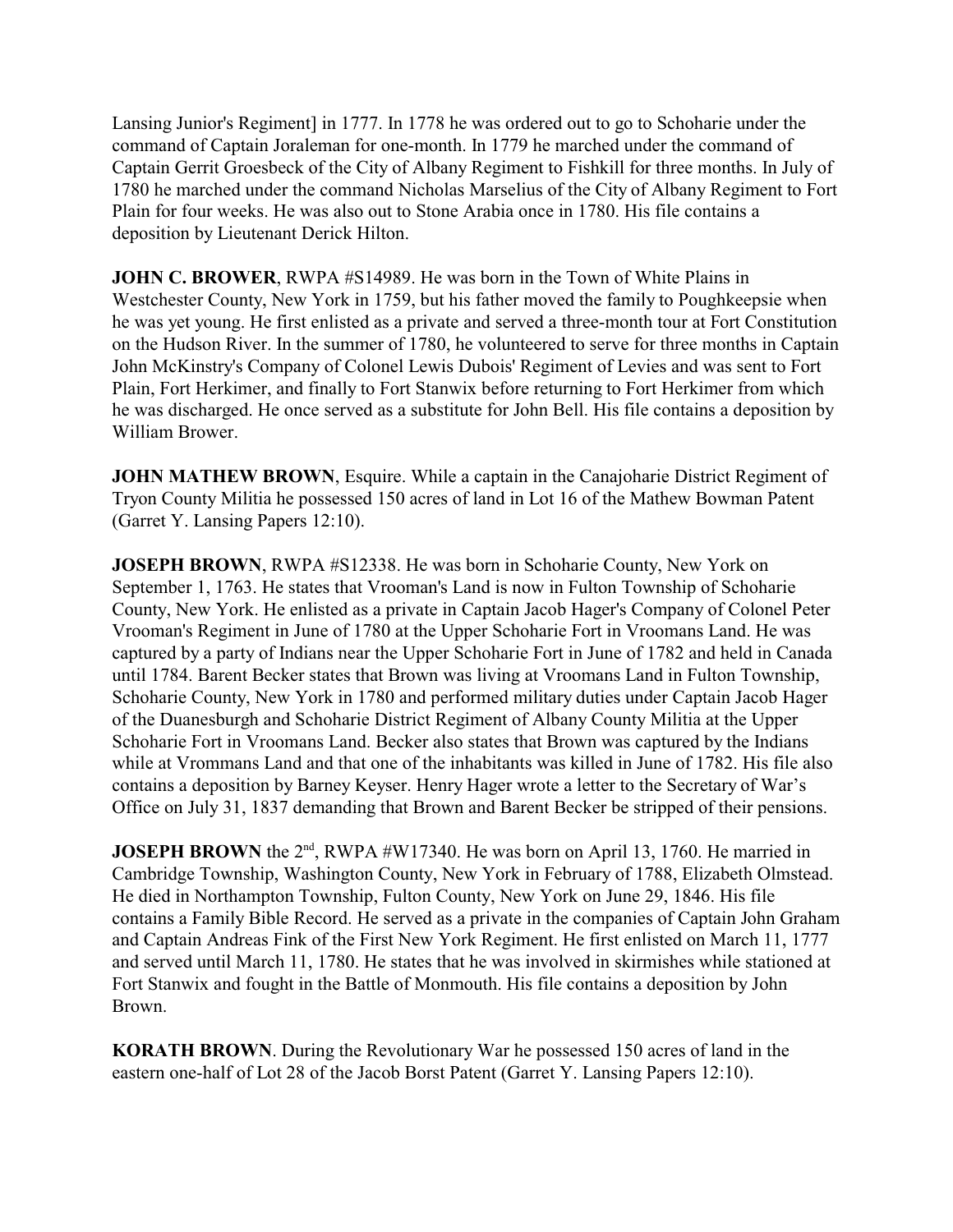Lansing Junior's Regiment] in 1777. In 1778 he was ordered out to go to Schoharie under the command of Captain Joraleman for one-month. In 1779 he marched under the command of Captain Gerrit Groesbeck of the City of Albany Regiment to Fishkill for three months. In July of 1780 he marched under the command Nicholas Marselius of the City of Albany Regiment to Fort Plain for four weeks. He was also out to Stone Arabia once in 1780. His file contains a deposition by Lieutenant Derick Hilton.

**JOHN C. BROWER**, RWPA #S14989. He was born in the Town of White Plains in Westchester County, New York in 1759, but his father moved the family to Poughkeepsie when he was yet young. He first enlisted as a private and served a three-month tour at Fort Constitution on the Hudson River. In the summer of 1780, he volunteered to serve for three months in Captain John McKinstry's Company of Colonel Lewis Dubois' Regiment of Levies and was sent to Fort Plain, Fort Herkimer, and finally to Fort Stanwix before returning to Fort Herkimer from which he was discharged. He once served as a substitute for John Bell. His file contains a deposition by William Brower.

**JOHN MATHEW BROWN**, Esquire. While a captain in the Canajoharie District Regiment of Tryon County Militia he possessed 150 acres of land in Lot 16 of the Mathew Bowman Patent (Garret Y. Lansing Papers 12:10).

**JOSEPH BROWN**, RWPA #S12338. He was born in Schoharie County, New York on September 1, 1763. He states that Vrooman's Land is now in Fulton Township of Schoharie County, New York. He enlisted as a private in Captain Jacob Hager's Company of Colonel Peter Vrooman's Regiment in June of 1780 at the Upper Schoharie Fort in Vroomans Land. He was captured by a party of Indians near the Upper Schoharie Fort in June of 1782 and held in Canada until 1784. Barent Becker states that Brown was living at Vroomans Land in Fulton Township, Schoharie County, New York in 1780 and performed military duties under Captain Jacob Hager of the Duanesburgh and Schoharie District Regiment of Albany County Militia at the Upper Schoharie Fort in Vroomans Land. Becker also states that Brown was captured by the Indians while at Vrommans Land and that one of the inhabitants was killed in June of 1782. His file also contains a deposition by Barney Keyser. Henry Hager wrote a letter to the Secretary of War's Office on July 31, 1837 demanding that Brown and Barent Becker be stripped of their pensions.

**JOSEPH BROWN** the 2nd, RWPA #W17340. He was born on April 13, 1760. He married in Cambridge Township, Washington County, New York in February of 1788, Elizabeth Olmstead. He died in Northampton Township, Fulton County, New York on June 29, 1846. His file contains a Family Bible Record. He served as a private in the companies of Captain John Graham and Captain Andreas Fink of the First New York Regiment. He first enlisted on March 11, 1777 and served until March 11, 1780. He states that he was involved in skirmishes while stationed at Fort Stanwix and fought in the Battle of Monmouth. His file contains a deposition by John Brown.

**KORATH BROWN**. During the Revolutionary War he possessed 150 acres of land in the eastern one-half of Lot 28 of the Jacob Borst Patent (Garret Y. Lansing Papers 12:10).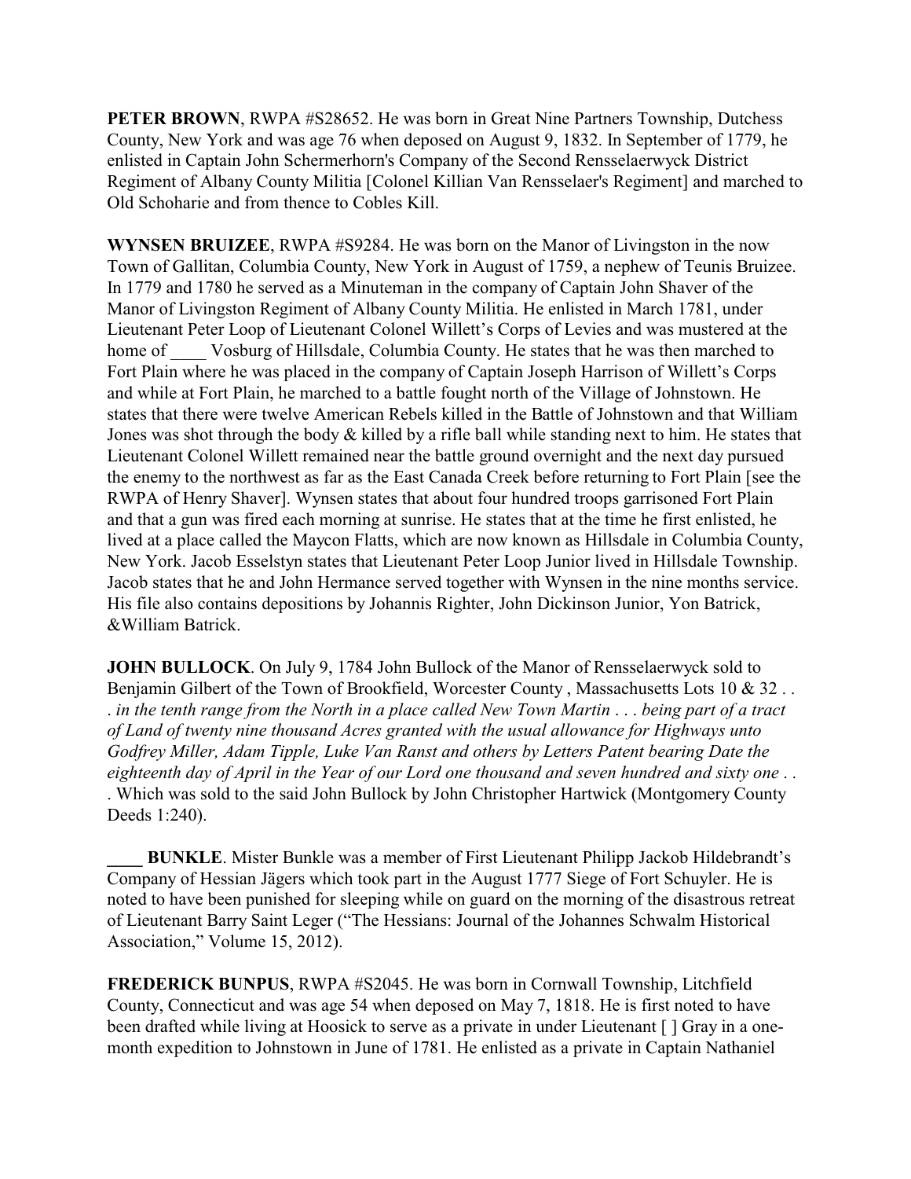**PETER BROWN**, RWPA #S28652. He was born in Great Nine Partners Township, Dutchess County, New York and was age 76 when deposed on August 9, 1832. In September of 1779, he enlisted in Captain John Schermerhorn's Company of the Second Rensselaerwyck District Regiment of Albany County Militia [Colonel Killian Van Rensselaer's Regiment] and marched to Old Schoharie and from thence to Cobles Kill.

**WYNSEN BRUIZEE**, RWPA #S9284. He was born on the Manor of Livingston in the now Town of Gallitan, Columbia County, New York in August of 1759, a nephew of Teunis Bruizee. In 1779 and 1780 he served as a Minuteman in the company of Captain John Shaver of the Manor of Livingston Regiment of Albany County Militia. He enlisted in March 1781, under Lieutenant Peter Loop of Lieutenant Colonel Willett's Corps of Levies and was mustered at the home of ____ Vosburg of Hillsdale, Columbia County. He states that he was then marched to Fort Plain where he was placed in the company of Captain Joseph Harrison of Willett's Corps and while at Fort Plain, he marched to a battle fought north of the Village of Johnstown. He states that there were twelve American Rebels killed in the Battle of Johnstown and that William Jones was shot through the body & killed by a rifle ball while standing next to him. He states that Lieutenant Colonel Willett remained near the battle ground overnight and the next day pursued the enemy to the northwest as far as the East Canada Creek before returning to Fort Plain [see the RWPA of Henry Shaver]. Wynsen states that about four hundred troops garrisoned Fort Plain and that a gun was fired each morning at sunrise. He states that at the time he first enlisted, he lived at a place called the Maycon Flatts, which are now known as Hillsdale in Columbia County, New York. Jacob Esselstyn states that Lieutenant Peter Loop Junior lived in Hillsdale Township. Jacob states that he and John Hermance served together with Wynsen in the nine months service. His file also contains depositions by Johannis Righter, John Dickinson Junior, Yon Batrick, &William Batrick.

**JOHN BULLOCK**. On July 9, 1784 John Bullock of the Manor of Rensselaerwyck sold to Benjamin Gilbert of the Town of Brookfield, Worcester County , Massachusetts Lots 10 & 32 . . . *in the tenth range from the North in a place called New Town Martin . . . being part of a tract of Land of twenty nine thousand Acres granted with the usual allowance for Highways unto Godfrey Miller, Adam Tipple, Luke Van Ranst and others by Letters Patent bearing Date the eighteenth day of April in the Year of our Lord one thousand and seven hundred and sixty one . . .* Which was sold to the said John Bullock by John Christopher Hartwick (Montgomery County Deeds 1:240).

**____ BUNKLE**. Mister Bunkle was a member of First Lieutenant Philipp Jackob Hildebrandt's Company of Hessian Jägers which took part in the August 1777 Siege of Fort Schuyler. He is noted to have been punished for sleeping while on guard on the morning of the disastrous retreat of Lieutenant Barry Saint Leger ("The Hessians: Journal of the Johannes Schwalm Historical Association," Volume 15, 2012).

**FREDERICK BUNPUS**, RWPA #S2045. He was born in Cornwall Township, Litchfield County, Connecticut and was age 54 when deposed on May 7, 1818. He is first noted to have been drafted while living at Hoosick to serve as a private in under Lieutenant [ ] Gray in a one-month expedition to Johnstown in June of 1781. He enlisted as a private in Captain Nathaniel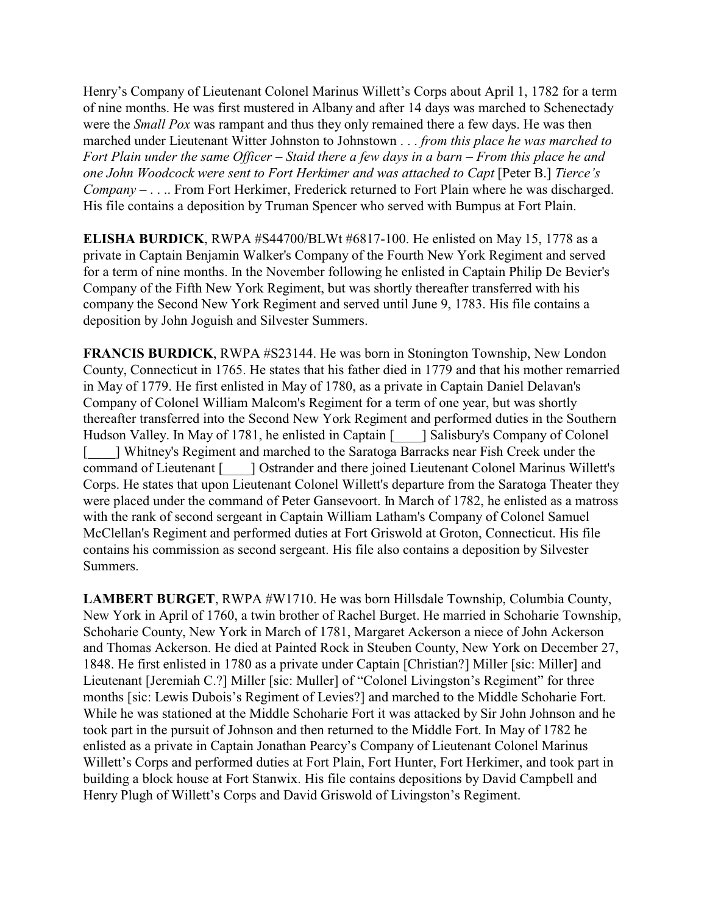Henry's Company of Lieutenant Colonel Marinus Willett's Corps about April 1, 1782 for a term of nine months. He was first mustered in Albany and after 14 days was marched to Schenectady were the *Small Pox* was rampant and thus they only remained there a few days. He was then marched under Lieutenant Witter Johnston to Johnstown . . . *from this place he was marched to Fort Plain under the same Officer – Staid there a few days in a barn – From this place he and one John Woodcock were sent to Fort Herkimer and was attached to Capt* [Peter B.] *Tierce's Company* – . . .. From Fort Herkimer, Frederick returned to Fort Plain where he was discharged. His file contains a deposition by Truman Spencer who served with Bumpus at Fort Plain.

**ELISHA BURDICK**, RWPA #S44700/BLWt #6817-100. He enlisted on May 15, 1778 as a private in Captain Benjamin Walker's Company of the Fourth New York Regiment and served for a term of nine months. In the November following he enlisted in Captain Philip De Bevier's Company of the Fifth New York Regiment, but was shortly thereafter transferred with his company the Second New York Regiment and served until June 9, 1783. His file contains a deposition by John Joguish and Silvester Summers.

**FRANCIS BURDICK**, RWPA #S23144. He was born in Stonington Township, New London County, Connecticut in 1765. He states that his father died in 1779 and that his mother remarried in May of 1779. He first enlisted in May of 1780, as a private in Captain Daniel Delavan's Company of Colonel William Malcom's Regiment for a term of one year, but was shortly thereafter transferred into the Second New York Regiment and performed duties in the Southern Hudson Valley. In May of 1781, he enlisted in Captain [____] Salisbury's Company of Colonel [____] Whitney's Regiment and marched to the Saratoga Barracks near Fish Creek under the command of Lieutenant [____] Ostrander and there joined Lieutenant Colonel Marinus Willett's Corps. He states that upon Lieutenant Colonel Willett's departure from the Saratoga Theater they were placed under the command of Peter Gansevoort. In March of 1782, he enlisted as a matross with the rank of second sergeant in Captain William Latham's Company of Colonel Samuel McClellan's Regiment and performed duties at Fort Griswold at Groton, Connecticut. His file contains his commission as second sergeant. His file also contains a deposition by Silvester Summers.

**LAMBERT BURGET**, RWPA #W1710. He was born Hillsdale Township, Columbia County, New York in April of 1760, a twin brother of Rachel Burget. He married in Schoharie Township, Schoharie County, New York in March of 1781, Margaret Ackerson a niece of John Ackerson and Thomas Ackerson. He died at Painted Rock in Steuben County, New York on December 27, 1848. He first enlisted in 1780 as a private under Captain [Christian?] Miller [sic: Miller] and Lieutenant [Jeremiah C.?] Miller [sic: Muller] of "Colonel Livingston's Regiment" for three months [sic: Lewis Dubois's Regiment of Levies?] and marched to the Middle Schoharie Fort. While he was stationed at the Middle Schoharie Fort it was attacked by Sir John Johnson and he took part in the pursuit of Johnson and then returned to the Middle Fort. In May of 1782 he enlisted as a private in Captain Jonathan Pearcy's Company of Lieutenant Colonel Marinus Willett's Corps and performed duties at Fort Plain, Fort Hunter, Fort Herkimer, and took part in building a block house at Fort Stanwix. His file contains depositions by David Campbell and Henry Plugh of Willett's Corps and David Griswold of Livingston's Regiment.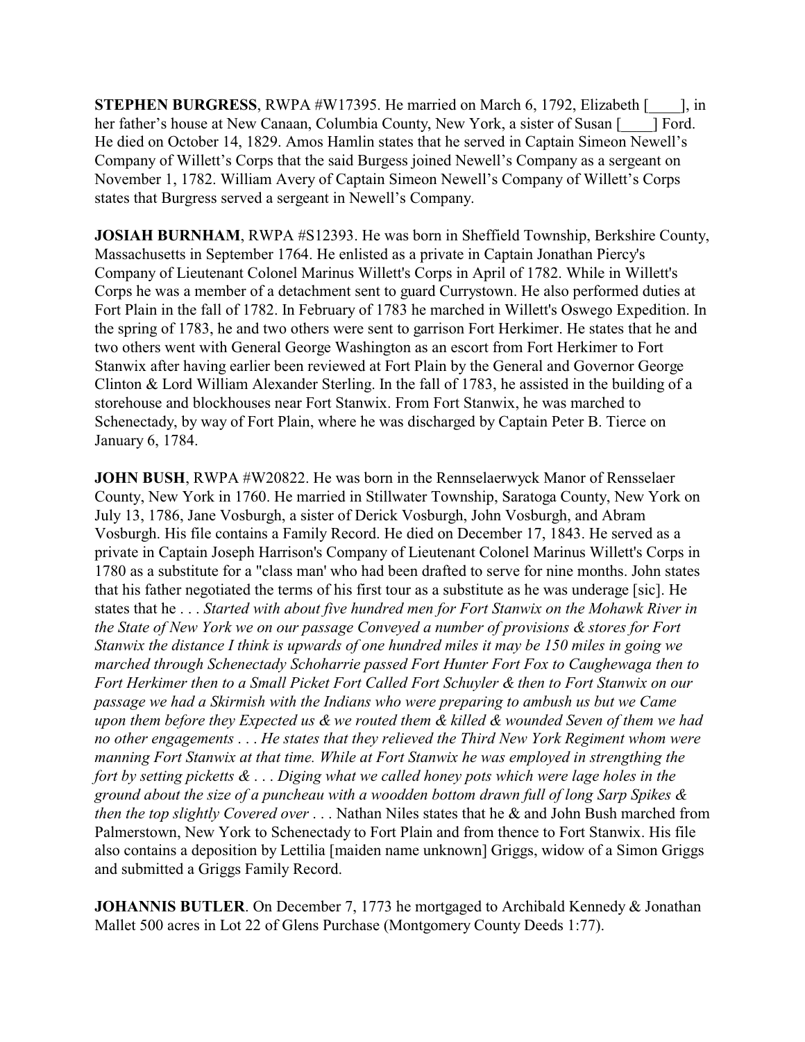**STEPHEN BURGRESS**, RWPA #W17395. He married on March 6, 1792, Elizabeth [____], in her father's house at New Canaan, Columbia County, New York, a sister of Susan [____] Ford. He died on October 14, 1829. Amos Hamlin states that he served in Captain Simeon Newell's Company of Willett's Corps that the said Burgess joined Newell's Company as a sergeant on November 1, 1782. William Avery of Captain Simeon Newell's Company of Willett's Corps states that Burgess served a sergeant in Newell's Company.

**JOSIAH BURNHAM**, RWPA #S12393. He was born in Sheffield Township, Berkshire County, Massachusetts in September 1764. He enlisted as a private in Captain Jonathan Piercy's Company of Lieutenant Colonel Marinus Willett's Corps in April of 1782. While in Willett's Corps he was a member of a detachment sent to guard Currystown. He also performed duties at Fort Plain in the fall of 1782. In February of 1783 he marched in Willett's Oswego Expedition. In the spring of 1783, he and two others were sent to garrison Fort Herkimer. He states that he and two others went with General George Washington as an escort from Fort Herkimer to Fort Stanwix after having earlier been reviewed at Fort Plain by the General and Governor George Clinton & Lord William Alexander Sterling. In the fall of 1783, he assisted in the building of a storehouse and blockhouses near Fort Stanwix. From Fort Stanwix, he was marched to Schenectady, by way of Fort Plain, where he was discharged by Captain Peter B. Tierce on January 6, 1784.

**JOHN BUSH**, RWPA #W20822. He was born in the Rennselaerwyck Manor of Rensselaer County, New York in 1760. He married in Stillwater Township, Saratoga County, New York on July 13, 1786, Jane Vosburgh, a sister of Derick Vosburgh, John Vosburgh, and Abram Vosburgh. His file contains a Family Record. He died on December 17, 1843. He served as a private in Captain Joseph Harrison's Company of Lieutenant Colonel Marinus Willett's Corps in 1780 as a substitute for a "class man' who had been drafted to serve for nine months. John states that his father negotiated the terms of his first tour as a substitute as he was underage [sic]. He states that he . . . *Started with about five hundred men for Fort Stanwix on the Mohawk River in the State of New York we on our passage Conveyed a number of provisions & stores for Fort Stanwix the distance I think is upwards of one hundred miles it may be 150 miles in going we marched through Schenectady Schoharrie passed Fort Hunter Fort Fox to Caughewaga then to Fort Herkimer then to a Small Picket Fort Called Fort Schuyler & then to Fort Stanwix on our passage we had a Skirmish with the Indians who were preparing to ambush us but we Came upon them before they Expected us & we routed them & killed & wounded Seven of them we had no other engagements* . . . *He states that they relieved the Third New York Regiment whom were manning Fort Stanwix at that time. While at Fort Stanwix he was employed in strengthing the fort by setting picketts &* . . . *Diging what we called honey pots which were lage holes in the ground about the size of a puncheau with a woodden bottom drawn full of long Sarp Spikes & then the top slightly Covered over* . . . Nathan Niles states that he & and John Bush marched from Palmerstown, New York to Schenectady to Fort Plain and from thence to Fort Stanwix. His file also contains a deposition by Lettilia [maiden name unknown] Griggs, widow of a Simon Griggs and submitted a Griggs Family Record.

**JOHANNIS BUTLER**. On December 7, 1773 he mortgaged to Archibald Kennedy & Jonathan Mallet 500 acres in Lot 22 of Glens Purchase (Montgomery County Deeds 1:77).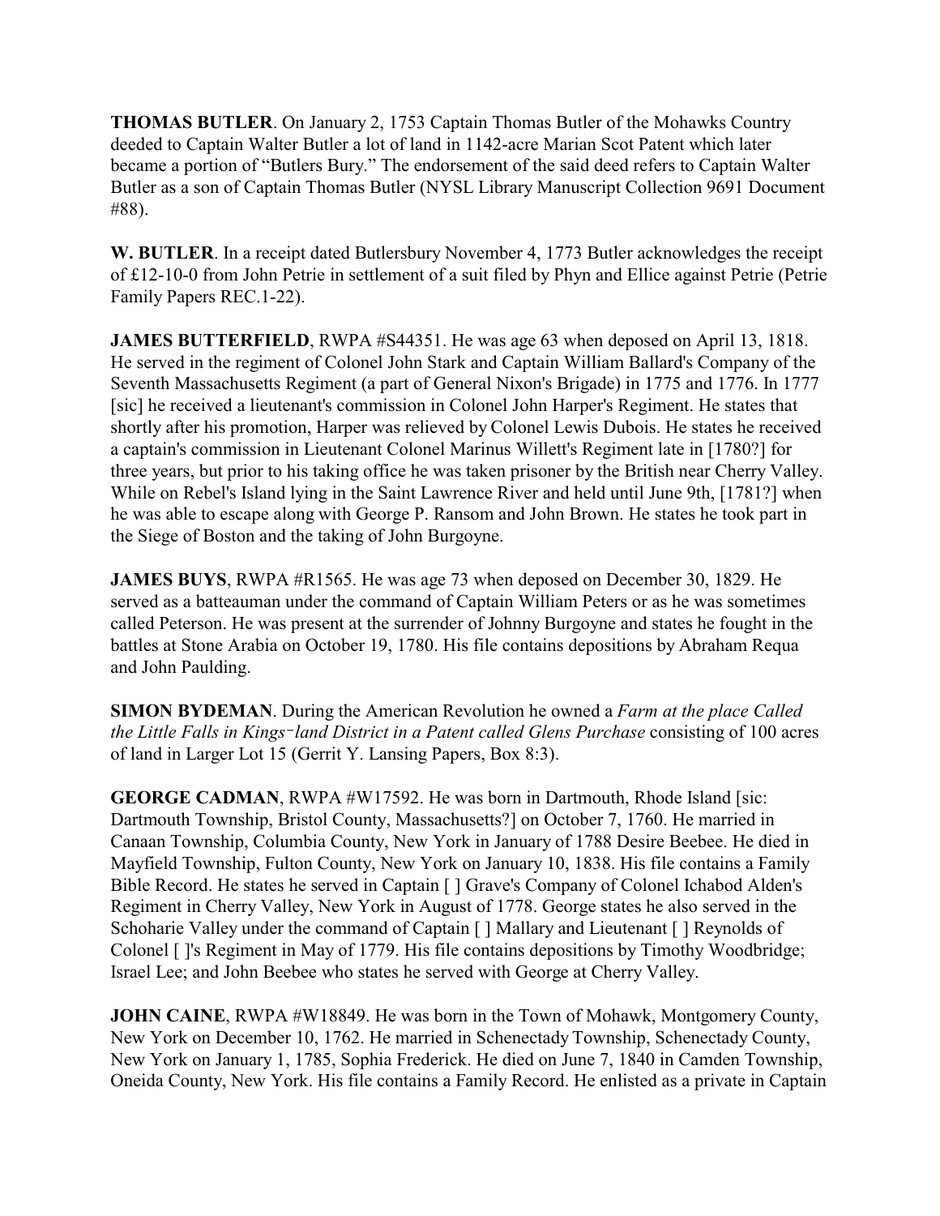**THOMAS BUTLER**. On January 2, 1753 Captain Thomas Butler of the Mohawks Country deeded to Captain Walter Butler a lot of land in 1142-acre Marian Scot Patent which later became a portion of "Butlers Bury." The endorsement of the said deed refers to Captain Walter Butler as a son of Captain Thomas Butler (NYSL Library Manuscript Collection 9691 Document #88).

**W. BUTLER**. In a receipt dated Butlersbury November 4, 1773 Butler acknowledges the receipt of £12-10-0 from John Petrie in settlement of a suit filed by Phyn and Ellice against Petrie (Petrie Family Papers REC.1-22).

**JAMES BUTTERFIELD**, RWPA #S44351. He was age 63 when deposed on April 13, 1818. He served in the regiment of Colonel John Stark and Captain William Ballard's Company of the Seventh Massachusetts Regiment (a part of General Nixon's Brigade) in 1775 and 1776. In 1777 [sic] he received a lieutenant's commission in Colonel John Harper's Regiment. He states that shortly after his promotion, Harper was relieved by Colonel Lewis Dubois. He states he received a captain's commission in Lieutenant Colonel Marinus Willett's Regiment late in [1780?] for three years, but prior to his taking office he was taken prisoner by the British near Cherry Valley. While on Rebel's Island lying in the Saint Lawrence River and held until June 9th, [1781?] when he was able to escape along with George P. Ransom and John Brown. He states he took part in the Siege of Boston and the taking of John Burgoyne.

**JAMES BUYS**, RWPA #R1565. He was age 73 when deposed on December 30, 1829. He served as a batteauman under the command of Captain William Peters or as he was sometimes called Peterson. He was present at the surrender of Johnny Burgoyne and states he fought in the battles at Stone Arabia on October 19, 1780. His file contains depositions by Abraham Requa and John Paulding.

**SIMON BYDEMAN**. During the American Revolution he owned a *Farm at the place Called the Little Falls in Kings-land District in a Patent called Glens Purchase* consisting of 100 acres of land in Larger Lot 15 (Gerrit Y. Lansing Papers, Box 8:3).

**GEORGE CADMAN**, RWPA #W17592. He was born in Dartmouth, Rhode Island [sic: Dartmouth Township, Bristol County, Massachusetts?] on October 7, 1760. He married in Canaan Township, Columbia County, New York in January of 1788 Desire Beebee. He died in Mayfield Township, Fulton County, New York on January 10, 1838. His file contains a Family Bible Record. He states he served in Captain [ ] Grave's Company of Colonel Ichabod Alden's Regiment in Cherry Valley, New York in August of 1778. George states he also served in the Schoharie Valley under the command of Captain [ ] Mallary and Lieutenant [ ] Reynolds of Colonel [ ]'s Regiment in May of 1779. His file contains depositions by Timothy Woodbridge; Israel Lee; and John Beebee who states he served with George at Cherry Valley.

**JOHN CAINE**, RWPA #W18849. He was born in the Town of Mohawk, Montgomery County, New York on December 10, 1762. He married in Schenectady Township, Schenectady County, New York on January 1, 1785, Sophia Frederick. He died on June 7, 1840 in Camden Township, Oneida County, New York. His file contains a Family Record. He enlisted as a private in Captain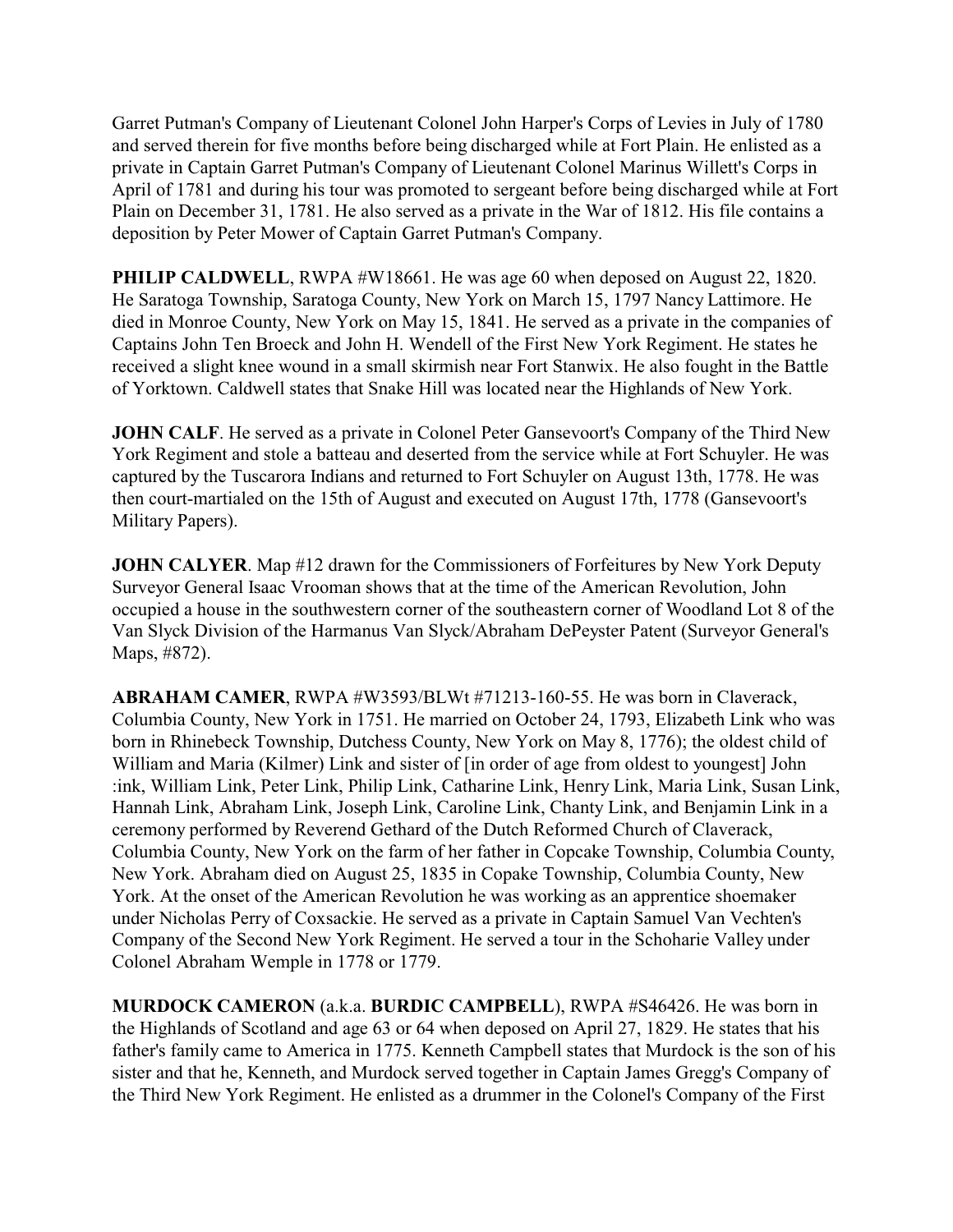Garret Putman's Company of Lieutenant Colonel John Harper's Corps of Levies in July of 1780 and served therein for five months before being discharged while at Fort Plain. He enlisted as a private in Captain Garret Putman's Company of Lieutenant Colonel Marinus Willett's Corps in April of 1781 and during his tour was promoted to sergeant before being discharged while at Fort Plain on December 31, 1781. He also served as a private in the War of 1812. His file contains a deposition by Peter Mower of Captain Garret Putman's Company.

**PHILIP CALDWELL**, RWPA #W18661. He was age 60 when deposed on August 22, 1820. He Saratoga Township, Saratoga County, New York on March 15, 1797 Nancy Lattimore. He died in Monroe County, New York on May 15, 1841. He served as a private in the companies of Captains John Ten Broeck and John H. Wendell of the First New York Regiment. He states he received a slight knee wound in a small skirmish near Fort Stanwix. He also fought in the Battle of Yorktown. Caldwell states that Snake Hill was located near the Highlands of New York.

**JOHN CALF**. He served as a private in Colonel Peter Gansevoort's Company of the Third New York Regiment and stole a batteau and deserted from the service while at Fort Schuyler. He was captured by the Tuscarora Indians and returned to Fort Schuyler on August 13th, 1778. He was then court-martialed on the 15th of August and executed on August 17th, 1778 (Gansevoort's Military Papers).

**JOHN CALYER**. Map #12 drawn for the Commissioners of Forfeitures by New York Deputy Surveyor General Isaac Vrooman shows that at the time of the American Revolution, John occupied a house in the southwestern corner of the southeastern corner of Woodland Lot 8 of the Van Slyck Division of the Harmanus Van Slyck/Abraham DePeyster Patent (Surveyor General's Maps, #872).

**ABRAHAM CAMER**, RWPA #W3593/BLWt #71213-160-55. He was born in Claverack, Columbia County, New York in 1751. He married on October 24, 1793, Elizabeth Link who was born in Rhinebeck Township, Dutchess County, New York on May 8, 1776); the oldest child of William and Maria (Kilmer) Link and sister of [in order of age from oldest to youngest] John :ink, William Link, Peter Link, Philip Link, Catharine Link, Henry Link, Maria Link, Susan Link, Hannah Link, Abraham Link, Joseph Link, Caroline Link, Chanty Link, and Benjamin Link in a ceremony performed by Reverend Gethard of the Dutch Reformed Church of Claverack, Columbia County, New York on the farm of her father in Copcake Township, Columbia County, New York. Abraham died on August 25, 1835 in Copake Township, Columbia County, New York. At the onset of the American Revolution he was working as an apprentice shoemaker under Nicholas Perry of Coxsackie. He served as a private in Captain Samuel Van Vechten's Company of the Second New York Regiment. He served a tour in the Schoharie Valley under Colonel Abraham Wemple in 1778 or 1779.

**MURDOCK CAMERON** (a.k.a. **BURDIC CAMPBELL**), RWPA #S46426. He was born in the Highlands of Scotland and age 63 or 64 when deposed on April 27, 1829. He states that his father's family came to America in 1775. Kenneth Campbell states that Murdock is the son of his sister and that he, Kenneth, and Murdock served together in Captain James Gregg's Company of the Third New York Regiment. He enlisted as a drummer in the Colonel's Company of the First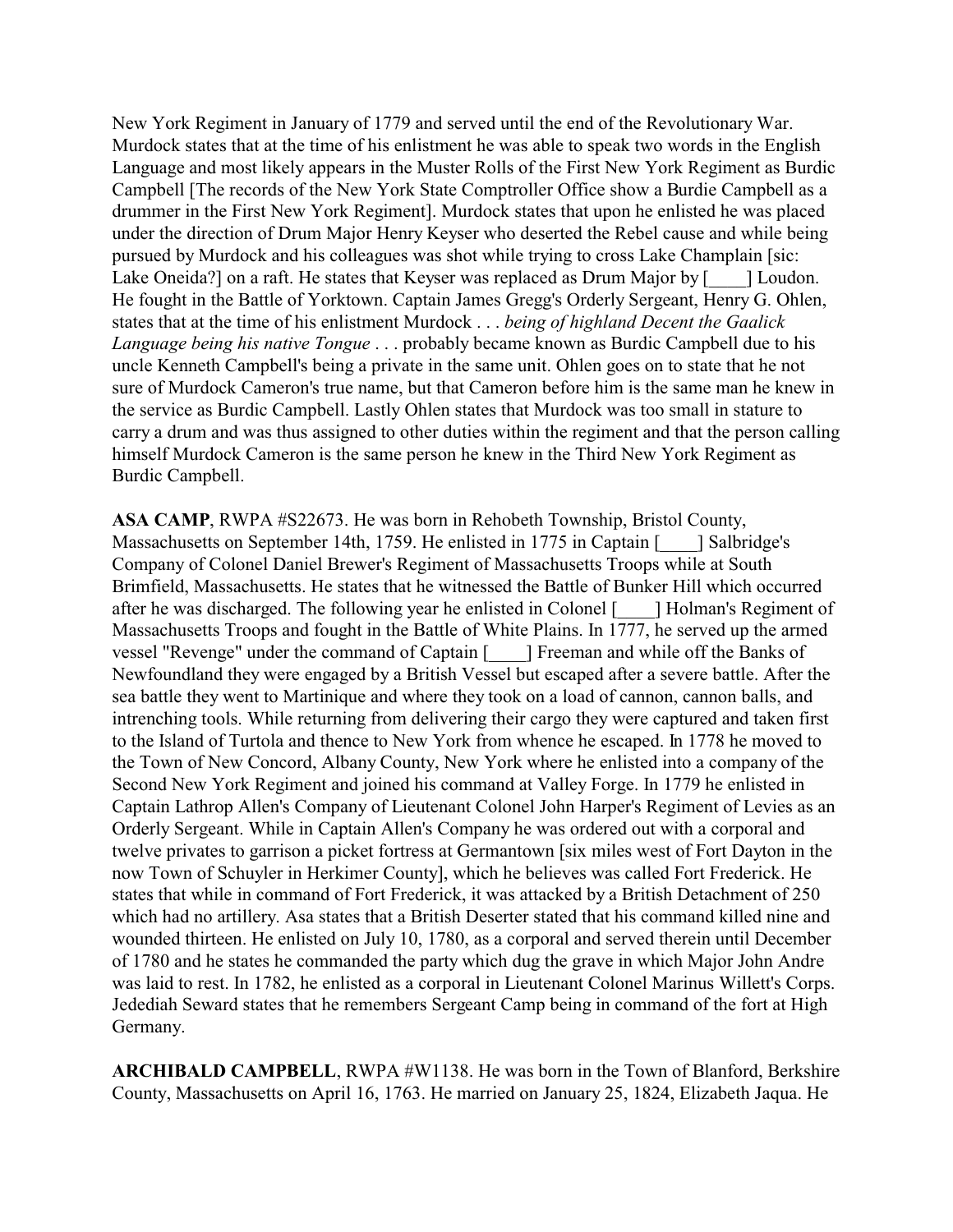New York Regiment in January of 1779 and served until the end of the Revolutionary War. Murdock states that at the time of his enlistment he was able to speak two words in the English Language and most likely appears in the Muster Rolls of the First New York Regiment as Burdic Campbell [The records of the New York State Comptroller Office show a Burdie Campbell as a drummer in the First New York Regiment]. Murdock states that upon he enlisted he was placed under the direction of Drum Major Henry Keyser who deserted the Rebel cause and while being pursued by Murdock and his colleagues was shot while trying to cross Lake Champlain [sic: Lake Oneida?] on a raft. He states that Keyser was replaced as Drum Major by [____] Loudon. He fought in the Battle of Yorktown. Captain James Gregg's Orderly Sergeant, Henry G. Ohlen, states that at the time of his enlistment Murdock . . . *being of highland Decent the Gaalick Language being his native Tongue* . . . probably became known as Burdic Campbell due to his uncle Kenneth Campbell's being a private in the same unit. Ohlen goes on to state that he not sure of Murdock Cameron's true name, but that Cameron before him is the same man he knew in the service as Burdic Campbell. Lastly Ohlen states that Murdock was too small in stature to carry a drum and was thus assigned to other duties within the regiment and that the person calling himself Murdock Cameron is the same person he knew in the Third New York Regiment as Burdic Campbell.

**ASA CAMP**, RWPA #S22673. He was born in Rehobeth Township, Bristol County, Massachusetts on September 14th, 1759. He enlisted in 1775 in Captain [____] Salbridge's Company of Colonel Daniel Brewer's Regiment of Massachusetts Troops while at South Brimfield, Massachusetts. He states that he witnessed the Battle of Bunker Hill which occurred after he was discharged. The following year he enlisted in Colonel [____] Holman's Regiment of Massachusetts Troops and fought in the Battle of White Plains. In 1777, he served up the armed vessel "Revenge" under the command of Captain [____] Freeman and while off the Banks of Newfoundland they were engaged by a British Vessel but escaped after a severe battle. After the sea battle they went to Martinique and where they took on a load of cannon, cannon balls, and intrenching tools. While returning from delivering their cargo they were captured and taken first to the Island of Turtola and thence to New York from whence he escaped. In 1778 he moved to the Town of New Concord, Albany County, New York where he enlisted into a company of the Second New York Regiment and joined his command at Valley Forge. In 1779 he enlisted in Captain Lathrop Allen's Company of Lieutenant Colonel John Harper's Regiment of Levies as an Orderly Sergeant. While in Captain Allen's Company he was ordered out with a corporal and twelve privates to garrison a picket fortress at Germantown [six miles west of Fort Dayton in the now Town of Schuyler in Herkimer County], which he believes was called Fort Frederick. He states that while in command of Fort Frederick, it was attacked by a British Detachment of 250 which had no artillery. Asa states that a British Deserter stated that his command killed nine and wounded thirteen. He enlisted on July 10, 1780, as a corporal and served therein until December of 1780 and he states he commanded the party which dug the grave in which Major John Andre was laid to rest. In 1782, he enlisted as a corporal in Lieutenant Colonel Marinus Willett's Corps. Jedediah Seward states that he remembers Sergeant Camp being in command of the fort at High Germany.

**ARCHIBALD CAMPBELL**, RWPA #W1138. He was born in the Town of Blanford, Berkshire County, Massachusetts on April 16, 1763. He married on January 25, 1824, Elizabeth Jaqua. He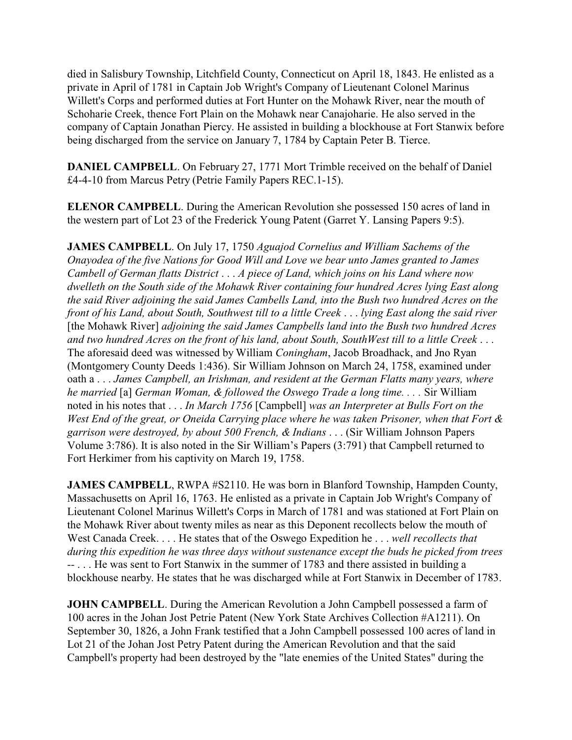died in Salisbury Township, Litchfield County, Connecticut on April 18, 1843. He enlisted as a private in April of 1781 in Captain Job Wright's Company of Lieutenant Colonel Marinus Willett's Corps and performed duties at Fort Hunter on the Mohawk River, near the mouth of Schoharie Creek, thence Fort Plain on the Mohawk near Canajoharie. He also served in the company of Captain Jonathan Piercy. He assisted in building a blockhouse at Fort Stanwix before being discharged from the service on January 7, 1784 by Captain Peter B. Tierce.

**DANIEL CAMPBELL**. On February 27, 1771 Mort Trimble received on the behalf of Daniel £4-4-10 from Marcus Petry (Petrie Family Papers REC.1-15).

**ELENOR CAMPBELL**. During the American Revolution she possessed 150 acres of land in the western part of Lot 23 of the Frederick Young Patent (Garret Y. Lansing Papers 9:5).

**JAMES CAMPBELL**. On July 17, 1750 *Aguajod Cornelius and William Sachems of the Onayodea of the five Nations for Good Will and Love we bear unto James granted to James Cambell of German flatts District . . . A piece of Land, which joins on his Land where now dwelleth on the South side of the Mohawk River containing four hundred Acres lying East along the said River adjoining the said James Cambells Land, into the Bush two hundred Acres on the front of his Land, about South, Southwest till to a little Creek . . . lying East along the said river* [the Mohawk River] *adjoining the said James Campbells land into the Bush two hundred Acres and two hundred Acres on the front of his land, about South, SouthWest till to a little Creek . . .* The aforesaid deed was witnessed by William *Coningham*, Jacob Broadhack, and Jno Ryan (Montgomery County Deeds 1:436). Sir William Johnson on March 24, 1758, examined under oath a . . . *James Campbell, an Irishman, and resident at the German Flatts many years, where he married* [a] *German Woman, & followed the Oswego Trade a long time. . . .* Sir William noted in his notes that . . . *In March 1756* [Campbell] *was an Interpreter at Bulls Fort on the West End of the great, or Oneida Carrying place where he was taken Prisoner, when that Fort & garrison were destroyed, by about 500 French, & Indians . . .* (Sir William Johnson Papers Volume 3:786). It is also noted in the Sir William's Papers (3:791) that Campbell returned to Fort Herkimer from his captivity on March 19, 1758.

**JAMES CAMPBELL**, RWPA #S2110. He was born in Blanford Township, Hampden County, Massachusetts on April 16, 1763. He enlisted as a private in Captain Job Wright's Company of Lieutenant Colonel Marinus Willett's Corps in March of 1781 and was stationed at Fort Plain on the Mohawk River about twenty miles as near as this Deponent recollects below the mouth of West Canada Creek. . . . He states that of the Oswego Expedition he . . . *well recollects that during this expedition he was three days without sustenance except the buds he picked from trees* -- . . . He was sent to Fort Stanwix in the summer of 1783 and there assisted in building a blockhouse nearby. He states that he was discharged while at Fort Stanwix in December of 1783.

**JOHN CAMPBELL**. During the American Revolution a John Campbell possessed a farm of 100 acres in the Johan Jost Petrie Patent (New York State Archives Collection #A1211). On September 30, 1826, a John Frank testified that a John Campbell possessed 100 acres of land in Lot 21 of the Johan Jost Petry Patent during the American Revolution and that the said Campbell's property had been destroyed by the "late enemies of the United States" during the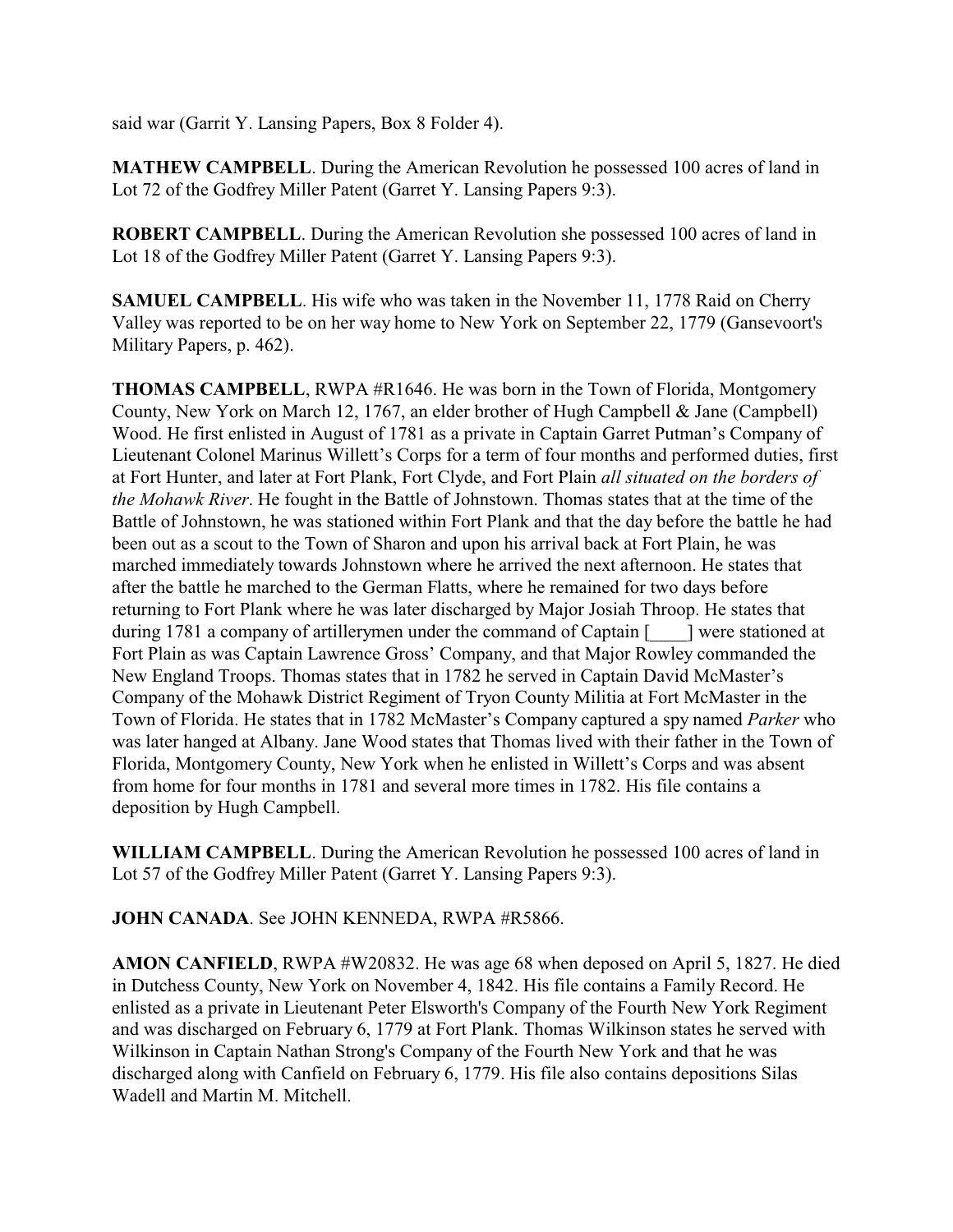said war (Garrit Y. Lansing Papers, Box 8 Folder 4).

**MATHEW CAMPBELL**. During the American Revolution he possessed 100 acres of land in Lot 72 of the Godfrey Miller Patent (Garret Y. Lansing Papers 9:3).

**ROBERT CAMPBELL**. During the American Revolution she possessed 100 acres of land in Lot 18 of the Godfrey Miller Patent (Garret Y. Lansing Papers 9:3).

**SAMUEL CAMPBELL**. His wife who was taken in the November 11, 1778 Raid on Cherry Valley was reported to be on her way home to New York on September 22, 1779 (Gansevoort's Military Papers, p. 462).

**THOMAS CAMPBELL**, RWPA #R1646. He was born in the Town of Florida, Montgomery County, New York on March 12, 1767, an elder brother of Hugh Campbell & Jane (Campbell) Wood. He first enlisted in August of 1781 as a private in Captain Garret Putman's Company of Lieutenant Colonel Marinus Willett's Corps for a term of four months and performed duties, first at Fort Hunter, and later at Fort Plank, Fort Clyde, and Fort Plain *all situated on the borders of the Mohawk River*. He fought in the Battle of Johnstown. Thomas states that at the time of the Battle of Johnstown, he was stationed within Fort Plank and that the day before the battle he had been out as a scout to the Town of Sharon and upon his arrival back at Fort Plain, he was marched immediately towards Johnstown where he arrived the next afternoon. He states that after the battle he marched to the German Flatts, where he remained for two days before returning to Fort Plank where he was later discharged by Major Josiah Throop. He states that during 1781 a company of artillerymen under the command of Captain [____] were stationed at Fort Plain as was Captain Lawrence Gross' Company, and that Major Rowley commanded the New England Troops. Thomas states that in 1782 he served in Captain David McMaster's Company of the Mohawk District Regiment of Tryon County Militia at Fort McMaster in the Town of Florida. He states that in 1782 McMaster's Company captured a spy named *Parker* who was later hanged at Albany. Jane Wood states that Thomas lived with their father in the Town of Florida, Montgomery County, New York when he enlisted in Willett's Corps and was absent from home for four months in 1781 and several more times in 1782. His file contains a deposition by Hugh Campbell.

**WILLIAM CAMPBELL**. During the American Revolution he possessed 100 acres of land in Lot 57 of the Godfrey Miller Patent (Garret Y. Lansing Papers 9:3).

**JOHN CANADA**. See JOHN KENNEDA, RWPA #R5866.

**AMON CANFIELD**, RWPA #W20832. He was age 68 when deposed on April 5, 1827. He died in Dutchess County, New York on November 4, 1842. His file contains a Family Record. He enlisted as a private in Lieutenant Peter Elsworth's Company of the Fourth New York Regiment and was discharged on February 6, 1779 at Fort Plank. Thomas Wilkinson states he served with Wilkinson in Captain Nathan Strong's Company of the Fourth New York and that he was discharged along with Canfield on February 6, 1779. His file also contains depositions Silas Wadell and Martin M. Mitchell.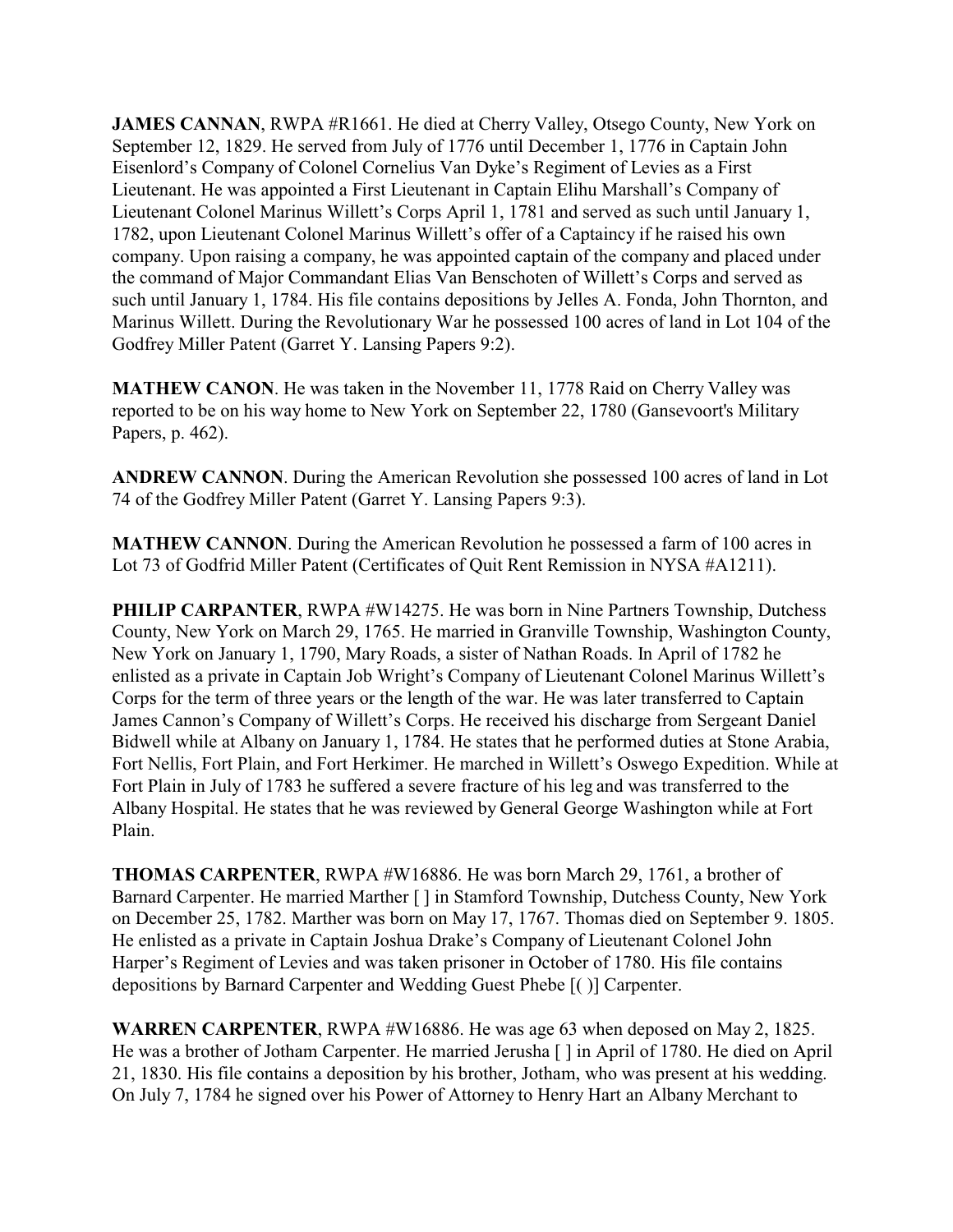**JAMES CANNAN**, RWPA #R1661. He died at Cherry Valley, Otsego County, New York on September 12, 1829. He served from July of 1776 until December 1, 1776 in Captain John Eisenlord's Company of Colonel Cornelius Van Dyke's Regiment of Levies as a First Lieutenant. He was appointed a First Lieutenant in Captain Elihu Marshall's Company of Lieutenant Colonel Marinus Willett's Corps April 1, 1781 and served as such until January 1, 1782, upon Lieutenant Colonel Marinus Willett's offer of a Captaincy if he raised his own company. Upon raising a company, he was appointed captain of the company and placed under the command of Major Commandant Elias Van Benschoten of Willett's Corps and served as such until January 1, 1784. His file contains depositions by Jelles A. Fonda, John Thornton, and Marinus Willett. During the Revolutionary War he possessed 100 acres of land in Lot 104 of the Godfrey Miller Patent (Garret Y. Lansing Papers 9:2).

**MATHEW CANON**. He was taken in the November 11, 1778 Raid on Cherry Valley was reported to be on his way home to New York on September 22, 1780 (Gansevoort's Military Papers, p. 462).

**ANDREW CANNON**. During the American Revolution she possessed 100 acres of land in Lot 74 of the Godfrey Miller Patent (Garret Y. Lansing Papers 9:3).

**MATHEW CANNON**. During the American Revolution he possessed a farm of 100 acres in Lot 73 of Godfrid Miller Patent (Certificates of Quit Rent Remission in NYSA #A1211).

**PHILIP CARPANTER**, RWPA #W14275. He was born in Nine Partners Township, Dutchess County, New York on March 29, 1765. He married in Granville Township, Washington County, New York on January 1, 1790, Mary Roads, a sister of Nathan Roads. In April of 1782 he enlisted as a private in Captain Job Wright's Company of Lieutenant Colonel Marinus Willett's Corps for the term of three years or the length of the war. He was later transferred to Captain James Cannon's Company of Willett's Corps. He received his discharge from Sergeant Daniel Bidwell while at Albany on January 1, 1784. He states that he performed duties at Stone Arabia, Fort Nellis, Fort Plain, and Fort Herkimer. He marched in Willett's Oswego Expedition. While at Fort Plain in July of 1783 he suffered a severe fracture of his leg and was transferred to the Albany Hospital. He states that he was reviewed by General George Washington while at Fort Plain.

**THOMAS CARPENTER**, RWPA #W16886. He was born March 29, 1761, a brother of Barnard Carpenter. He married Marther [ ] in Stamford Township, Dutchess County, New York on December 25, 1782. Marther was born on May 17, 1767. Thomas died on September 9. 1805. He enlisted as a private in Captain Joshua Drake's Company of Lieutenant Colonel John Harper's Regiment of Levies and was taken prisoner in October of 1780. His file contains depositions by Barnard Carpenter and Wedding Guest Phebe [( )] Carpenter.

**WARREN CARPENTER**, RWPA #W16886. He was age 63 when deposed on May 2, 1825. He was a brother of Jotham Carpenter. He married Jerusha [ ] in April of 1780. He died on April 21, 1830. His file contains a deposition by his brother, Jotham, who was present at his wedding. On July 7, 1784 he signed over his Power of Attorney to Henry Hart an Albany Merchant to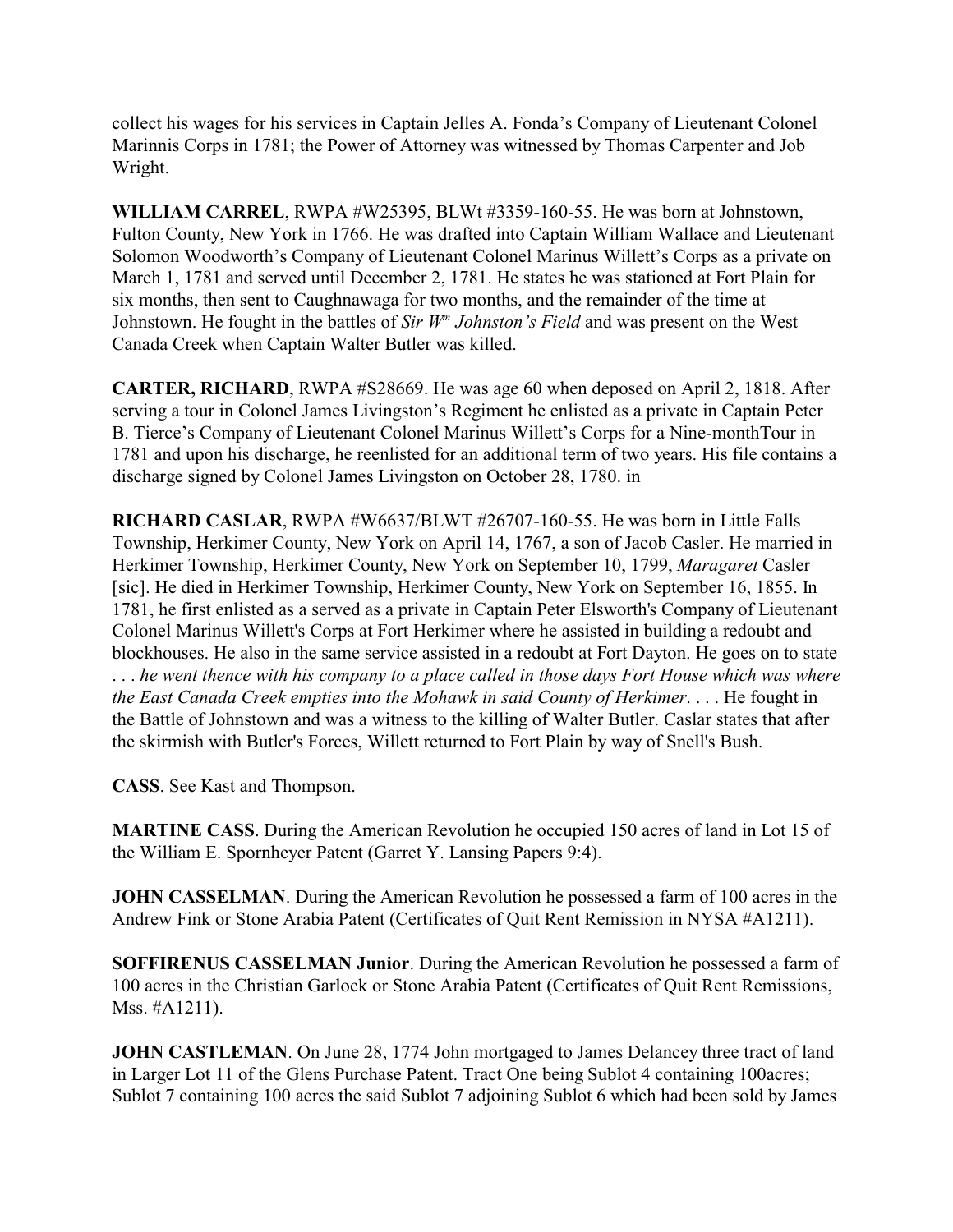collect his wages for his services in Captain Jelles A. Fonda's Company of Lieutenant Colonel Marinnis Corps in 1781; the Power of Attorney was witnessed by Thomas Carpenter and Job Wright.

**WILLIAM CARREL**, RWPA #W25395, BLWt #3359-160-55. He was born at Johnstown, Fulton County, New York in 1766. He was drafted into Captain William Wallace and Lieutenant Solomon Woodworth's Company of Lieutenant Colonel Marinus Willett's Corps as a private on March 1, 1781 and served until December 2, 1781. He states he was stationed at Fort Plain for six months, then sent to Caughnawaga for two months, and the remainder of the time at Johnstown. He fought in the battles of *Sir Wm Johnston's Field* and was present on the West Canada Creek when Captain Walter Butler was killed.

**CARTER, RICHARD**, RWPA #S28669. He was age 60 when deposed on April 2, 1818. After serving a tour in Colonel James Livingston's Regiment he enlisted as a private in Captain Peter B. Tierce's Company of Lieutenant Colonel Marinus Willett's Corps for a Nine-monthTour in 1781 and upon his discharge, he reenlisted for an additional term of two years. His file contains a discharge signed by Colonel James Livingston on October 28, 1780. in

**RICHARD CASLAR**, RWPA #W6637/BLWT #26707-160-55. He was born in Little Falls Township, Herkimer County, New York on April 14, 1767, a son of Jacob Casler. He married in Herkimer Township, Herkimer County, New York on September 10, 1799, *Maragaret* Casler [sic]. He died in Herkimer Township, Herkimer County, New York on September 16, 1855. In 1781, he first enlisted as a served as a private in Captain Peter Elsworth's Company of Lieutenant Colonel Marinus Willett's Corps at Fort Herkimer where he assisted in building a redoubt and blockhouses. He also in the same service assisted in a redoubt at Fort Dayton. He goes on to state . . . *he went thence with his company to a place called in those days Fort House which was where the East Canada Creek empties into the Mohawk in said County of Herkimer*. . . . He fought in the Battle of Johnstown and was a witness to the killing of Walter Butler. Caslar states that after the skirmish with Butler's Forces, Willett returned to Fort Plain by way of Snell's Bush.

**CASS**. See Kast and Thompson.

**MARTINE CASS**. During the American Revolution he occupied 150 acres of land in Lot 15 of the William E. Spornheyer Patent (Garret Y. Lansing Papers 9:4).

**JOHN CASSELMAN**. During the American Revolution he possessed a farm of 100 acres in the Andrew Fink or Stone Arabia Patent (Certificates of Quit Rent Remission in NYSA #A1211).

**SOFFIRENUS CASSELMAN Junior**. During the American Revolution he possessed a farm of 100 acres in the Christian Garlock or Stone Arabia Patent (Certificates of Quit Rent Remissions, Mss. #A1211).

**JOHN CASTLEMAN**. On June 28, 1774 John mortgaged to James Delancey three tract of land in Larger Lot 11 of the Glens Purchase Patent. Tract One being Sublot 4 containing 100acres; Sublot 7 containing 100 acres the said Sublot 7 adjoining Sublot 6 which had been sold by James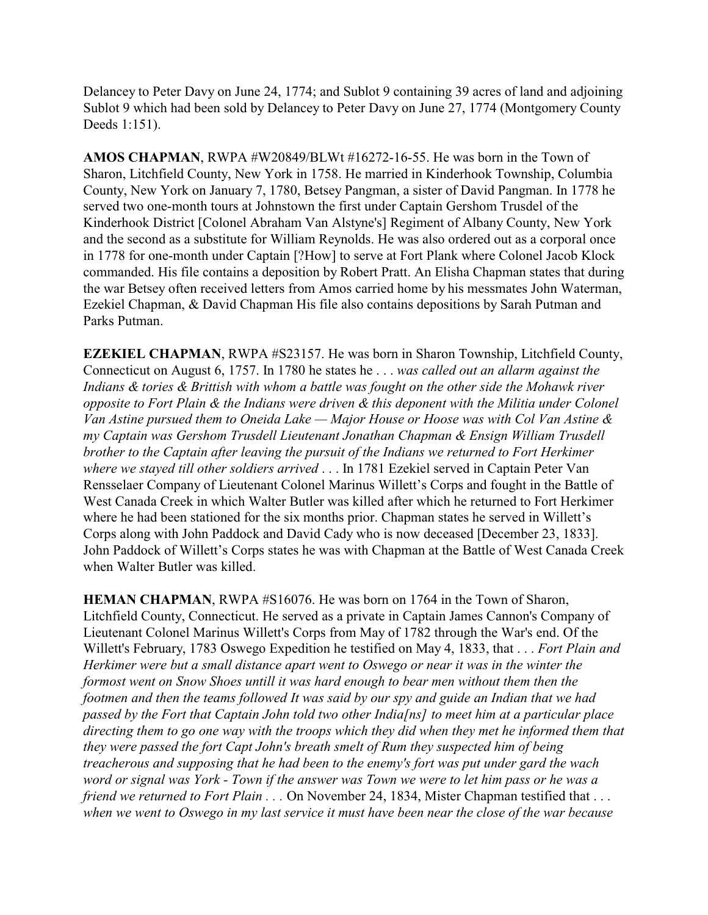Delancey to Peter Davy on June 24, 1774; and Sublot 9 containing 39 acres of land and adjoining Sublot 9 which had been sold by Delancey to Peter Davy on June 27, 1774 (Montgomery County Deeds 1:151).

**AMOS CHAPMAN**, RWPA #W20849/BLWt #16272-16-55. He was born in the Town of Sharon, Litchfield County, New York in 1758. He married in Kinderhook Township, Columbia County, New York on January 7, 1780, Betsey Pangman, a sister of David Pangman. In 1778 he served two one-month tours at Johnstown the first under Captain Gershom Trusdel of the Kinderhook District [Colonel Abraham Van Alstyne's] Regiment of Albany County, New York and the second as a substitute for William Reynolds. He was also ordered out as a corporal once in 1778 for one-month under Captain [?How] to serve at Fort Plank where Colonel Jacob Klock commanded. His file contains a deposition by Robert Pratt. An Elisha Chapman states that during the war Betsey often received letters from Amos carried home by his messmates John Waterman, Ezekiel Chapman, & David Chapman His file also contains depositions by Sarah Putman and Parks Putman.

**EZEKIEL CHAPMAN**, RWPA #S23157. He was born in Sharon Township, Litchfield County, Connecticut on August 6, 1757. In 1780 he states he . . . *was called out an allarm against the Indians & tories & Brittish with whom a battle was fought on the other side the Mohawk river opposite to Fort Plain & the Indians were driven & this deponent with the Militia under Colonel Van Astine pursued them to Oneida Lake — Major House or Hoose was with Col Van Astine & my Captain was Gershom Trusdell Lieutenant Jonathan Chapman & Ensign William Trusdell brother to the Captain after leaving the pursuit of the Indians we returned to Fort Herkimer where we stayed till other soldiers arrived* . . . In 1781 Ezekiel served in Captain Peter Van Rensselaer Company of Lieutenant Colonel Marinus Willett's Corps and fought in the Battle of West Canada Creek in which Walter Butler was killed after which he returned to Fort Herkimer where he had been stationed for the six months prior. Chapman states he served in Willett's Corps along with John Paddock and David Cady who is now deceased [December 23, 1833]. John Paddock of Willett's Corps states he was with Chapman at the Battle of West Canada Creek when Walter Butler was killed.

**HEMAN CHAPMAN**, RWPA #S16076. He was born on 1764 in the Town of Sharon, Litchfield County, Connecticut. He served as a private in Captain James Cannon's Company of Lieutenant Colonel Marinus Willett's Corps from May of 1782 through the War's end. Of the Willett's February, 1783 Oswego Expedition he testified on May 4, 1833, that . . . *Fort Plain and Herkimer were but a small distance apart went to Oswego or near it was in the winter the formost went on Snow Shoes untill it was hard enough to bear men without them then the footmen and then the teams followed It was said by our spy and guide an Indian that we had passed by the Fort that Captain John told two other India[ns] to meet him at a particular place directing them to go one way with the troops which they did when they met he informed them that they were passed the fort Capt John's breath smelt of Rum they suspected him of being treacherous and supposing that he had been to the enemy's fort was put under gard the wach word or signal was York - Town if the answer was Town we were to let him pass or he was a friend we returned to Fort Plain* . . . On November 24, 1834, Mister Chapman testified that . . . *when we went to Oswego in my last service it must have been near the close of the war because*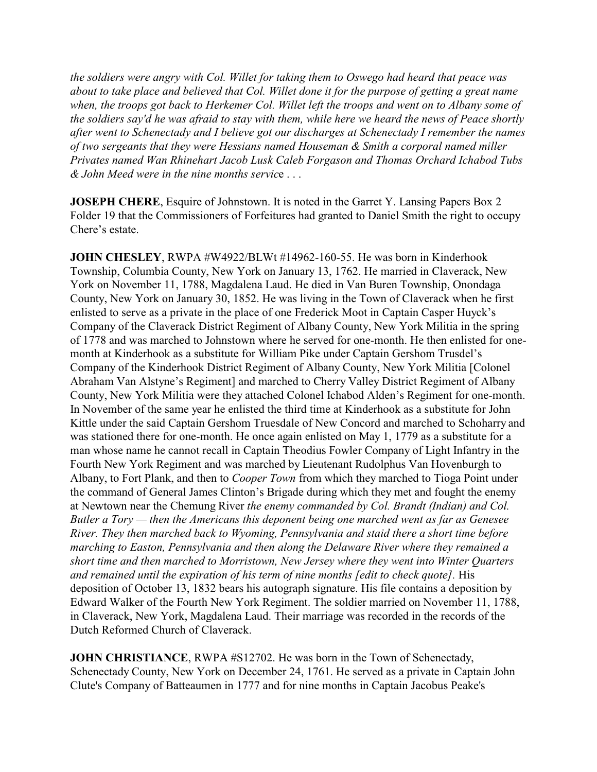*the soldiers were angry with Col. Willet for taking them to Oswego had heard that peace was about to take place and believed that Col. Willet done it for the purpose of getting a great name when, the troops got back to Herkemer Col. Willet left the troops and went on to Albany some of the soldiers say'd he was afraid to stay with them, while here we heard the news of Peace shortly after went to Schenectady and I believe got our discharges at Schenectady I remember the names of two sergeants that they were Hessians named Houseman & Smith a corporal named miller Privates named Wan Rhinehart Jacob Lusk Caleb Forgason and Thomas Orchard Ichabod Tubs & John Meed were in the nine months servic*e . . .

**JOSEPH CHERE**, Esquire of Johnstown. It is noted in the Garret Y. Lansing Papers Box 2 Folder 19 that the Commissioners of Forfeitures had granted to Daniel Smith the right to occupy Chere's estate.

**JOHN CHESLEY**, RWPA #W4922/BLWt #14962-160-55. He was born in Kinderhook Township, Columbia County, New York on January 13, 1762. He married in Claverack, New York on November 11, 1788, Magdalena Laud. He died in Van Buren Township, Onondaga County, New York on January 30, 1852. He was living in the Town of Claverack when he first enlisted to serve as a private in the place of one Frederick Moot in Captain Casper Huyck's Company of the Claverack District Regiment of Albany County, New York Militia in the spring of 1778 and was marched to Johnstown where he served for one-month. He then enlisted for one-month at Kinderhook as a substitute for William Pike under Captain Gershom Trusdel's Company of the Kinderhook District Regiment of Albany County, New York Militia [Colonel Abraham Van Alstyne's Regiment] and marched to Cherry Valley District Regiment of Albany County, New York Militia were they attached Colonel Ichabod Alden's Regiment for one-month. In November of the same year he enlisted the third time at Kinderhook as a substitute for John Kittle under the said Captain Gershom Truesdale of New Concord and marched to Schoharry and was stationed there for one-month. He once again enlisted on May 1, 1779 as a substitute for a man whose name he cannot recall in Captain Theodius Fowler Company of Light Infantry in the Fourth New York Regiment and was marched by Lieutenant Rudolphus Van Hovenburgh to Albany, to Fort Plank, and then to *Cooper Town* from which they marched to Tioga Point under the command of General James Clinton's Brigade during which they met and fought the enemy at Newtown near the Chemung River *the enemy commanded by Col. Brandt (Indian) and Col. Butler a Tory — then the Americans this deponent being one marched went as far as Genesee River. They then marched back to Wyoming, Pennsylvania and staid there a short time before marching to Easton, Pennsylvania and then along the Delaware River where they remained a short time and then marched to Morristown, New Jersey where they went into Winter Quarters and remained until the expiration of his term of nine months [edit to check quote].* His deposition of October 13, 1832 bears his autograph signature. His file contains a deposition by Edward Walker of the Fourth New York Regiment. The soldier married on November 11, 1788, in Claverack, New York, Magdalena Laud. Their marriage was recorded in the records of the Dutch Reformed Church of Claverack.

**JOHN CHRISTIANCE**, RWPA #S12702. He was born in the Town of Schenectady, Schenectady County, New York on December 24, 1761. He served as a private in Captain John Clute's Company of Batteaumen in 1777 and for nine months in Captain Jacobus Peake's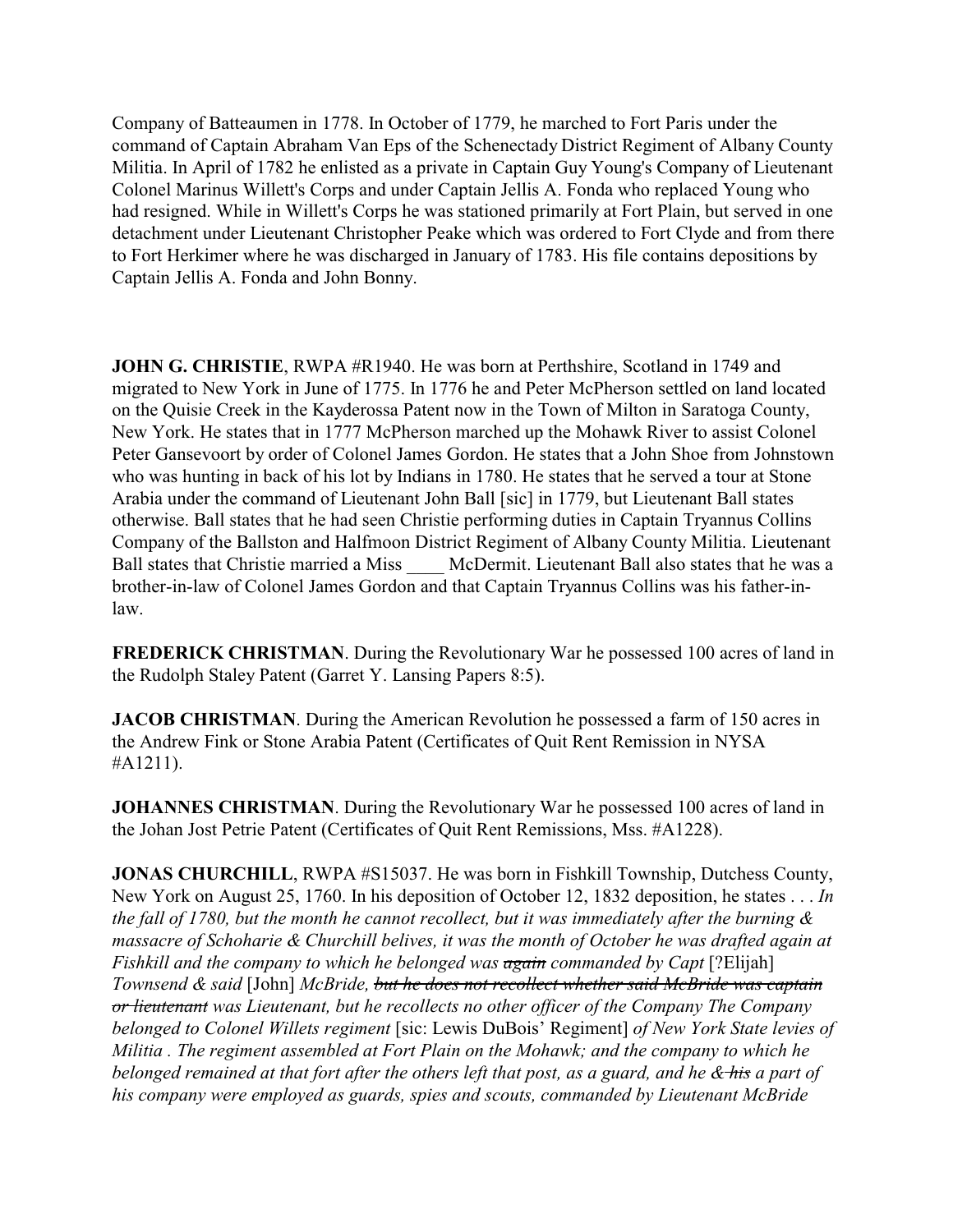Company of Batteaumen in 1778. In October of 1779, he marched to Fort Paris under the command of Captain Abraham Van Eps of the Schenectady District Regiment of Albany County Militia. In April of 1782 he enlisted as a private in Captain Guy Young's Company of Lieutenant Colonel Marinus Willett's Corps and under Captain Jellis A. Fonda who replaced Young who had resigned. While in Willett's Corps he was stationed primarily at Fort Plain, but served in one detachment under Lieutenant Christopher Peake which was ordered to Fort Clyde and from there to Fort Herkimer where he was discharged in January of 1783. His file contains depositions by Captain Jellis A. Fonda and John Bonny.

**JOHN G. CHRISTIE**, RWPA #R1940. He was born at Perthshire, Scotland in 1749 and migrated to New York in June of 1775. In 1776 he and Peter McPherson settled on land located on the Quisie Creek in the Kayderossa Patent now in the Town of Milton in Saratoga County, New York. He states that in 1777 McPherson marched up the Mohawk River to assist Colonel Peter Gansevoort by order of Colonel James Gordon. He states that a John Shoe from Johnstown who was hunting in back of his lot by Indians in 1780. He states that he served a tour at Stone Arabia under the command of Lieutenant John Ball [sic] in 1779, but Lieutenant Ball states otherwise. Ball states that he had seen Christie performing duties in Captain Tryannus Collins Company of the Ballston and Halfmoon District Regiment of Albany County Militia. Lieutenant Ball states that Christie married a Miss ____ McDermit. Lieutenant Ball also states that he was a brother-in-law of Colonel James Gordon and that Captain Tryannus Collins was his father-in-law.

**FREDERICK CHRISTMAN**. During the Revolutionary War he possessed 100 acres of land in the Rudolph Staley Patent (Garret Y. Lansing Papers 8:5).

**JACOB CHRISTMAN**. During the American Revolution he possessed a farm of 150 acres in the Andrew Fink or Stone Arabia Patent (Certificates of Quit Rent Remission in NYSA #A1211).

**JOHANNES CHRISTMAN**. During the Revolutionary War he possessed 100 acres of land in the Johan Jost Petrie Patent (Certificates of Quit Rent Remissions, Mss. #A1228).

**JONAS CHURCHILL**, RWPA #S15037. He was born in Fishkill Township, Dutchess County, New York on August 25, 1760. In his deposition of October 12, 1832 deposition, he states . . . *In the fall of 1780, but the month he cannot recollect, but it was immediately after the burning & massacre of Schoharie & Churchill belives, it was the month of October he was drafted again at Fishkill and the company to which he belonged was ~~again~~ commanded by Capt* [?Elijah] *Townsend & said* [John] *McBride, ~~but he does not recollect whether said McBride was captain or lieutenant~~ was Lieutenant, but he recollects no other officer of the Company The Company belonged to Colonel Willets regiment* [sic: Lewis DuBois' Regiment] *of New York State levies of Militia . The regiment assembled at Fort Plain on the Mohawk; and the company to which he belonged remained at that fort after the others left that post, as a guard, and he ~~& his~~ a part of his company were employed as guards, spies and scouts, commanded by Lieutenant McBride*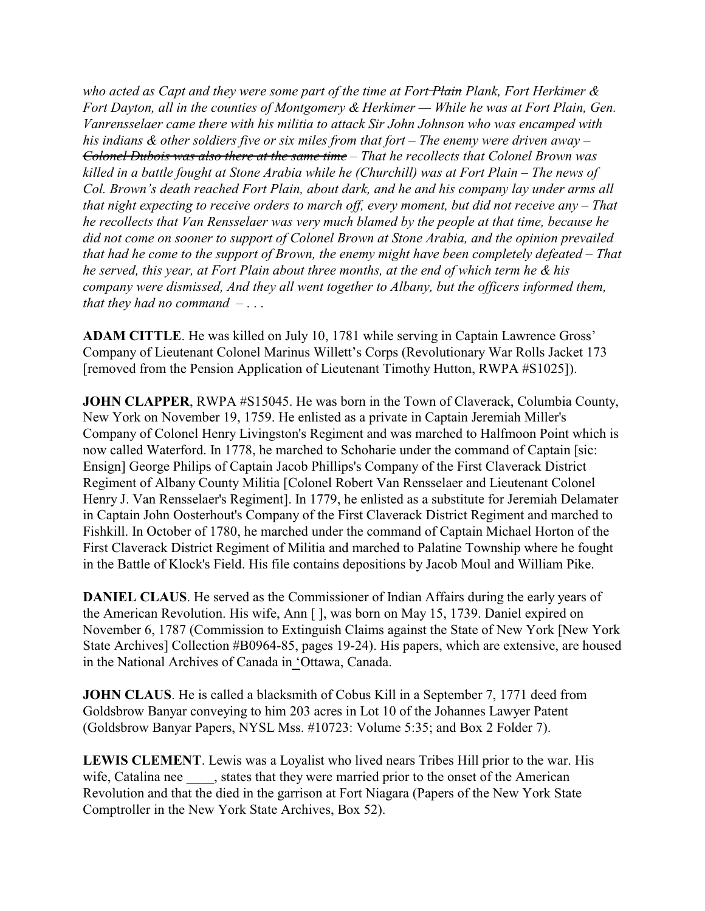*who acted as Capt and they were some part of the time at Fort ~~Plain~~ Plank, Fort Herkimer & Fort Dayton, all in the counties of Montgomery & Herkimer — While he was at Fort Plain, Gen. Vanrensselaer came there with his militia to attack Sir John Johnson who was encamped with his indians & other soldiers five or six miles from that fort – The enemy were driven away – ~~Colonel Dubois was also there at the same time~~ – That he recollects that Colonel Brown was killed in a battle fought at Stone Arabia while he (Churchill) was at Fort Plain – The news of Col. Brown's death reached Fort Plain, about dark, and he and his company lay under arms all that night expecting to receive orders to march off, every moment, but did not receive any – That he recollects that Van Rensselaer was very much blamed by the people at that time, because he did not come on sooner to support of Colonel Brown at Stone Arabia, and the opinion prevailed that had he come to the support of Brown, the enemy might have been completely defeated – That he served, this year, at Fort Plain about three months, at the end of which term he & his company were dismissed, And they all went together to Albany, but the officers informed them, that they had no command – . . .*

**ADAM CITTLE**. He was killed on July 10, 1781 while serving in Captain Lawrence Gross' Company of Lieutenant Colonel Marinus Willett's Corps (Revolutionary War Rolls Jacket 173 [removed from the Pension Application of Lieutenant Timothy Hutton, RWPA #S1025]).

**JOHN CLAPPER**, RWPA #S15045. He was born in the Town of Claverack, Columbia County, New York on November 19, 1759. He enlisted as a private in Captain Jeremiah Miller's Company of Colonel Henry Livingston's Regiment and was marched to Halfmoon Point which is now called Waterford. In 1778, he marched to Schoharie under the command of Captain [sic: Ensign] George Philips of Captain Jacob Phillips's Company of the First Claverack District Regiment of Albany County Militia [Colonel Robert Van Rensselaer and Lieutenant Colonel Henry J. Van Rensselaer's Regiment]. In 1779, he enlisted as a substitute for Jeremiah Delamater in Captain John Oosterhout's Company of the First Claverack District Regiment and marched to Fishkill. In October of 1780, he marched under the command of Captain Michael Horton of the First Claverack District Regiment of Militia and marched to Palatine Township where he fought in the Battle of Klock's Field. His file contains depositions by Jacob Moul and William Pike.

**DANIEL CLAUS**. He served as the Commissioner of Indian Affairs during the early years of the American Revolution. His wife, Ann [ ], was born on May 15, 1739. Daniel expired on November 6, 1787 (Commission to Extinguish Claims against the State of New York [New York State Archives] Collection #B0964-85, pages 19-24). His papers, which are extensive, are housed in the National Archives of Canada in 'Ottawa, Canada.

**JOHN CLAUS**. He is called a blacksmith of Cobus Kill in a September 7, 1771 deed from Goldsbrow Banyar conveying to him 203 acres in Lot 10 of the Johannes Lawyer Patent (Goldsbrow Banyar Papers, NYSL Mss. #10723: Volume 5:35; and Box 2 Folder 7).

**LEWIS CLEMENT**. Lewis was a Loyalist who lived nears Tribes Hill prior to the war. His wife, Catalina nee \_\_\_\_, states that they were married prior to the onset of the American Revolution and that the died in the garrison at Fort Niagara (Papers of the New York State Comptroller in the New York State Archives, Box 52).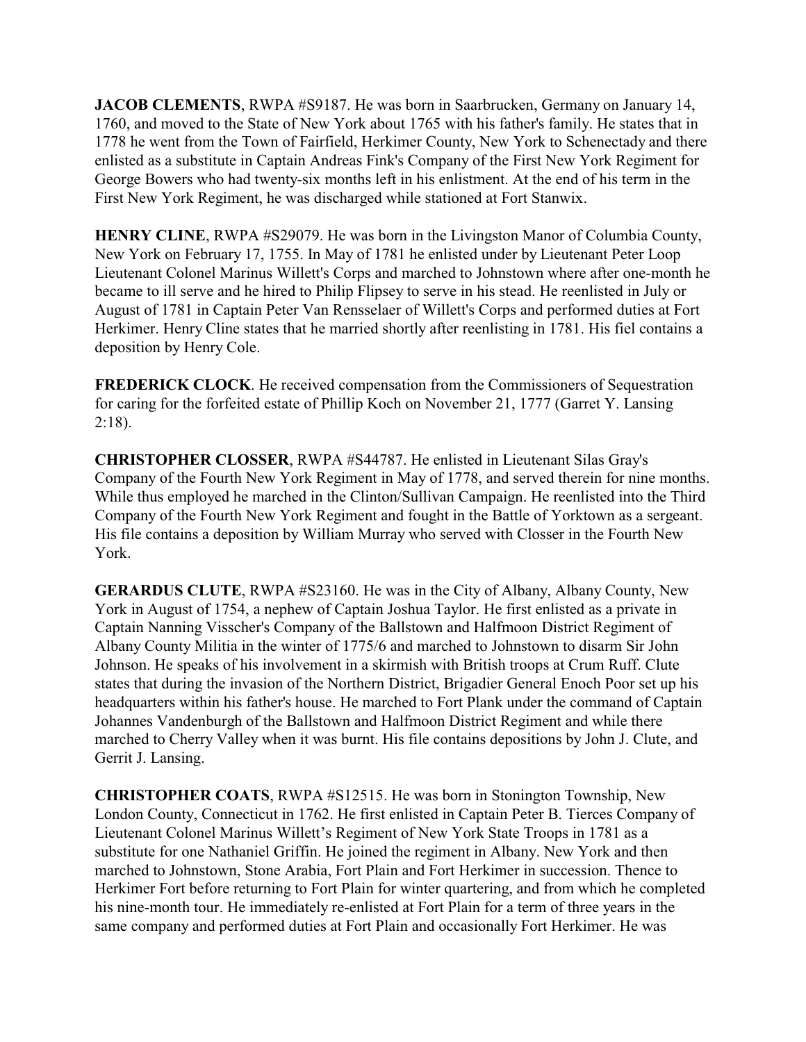**JACOB CLEMENTS**, RWPA #S9187. He was born in Saarbrucken, Germany on January 14, 1760, and moved to the State of New York about 1765 with his father's family. He states that in 1778 he went from the Town of Fairfield, Herkimer County, New York to Schenectady and there enlisted as a substitute in Captain Andreas Fink's Company of the First New York Regiment for George Bowers who had twenty-six months left in his enlistment. At the end of his term in the First New York Regiment, he was discharged while stationed at Fort Stanwix.

**HENRY CLINE**, RWPA #S29079. He was born in the Livingston Manor of Columbia County, New York on February 17, 1755. In May of 1781 he enlisted under by Lieutenant Peter Loop Lieutenant Colonel Marinus Willett's Corps and marched to Johnstown where after one-month he became to ill serve and he hired to Philip Flipsey to serve in his stead. He reenlisted in July or August of 1781 in Captain Peter Van Rensselaer of Willett's Corps and performed duties at Fort Herkimer. Henry Cline states that he married shortly after reenlisting in 1781. His fiel contains a deposition by Henry Cole.

**FREDERICK CLOCK**. He received compensation from the Commissioners of Sequestration for caring for the forfeited estate of Phillip Koch on November 21, 1777 (Garret Y. Lansing 2:18).

**CHRISTOPHER CLOSSER**, RWPA #S44787. He enlisted in Lieutenant Silas Gray's Company of the Fourth New York Regiment in May of 1778, and served therein for nine months. While thus employed he marched in the Clinton/Sullivan Campaign. He reenlisted into the Third Company of the Fourth New York Regiment and fought in the Battle of Yorktown as a sergeant. His file contains a deposition by William Murray who served with Closser in the Fourth New York.

**GERARDUS CLUTE**, RWPA #S23160. He was in the City of Albany, Albany County, New York in August of 1754, a nephew of Captain Joshua Taylor. He first enlisted as a private in Captain Nanning Visscher's Company of the Ballstown and Halfmoon District Regiment of Albany County Militia in the winter of 1775/6 and marched to Johnstown to disarm Sir John Johnson. He speaks of his involvement in a skirmish with British troops at Crum Ruff. Clute states that during the invasion of the Northern District, Brigadier General Enoch Poor set up his headquarters within his father's house. He marched to Fort Plank under the command of Captain Johannes Vandenburgh of the Ballstown and Halfmoon District Regiment and while there marched to Cherry Valley when it was burnt. His file contains depositions by John J. Clute, and Gerrit J. Lansing.

**CHRISTOPHER COATS**, RWPA #S12515. He was born in Stonington Township, New London County, Connecticut in 1762. He first enlisted in Captain Peter B. Tierces Company of Lieutenant Colonel Marinus Willett's Regiment of New York State Troops in 1781 as a substitute for one Nathaniel Griffin. He joined the regiment in Albany. New York and then marched to Johnstown, Stone Arabia, Fort Plain and Fort Herkimer in succession. Thence to Herkimer Fort before returning to Fort Plain for winter quartering, and from which he completed his nine-month tour. He immediately re-enlisted at Fort Plain for a term of three years in the same company and performed duties at Fort Plain and occasionally Fort Herkimer. He was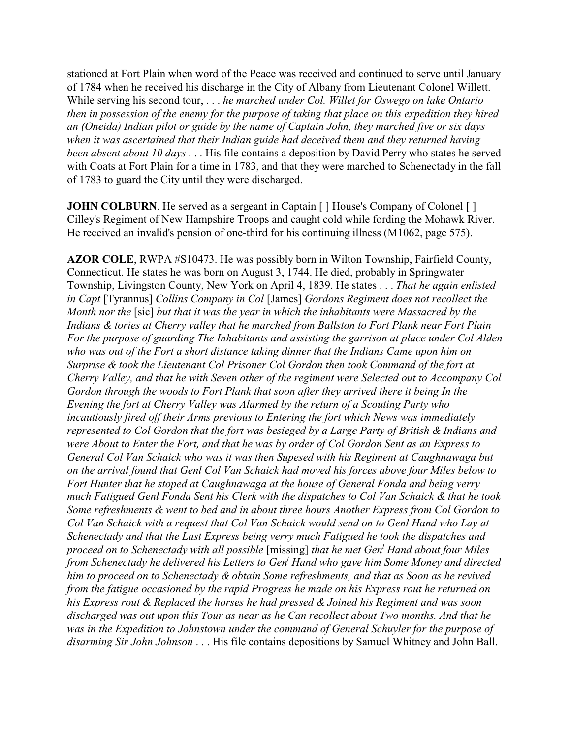stationed at Fort Plain when word of the Peace was received and continued to serve until January of 1784 when he received his discharge in the City of Albany from Lieutenant Colonel Willett. While serving his second tour, . . . *he marched under Col. Willet for Oswego on lake Ontario then in possession of the enemy for the purpose of taking that place on this expedition they hired an (Oneida) Indian pilot or guide by the name of Captain John, they marched five or six days when it was ascertained that their Indian guide had deceived them and they returned having been absent about 10 days* . . . His file contains a deposition by David Perry who states he served with Coats at Fort Plain for a time in 1783, and that they were marched to Schenectady in the fall of 1783 to guard the City until they were discharged.

**JOHN COLBURN**. He served as a sergeant in Captain [ ] House's Company of Colonel [ ] Cilley's Regiment of New Hampshire Troops and caught cold while fording the Mohawk River. He received an invalid's pension of one-third for his continuing illness (M1062, page 575).

**AZOR COLE**, RWPA #S10473. He was possibly born in Wilton Township, Fairfield County, Connecticut. He states he was born on August 3, 1744. He died, probably in Springwater Township, Livingston County, New York on April 4, 1839. He states . . . *That he again enlisted in Capt* [Tyrannus] *Collins Company in Col* [James] *Gordons Regiment does not recollect the Month nor the* [sic] *but that it was the year in which the inhabitants were Massacred by the Indians & tories at Cherry valley that he marched from Ballston to Fort Plank near Fort Plain For the purpose of guarding The Inhabitants and assisting the garrison at place under Col Alden who was out of the Fort a short distance taking dinner that the Indians Came upon him on Surprise & took the Lieutenant Col Prisoner Col Gordon then took Command of the fort at Cherry Valley, and that he with Seven other of the regiment were Selected out to Accompany Col Gordon through the woods to Fort Plank that soon after they arrived there it being In the Evening the fort at Cherry Valley was Alarmed by the return of a Scouting Party who incautiously fired off their Arms previous to Entering the fort which News was immediately represented to Col Gordon that the fort was besieged by a Large Party of British & Indians and were About to Enter the Fort, and that he was by order of Col Gordon Sent as an Express to General Col Van Schaick who was it was then Supesed with his Regiment at Caughnawaga but on ~~the~~ arrival found that ~~Genl~~ Col Van Schaick had moved his forces above four Miles below to Fort Hunter that he stoped at Caughnawaga at the house of General Fonda and being verry much Fatigued Genl Fonda Sent his Clerk with the dispatches to Col Van Schaick & that he took Some refreshments & went to bed and in about three hours Another Express from Col Gordon to Col Van Schaick with a request that Col Van Schaick would send on to Genl Hand who Lay at Schenectady and that the Last Express being verry much Fatigued he took the dispatches and proceed on to Schenectady with all possible* [missing] *that he met Gen^l Hand about four Miles from Schenectady he delivered his Letters to Gen^l Hand who gave him Some Money and directed him to proceed on to Schenectady & obtain Some refreshments, and that as Soon as he revived from the fatigue occasioned by the rapid Progress he made on his Express rout he returned on his Express rout & Replaced the horses he had pressed & Joined his Regiment and was soon discharged was out upon this Tour as near as he Can recollect about Two months. And that he was in the Expedition to Johnstown under the command of General Schuyler for the purpose of disarming Sir John Johnson* . . . His file contains depositions by Samuel Whitney and John Ball.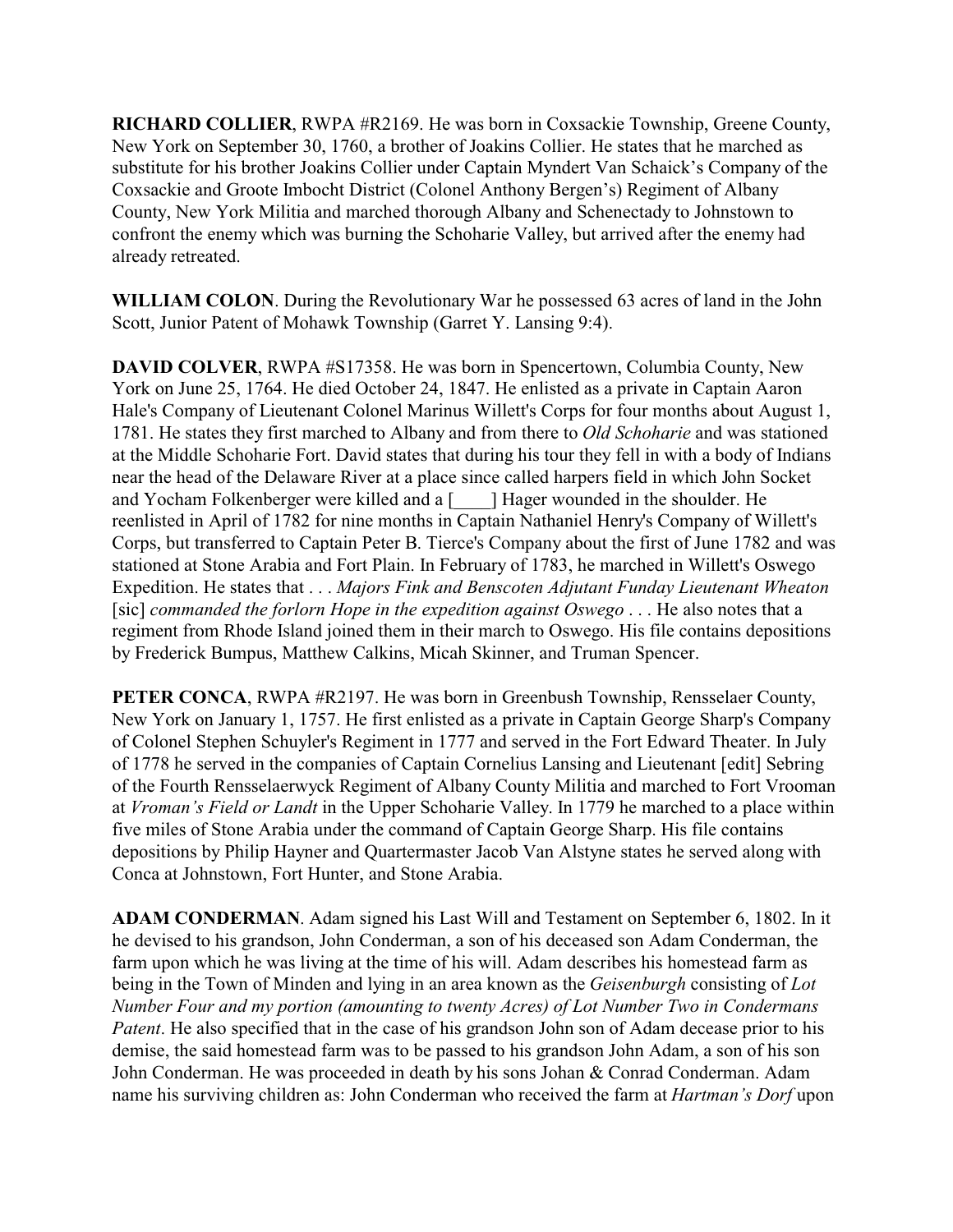**RICHARD COLLIER**, RWPA #R2169. He was born in Coxsackie Township, Greene County, New York on September 30, 1760, a brother of Joakins Collier. He states that he marched as substitute for his brother Joakins Collier under Captain Myndert Van Schaick's Company of the Coxsackie and Groote Imbocht District (Colonel Anthony Bergen's) Regiment of Albany County, New York Militia and marched thorough Albany and Schenectady to Johnstown to confront the enemy which was burning the Schoharie Valley, but arrived after the enemy had already retreated.

**WILLIAM COLON**. During the Revolutionary War he possessed 63 acres of land in the John Scott, Junior Patent of Mohawk Township (Garret Y. Lansing 9:4).

**DAVID COLVER**, RWPA #S17358. He was born in Spencertown, Columbia County, New York on June 25, 1764. He died October 24, 1847. He enlisted as a private in Captain Aaron Hale's Company of Lieutenant Colonel Marinus Willett's Corps for four months about August 1, 1781. He states they first marched to Albany and from there to *Old Schoharie* and was stationed at the Middle Schoharie Fort. David states that during his tour they fell in with a body of Indians near the head of the Delaware River at a place since called harpers field in which John Socket and Yocham Folkenberger were killed and a [____] Hager wounded in the shoulder. He reenlisted in April of 1782 for nine months in Captain Nathaniel Henry's Company of Willett's Corps, but transferred to Captain Peter B. Tierce's Company about the first of June 1782 and was stationed at Stone Arabia and Fort Plain. In February of 1783, he marched in Willett's Oswego Expedition. He states that . . . *Majors Fink and Benscoten Adjutant Funday Lieutenant Wheaton* [sic] *commanded the forlorn Hope in the expedition against Oswego* . . . He also notes that a regiment from Rhode Island joined them in their march to Oswego. His file contains depositions by Frederick Bumpus, Matthew Calkins, Micah Skinner, and Truman Spencer.

**PETER CONCA**, RWPA #R2197. He was born in Greenbush Township, Rensselaer County, New York on January 1, 1757. He first enlisted as a private in Captain George Sharp's Company of Colonel Stephen Schuyler's Regiment in 1777 and served in the Fort Edward Theater. In July of 1778 he served in the companies of Captain Cornelius Lansing and Lieutenant [edit] Sebring of the Fourth Rensselaerwyck Regiment of Albany County Militia and marched to Fort Vrooman at *Vroman's Field or Landt* in the Upper Schoharie Valley. In 1779 he marched to a place within five miles of Stone Arabia under the command of Captain George Sharp. His file contains depositions by Philip Hayner and Quartermaster Jacob Van Alstyne states he served along with Conca at Johnstown, Fort Hunter, and Stone Arabia.

**ADAM CONDERMAN**. Adam signed his Last Will and Testament on September 6, 1802. In it he devised to his grandson, John Conderman, a son of his deceased son Adam Conderman, the farm upon which he was living at the time of his will. Adam describes his homestead farm as being in the Town of Minden and lying in an area known as the *Geisenburgh* consisting of *Lot Number Four and my portion (amounting to twenty Acres) of Lot Number Two in Condermans Patent*. He also specified that in the case of his grandson John son of Adam decease prior to his demise, the said homestead farm was to be passed to his grandson John Adam, a son of his son John Conderman. He was proceeded in death by his sons Johan & Conrad Conderman. Adam name his surviving children as: John Conderman who received the farm at *Hartman's Dorf* upon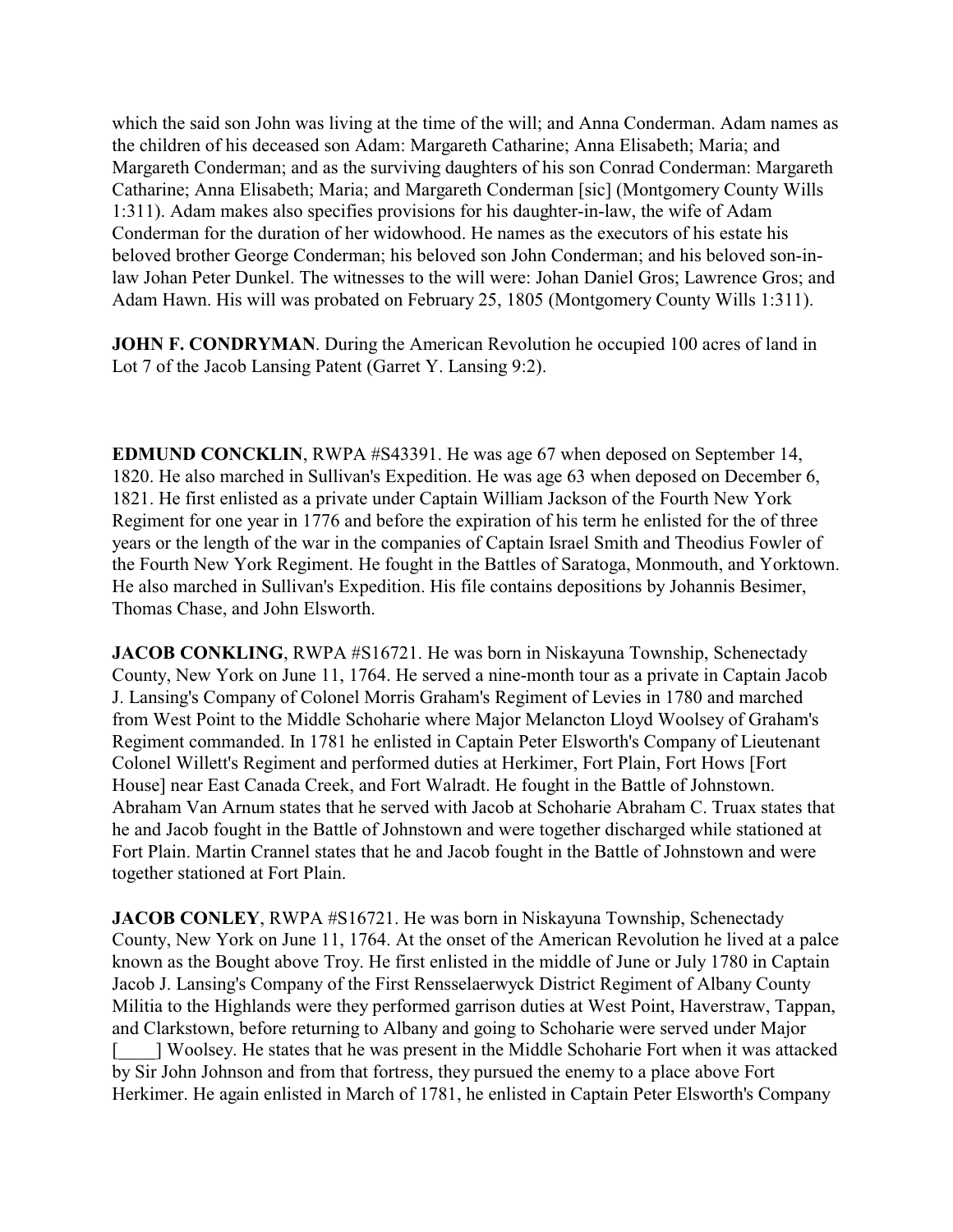which the said son John was living at the time of the will; and Anna Conderman. Adam names as the children of his deceased son Adam: Margareth Catharine; Anna Elisabeth; Maria; and Margareth Conderman; and as the surviving daughters of his son Conrad Conderman: Margareth Catharine; Anna Elisabeth; Maria; and Margareth Conderman [sic] (Montgomery County Wills 1:311). Adam makes also specifies provisions for his daughter-in-law, the wife of Adam Conderman for the duration of her widowhood. He names as the executors of his estate his beloved brother George Conderman; his beloved son John Conderman; and his beloved son-in-law Johan Peter Dunkel. The witnesses to the will were: Johan Daniel Gros; Lawrence Gros; and Adam Hawn. His will was probated on February 25, 1805 (Montgomery County Wills 1:311).

**JOHN F. CONDRYMAN**. During the American Revolution he occupied 100 acres of land in Lot 7 of the Jacob Lansing Patent (Garret Y. Lansing 9:2).

**EDMUND CONCKLIN**, RWPA #S43391. He was age 67 when deposed on September 14, 1820. He also marched in Sullivan's Expedition. He was age 63 when deposed on December 6, 1821. He first enlisted as a private under Captain William Jackson of the Fourth New York Regiment for one year in 1776 and before the expiration of his term he enlisted for the of three years or the length of the war in the companies of Captain Israel Smith and Theodius Fowler of the Fourth New York Regiment. He fought in the Battles of Saratoga, Monmouth, and Yorktown. He also marched in Sullivan's Expedition. His file contains depositions by Johannis Besimer, Thomas Chase, and John Elsworth.

**JACOB CONKLING**, RWPA #S16721. He was born in Niskayuna Township, Schenectady County, New York on June 11, 1764. He served a nine-month tour as a private in Captain Jacob J. Lansing's Company of Colonel Morris Graham's Regiment of Levies in 1780 and marched from West Point to the Middle Schoharie where Major Melancton Lloyd Woolsey of Graham's Regiment commanded. In 1781 he enlisted in Captain Peter Elsworth's Company of Lieutenant Colonel Willett's Regiment and performed duties at Herkimer, Fort Plain, Fort Hows [Fort House] near East Canada Creek, and Fort Walradt. He fought in the Battle of Johnstown. Abraham Van Arnum states that he served with Jacob at Schoharie Abraham C. Truax states that he and Jacob fought in the Battle of Johnstown and were together discharged while stationed at Fort Plain. Martin Crannel states that he and Jacob fought in the Battle of Johnstown and were together stationed at Fort Plain.

**JACOB CONLEY**, RWPA #S16721. He was born in Niskayuna Township, Schenectady County, New York on June 11, 1764. At the onset of the American Revolution he lived at a palce known as the Bought above Troy. He first enlisted in the middle of June or July 1780 in Captain Jacob J. Lansing's Company of the First Rensselaerwyck District Regiment of Albany County Militia to the Highlands were they performed garrison duties at West Point, Haverstraw, Tappan, and Clarkstown, before returning to Albany and going to Schoharie were served under Major [____] Woolsey. He states that he was present in the Middle Schoharie Fort when it was attacked by Sir John Johnson and from that fortress, they pursued the enemy to a place above Fort Herkimer. He again enlisted in March of 1781, he enlisted in Captain Peter Elsworth's Company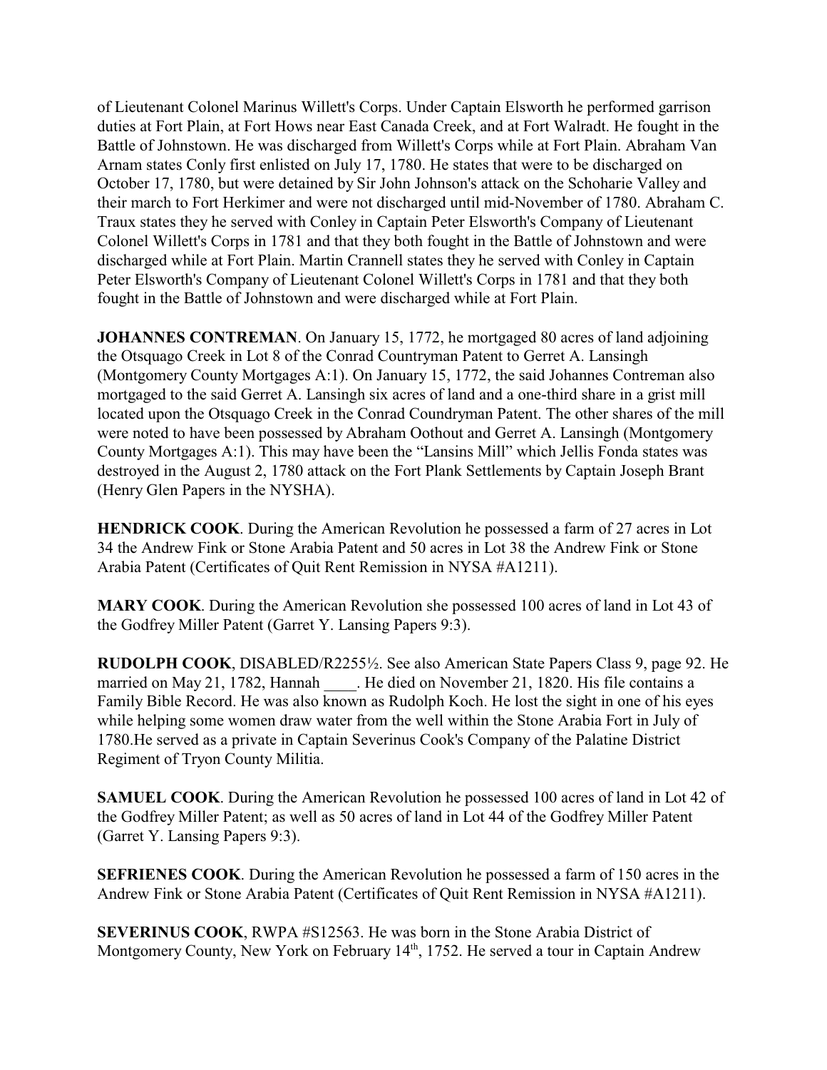of Lieutenant Colonel Marinus Willett's Corps. Under Captain Elsworth he performed garrison duties at Fort Plain, at Fort Hows near East Canada Creek, and at Fort Walradt. He fought in the Battle of Johnstown. He was discharged from Willett's Corps while at Fort Plain. Abraham Van Arnam states Conly first enlisted on July 17, 1780. He states that were to be discharged on October 17, 1780, but were detained by Sir John Johnson's attack on the Schoharie Valley and their march to Fort Herkimer and were not discharged until mid-November of 1780. Abraham C. Traux states they he served with Conley in Captain Peter Elsworth's Company of Lieutenant Colonel Willett's Corps in 1781 and that they both fought in the Battle of Johnstown and were discharged while at Fort Plain. Martin Crannell states they he served with Conley in Captain Peter Elsworth's Company of Lieutenant Colonel Willett's Corps in 1781 and that they both fought in the Battle of Johnstown and were discharged while at Fort Plain.

**JOHANNES CONTREMAN**. On January 15, 1772, he mortgaged 80 acres of land adjoining the Otsquago Creek in Lot 8 of the Conrad Countryman Patent to Gerret A. Lansingh (Montgomery County Mortgages A:1). On January 15, 1772, the said Johannes Contreman also mortgaged to the said Gerret A. Lansingh six acres of land and a one-third share in a grist mill located upon the Otsquago Creek in the Conrad Coundryman Patent. The other shares of the mill were noted to have been possessed by Abraham Oothout and Gerret A. Lansingh (Montgomery County Mortgages A:1). This may have been the "Lansins Mill" which Jellis Fonda states was destroyed in the August 2, 1780 attack on the Fort Plank Settlements by Captain Joseph Brant (Henry Glen Papers in the NYSHA).

**HENDRICK COOK**. During the American Revolution he possessed a farm of 27 acres in Lot 34 the Andrew Fink or Stone Arabia Patent and 50 acres in Lot 38 the Andrew Fink or Stone Arabia Patent (Certificates of Quit Rent Remission in NYSA #A1211).

**MARY COOK**. During the American Revolution she possessed 100 acres of land in Lot 43 of the Godfrey Miller Patent (Garret Y. Lansing Papers 9:3).

**RUDOLPH COOK**, DISABLED/R2255½. See also American State Papers Class 9, page 92. He married on May 21, 1782, Hannah ____. He died on November 21, 1820. His file contains a Family Bible Record. He was also known as Rudolph Koch. He lost the sight in one of his eyes while helping some women draw water from the well within the Stone Arabia Fort in July of 1780.He served as a private in Captain Severinus Cook's Company of the Palatine District Regiment of Tryon County Militia.

**SAMUEL COOK**. During the American Revolution he possessed 100 acres of land in Lot 42 of the Godfrey Miller Patent; as well as 50 acres of land in Lot 44 of the Godfrey Miller Patent (Garret Y. Lansing Papers 9:3).

**SEFRIENES COOK**. During the American Revolution he possessed a farm of 150 acres in the Andrew Fink or Stone Arabia Patent (Certificates of Quit Rent Remission in NYSA #A1211).

**SEVERINUS COOK**, RWPA #S12563. He was born in the Stone Arabia District of Montgomery County, New York on February 14th, 1752. He served a tour in Captain Andrew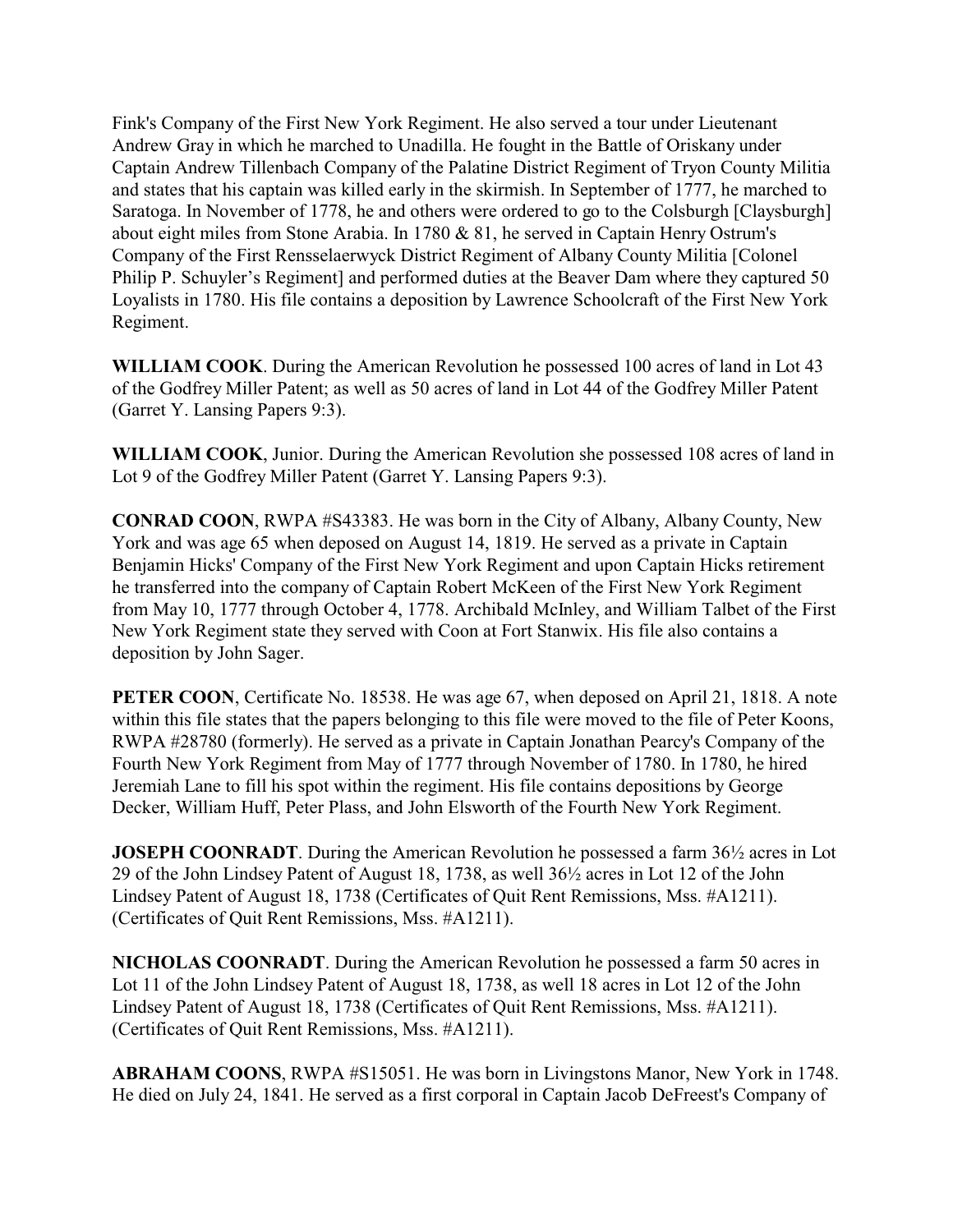Fink's Company of the First New York Regiment. He also served a tour under Lieutenant Andrew Gray in which he marched to Unadilla. He fought in the Battle of Oriskany under Captain Andrew Tillenbach Company of the Palatine District Regiment of Tryon County Militia and states that his captain was killed early in the skirmish. In September of 1777, he marched to Saratoga. In November of 1778, he and others were ordered to go to the Colsburgh [Claysburgh] about eight miles from Stone Arabia. In 1780 & 81, he served in Captain Henry Ostrum's Company of the First Rensselaerwyck District Regiment of Albany County Militia [Colonel Philip P. Schuyler's Regiment] and performed duties at the Beaver Dam where they captured 50 Loyalists in 1780. His file contains a deposition by Lawrence Schoolcraft of the First New York Regiment.

**WILLIAM COOK**. During the American Revolution he possessed 100 acres of land in Lot 43 of the Godfrey Miller Patent; as well as 50 acres of land in Lot 44 of the Godfrey Miller Patent (Garret Y. Lansing Papers 9:3).

**WILLIAM COOK**, Junior. During the American Revolution she possessed 108 acres of land in Lot 9 of the Godfrey Miller Patent (Garret Y. Lansing Papers 9:3).

**CONRAD COON**, RWPA #S43383. He was born in the City of Albany, Albany County, New York and was age 65 when deposed on August 14, 1819. He served as a private in Captain Benjamin Hicks' Company of the First New York Regiment and upon Captain Hicks retirement he transferred into the company of Captain Robert McKeen of the First New York Regiment from May 10, 1777 through October 4, 1778. Archibald McInley, and William Talbet of the First New York Regiment state they served with Coon at Fort Stanwix. His file also contains a deposition by John Sager.

**PETER COON**, Certificate No. 18538. He was age 67, when deposed on April 21, 1818. A note within this file states that the papers belonging to this file were moved to the file of Peter Koons, RWPA #28780 (formerly). He served as a private in Captain Jonathan Pearcy's Company of the Fourth New York Regiment from May of 1777 through November of 1780. In 1780, he hired Jeremiah Lane to fill his spot within the regiment. His file contains depositions by George Decker, William Huff, Peter Plass, and John Elsworth of the Fourth New York Regiment.

**JOSEPH COONRADT**. During the American Revolution he possessed a farm 36½ acres in Lot 29 of the John Lindsey Patent of August 18, 1738, as well 36½ acres in Lot 12 of the John Lindsey Patent of August 18, 1738 (Certificates of Quit Rent Remissions, Mss. #A1211). (Certificates of Quit Rent Remissions, Mss. #A1211).

**NICHOLAS COONRADT**. During the American Revolution he possessed a farm 50 acres in Lot 11 of the John Lindsey Patent of August 18, 1738, as well 18 acres in Lot 12 of the John Lindsey Patent of August 18, 1738 (Certificates of Quit Rent Remissions, Mss. #A1211). (Certificates of Quit Rent Remissions, Mss. #A1211).

**ABRAHAM COONS**, RWPA #S15051. He was born in Livingstons Manor, New York in 1748. He died on July 24, 1841. He served as a first corporal in Captain Jacob DeFreest's Company of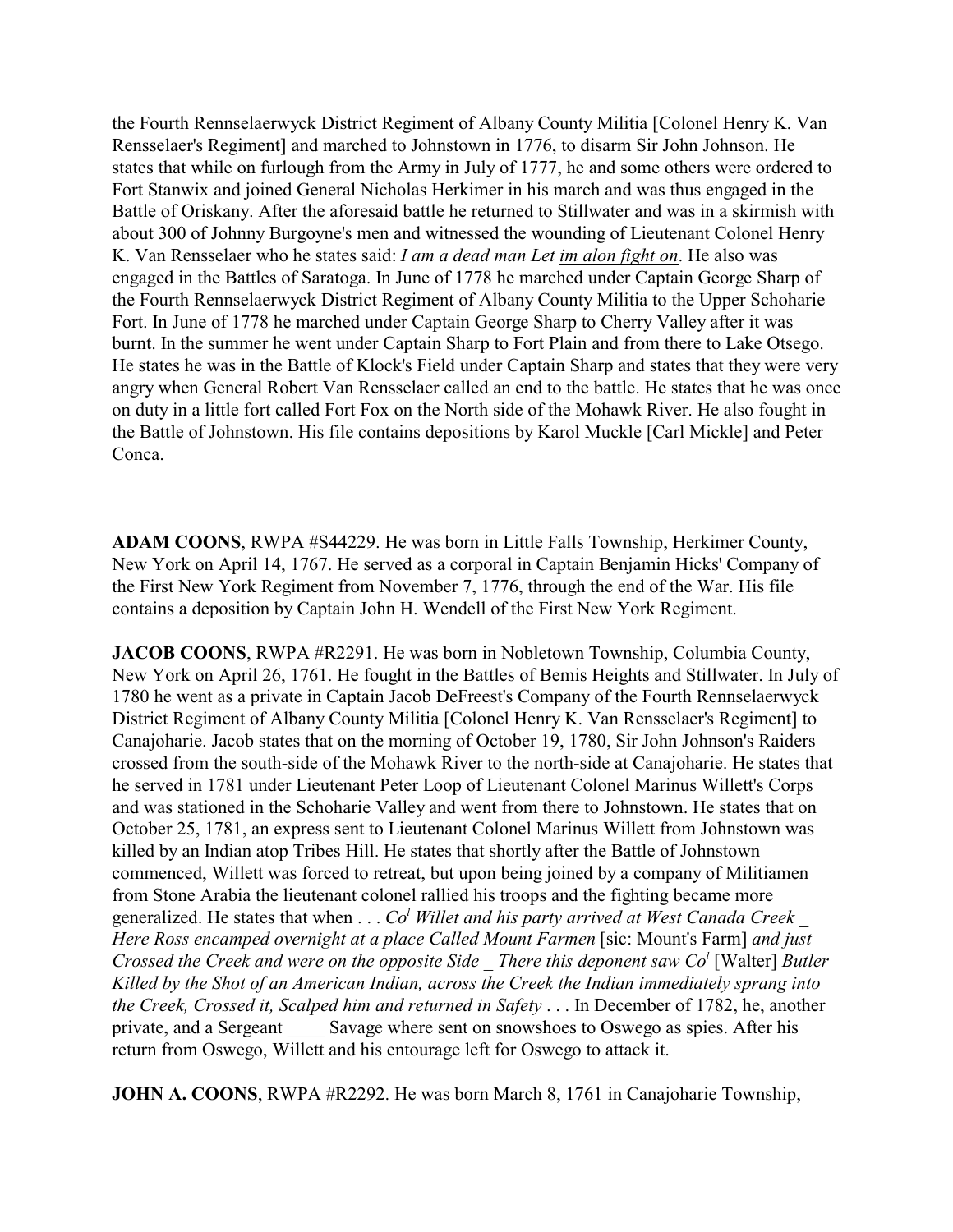the Fourth Rennselaerwyck District Regiment of Albany County Militia [Colonel Henry K. Van Rensselaer's Regiment] and marched to Johnstown in 1776, to disarm Sir John Johnson. He states that while on furlough from the Army in July of 1777, he and some others were ordered to Fort Stanwix and joined General Nicholas Herkimer in his march and was thus engaged in the Battle of Oriskany. After the aforesaid battle he returned to Stillwater and was in a skirmish with about 300 of Johnny Burgoyne's men and witnessed the wounding of Lieutenant Colonel Henry K. Van Rensselaer who he states said: *I am a dead man Let <u>im alon fight on</u>*. He also was engaged in the Battles of Saratoga. In June of 1778 he marched under Captain George Sharp of the Fourth Rennselaerwyck District Regiment of Albany County Militia to the Upper Schoharie Fort. In June of 1778 he marched under Captain George Sharp to Cherry Valley after it was burnt. In the summer he went under Captain Sharp to Fort Plain and from there to Lake Otsego. He states he was in the Battle of Klock's Field under Captain Sharp and states that they were very angry when General Robert Van Rensselaer called an end to the battle. He states that he was once on duty in a little fort called Fort Fox on the North side of the Mohawk River. He also fought in the Battle of Johnstown. His file contains depositions by Karol Muckle [Carl Mickle] and Peter Conca.

**ADAM COONS**, RWPA #S44229. He was born in Little Falls Township, Herkimer County, New York on April 14, 1767. He served as a corporal in Captain Benjamin Hicks' Company of the First New York Regiment from November 7, 1776, through the end of the War. His file contains a deposition by Captain John H. Wendell of the First New York Regiment.

**JACOB COONS**, RWPA #R2291. He was born in Nobletown Township, Columbia County, New York on April 26, 1761. He fought in the Battles of Bemis Heights and Stillwater. In July of 1780 he went as a private in Captain Jacob DeFreest's Company of the Fourth Rennselaerwyck District Regiment of Albany County Militia [Colonel Henry K. Van Rensselaer's Regiment] to Canajoharie. Jacob states that on the morning of October 19, 1780, Sir John Johnson's Raiders crossed from the south-side of the Mohawk River to the north-side at Canajoharie. He states that he served in 1781 under Lieutenant Peter Loop of Lieutenant Colonel Marinus Willett's Corps and was stationed in the Schoharie Valley and went from there to Johnstown. He states that on October 25, 1781, an express sent to Lieutenant Colonel Marinus Willett from Johnstown was killed by an Indian atop Tribes Hill. He states that shortly after the Battle of Johnstown commenced, Willett was forced to retreat, but upon being joined by a company of Militiamen from Stone Arabia the lieutenant colonel rallied his troops and the fighting became more generalized. He states that when . . . *Col Willet and his party arrived at West Canada Creek _ Here Ross encamped overnight at a place Called Mount Farmen* [sic: Mount's Farm] *and just Crossed the Creek and were on the opposite Side _ There this deponent saw Col* [Walter] *Butler Killed by the Shot of an American Indian, across the Creek the Indian immediately sprang into the Creek, Crossed it, Scalped him and returned in Safety* . . . In December of 1782, he, another private, and a Sergeant ____ Savage where sent on snowshoes to Oswego as spies. After his return from Oswego, Willett and his entourage left for Oswego to attack it.

**JOHN A. COONS**, RWPA #R2292. He was born March 8, 1761 in Canajoharie Township,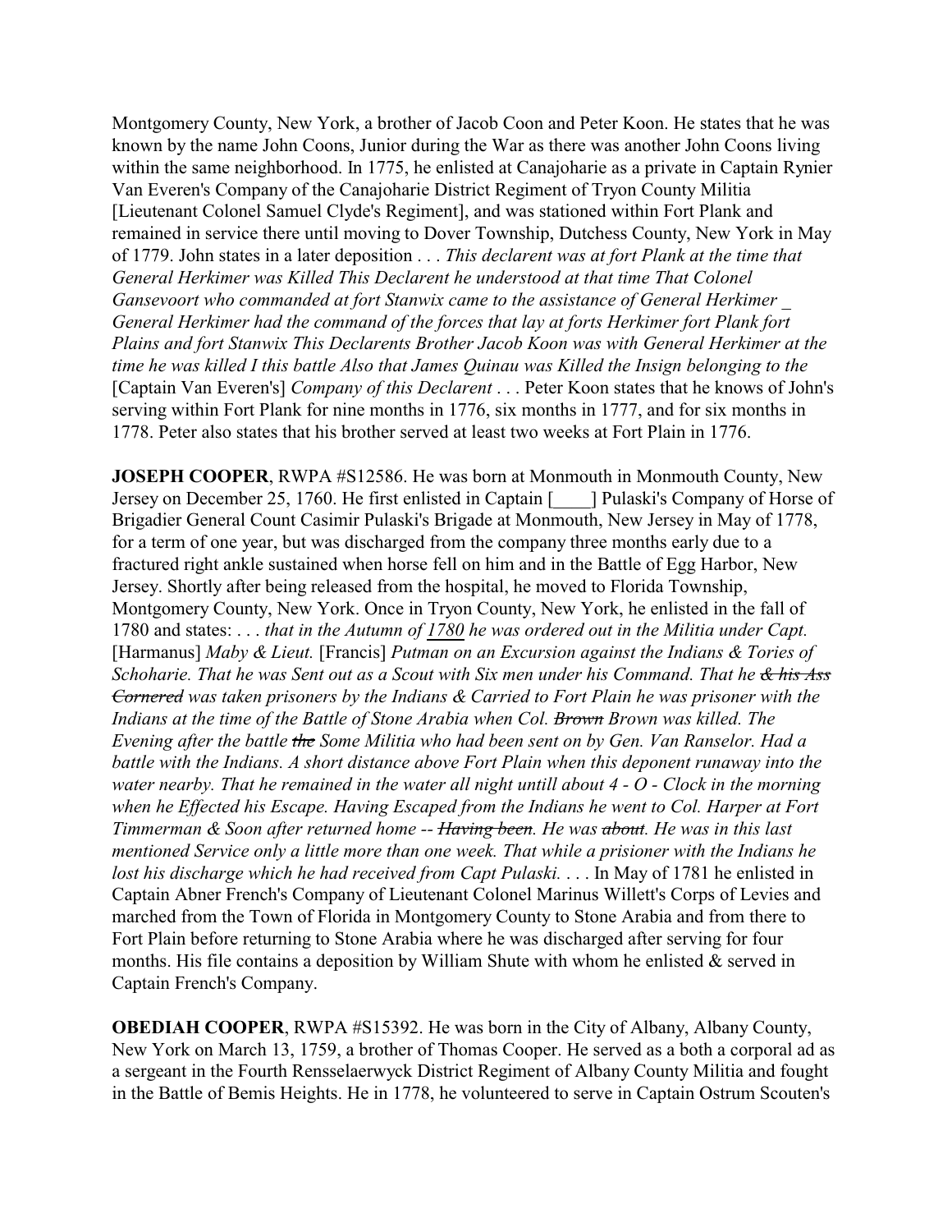Montgomery County, New York, a brother of Jacob Coon and Peter Koon. He states that he was known by the name John Coons, Junior during the War as there was another John Coons living within the same neighborhood. In 1775, he enlisted at Canajoharie as a private in Captain Rynier Van Everen's Company of the Canajoharie District Regiment of Tryon County Militia [Lieutenant Colonel Samuel Clyde's Regiment], and was stationed within Fort Plank and remained in service there until moving to Dover Township, Dutchess County, New York in May of 1779. John states in a later deposition . . . *This declarent was at fort Plank at the time that General Herkimer was Killed This Declarent he understood at that time That Colonel Gansevoort who commanded at fort Stanwix came to the assistance of General Herkimer _ General Herkimer had the command of the forces that lay at forts Herkimer fort Plank fort Plains and fort Stanwix This Declarents Brother Jacob Koon was with General Herkimer at the time he was killed I this battle Also that James Quinau was Killed the Insign belonging to the* [Captain Van Everen's] *Company of this Declarent* . . . Peter Koon states that he knows of John's serving within Fort Plank for nine months in 1776, six months in 1777, and for six months in 1778. Peter also states that his brother served at least two weeks at Fort Plain in 1776.

**JOSEPH COOPER**, RWPA #S12586. He was born at Monmouth in Monmouth County, New Jersey on December 25, 1760. He first enlisted in Captain [____] Pulaski's Company of Horse of Brigadier General Count Casimir Pulaski's Brigade at Monmouth, New Jersey in May of 1778, for a term of one year, but was discharged from the company three months early due to a fractured right ankle sustained when horse fell on him and in the Battle of Egg Harbor, New Jersey. Shortly after being released from the hospital, he moved to Florida Township, Montgomery County, New York. Once in Tryon County, New York, he enlisted in the fall of 1780 and states: . . . *that in the Autumn of 1780 he was ordered out in the Militia under Capt.* [Harmanus] *Maby & Lieut.* [Francis] *Putman on an Excursion against the Indians & Tories of Schoharie. That he was Sent out as a Scout with Six men under his Command. That he ~~& his Ass Cornered~~ was taken prisoners by the Indians & Carried to Fort Plain he was prisoner with the Indians at the time of the Battle of Stone Arabia when Col. ~~Brown~~ Brown was killed. The Evening after the battle ~~the~~ Some Militia who had been sent on by Gen. Van Ranselor. Had a battle with the Indians. A short distance above Fort Plain when this deponent runaway into the water nearby. That he remained in the water all night untill about 4 - O - Clock in the morning when he Effected his Escape. Having Escaped from the Indians he went to Col. Harper at Fort Timmerman & Soon after returned home -- ~~Having been~~. He was ~~about~~. He was in this last mentioned Service only a little more than one week. That while a prisioner with the Indians he lost his discharge which he had received from Capt Pulaski.* . . . In May of 1781 he enlisted in Captain Abner French's Company of Lieutenant Colonel Marinus Willett's Corps of Levies and marched from the Town of Florida in Montgomery County to Stone Arabia and from there to Fort Plain before returning to Stone Arabia where he was discharged after serving for four months. His file contains a deposition by William Shute with whom he enlisted & served in Captain French's Company.

**OBEDIAH COOPER**, RWPA #S15392. He was born in the City of Albany, Albany County, New York on March 13, 1759, a brother of Thomas Cooper. He served as a both a corporal ad as a sergeant in the Fourth Rensselaerwyck District Regiment of Albany County Militia and fought in the Battle of Bemis Heights. He in 1778, he volunteered to serve in Captain Ostrum Scouten's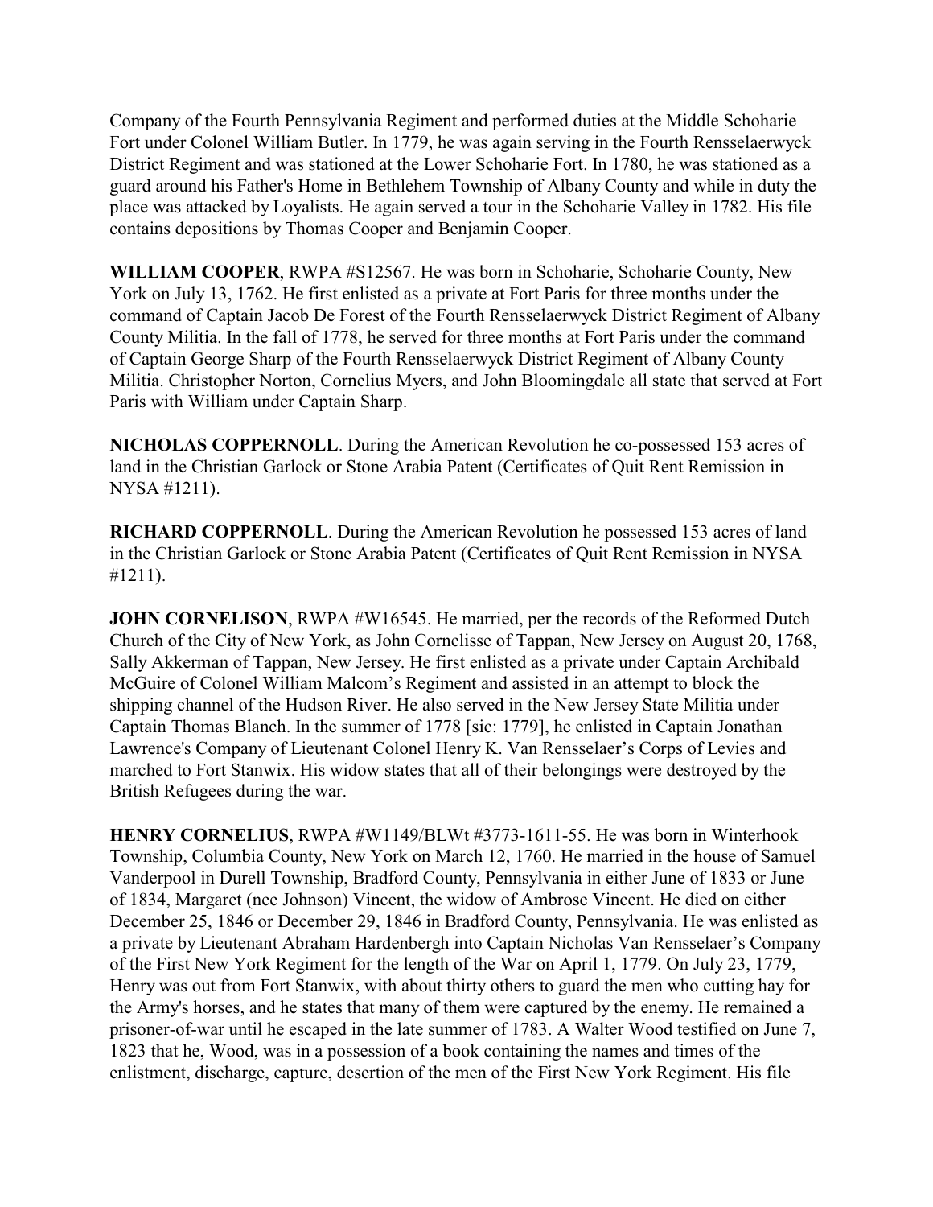Company of the Fourth Pennsylvania Regiment and performed duties at the Middle Schoharie Fort under Colonel William Butler. In 1779, he was again serving in the Fourth Rensselaerwyck District Regiment and was stationed at the Lower Schoharie Fort. In 1780, he was stationed as a guard around his Father's Home in Bethlehem Township of Albany County and while in duty the place was attacked by Loyalists. He again served a tour in the Schoharie Valley in 1782. His file contains depositions by Thomas Cooper and Benjamin Cooper.

**WILLIAM COOPER**, RWPA #S12567. He was born in Schoharie, Schoharie County, New York on July 13, 1762. He first enlisted as a private at Fort Paris for three months under the command of Captain Jacob De Forest of the Fourth Rensselaerwyck District Regiment of Albany County Militia. In the fall of 1778, he served for three months at Fort Paris under the command of Captain George Sharp of the Fourth Rensselaerwyck District Regiment of Albany County Militia. Christopher Norton, Cornelius Myers, and John Bloomingdale all state that served at Fort Paris with William under Captain Sharp.

**NICHOLAS COPPERNOLL**. During the American Revolution he co-possessed 153 acres of land in the Christian Garlock or Stone Arabia Patent (Certificates of Quit Rent Remission in NYSA #1211).

**RICHARD COPPERNOLL**. During the American Revolution he possessed 153 acres of land in the Christian Garlock or Stone Arabia Patent (Certificates of Quit Rent Remission in NYSA #1211).

**JOHN CORNELISON**, RWPA #W16545. He married, per the records of the Reformed Dutch Church of the City of New York, as John Cornelisse of Tappan, New Jersey on August 20, 1768, Sally Akkerman of Tappan, New Jersey. He first enlisted as a private under Captain Archibald McGuire of Colonel William Malcom's Regiment and assisted in an attempt to block the shipping channel of the Hudson River. He also served in the New Jersey State Militia under Captain Thomas Blanch. In the summer of 1778 [sic: 1779], he enlisted in Captain Jonathan Lawrence's Company of Lieutenant Colonel Henry K. Van Rensselaer's Corps of Levies and marched to Fort Stanwix. His widow states that all of their belongings were destroyed by the British Refugees during the war.

**HENRY CORNELIUS**, RWPA #W1149/BLWt #3773-1611-55. He was born in Winterhook Township, Columbia County, New York on March 12, 1760. He married in the house of Samuel Vanderpool in Durell Township, Bradford County, Pennsylvania in either June of 1833 or June of 1834, Margaret (nee Johnson) Vincent, the widow of Ambrose Vincent. He died on either December 25, 1846 or December 29, 1846 in Bradford County, Pennsylvania. He was enlisted as a private by Lieutenant Abraham Hardenbergh into Captain Nicholas Van Rensselaer's Company of the First New York Regiment for the length of the War on April 1, 1779. On July 23, 1779, Henry was out from Fort Stanwix, with about thirty others to guard the men who cutting hay for the Army's horses, and he states that many of them were captured by the enemy. He remained a prisoner-of-war until he escaped in the late summer of 1783. A Walter Wood testified on June 7, 1823 that he, Wood, was in a possession of a book containing the names and times of the enlistment, discharge, capture, desertion of the men of the First New York Regiment. His file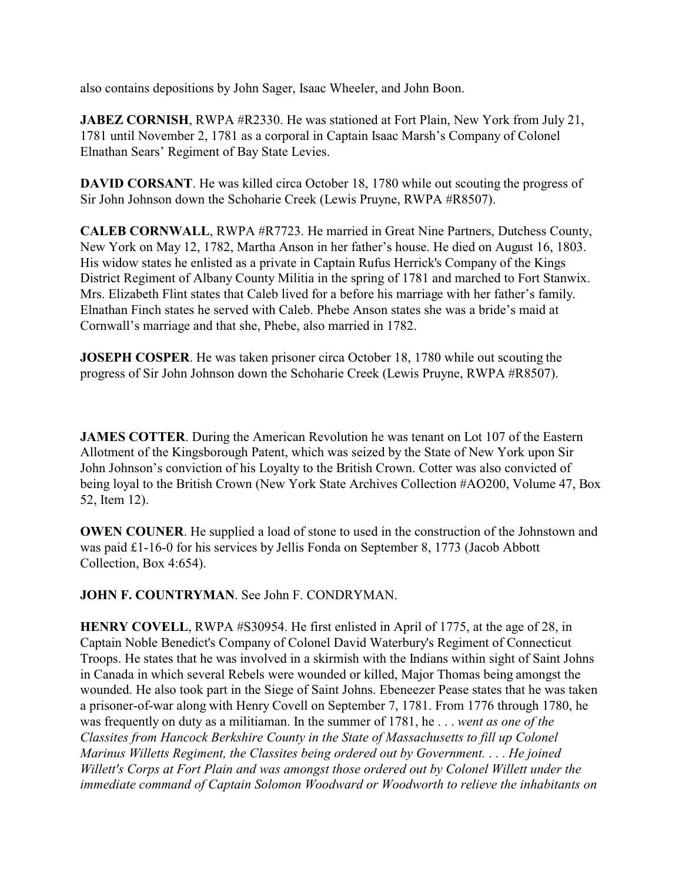also contains depositions by John Sager, Isaac Wheeler, and John Boon.

**JABEZ CORNISH**, RWPA #R2330. He was stationed at Fort Plain, New York from July 21, 1781 until November 2, 1781 as a corporal in Captain Isaac Marsh's Company of Colonel Elnathan Sears' Regiment of Bay State Levies.

**DAVID CORSANT**. He was killed circa October 18, 1780 while out scouting the progress of Sir John Johnson down the Schoharie Creek (Lewis Pruyne, RWPA #R8507).

**CALEB CORNWALL**, RWPA #R7723. He married in Great Nine Partners, Dutchess County, New York on May 12, 1782, Martha Anson in her father's house. He died on August 16, 1803. His widow states he enlisted as a private in Captain Rufus Herrick's Company of the Kings District Regiment of Albany County Militia in the spring of 1781 and marched to Fort Stanwix. Mrs. Elizabeth Flint states that Caleb lived for a before his marriage with her father's family. Elnathan Finch states he served with Caleb. Phebe Anson states she was a bride's maid at Cornwall's marriage and that she, Phebe, also married in 1782.

**JOSEPH COSPER**. He was taken prisoner circa October 18, 1780 while out scouting the progress of Sir John Johnson down the Schoharie Creek (Lewis Pruyne, RWPA #R8507).

**JAMES COTTER**. During the American Revolution he was tenant on Lot 107 of the Eastern Allotment of the Kingsborough Patent, which was seized by the State of New York upon Sir John Johnson's conviction of his Loyalty to the British Crown. Cotter was also convicted of being loyal to the British Crown (New York State Archives Collection #AO200, Volume 47, Box 52, Item 12).

**OWEN COUNER**. He supplied a load of stone to used in the construction of the Johnstown and was paid £1-16-0 for his services by Jellis Fonda on September 8, 1773 (Jacob Abbott Collection, Box 4:654).

**JOHN F. COUNTRYMAN**. See John F. CONDRYMAN.

**HENRY COVELL**, RWPA #S30954. He first enlisted in April of 1775, at the age of 28, in Captain Noble Benedict's Company of Colonel David Waterbury's Regiment of Connecticut Troops. He states that he was involved in a skirmish with the Indians within sight of Saint Johns in Canada in which several Rebels were wounded or killed, Major Thomas being amongst the wounded. He also took part in the Siege of Saint Johns. Ebeneezer Pease states that he was taken a prisoner-of-war along with Henry Covell on September 7, 1781. From 1776 through 1780, he was frequently on duty as a militiaman. In the summer of 1781, he . . . *went as one of the Classites from Hancock Berkshire County in the State of Massachusetts to fill up Colonel Marinus Willetts Regiment, the Classites being ordered out by Government. . . . He joined Willett's Corps at Fort Plain and was amongst those ordered out by Colonel Willett under the immediate command of Captain Solomon Woodward or Woodworth to relieve the inhabitants on*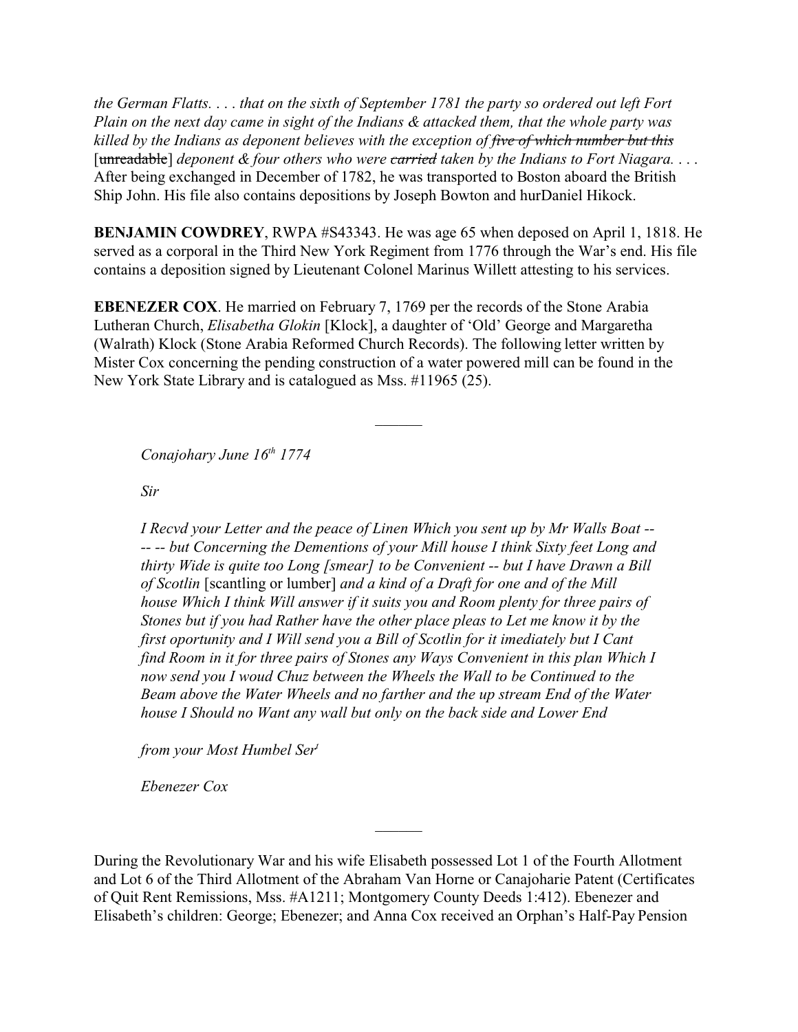*the German Flatts. . . . that on the sixth of September 1781 the party so ordered out left Fort Plain on the next day came in sight of the Indians & attacked them, that the whole party was killed by the Indians as deponent believes with the exception of ~~five of which number but this~~* [~~unreadable~~] *deponent & four others who were ~~carried~~ taken by the Indians to Fort Niagara. . . .* After being exchanged in December of 1782, he was transported to Boston aboard the British Ship John. His file also contains depositions by Joseph Bowton and hurDaniel Hikock.

**BENJAMIN COWDREY**, RWPA #S43343. He was age 65 when deposed on April 1, 1818. He served as a corporal in the Third New York Regiment from 1776 through the War's end. His file contains a deposition signed by Lieutenant Colonel Marinus Willett attesting to his services.

**EBENEZER COX**. He married on February 7, 1769 per the records of the Stone Arabia Lutheran Church, *Elisabetha Glokin* [Klock], a daughter of 'Old' George and Margaretha (Walrath) Klock (Stone Arabia Reformed Church Records). The following letter written by Mister Cox concerning the pending construction of a water powered mill can be found in the New York State Library and is catalogued as Mss. #11965 (25).

---

> *Conajohary June 16th 1774*
>
> *Sir*
>
> *I Recvd your Letter and the peace of Linen Which you sent up by Mr Walls Boat -- -- -- but Concerning the Dementions of your Mill house I think Sixty feet Long and thirty Wide is quite too Long [smear] to be Convenient -- but I have Drawn a Bill of Scotlin* [scantling or lumber] *and a kind of a Draft for one and of the Mill house Which I think Will answer if it suits you and Room plenty for three pairs of Stones but if you had Rather have the other place pleas to Let me know it by the first oportunity and I Will send you a Bill of Scotlin for it imediately but I Cant find Room in it for three pairs of Stones any Ways Convenient in this plan Which I now send you I woud Chuz between the Wheels the Wall to be Continued to the Beam above the Water Wheels and no farther and the up stream End of the Water house I Should no Want any wall but only on the back side and Lower End*
>
> *from your Most Humbel Sert*
>
> *Ebenezer Cox*

---

During the Revolutionary War and his wife Elisabeth possessed Lot 1 of the Fourth Allotment and Lot 6 of the Third Allotment of the Abraham Van Horne or Canajoharie Patent (Certificates of Quit Rent Remissions, Mss. #A1211; Montgomery County Deeds 1:412). Ebenezer and Elisabeth's children: George; Ebenezer; and Anna Cox received an Orphan's Half-Pay Pension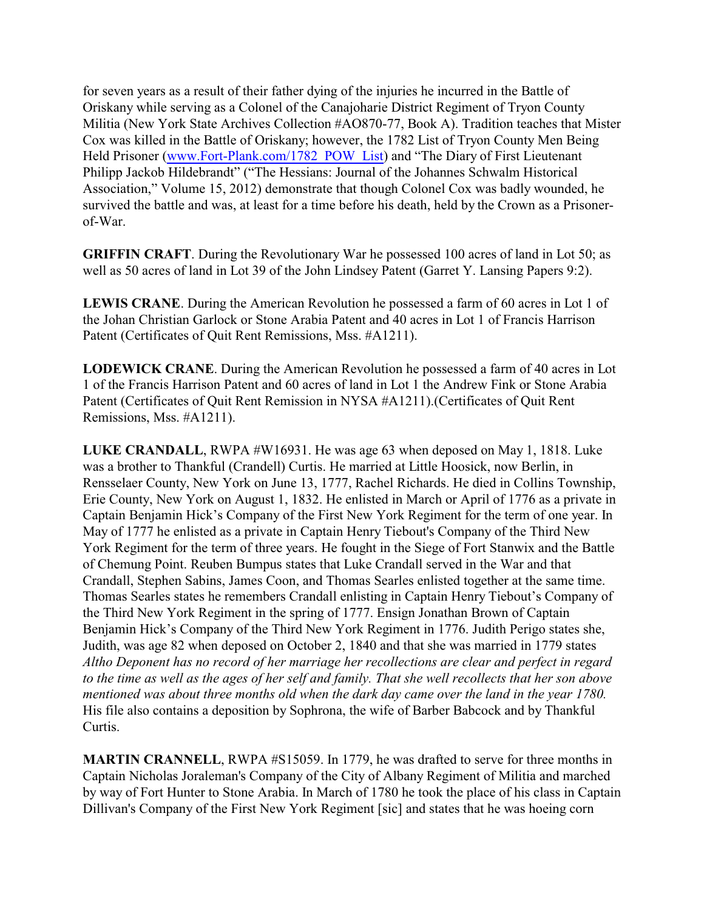for seven years as a result of their father dying of the injuries he incurred in the Battle of Oriskany while serving as a Colonel of the Canajoharie District Regiment of Tryon County Militia (New York State Archives Collection #AO870-77, Book A). Tradition teaches that Mister Cox was killed in the Battle of Oriskany; however, the 1782 List of Tryon County Men Being Held Prisoner (www.Fort-Plank.com/1782_POW_List) and "The Diary of First Lieutenant Philipp Jackob Hildebrandt" ("The Hessians: Journal of the Johannes Schwalm Historical Association," Volume 15, 2012) demonstrate that though Colonel Cox was badly wounded, he survived the battle and was, at least for a time before his death, held by the Crown as a Prisoner-of-War.

**GRIFFIN CRAFT**. During the Revolutionary War he possessed 100 acres of land in Lot 50; as well as 50 acres of land in Lot 39 of the John Lindsey Patent (Garret Y. Lansing Papers 9:2).

**LEWIS CRANE**. During the American Revolution he possessed a farm of 60 acres in Lot 1 of the Johan Christian Garlock or Stone Arabia Patent and 40 acres in Lot 1 of Francis Harrison Patent (Certificates of Quit Rent Remissions, Mss. #A1211).

**LODEWICK CRANE**. During the American Revolution he possessed a farm of 40 acres in Lot 1 of the Francis Harrison Patent and 60 acres of land in Lot 1 the Andrew Fink or Stone Arabia Patent (Certificates of Quit Rent Remission in NYSA #A1211).(Certificates of Quit Rent Remissions, Mss. #A1211).

**LUKE CRANDALL**, RWPA #W16931. He was age 63 when deposed on May 1, 1818. Luke was a brother to Thankful (Crandell) Curtis. He married at Little Hoosick, now Berlin, in Rensselaer County, New York on June 13, 1777, Rachel Richards. He died in Collins Township, Erie County, New York on August 1, 1832. He enlisted in March or April of 1776 as a private in Captain Benjamin Hick's Company of the First New York Regiment for the term of one year. In May of 1777 he enlisted as a private in Captain Henry Tiebout's Company of the Third New York Regiment for the term of three years. He fought in the Siege of Fort Stanwix and the Battle of Chemung Point. Reuben Bumpus states that Luke Crandall served in the War and that Crandall, Stephen Sabins, James Coon, and Thomas Searles enlisted together at the same time. Thomas Searles states he remembers Crandall enlisting in Captain Henry Tiebout's Company of the Third New York Regiment in the spring of 1777. Ensign Jonathan Brown of Captain Benjamin Hick's Company of the Third New York Regiment in 1776. Judith Perigo states she, Judith, was age 82 when deposed on October 2, 1840 and that she was married in 1779 states *Altho Deponent has no record of her marriage her recollections are clear and perfect in regard to the time as well as the ages of her self and family. That she well recollects that her son above mentioned was about three months old when the dark day came over the land in the year 1780.* His file also contains a deposition by Sophrona, the wife of Barber Babcock and by Thankful Curtis.

**MARTIN CRANNELL**, RWPA #S15059. In 1779, he was drafted to serve for three months in Captain Nicholas Joraleman's Company of the City of Albany Regiment of Militia and marched by way of Fort Hunter to Stone Arabia. In March of 1780 he took the place of his class in Captain Dillivan's Company of the First New York Regiment [sic] and states that he was hoeing corn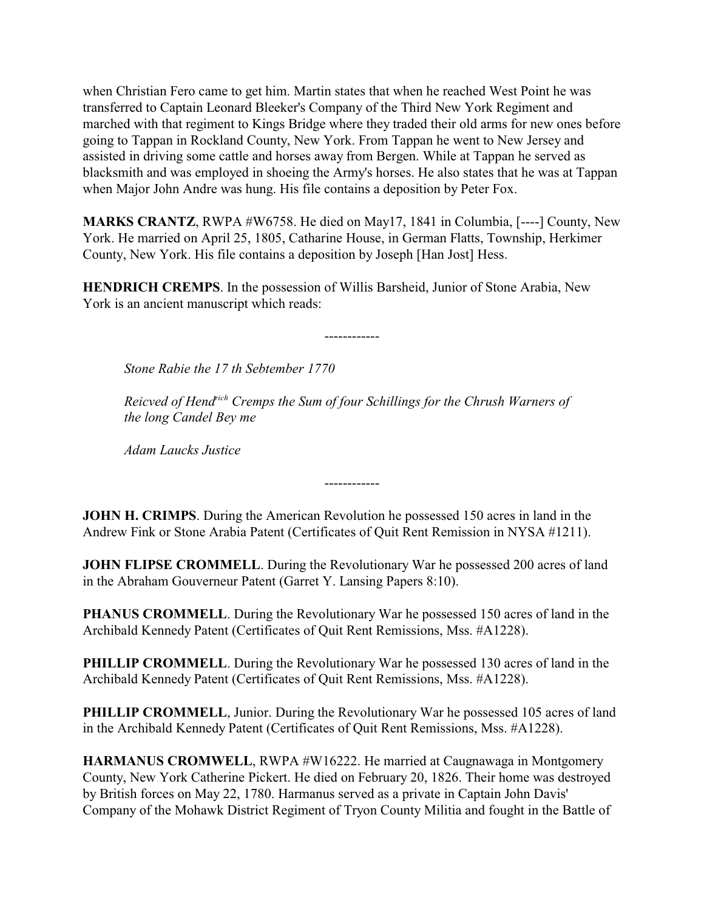when Christian Fero came to get him. Martin states that when he reached West Point he was transferred to Captain Leonard Bleeker's Company of the Third New York Regiment and marched with that regiment to Kings Bridge where they traded their old arms for new ones before going to Tappan in Rockland County, New York. From Tappan he went to New Jersey and assisted in driving some cattle and horses away from Bergen. While at Tappan he served as blacksmith and was employed in shoeing the Army's horses. He also states that he was at Tappan when Major John Andre was hung. His file contains a deposition by Peter Fox.

**MARKS CRANTZ**, RWPA #W6758. He died on May17, 1841 in Columbia, [----] County, New York. He married on April 25, 1805, Catharine House, in German Flatts, Township, Herkimer County, New York. His file contains a deposition by Joseph [Han Jost] Hess.

**HENDRICH CREMPS**. In the possession of Willis Barsheid, Junior of Stone Arabia, New York is an ancient manuscript which reads:

------------

> *Stone Rabie the 17 th Sebtember 1770*
>
> *Reicved of Hend*[rich] *Cremps the Sum of four Schillings for the Chrush Warners of the long Candel Bey me*
>
> *Adam Laucks Justice*

------------

**JOHN H. CRIMPS**. During the American Revolution he possessed 150 acres in land in the Andrew Fink or Stone Arabia Patent (Certificates of Quit Rent Remission in NYSA #1211).

**JOHN FLIPSE CROMMELL**. During the Revolutionary War he possessed 200 acres of land in the Abraham Gouverneur Patent (Garret Y. Lansing Papers 8:10).

**PHANUS CROMMELL**. During the Revolutionary War he possessed 150 acres of land in the Archibald Kennedy Patent (Certificates of Quit Rent Remissions, Mss. #A1228).

**PHILLIP CROMMELL**. During the Revolutionary War he possessed 130 acres of land in the Archibald Kennedy Patent (Certificates of Quit Rent Remissions, Mss. #A1228).

**PHILLIP CROMMELL**, Junior. During the Revolutionary War he possessed 105 acres of land in the Archibald Kennedy Patent (Certificates of Quit Rent Remissions, Mss. #A1228).

**HARMANUS CROMWELL**, RWPA #W16222. He married at Caugnawaga in Montgomery County, New York Catherine Pickert. He died on February 20, 1826. Their home was destroyed by British forces on May 22, 1780. Harmanus served as a private in Captain John Davis' Company of the Mohawk District Regiment of Tryon County Militia and fought in the Battle of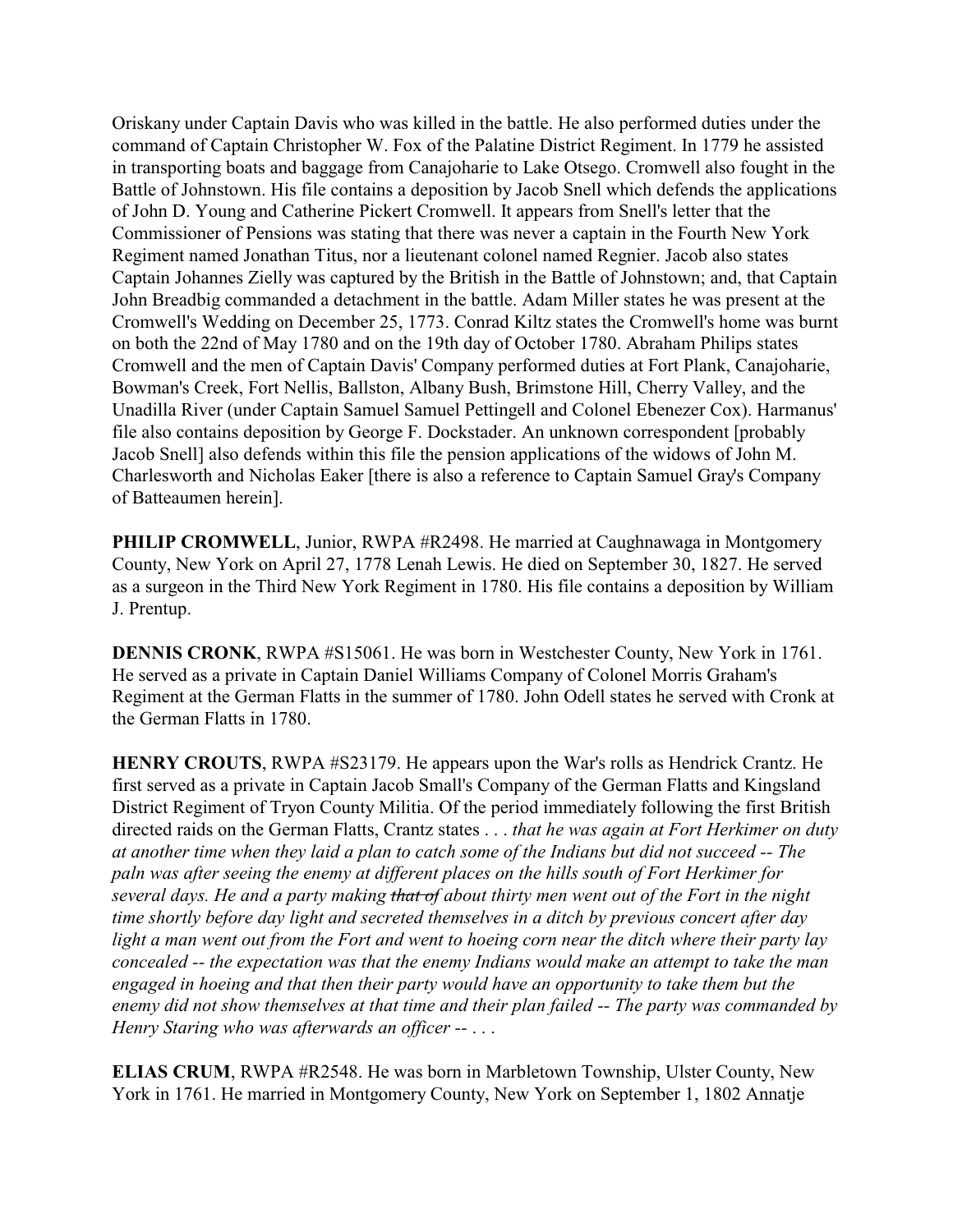Oriskany under Captain Davis who was killed in the battle. He also performed duties under the command of Captain Christopher W. Fox of the Palatine District Regiment. In 1779 he assisted in transporting boats and baggage from Canajoharie to Lake Otsego. Cromwell also fought in the Battle of Johnstown. His file contains a deposition by Jacob Snell which defends the applications of John D. Young and Catherine Pickert Cromwell. It appears from Snell's letter that the Commissioner of Pensions was stating that there was never a captain in the Fourth New York Regiment named Jonathan Titus, nor a lieutenant colonel named Regnier. Jacob also states Captain Johannes Zielly was captured by the British in the Battle of Johnstown; and, that Captain John Breadbig commanded a detachment in the battle. Adam Miller states he was present at the Cromwell's Wedding on December 25, 1773. Conrad Kiltz states the Cromwell's home was burnt on both the 22nd of May 1780 and on the 19th day of October 1780. Abraham Philips states Cromwell and the men of Captain Davis' Company performed duties at Fort Plank, Canajoharie, Bowman's Creek, Fort Nellis, Ballston, Albany Bush, Brimstone Hill, Cherry Valley, and the Unadilla River (under Captain Samuel Samuel Pettingell and Colonel Ebenezer Cox). Harmanus' file also contains deposition by George F. Dockstader. An unknown correspondent [probably Jacob Snell] also defends within this file the pension applications of the widows of John M. Charlesworth and Nicholas Eaker [there is also a reference to Captain Samuel Gray's Company of Batteaumen herein].

**PHILIP CROMWELL**, Junior, RWPA #R2498. He married at Caughnawaga in Montgomery County, New York on April 27, 1778 Lenah Lewis. He died on September 30, 1827. He served as a surgeon in the Third New York Regiment in 1780. His file contains a deposition by William J. Prentup.

**DENNIS CRONK**, RWPA #S15061. He was born in Westchester County, New York in 1761. He served as a private in Captain Daniel Williams Company of Colonel Morris Graham's Regiment at the German Flatts in the summer of 1780. John Odell states he served with Cronk at the German Flatts in 1780.

**HENRY CROUTS**, RWPA #S23179. He appears upon the War's rolls as Hendrick Crantz. He first served as a private in Captain Jacob Small's Company of the German Flatts and Kingsland District Regiment of Tryon County Militia. Of the period immediately following the first British directed raids on the German Flatts, Crantz states . . . *that he was again at Fort Herkimer on duty at another time when they laid a plan to catch some of the Indians but did not succeed -- The paln was after seeing the enemy at different places on the hills south of Fort Herkimer for several days. He and a party making ~~that of~~ about thirty men went out of the Fort in the night time shortly before day light and secreted themselves in a ditch by previous concert after day light a man went out from the Fort and went to hoeing corn near the ditch where their party lay concealed -- the expectation was that the enemy Indians would make an attempt to take the man engaged in hoeing and that then their party would have an opportunity to take them but the enemy did not show themselves at that time and their plan failed -- The party was commanded by Henry Staring who was afterwards an officer --* . . .

**ELIAS CRUM**, RWPA #R2548. He was born in Marbletown Township, Ulster County, New York in 1761. He married in Montgomery County, New York on September 1, 1802 Annatje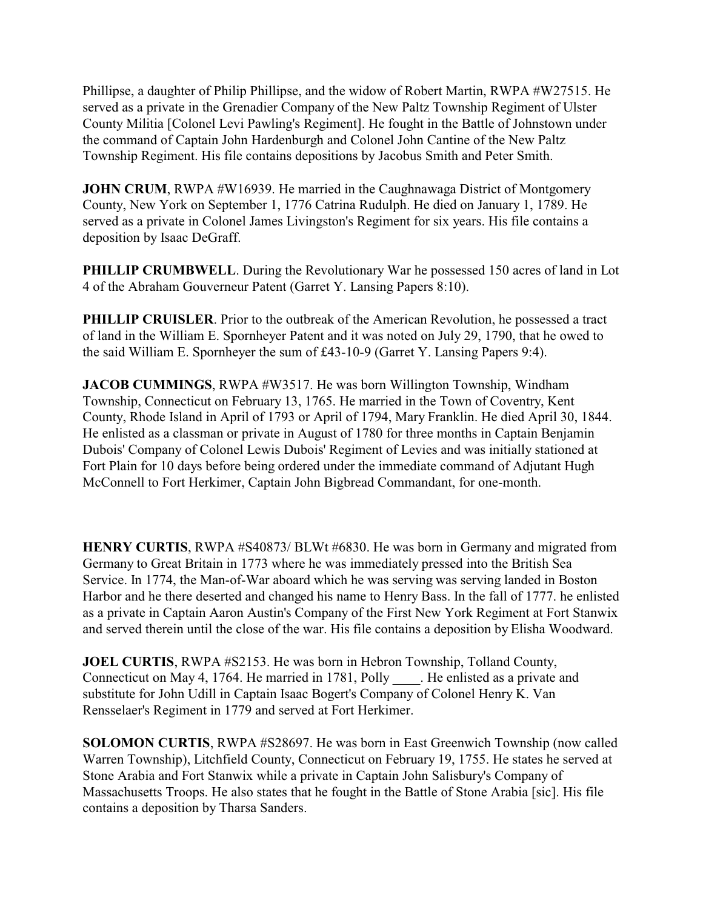Phillipse, a daughter of Philip Phillipse, and the widow of Robert Martin, RWPA #W27515. He served as a private in the Grenadier Company of the New Paltz Township Regiment of Ulster County Militia [Colonel Levi Pawling's Regiment]. He fought in the Battle of Johnstown under the command of Captain John Hardenburgh and Colonel John Cantine of the New Paltz Township Regiment. His file contains depositions by Jacobus Smith and Peter Smith.

**JOHN CRUM**, RWPA #W16939. He married in the Caughnawaga District of Montgomery County, New York on September 1, 1776 Catrina Rudulph. He died on January 1, 1789. He served as a private in Colonel James Livingston's Regiment for six years. His file contains a deposition by Isaac DeGraff.

**PHILLIP CRUMBWELL**. During the Revolutionary War he possessed 150 acres of land in Lot 4 of the Abraham Gouverneur Patent (Garret Y. Lansing Papers 8:10).

**PHILLIP CRUISLER**. Prior to the outbreak of the American Revolution, he possessed a tract of land in the William E. Spornheyer Patent and it was noted on July 29, 1790, that he owed to the said William E. Spornheyer the sum of £43-10-9 (Garret Y. Lansing Papers 9:4).

**JACOB CUMMINGS**, RWPA #W3517. He was born Willington Township, Windham Township, Connecticut on February 13, 1765. He married in the Town of Coventry, Kent County, Rhode Island in April of 1793 or April of 1794, Mary Franklin. He died April 30, 1844. He enlisted as a classman or private in August of 1780 for three months in Captain Benjamin Dubois' Company of Colonel Lewis Dubois' Regiment of Levies and was initially stationed at Fort Plain for 10 days before being ordered under the immediate command of Adjutant Hugh McConnell to Fort Herkimer, Captain John Bigbread Commandant, for one-month.

**HENRY CURTIS**, RWPA #S40873/ BLWt #6830. He was born in Germany and migrated from Germany to Great Britain in 1773 where he was immediately pressed into the British Sea Service. In 1774, the Man-of-War aboard which he was serving was serving landed in Boston Harbor and he there deserted and changed his name to Henry Bass. In the fall of 1777. he enlisted as a private in Captain Aaron Austin's Company of the First New York Regiment at Fort Stanwix and served therein until the close of the war. His file contains a deposition by Elisha Woodward.

**JOEL CURTIS**, RWPA #S2153. He was born in Hebron Township, Tolland County, Connecticut on May 4, 1764. He married in 1781, Polly ____. He enlisted as a private and substitute for John Udill in Captain Isaac Bogert's Company of Colonel Henry K. Van Rensselaer's Regiment in 1779 and served at Fort Herkimer.

**SOLOMON CURTIS**, RWPA #S28697. He was born in East Greenwich Township (now called Warren Township), Litchfield County, Connecticut on February 19, 1755. He states he served at Stone Arabia and Fort Stanwix while a private in Captain John Salisbury's Company of Massachusetts Troops. He also states that he fought in the Battle of Stone Arabia [sic]. His file contains a deposition by Tharsa Sanders.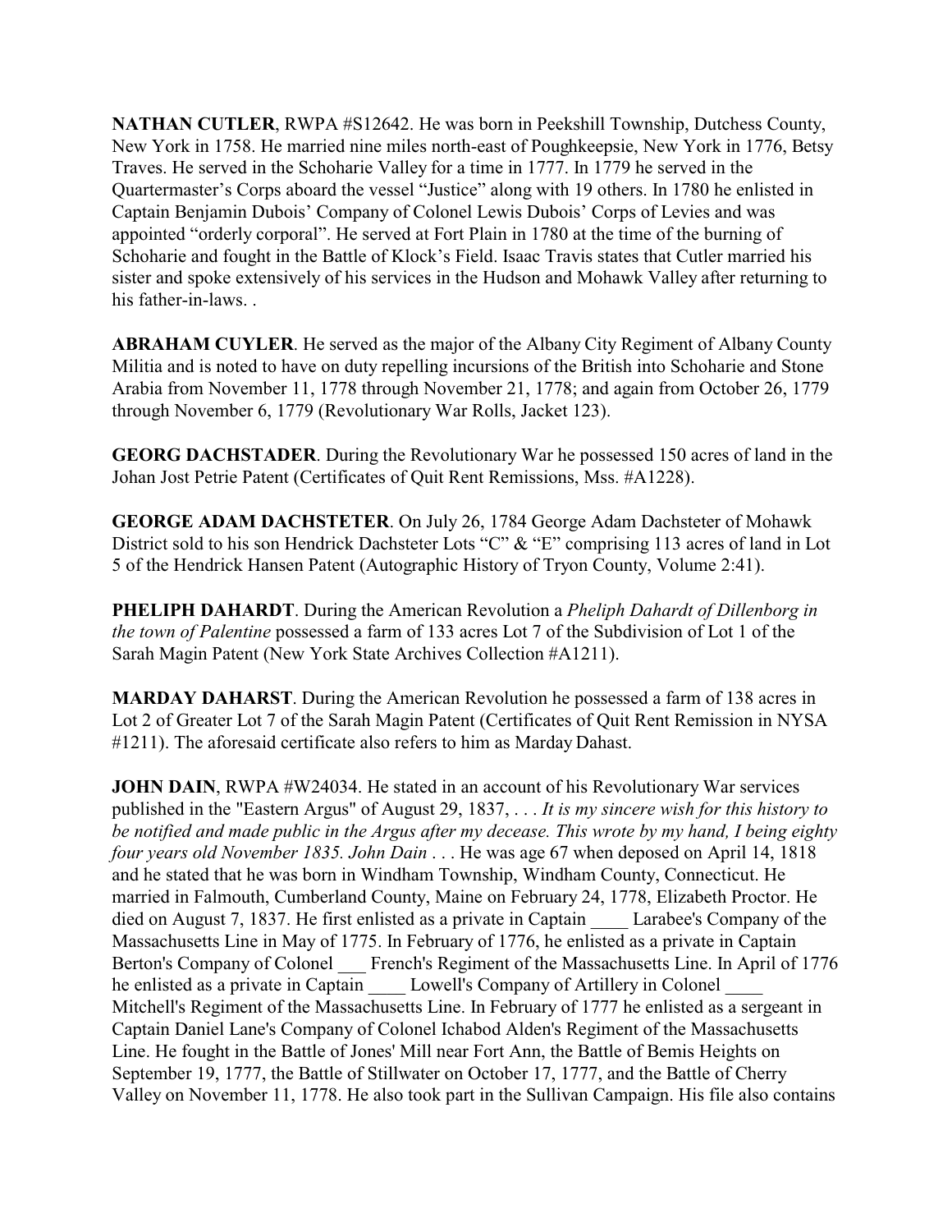**NATHAN CUTLER**, RWPA #S12642. He was born in Peekshill Township, Dutchess County, New York in 1758. He married nine miles north-east of Poughkeepsie, New York in 1776, Betsy Traves. He served in the Schoharie Valley for a time in 1777. In 1779 he served in the Quartermaster's Corps aboard the vessel "Justice" along with 19 others. In 1780 he enlisted in Captain Benjamin Dubois' Company of Colonel Lewis Dubois' Corps of Levies and was appointed "orderly corporal". He served at Fort Plain in 1780 at the time of the burning of Schoharie and fought in the Battle of Klock's Field. Isaac Travis states that Cutler married his sister and spoke extensively of his services in the Hudson and Mohawk Valley after returning to his father-in-laws. .

**ABRAHAM CUYLER**. He served as the major of the Albany City Regiment of Albany County Militia and is noted to have on duty repelling incursions of the British into Schoharie and Stone Arabia from November 11, 1778 through November 21, 1778; and again from October 26, 1779 through November 6, 1779 (Revolutionary War Rolls, Jacket 123).

**GEORG DACHSTADER**. During the Revolutionary War he possessed 150 acres of land in the Johan Jost Petrie Patent (Certificates of Quit Rent Remissions, Mss. #A1228).

**GEORGE ADAM DACHSTETER**. On July 26, 1784 George Adam Dachsteter of Mohawk District sold to his son Hendrick Dachsteter Lots "C" & "E" comprising 113 acres of land in Lot 5 of the Hendrick Hansen Patent (Autographic History of Tryon County, Volume 2:41).

**PHELIPH DAHARDT**. During the American Revolution a *Pheliph Dahardt of Dillenborg in the town of Palentine* possessed a farm of 133 acres Lot 7 of the Subdivision of Lot 1 of the Sarah Magin Patent (New York State Archives Collection #A1211).

**MARDAY DAHARST**. During the American Revolution he possessed a farm of 138 acres in Lot 2 of Greater Lot 7 of the Sarah Magin Patent (Certificates of Quit Rent Remission in NYSA #1211). The aforesaid certificate also refers to him as Marday Dahast.

**JOHN DAIN**, RWPA #W24034. He stated in an account of his Revolutionary War services published in the "Eastern Argus" of August 29, 1837, . . . *It is my sincere wish for this history to be notified and made public in the Argus after my decease. This wrote by my hand, I being eighty four years old November 1835. John Dain* . . . He was age 67 when deposed on April 14, 1818 and he stated that he was born in Windham Township, Windham County, Connecticut. He married in Falmouth, Cumberland County, Maine on February 24, 1778, Elizabeth Proctor. He died on August 7, 1837. He first enlisted as a private in Captain ____ Larabee's Company of the Massachusetts Line in May of 1775. In February of 1776, he enlisted as a private in Captain Berton's Company of Colonel ___ French's Regiment of the Massachusetts Line. In April of 1776 he enlisted as a private in Captain ____ Lowell's Company of Artillery in Colonel ____ Mitchell's Regiment of the Massachusetts Line. In February of 1777 he enlisted as a sergeant in Captain Daniel Lane's Company of Colonel Ichabod Alden's Regiment of the Massachusetts Line. He fought in the Battle of Jones' Mill near Fort Ann, the Battle of Bemis Heights on September 19, 1777, the Battle of Stillwater on October 17, 1777, and the Battle of Cherry Valley on November 11, 1778. He also took part in the Sullivan Campaign. His file also contains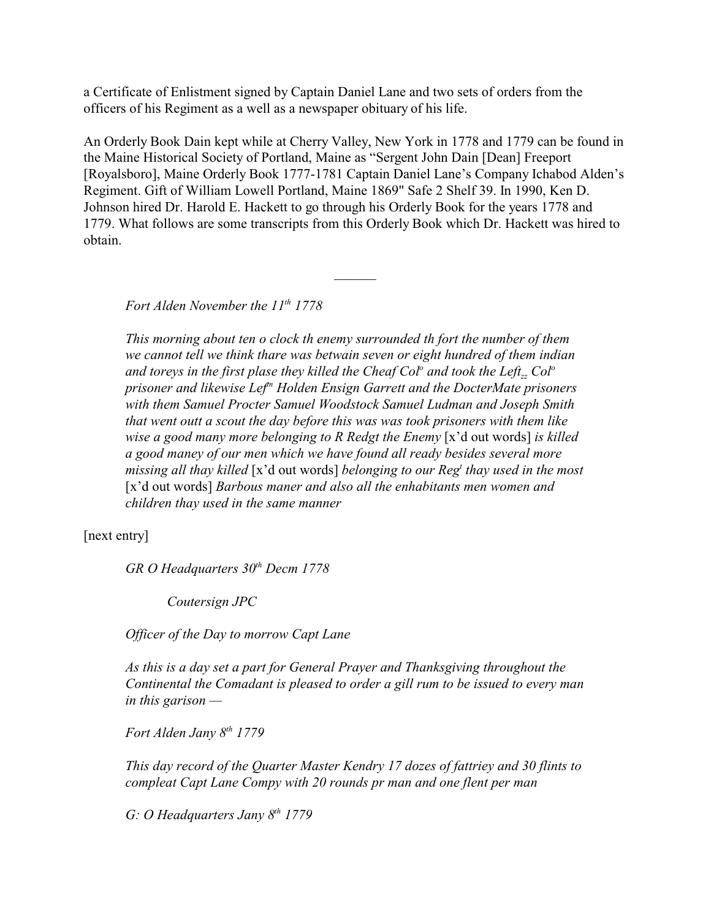a Certificate of Enlistment signed by Captain Daniel Lane and two sets of orders from the officers of his Regiment as a well as a newspaper obituary of his life.

An Orderly Book Dain kept while at Cherry Valley, New York in 1778 and 1779 can be found in the Maine Historical Society of Portland, Maine as "Sergent John Dain [Dean] Freeport [Royalsboro], Maine Orderly Book 1777-1781 Captain Daniel Lane's Company Ichabod Alden's Regiment. Gift of William Lowell Portland, Maine 1869" Safe 2 Shelf 39. In 1990, Ken D. Johnson hired Dr. Harold E. Hackett to go through his Orderly Book for the years 1778 and 1779. What follows are some transcripts from this Orderly Book which Dr. Hackett was hired to obtain.

———

> *Fort Alden November the 11th 1778*
>
> *This morning about ten o clock th enemy surrounded th fort the number of them we cannot tell we think thare was betwain seven or eight hundred of them indian and toreys in the first plase they killed the Cheaf Col^o and took the Left_zz Col^o prisoner and likewise Lef^n Holden Ensign Garrett and the DocterMate prisoners with them Samuel Procter Samuel Woodstock Samuel Ludman and Joseph Smith that went outt a scout the day before this was was took prisoners with them like wise a good many more belonging to R Redgt the Enemy* [x'd out words] *is killed a good maney of our men which we have found all ready besides several more missing all thay killed* [x'd out words] *belonging to our Reg^t thay used in the most* [x'd out words] *Barbous maner and also all the enhabitants men women and children thay used in the same manner*

[next entry]

> *GR O Headquarters 30th Decm 1778*
>
> *Coutersign JPC*
>
> *Officer of the Day to morrow Capt Lane*
>
> *As this is a day set a part for General Prayer and Thanksgiving throughout the Continental the Comadant is pleased to order a gill rum to be issued to every man in this garison —*
>
> *Fort Alden Jany 8th 1779*
>
> *This day record of the Quarter Master Kendry 17 dozes of fattriey and 30 flints to compleat Capt Lane Compy with 20 rounds pr man and one flent per man*
>
> *G: O Headquarters Jany 8th 1779*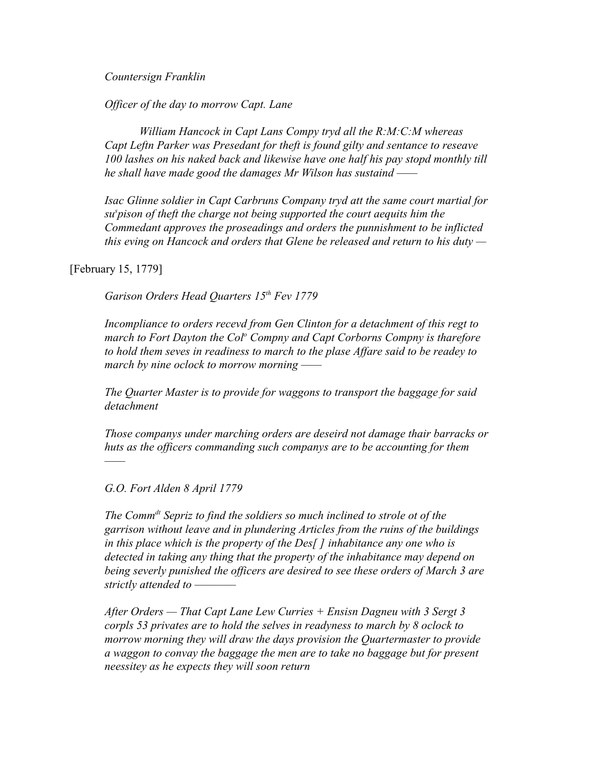*Countersign Franklin*

*Officer of the day to morrow Capt. Lane*

*William Hancock in Capt Lans Compy tryd all the R:M:C:M whereas Capt Leftn Parker was Presedant for theft is found gilty and sentance to reseave 100 lashes on his naked back and likewise have one half his pay stopd monthly till he shall have made good the damages Mr Wilson has sustaind ——*

*Isac Glinne soldier in Capt Carbruns Company tryd att the same court martial for su^s^pison of theft the charge not being supported the court aequits him the Commedant approves the proseadings and orders the punnishment to be inflicted this eving on Hancock and orders that Glene be released and return to his duty —*

[February 15, 1779]

*Garison Orders Head Quarters 15^th^ Fev 1779*

*Incompliance to orders recevd from Gen Clinton for a detachment of this regt to march to Fort Dayton the Col^o^ Compny and Capt Corborns Compny is thatefore to hold them seves in readiness to march to the plase Affare said to be readey to march by nine oclock to morrow morning ——*

*The Quarter Master is to provide for waggons to transport the baggage for said detachment*

*Those companys under marching orders are deseird not damage thair barracks or huts as the officers commanding such companys are to be accounting for them ——*

*G.O. Fort Alden 8 April 1779*

*The Comm^dt^ Sepriz to find the soldiers so much inclined to strole ot of the garrison without leave and in plundering Articles from the ruins of the buildings in this place which is the property of the Des[ ] inhabitance any one who is detected in taking any thing that the property of the inhabitance may depend on being severly punished the officers are desired to see these orders of March 3 are strictly attended to ————*

*After Orders — That Capt Lane Lew Curries + Ensisn Dagneu with 3 Sergt 3 corpls 53 privates are to hold the selves in readyness to march by 8 oclock to morrow morning they will draw the days provision the Quartermaster to provide a waggon to convay the baggage the men are to take no baggage but for present neessitey as he expects they will soon return*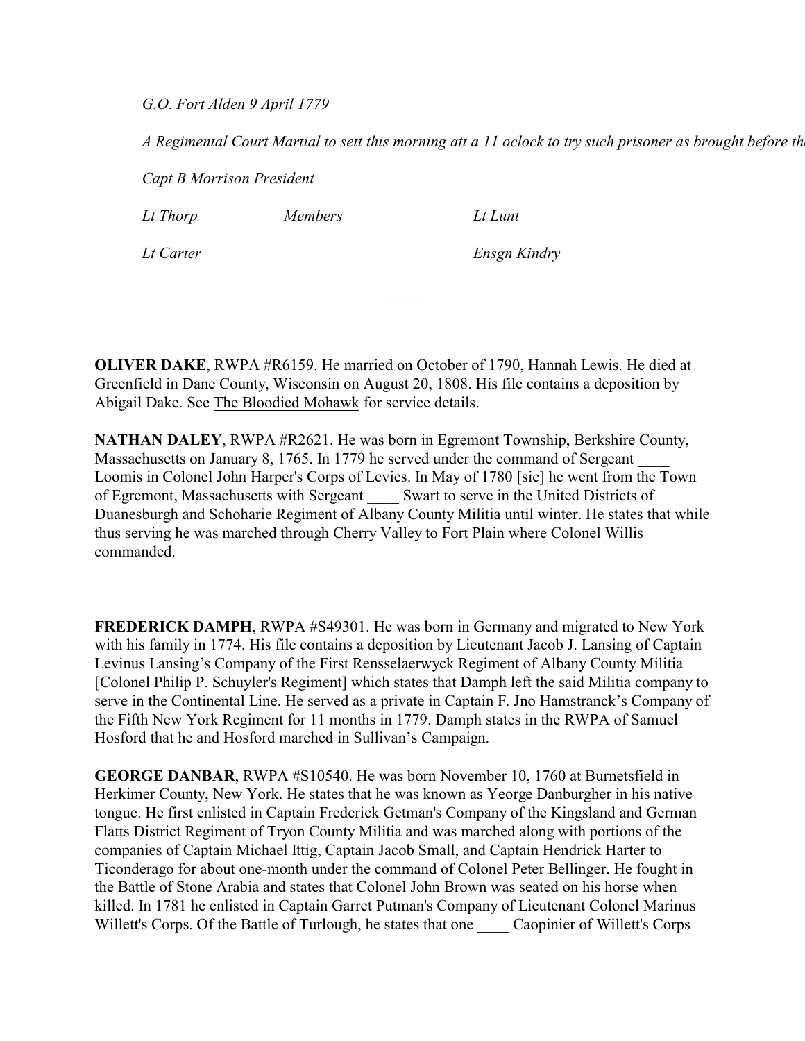*G.O. Fort Alden 9 April 1779*

*A Regimental Court Martial to sett this morning att a 11 oclock to try such prisoner as brought before the*

*Capt B Morrison President*

| *Lt Thorp* | *Members* | *Lt Lunt* |
|---|---|---|
| *Lt Carter* | | *Ensgn Kindry* |

______

**OLIVER DAKE**, RWPA #R6159. He married on October of 1790, Hannah Lewis. He died at Greenfield in Dane County, Wisconsin on August 20, 1808. His file contains a deposition by Abigail Dake. See The Bloodied Mohawk for service details.

**NATHAN DALEY**, RWPA #R2621. He was born in Egremont Township, Berkshire County, Massachusetts on January 8, 1765. In 1779 he served under the command of Sergeant ____ Loomis in Colonel John Harper's Corps of Levies. In May of 1780 [sic] he went from the Town of Egremont, Massachusetts with Sergeant ____ Swart to serve in the United Districts of Duanesburgh and Schoharie Regiment of Albany County Militia until winter. He states that while thus serving he was marched through Cherry Valley to Fort Plain where Colonel Willis commanded.

**FREDERICK DAMPH**, RWPA #S49301. He was born in Germany and migrated to New York with his family in 1774. His file contains a deposition by Lieutenant Jacob J. Lansing of Captain Levinus Lansing's Company of the First Rensselaerwyck Regiment of Albany County Militia [Colonel Philip P. Schuyler's Regiment] which states that Damph left the said Militia company to serve in the Continental Line. He served as a private in Captain F. Jno Hamstranck's Company of the Fifth New York Regiment for 11 months in 1779. Damph states in the RWPA of Samuel Hosford that he and Hosford marched in Sullivan's Campaign.

**GEORGE DANBAR**, RWPA #S10540. He was born November 10, 1760 at Burnetsfield in Herkimer County, New York. He states that he was known as Yeorge Danburgher in his native tongue. He first enlisted in Captain Frederick Getman's Company of the Kingsland and German Flatts District Regiment of Tryon County Militia and was marched along with portions of the companies of Captain Michael Ittig, Captain Jacob Small, and Captain Hendrick Harter to Ticonderago for about one-month under the command of Colonel Peter Bellinger. He fought in the Battle of Stone Arabia and states that Colonel John Brown was seated on his horse when killed. In 1781 he enlisted in Captain Garret Putman's Company of Lieutenant Colonel Marinus Willett's Corps. Of the Battle of Turlough, he states that one ____ Caopinier of Willett's Corps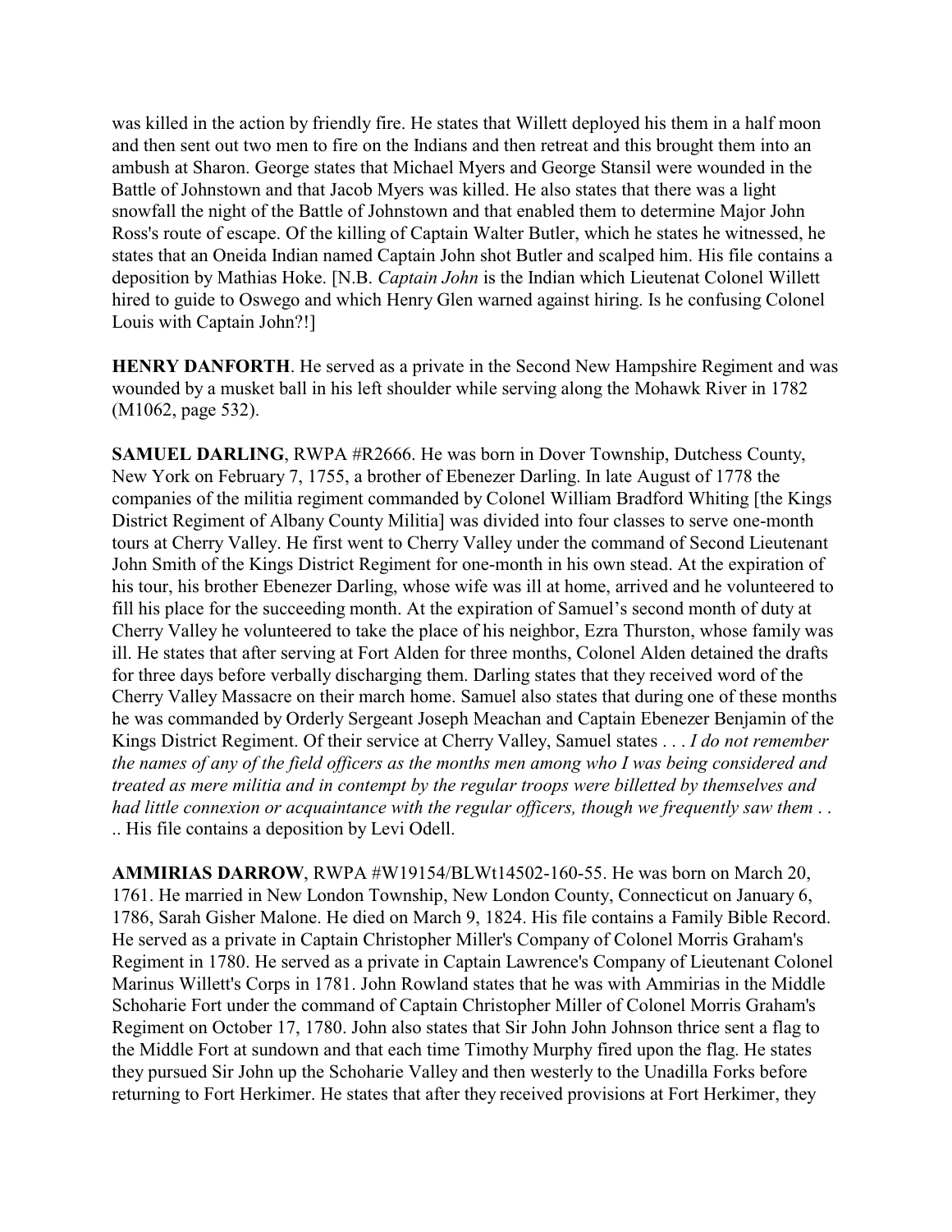was killed in the action by friendly fire. He states that Willett deployed his them in a half moon and then sent out two men to fire on the Indians and then retreat and this brought them into an ambush at Sharon. George states that Michael Myers and George Stansil were wounded in the Battle of Johnstown and that Jacob Myers was killed. He also states that there was a light snowfall the night of the Battle of Johnstown and that enabled them to determine Major John Ross's route of escape. Of the killing of Captain Walter Butler, which he states he witnessed, he states that an Oneida Indian named Captain John shot Butler and scalped him. His file contains a deposition by Mathias Hoke. [N.B. *Captain John* is the Indian which Lieutenat Colonel Willett hired to guide to Oswego and which Henry Glen warned against hiring. Is he confusing Colonel Louis with Captain John?!]

**HENRY DANFORTH**. He served as a private in the Second New Hampshire Regiment and was wounded by a musket ball in his left shoulder while serving along the Mohawk River in 1782 (M1062, page 532).

**SAMUEL DARLING**, RWPA #R2666. He was born in Dover Township, Dutchess County, New York on February 7, 1755, a brother of Ebenezer Darling. In late August of 1778 the companies of the militia regiment commanded by Colonel William Bradford Whiting [the Kings District Regiment of Albany County Militia] was divided into four classes to serve one-month tours at Cherry Valley. He first went to Cherry Valley under the command of Second Lieutenant John Smith of the Kings District Regiment for one-month in his own stead. At the expiration of his tour, his brother Ebenezer Darling, whose wife was ill at home, arrived and he volunteered to fill his place for the succeeding month. At the expiration of Samuel's second month of duty at Cherry Valley he volunteered to take the place of his neighbor, Ezra Thurston, whose family was ill. He states that after serving at Fort Alden for three months, Colonel Alden detained the drafts for three days before verbally discharging them. Darling states that they received word of the Cherry Valley Massacre on their march home. Samuel also states that during one of these months he was commanded by Orderly Sergeant Joseph Meachan and Captain Ebenezer Benjamin of the Kings District Regiment. Of their service at Cherry Valley, Samuel states . . . *I do not remember the names of any of the field officers as the months men among who I was being considered and treated as mere militia and in contempt by the regular troops were billetted by themselves and had little connexion or acquaintance with the regular officers, though we frequently saw them* . . .. His file contains a deposition by Levi Odell.

**AMMIRIAS DARROW**, RWPA #W19154/BLWt14502-160-55. He was born on March 20, 1761. He married in New London Township, New London County, Connecticut on January 6, 1786, Sarah Gisher Malone. He died on March 9, 1824. His file contains a Family Bible Record. He served as a private in Captain Christopher Miller's Company of Colonel Morris Graham's Regiment in 1780. He served as a private in Captain Lawrence's Company of Lieutenant Colonel Marinus Willett's Corps in 1781. John Rowland states that he was with Ammirias in the Middle Schoharie Fort under the command of Captain Christopher Miller of Colonel Morris Graham's Regiment on October 17, 1780. John also states that Sir John John Johnson thrice sent a flag to the Middle Fort at sundown and that each time Timothy Murphy fired upon the flag. He states they pursued Sir John up the Schoharie Valley and then westerly to the Unadilla Forks before returning to Fort Herkimer. He states that after they received provisions at Fort Herkimer, they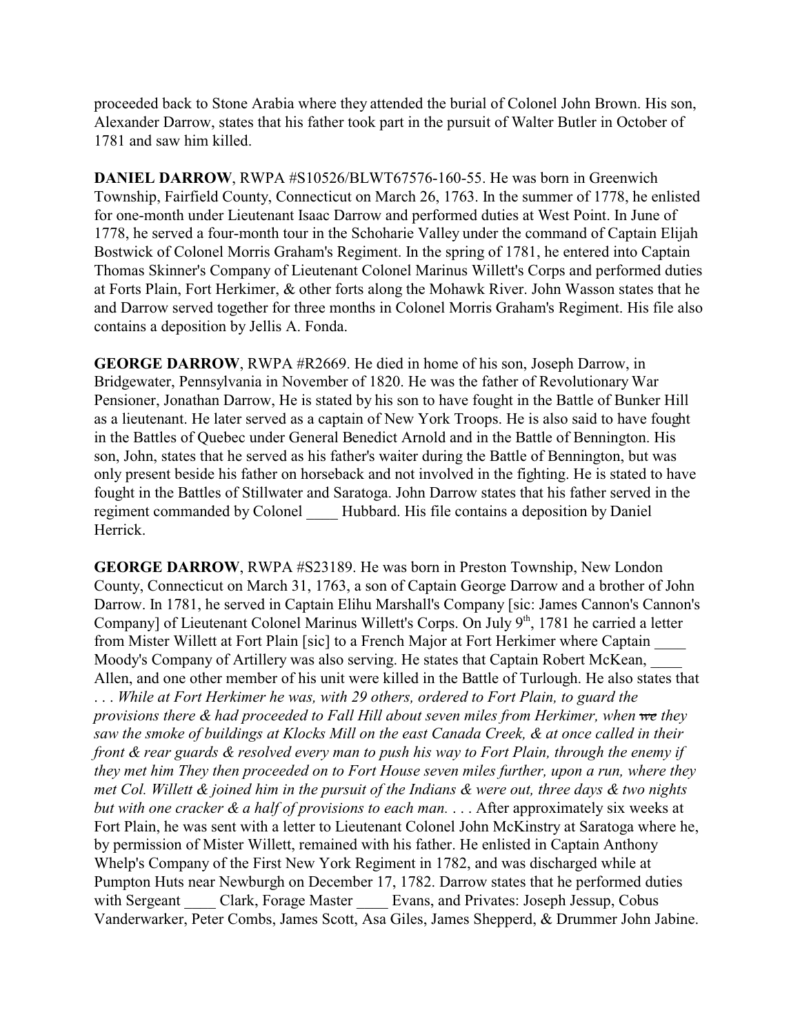proceeded back to Stone Arabia where they attended the burial of Colonel John Brown. His son, Alexander Darrow, states that his father took part in the pursuit of Walter Butler in October of 1781 and saw him killed.

**DANIEL DARROW**, RWPA #S10526/BLWT67576-160-55. He was born in Greenwich Township, Fairfield County, Connecticut on March 26, 1763. In the summer of 1778, he enlisted for one-month under Lieutenant Isaac Darrow and performed duties at West Point. In June of 1778, he served a four-month tour in the Schoharie Valley under the command of Captain Elijah Bostwick of Colonel Morris Graham's Regiment. In the spring of 1781, he entered into Captain Thomas Skinner's Company of Lieutenant Colonel Marinus Willett's Corps and performed duties at Forts Plain, Fort Herkimer, & other forts along the Mohawk River. John Wasson states that he and Darrow served together for three months in Colonel Morris Graham's Regiment. His file also contains a deposition by Jellis A. Fonda.

**GEORGE DARROW**, RWPA #R2669. He died in home of his son, Joseph Darrow, in Bridgewater, Pennsylvania in November of 1820. He was the father of Revolutionary War Pensioner, Jonathan Darrow, He is stated by his son to have fought in the Battle of Bunker Hill as a lieutenant. He later served as a captain of New York Troops. He is also said to have fought in the Battles of Quebec under General Benedict Arnold and in the Battle of Bennington. His son, John, states that he served as his father's waiter during the Battle of Bennington, but was only present beside his father on horseback and not involved in the fighting. He is stated to have fought in the Battles of Stillwater and Saratoga. John Darrow states that his father served in the regiment commanded by Colonel ____ Hubbard. His file contains a deposition by Daniel Herrick.

**GEORGE DARROW**, RWPA #S23189. He was born in Preston Township, New London County, Connecticut on March 31, 1763, a son of Captain George Darrow and a brother of John Darrow. In 1781, he served in Captain Elihu Marshall's Company [sic: James Cannon's Cannon's Company] of Lieutenant Colonel Marinus Willett's Corps. On July 9th, 1781 he carried a letter from Mister Willett at Fort Plain [sic] to a French Major at Fort Herkimer where Captain ____ Moody's Company of Artillery was also serving. He states that Captain Robert McKean, ____ Allen, and one other member of his unit were killed in the Battle of Turlough. He also states that . . . *While at Fort Herkimer he was, with 29 others, ordered to Fort Plain, to guard the provisions there & had proceeded to Fall Hill about seven miles from Herkimer, when ~~we~~ they saw the smoke of buildings at Klocks Mill on the east Canada Creek, & at once called in their front & rear guards & resolved every man to push his way to Fort Plain, through the enemy if they met him They then proceeded on to Fort House seven miles further, upon a run, where they met Col. Willett & joined him in the pursuit of the Indians & were out, three days & two nights but with one cracker & a half of provisions to each man.* . . . After approximately six weeks at Fort Plain, he was sent with a letter to Lieutenant Colonel John McKinstry at Saratoga where he, by permission of Mister Willett, remained with his father. He enlisted in Captain Anthony Whelp's Company of the First New York Regiment in 1782, and was discharged while at Pumpton Huts near Newburgh on December 17, 1782. Darrow states that he performed duties with Sergeant ____ Clark, Forage Master ____ Evans, and Privates: Joseph Jessup, Cobus Vanderwarker, Peter Combs, James Scott, Asa Giles, James Shepperd, & Drummer John Jabine.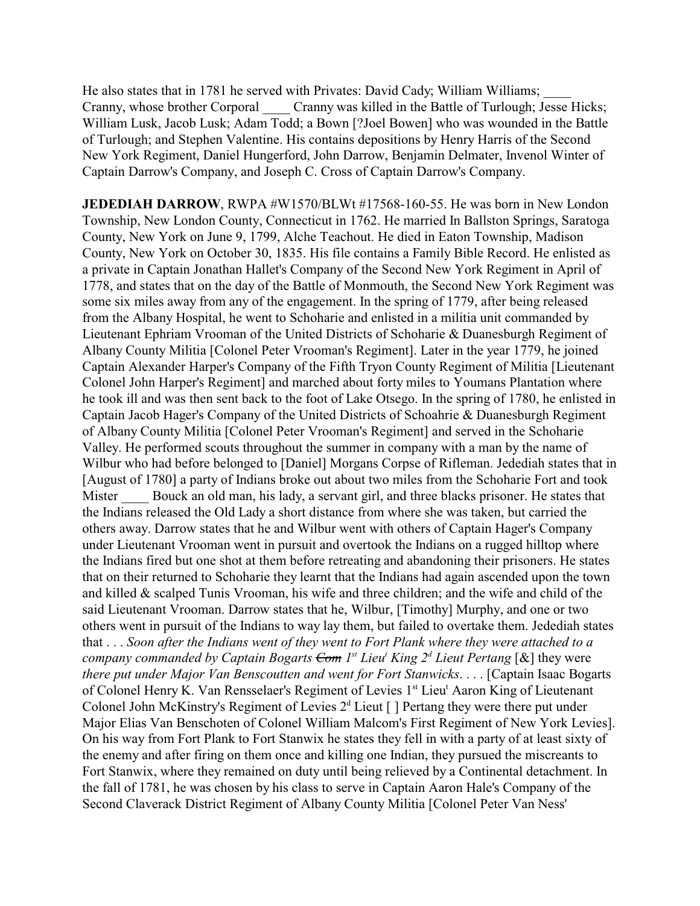He also states that in 1781 he served with Privates: David Cady; William Williams; ____ Cranny, whose brother Corporal ____ Cranny was killed in the Battle of Turlough; Jesse Hicks; William Lusk, Jacob Lusk; Adam Todd; a Bown [?Joel Bowen] who was wounded in the Battle of Turlough; and Stephen Valentine. His contains depositions by Henry Harris of the Second New York Regiment, Daniel Hungerford, John Darrow, Benjamin Delmater, Invenol Winter of Captain Darrow's Company, and Joseph C. Cross of Captain Darrow's Company.

**JEDEDIAH DARROW**, RWPA #W1570/BLWt #17568-160-55. He was born in New London Township, New London County, Connecticut in 1762. He married In Ballston Springs, Saratoga County, New York on June 9, 1799, Alche Teachout. He died in Eaton Township, Madison County, New York on October 30, 1835. His file contains a Family Bible Record. He enlisted as a private in Captain Jonathan Hallet's Company of the Second New York Regiment in April of 1778, and states that on the day of the Battle of Monmouth, the Second New York Regiment was some six miles away from any of the engagement. In the spring of 1779, after being released from the Albany Hospital, he went to Schoharie and enlisted in a militia unit commanded by Lieutenant Ephriam Vrooman of the United Districts of Schoharie & Duanesburgh Regiment of Albany County Militia [Colonel Peter Vrooman's Regiment]. Later in the year 1779, he joined Captain Alexander Harper's Company of the Fifth Tryon County Regiment of Militia [Lieutenant Colonel John Harper's Regiment] and marched about forty miles to Youmans Plantation where he took ill and was then sent back to the foot of Lake Otsego. In the spring of 1780, he enlisted in Captain Jacob Hager's Company of the United Districts of Schoahrie & Duanesburgh Regiment of Albany County Militia [Colonel Peter Vrooman's Regiment] and served in the Schoharie Valley. He performed scouts throughout the summer in company with a man by the name of Wilbur who had before belonged to [Daniel] Morgans Corpse of Rifleman. Jedediah states that in [August of 1780] a party of Indians broke out about two miles from the Schoharie Fort and took Mister ____ Bouck an old man, his lady, a servant girl, and three blacks prisoner. He states that the Indians released the Old Lady a short distance from where she was taken, but carried the others away. Darrow states that he and Wilbur went with others of Captain Hager's Company under Lieutenant Vrooman went in pursuit and overtook the Indians on a rugged hilltop where the Indians fired but one shot at them before retreating and abandoning their prisoners. He states that on their returned to Schoharie they learnt that the Indians had again ascended upon the town and killed & scalped Tunis Vrooman, his wife and three children; and the wife and child of the said Lieutenant Vrooman. Darrow states that he, Wilbur, [Timothy] Murphy, and one or two others went in pursuit of the Indians to way lay them, but failed to overtake them. Jedediah states that . . . *Soon after the Indians went of they went to Fort Plank where they were attached to a company commanded by Captain Bogarts ~~Com~~ 1st Lieut King 2d Lieut Pertang* [&] they were *there put under Major Van Benscoutten and went for Fort Stanwicks*. . . . [Captain Isaac Bogarts of Colonel Henry K. Van Rensselaer's Regiment of Levies 1st Lieut Aaron King of Lieutenant Colonel John McKinstry's Regiment of Levies 2d Lieut [ ] Pertang they were there put under Major Elias Van Benschoten of Colonel William Malcom's First Regiment of New York Levies]. On his way from Fort Plank to Fort Stanwix he states they fell in with a party of at least sixty of the enemy and after firing on them once and killing one Indian, they pursued the miscreants to Fort Stanwix, where they remained on duty until being relieved by a Continental detachment. In the fall of 1781, he was chosen by his class to serve in Captain Aaron Hale's Company of the Second Claverack District Regiment of Albany County Militia [Colonel Peter Van Ness'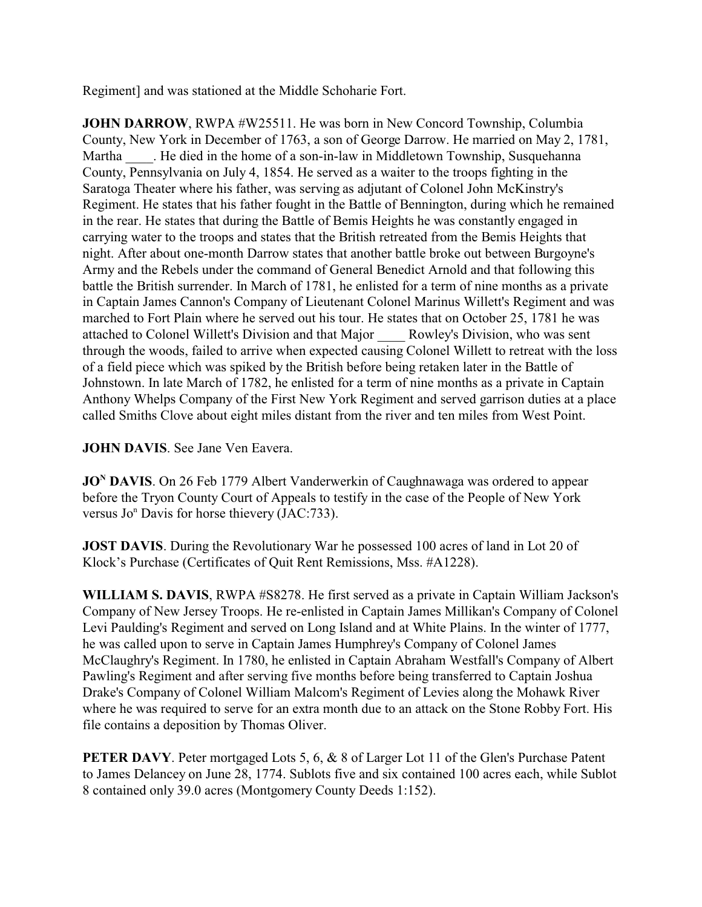Regiment] and was stationed at the Middle Schoharie Fort.

**JOHN DARROW**, RWPA #W25511. He was born in New Concord Township, Columbia County, New York in December of 1763, a son of George Darrow. He married on May 2, 1781, Martha ____. He died in the home of a son-in-law in Middletown Township, Susquehanna County, Pennsylvania on July 4, 1854. He served as a waiter to the troops fighting in the Saratoga Theater where his father, was serving as adjutant of Colonel John McKinstry's Regiment. He states that his father fought in the Battle of Bennington, during which he remained in the rear. He states that during the Battle of Bemis Heights he was constantly engaged in carrying water to the troops and states that the British retreated from the Bemis Heights that night. After about one-month Darrow states that another battle broke out between Burgoyne's Army and the Rebels under the command of General Benedict Arnold and that following this battle the British surrender. In March of 1781, he enlisted for a term of nine months as a private in Captain James Cannon's Company of Lieutenant Colonel Marinus Willett's Regiment and was marched to Fort Plain where he served out his tour. He states that on October 25, 1781 he was attached to Colonel Willett's Division and that Major ____ Rowley's Division, who was sent through the woods, failed to arrive when expected causing Colonel Willett to retreat with the loss of a field piece which was spiked by the British before being retaken later in the Battle of Johnstown. In late March of 1782, he enlisted for a term of nine months as a private in Captain Anthony Whelps Company of the First New York Regiment and served garrison duties at a place called Smiths Clove about eight miles distant from the river and ten miles from West Point.

**JOHN DAVIS**. See Jane Ven Eavera.

**JO[N] DAVIS**. On 26 Feb 1779 Albert Vanderwerkin of Caughnawaga was ordered to appear before the Tryon County Court of Appeals to testify in the case of the People of New York versus Jo[n] Davis for horse thievery (JAC:733).

**JOST DAVIS**. During the Revolutionary War he possessed 100 acres of land in Lot 20 of Klock's Purchase (Certificates of Quit Rent Remissions, Mss. #A1228).

**WILLIAM S. DAVIS**, RWPA #S8278. He first served as a private in Captain William Jackson's Company of New Jersey Troops. He re-enlisted in Captain James Millikan's Company of Colonel Levi Paulding's Regiment and served on Long Island and at White Plains. In the winter of 1777, he was called upon to serve in Captain James Humphrey's Company of Colonel James McClaughry's Regiment. In 1780, he enlisted in Captain Abraham Westfall's Company of Albert Pawling's Regiment and after serving five months before being transferred to Captain Joshua Drake's Company of Colonel William Malcom's Regiment of Levies along the Mohawk River where he was required to serve for an extra month due to an attack on the Stone Robby Fort. His file contains a deposition by Thomas Oliver.

**PETER DAVY**. Peter mortgaged Lots 5, 6, & 8 of Larger Lot 11 of the Glen's Purchase Patent to James Delancey on June 28, 1774. Sublots five and six contained 100 acres each, while Sublot 8 contained only 39.0 acres (Montgomery County Deeds 1:152).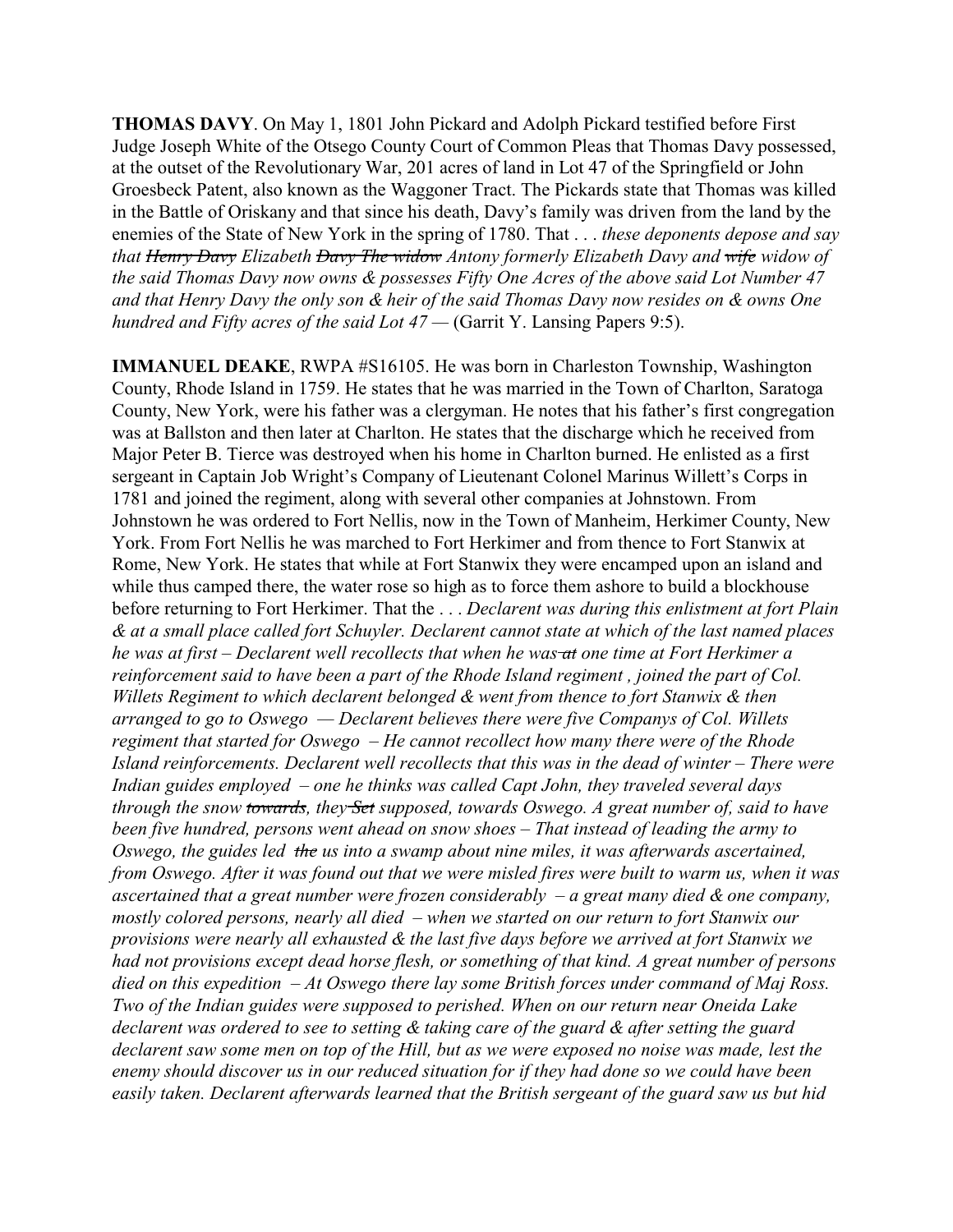**THOMAS DAVY**. On May 1, 1801 John Pickard and Adolph Pickard testified before First Judge Joseph White of the Otsego County Court of Common Pleas that Thomas Davy possessed, at the outset of the Revolutionary War, 201 acres of land in Lot 47 of the Springfield or John Groesbeck Patent, also known as the Waggoner Tract. The Pickards state that Thomas was killed in the Battle of Oriskany and that since his death, Davy's family was driven from the land by the enemies of the State of New York in the spring of 1780. That . . . *these deponents depose and say that ~~Henry Davy~~ Elizabeth ~~Davy The widow~~ Antony formerly Elizabeth Davy and ~~wife~~ widow of the said Thomas Davy now owns & possesses Fifty One Acres of the above said Lot Number 47 and that Henry Davy the only son & heir of the said Thomas Davy now resides on & owns One hundred and Fifty acres of the said Lot 47* — (Garrit Y. Lansing Papers 9:5).

**IMMANUEL DEAKE**, RWPA #S16105. He was born in Charleston Township, Washington County, Rhode Island in 1759. He states that he was married in the Town of Charlton, Saratoga County, New York, were his father was a clergyman. He notes that his father's first congregation was at Ballston and then later at Charlton. He states that the discharge which he received from Major Peter B. Tierce was destroyed when his home in Charlton burned. He enlisted as a first sergeant in Captain Job Wright's Company of Lieutenant Colonel Marinus Willett's Corps in 1781 and joined the regiment, along with several other companies at Johnstown. From Johnstown he was ordered to Fort Nellis, now in the Town of Manheim, Herkimer County, New York. From Fort Nellis he was marched to Fort Herkimer and from thence to Fort Stanwix at Rome, New York. He states that while at Fort Stanwix they were encamped upon an island and while thus camped there, the water rose so high as to force them ashore to build a blockhouse before returning to Fort Herkimer. That the . . . *Declarent was during this enlistment at fort Plain & at a small place called fort Schuyler. Declarent cannot state at which of the last named places he was at first – Declarent well recollects that when he was ~~at~~ one time at Fort Herkimer a reinforcement said to have been a part of the Rhode Island regiment , joined the part of Col. Willets Regiment to which declarent belonged & went from thence to fort Stanwix & then arranged to go to Oswego — Declarent believes there were five Companys of Col. Willets regiment that started for Oswego – He cannot recollect how many there were of the Rhode Island reinforcements. Declarent well recollects that this was in the dead of winter – There were Indian guides employed – one he thinks was called Capt John, they traveled several days through the snow ~~towards~~, they ~~Set~~ supposed, towards Oswego. A great number of, said to have been five hundred, persons went ahead on snow shoes – That instead of leading the army to Oswego, the guides led ~~the~~ us into a swamp about nine miles, it was afterwards ascertained, from Oswego. After it was found out that we were misled fires were built to warm us, when it was ascertained that a great number were frozen considerably – a great many died & one company, mostly colored persons, nearly all died – when we started on our return to fort Stanwix our provisions were nearly all exhausted & the last five days before we arrived at fort Stanwix we had not provisions except dead horse flesh, or something of that kind. A great number of persons died on this expedition – At Oswego there lay some British forces under command of Maj Ross. Two of the Indian guides were supposed to perished. When on our return near Oneida Lake declarent was ordered to see to setting & taking care of the guard & after setting the guard declarent saw some men on top of the Hill, but as we were exposed no noise was made, lest the enemy should discover us in our reduced situation for if they had done so we could have been easily taken. Declarent afterwards learned that the British sergeant of the guard saw us but hid*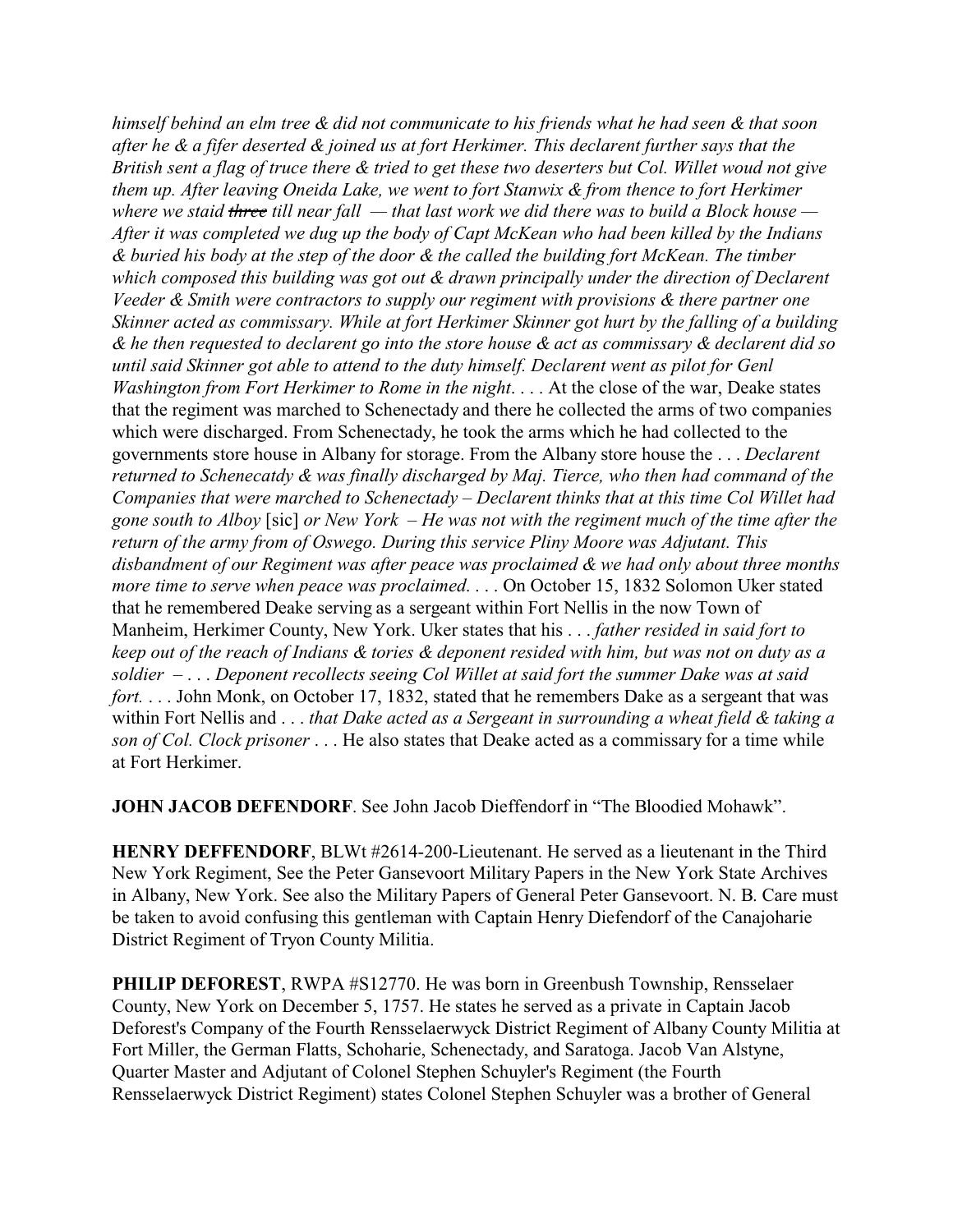*himself behind an elm tree & did not communicate to his friends what he had seen & that soon after he & a fifer deserted & joined us at fort Herkimer. This declarent further says that the British sent a flag of truce there & tried to get these two deserters but Col. Willet woud not give them up. After leaving Oneida Lake, we went to fort Stanwix & from thence to fort Herkimer where we staid ~~three~~ till near fall — that last work we did there was to build a Block house — After it was completed we dug up the body of Capt McKean who had been killed by the Indians & buried his body at the step of the door & the called the building fort McKean. The timber which composed this building was got out & drawn principally under the direction of Declarent Veeder & Smith were contractors to supply our regiment with provisions & there partner one Skinner acted as commissary. While at fort Herkimer Skinner got hurt by the falling of a building & he then requested to declarent go into the store house & act as commissary & declarent did so until said Skinner got able to attend to the duty himself. Declarent went as pilot for Genl Washington from Fort Herkimer to Rome in the night*. . . . At the close of the war, Deake states that the regiment was marched to Schenectady and there he collected the arms of two companies which were discharged. From Schenectady, he took the arms which he had collected to the governments store house in Albany for storage. From the Albany store house the . . . *Declarent returned to Schenecatdy & was finally discharged by Maj. Tierce, who then had command of the Companies that were marched to Schenectady – Declarent thinks that at this time Col Willet had gone south to Alboy* [sic] *or New York – He was not with the regiment much of the time after the return of the army from of Oswego. During this service Pliny Moore was Adjutant. This disbandment of our Regiment was after peace was proclaimed & we had only about three months more time to serve when peace was proclaimed*. . . . On October 15, 1832 Solomon Uker stated that he remembered Deake serving as a sergeant within Fort Nellis in the now Town of Manheim, Herkimer County, New York. Uker states that his . . . *father resided in said fort to keep out of the reach of Indians & tories & deponent resided with him, but was not on duty as a soldier – . . . Deponent recollects seeing Col Willet at said fort the summer Dake was at said fort.* . . . John Monk, on October 17, 1832, stated that he remembers Dake as a sergeant that was within Fort Nellis and . . . *that Dake acted as a Sergeant in surrounding a wheat field & taking a son of Col. Clock prisoner* . . . He also states that Deake acted as a commissary for a time while at Fort Herkimer.

**JOHN JACOB DEFENDORF**. See John Jacob Dieffendorf in "The Bloodied Mohawk".

**HENRY DEFFENDORF**, BLWt #2614-200-Lieutenant. He served as a lieutenant in the Third New York Regiment, See the Peter Gansevoort Military Papers in the New York State Archives in Albany, New York. See also the Military Papers of General Peter Gansevoort. N. B. Care must be taken to avoid confusing this gentleman with Captain Henry Diefendorf of the Canajoharie District Regiment of Tryon County Militia.

**PHILIP DEFOREST**, RWPA #S12770. He was born in Greenbush Township, Rensselaer County, New York on December 5, 1757. He states he served as a private in Captain Jacob Deforest's Company of the Fourth Rensselaerwyck District Regiment of Albany County Militia at Fort Miller, the German Flatts, Schoharie, Schenectady, and Saratoga. Jacob Van Alstyne, Quarter Master and Adjutant of Colonel Stephen Schuyler's Regiment (the Fourth Rensselaerwyck District Regiment) states Colonel Stephen Schuyler was a brother of General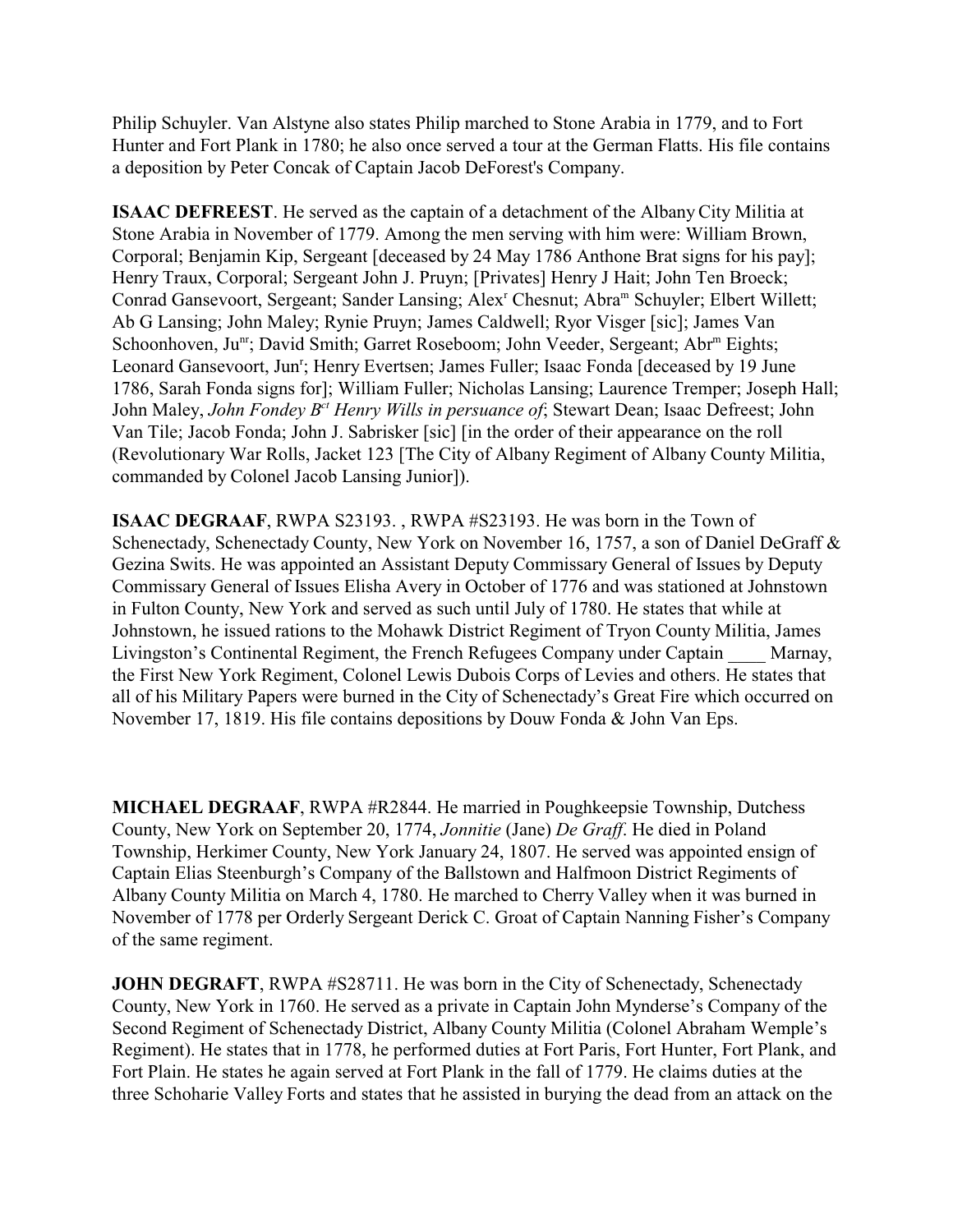Philip Schuyler. Van Alstyne also states Philip marched to Stone Arabia in 1779, and to Fort Hunter and Fort Plank in 1780; he also once served a tour at the German Flatts. His file contains a deposition by Peter Concak of Captain Jacob DeForest's Company.

**ISAAC DEFREEST**. He served as the captain of a detachment of the Albany City Militia at Stone Arabia in November of 1779. Among the men serving with him were: William Brown, Corporal; Benjamin Kip, Sergeant [deceased by 24 May 1786 Anthone Brat signs for his pay]; Henry Traux, Corporal; Sergeant John J. Pruyn; [Privates] Henry J Hait; John Ten Broeck; Conrad Gansevoort, Sergeant; Sander Lansing; Alex[r] Chesnut; Abra[m] Schuyler; Elbert Willett; Ab G Lansing; John Maley; Rynie Pruyn; James Caldwell; Ryor Visger [sic]; James Van Schoonhoven, Ju[nr]; David Smith; Garret Roseboom; John Veeder, Sergeant; Abr[m] Eights; Leonard Gansevoort, Jun[r]; Henry Evertsen; James Fuller; Isaac Fonda [deceased by 19 June 1786, Sarah Fonda signs for]; William Fuller; Nicholas Lansing; Laurence Tremper; Joseph Hall; John Maley, *John Fondey B[ct] Henry Wills in persuance of*; Stewart Dean; Isaac Defreest; John Van Tile; Jacob Fonda; John J. Sabrisker [sic] [in the order of their appearance on the roll (Revolutionary War Rolls, Jacket 123 [The City of Albany Regiment of Albany County Militia, commanded by Colonel Jacob Lansing Junior]).

**ISAAC DEGRAAF**, RWPA S23193. , RWPA #S23193. He was born in the Town of Schenectady, Schenectady County, New York on November 16, 1757, a son of Daniel DeGraff & Gezina Swits. He was appointed an Assistant Deputy Commissary General of Issues by Deputy Commissary General of Issues Elisha Avery in October of 1776 and was stationed at Johnstown in Fulton County, New York and served as such until July of 1780. He states that while at Johnstown, he issued rations to the Mohawk District Regiment of Tryon County Militia, James Livingston's Continental Regiment, the French Refugees Company under Captain ____ Marnay, the First New York Regiment, Colonel Lewis Dubois Corps of Levies and others. He states that all of his Military Papers were burned in the City of Schenectady's Great Fire which occurred on November 17, 1819. His file contains depositions by Douw Fonda & John Van Eps.

**MICHAEL DEGRAAF**, RWPA #R2844. He married in Poughkeepsie Township, Dutchess County, New York on September 20, 1774, *Jonnitie* (Jane) *De Graff*. He died in Poland Township, Herkimer County, New York January 24, 1807. He served was appointed ensign of Captain Elias Steenburgh's Company of the Ballstown and Halfmoon District Regiments of Albany County Militia on March 4, 1780. He marched to Cherry Valley when it was burned in November of 1778 per Orderly Sergeant Derick C. Groat of Captain Nanning Fisher's Company of the same regiment.

**JOHN DEGRAFT**, RWPA #S28711. He was born in the City of Schenectady, Schenectady County, New York in 1760. He served as a private in Captain John Mynderse's Company of the Second Regiment of Schenectady District, Albany County Militia (Colonel Abraham Wemple's Regiment). He states that in 1778, he performed duties at Fort Paris, Fort Hunter, Fort Plank, and Fort Plain. He states he again served at Fort Plank in the fall of 1779. He claims duties at the three Schoharie Valley Forts and states that he assisted in burying the dead from an attack on the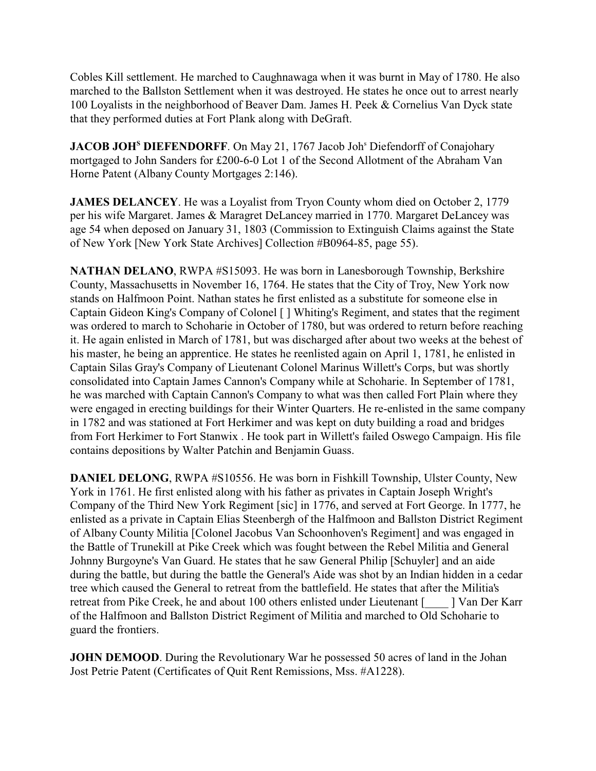Cobles Kill settlement. He marched to Caughnawaga when it was burnt in May of 1780. He also marched to the Ballston Settlement when it was destroyed. He states he once out to arrest nearly 100 Loyalists in the neighborhood of Beaver Dam. James H. Peek & Cornelius Van Dyck state that they performed duties at Fort Plank along with DeGraft.

**JACOB JOH^S DIEFENDORFF**. On May 21, 1767 Jacob Joh^s Diefendorff of Conajohary mortgaged to John Sanders for £200-6-0 Lot 1 of the Second Allotment of the Abraham Van Horne Patent (Albany County Mortgages 2:146).

**JAMES DELANCEY**. He was a Loyalist from Tryon County whom died on October 2, 1779 per his wife Margaret. James & Maragret DeLancey married in 1770. Margaret DeLancey was age 54 when deposed on January 31, 1803 (Commission to Extinguish Claims against the State of New York [New York State Archives] Collection #B0964-85, page 55).

**NATHAN DELANO**, RWPA #S15093. He was born in Lanesborough Township, Berkshire County, Massachusetts in November 16, 1764. He states that the City of Troy, New York now stands on Halfmoon Point. Nathan states he first enlisted as a substitute for someone else in Captain Gideon King's Company of Colonel [ ] Whiting's Regiment, and states that the regiment was ordered to march to Schoharie in October of 1780, but was ordered to return before reaching it. He again enlisted in March of 1781, but was discharged after about two weeks at the behest of his master, he being an apprentice. He states he reenlisted again on April 1, 1781, he enlisted in Captain Silas Gray's Company of Lieutenant Colonel Marinus Willett's Corps, but was shortly consolidated into Captain James Cannon's Company while at Schoharie. In September of 1781, he was marched with Captain Cannon's Company to what was then called Fort Plain where they were engaged in erecting buildings for their Winter Quarters. He re-enlisted in the same company in 1782 and was stationed at Fort Herkimer and was kept on duty building a road and bridges from Fort Herkimer to Fort Stanwix . He took part in Willett's failed Oswego Campaign. His file contains depositions by Walter Patchin and Benjamin Guass.

**DANIEL DELONG**, RWPA #S10556. He was born in Fishkill Township, Ulster County, New York in 1761. He first enlisted along with his father as privates in Captain Joseph Wright's Company of the Third New York Regiment [sic] in 1776, and served at Fort George. In 1777, he enlisted as a private in Captain Elias Steenbergh of the Halfmoon and Ballston District Regiment of Albany County Militia [Colonel Jacobus Van Schoonhoven's Regiment] and was engaged in the Battle of Trunekill at Pike Creek which was fought between the Rebel Militia and General Johnny Burgoyne's Van Guard. He states that he saw General Philip [Schuyler] and an aide during the battle, but during the battle the General's Aide was shot by an Indian hidden in a cedar tree which caused the General to retreat from the battlefield. He states that after the Militia's retreat from Pike Creek, he and about 100 others enlisted under Lieutenant [____ ] Van Der Karr of the Halfmoon and Ballston District Regiment of Militia and marched to Old Schoharie to guard the frontiers.

**JOHN DEMOOD**. During the Revolutionary War he possessed 50 acres of land in the Johan Jost Petrie Patent (Certificates of Quit Rent Remissions, Mss. #A1228).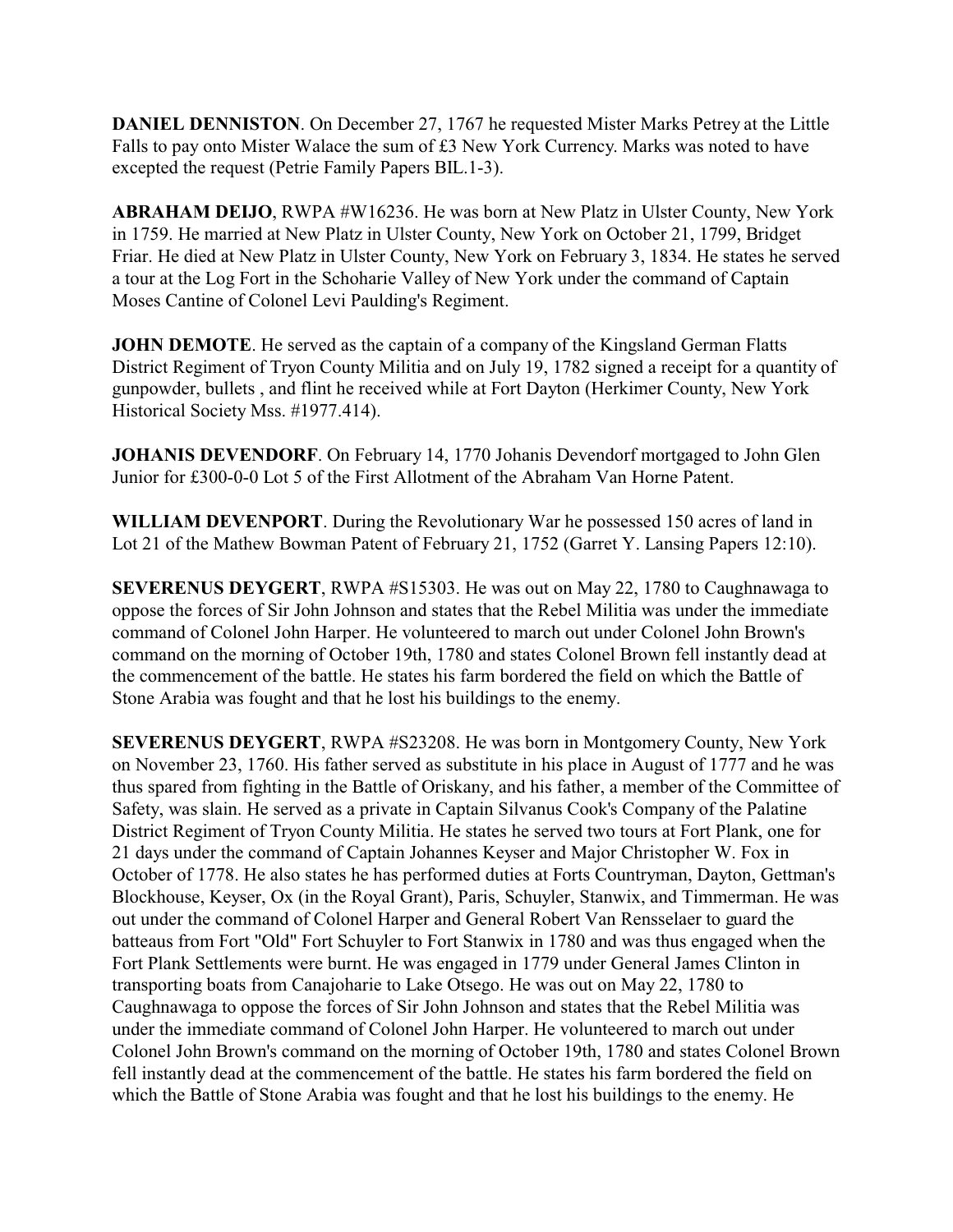**DANIEL DENNISTON**. On December 27, 1767 he requested Mister Marks Petrey at the Little Falls to pay onto Mister Walace the sum of £3 New York Currency. Marks was noted to have excepted the request (Petrie Family Papers BIL.1-3).

**ABRAHAM DEIJO**, RWPA #W16236. He was born at New Platz in Ulster County, New York in 1759. He married at New Platz in Ulster County, New York on October 21, 1799, Bridget Friar. He died at New Platz in Ulster County, New York on February 3, 1834. He states he served a tour at the Log Fort in the Schoharie Valley of New York under the command of Captain Moses Cantine of Colonel Levi Paulding's Regiment.

**JOHN DEMOTE**. He served as the captain of a company of the Kingsland German Flatts District Regiment of Tryon County Militia and on July 19, 1782 signed a receipt for a quantity of gunpowder, bullets , and flint he received while at Fort Dayton (Herkimer County, New York Historical Society Mss. #1977.414).

**JOHANIS DEVENDORF**. On February 14, 1770 Johanis Devendorf mortgaged to John Glen Junior for £300-0-0 Lot 5 of the First Allotment of the Abraham Van Horne Patent.

**WILLIAM DEVENPORT**. During the Revolutionary War he possessed 150 acres of land in Lot 21 of the Mathew Bowman Patent of February 21, 1752 (Garret Y. Lansing Papers 12:10).

**SEVERENUS DEYGERT**, RWPA #S15303. He was out on May 22, 1780 to Caughnawaga to oppose the forces of Sir John Johnson and states that the Rebel Militia was under the immediate command of Colonel John Harper. He volunteered to march out under Colonel John Brown's command on the morning of October 19th, 1780 and states Colonel Brown fell instantly dead at the commencement of the battle. He states his farm bordered the field on which the Battle of Stone Arabia was fought and that he lost his buildings to the enemy.

**SEVERENUS DEYGERT**, RWPA #S23208. He was born in Montgomery County, New York on November 23, 1760. His father served as substitute in his place in August of 1777 and he was thus spared from fighting in the Battle of Oriskany, and his father, a member of the Committee of Safety, was slain. He served as a private in Captain Silvanus Cook's Company of the Palatine District Regiment of Tryon County Militia. He states he served two tours at Fort Plank, one for 21 days under the command of Captain Johannes Keyser and Major Christopher W. Fox in October of 1778. He also states he has performed duties at Forts Countryman, Dayton, Gettman's Blockhouse, Keyser, Ox (in the Royal Grant), Paris, Schuyler, Stanwix, and Timmerman. He was out under the command of Colonel Harper and General Robert Van Rensselaer to guard the batteaus from Fort "Old" Fort Schuyler to Fort Stanwix in 1780 and was thus engaged when the Fort Plank Settlements were burnt. He was engaged in 1779 under General James Clinton in transporting boats from Canajoharie to Lake Otsego. He was out on May 22, 1780 to Caughnawaga to oppose the forces of Sir John Johnson and states that the Rebel Militia was under the immediate command of Colonel John Harper. He volunteered to march out under Colonel John Brown's command on the morning of October 19th, 1780 and states Colonel Brown fell instantly dead at the commencement of the battle. He states his farm bordered the field on which the Battle of Stone Arabia was fought and that he lost his buildings to the enemy. He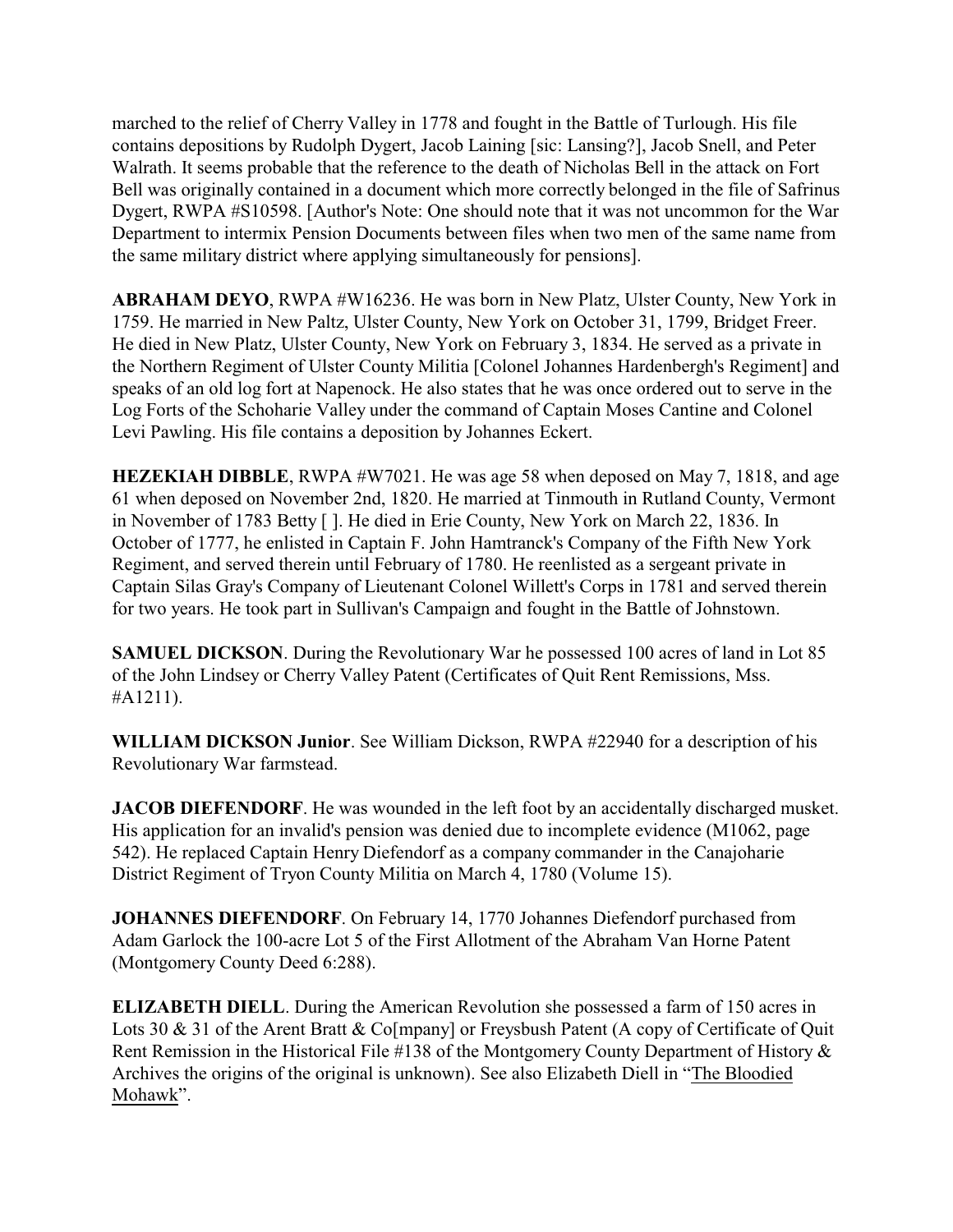marched to the relief of Cherry Valley in 1778 and fought in the Battle of Turlough. His file contains depositions by Rudolph Dygert, Jacob Laining [sic: Lansing?], Jacob Snell, and Peter Walrath. It seems probable that the reference to the death of Nicholas Bell in the attack on Fort Bell was originally contained in a document which more correctly belonged in the file of Safrinus Dygert, RWPA #S10598. [Author's Note: One should note that it was not uncommon for the War Department to intermix Pension Documents between files when two men of the same name from the same military district where applying simultaneously for pensions].

**ABRAHAM DEYO**, RWPA #W16236. He was born in New Platz, Ulster County, New York in 1759. He married in New Paltz, Ulster County, New York on October 31, 1799, Bridget Freer. He died in New Platz, Ulster County, New York on February 3, 1834. He served as a private in the Northern Regiment of Ulster County Militia [Colonel Johannes Hardenbergh's Regiment] and speaks of an old log fort at Napenock. He also states that he was once ordered out to serve in the Log Forts of the Schoharie Valley under the command of Captain Moses Cantine and Colonel Levi Pawling. His file contains a deposition by Johannes Eckert.

**HEZEKIAH DIBBLE**, RWPA #W7021. He was age 58 when deposed on May 7, 1818, and age 61 when deposed on November 2nd, 1820. He married at Tinmouth in Rutland County, Vermont in November of 1783 Betty [ ]. He died in Erie County, New York on March 22, 1836. In October of 1777, he enlisted in Captain F. John Hamtranck's Company of the Fifth New York Regiment, and served therein until February of 1780. He reenlisted as a sergeant private in Captain Silas Gray's Company of Lieutenant Colonel Willett's Corps in 1781 and served therein for two years. He took part in Sullivan's Campaign and fought in the Battle of Johnstown.

**SAMUEL DICKSON**. During the Revolutionary War he possessed 100 acres of land in Lot 85 of the John Lindsey or Cherry Valley Patent (Certificates of Quit Rent Remissions, Mss. #A1211).

**WILLIAM DICKSON Junior**. See William Dickson, RWPA #22940 for a description of his Revolutionary War farmstead.

**JACOB DIEFENDORF**. He was wounded in the left foot by an accidentally discharged musket. His application for an invalid's pension was denied due to incomplete evidence (M1062, page 542). He replaced Captain Henry Diefendorf as a company commander in the Canajoharie District Regiment of Tryon County Militia on March 4, 1780 (Volume 15).

**JOHANNES DIEFENDORF**. On February 14, 1770 Johannes Diefendorf purchased from Adam Garlock the 100-acre Lot 5 of the First Allotment of the Abraham Van Horne Patent (Montgomery County Deed 6:288).

**ELIZABETH DIELL**. During the American Revolution she possessed a farm of 150 acres in Lots 30 & 31 of the Arent Bratt & Co[mpany] or Freysbush Patent (A copy of Certificate of Quit Rent Remission in the Historical File #138 of the Montgomery County Department of History & Archives the origins of the original is unknown). See also Elizabeth Diell in "The Bloodied Mohawk".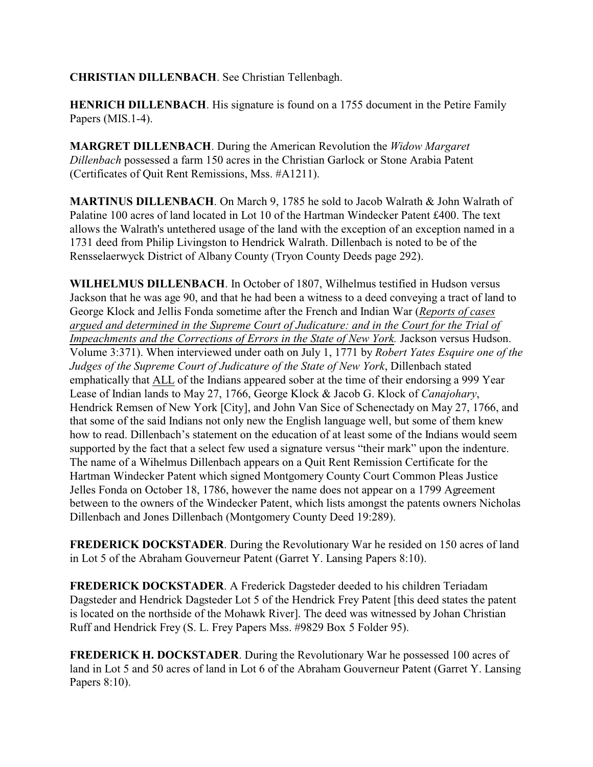**CHRISTIAN DILLENBACH**. See Christian Tellenbagh.

**HENRICH DILLENBACH**. His signature is found on a 1755 document in the Petire Family Papers (MIS.1-4).

**MARGRET DILLENBACH**. During the American Revolution the *Widow Margaret Dillenbach* possessed a farm 150 acres in the Christian Garlock or Stone Arabia Patent (Certificates of Quit Rent Remissions, Mss. #A1211).

**MARTINUS DILLENBACH**. On March 9, 1785 he sold to Jacob Walrath & John Walrath of Palatine 100 acres of land located in Lot 10 of the Hartman Windecker Patent £400. The text allows the Walrath's untethered usage of the land with the exception of an exception named in a 1731 deed from Philip Livingston to Hendrick Walrath. Dillenbach is noted to be of the Rensselaerwyck District of Albany County (Tryon County Deeds page 292).

**WILHELMUS DILLENBACH**. In October of 1807, Wilhelmus testified in Hudson versus Jackson that he was age 90, and that he had been a witness to a deed conveying a tract of land to George Klock and Jellis Fonda sometime after the French and Indian War (*Reports of cases argued and determined in the Supreme Court of Judicature: and in the Court for the Trial of Impeachments and the Corrections of Errors in the State of New York.* Jackson versus Hudson. Volume 3:371). When interviewed under oath on July 1, 1771 by *Robert Yates Esquire one of the Judges of the Supreme Court of Judicature of the State of New York*, Dillenbach stated emphatically that ALL of the Indians appeared sober at the time of their endorsing a 999 Year Lease of Indian lands to May 27, 1766, George Klock & Jacob G. Klock of *Canajohary*, Hendrick Remsen of New York [City], and John Van Sice of Schenectady on May 27, 1766, and that some of the said Indians not only new the English language well, but some of them knew how to read. Dillenbach's statement on the education of at least some of the Indians would seem supported by the fact that a select few used a signature versus "their mark" upon the indenture. The name of a Wihelmus Dillenbach appears on a Quit Rent Remission Certificate for the Hartman Windecker Patent which signed Montgomery County Court Common Pleas Justice Jelles Fonda on October 18, 1786, however the name does not appear on a 1799 Agreement between to the owners of the Windecker Patent, which lists amongst the patents owners Nicholas Dillenbach and Jones Dillenbach (Montgomery County Deed 19:289).

**FREDERICK DOCKSTADER**. During the Revolutionary War he resided on 150 acres of land in Lot 5 of the Abraham Gouverneur Patent (Garret Y. Lansing Papers 8:10).

**FREDERICK DOCKSTADER**. A Frederick Dagsteder deeded to his children Teriadam Dagsteder and Hendrick Dagsteder Lot 5 of the Hendrick Frey Patent [this deed states the patent is located on the northside of the Mohawk River]. The deed was witnessed by Johan Christian Ruff and Hendrick Frey (S. L. Frey Papers Mss. #9829 Box 5 Folder 95).

**FREDERICK H. DOCKSTADER**. During the Revolutionary War he possessed 100 acres of land in Lot 5 and 50 acres of land in Lot 6 of the Abraham Gouverneur Patent (Garret Y. Lansing Papers 8:10).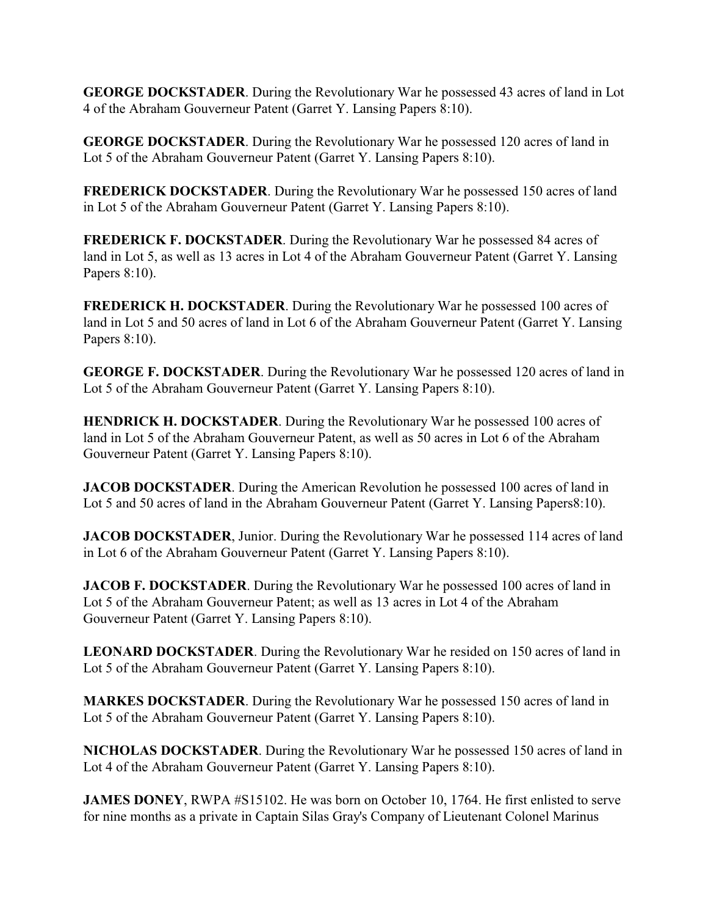**GEORGE DOCKSTADER**. During the Revolutionary War he possessed 43 acres of land in Lot 4 of the Abraham Gouverneur Patent (Garret Y. Lansing Papers 8:10).

**GEORGE DOCKSTADER**. During the Revolutionary War he possessed 120 acres of land in Lot 5 of the Abraham Gouverneur Patent (Garret Y. Lansing Papers 8:10).

**FREDERICK DOCKSTADER**. During the Revolutionary War he possessed 150 acres of land in Lot 5 of the Abraham Gouverneur Patent (Garret Y. Lansing Papers 8:10).

**FREDERICK F. DOCKSTADER**. During the Revolutionary War he possessed 84 acres of land in Lot 5, as well as 13 acres in Lot 4 of the Abraham Gouverneur Patent (Garret Y. Lansing Papers 8:10).

**FREDERICK H. DOCKSTADER**. During the Revolutionary War he possessed 100 acres of land in Lot 5 and 50 acres of land in Lot 6 of the Abraham Gouverneur Patent (Garret Y. Lansing Papers 8:10).

**GEORGE F. DOCKSTADER**. During the Revolutionary War he possessed 120 acres of land in Lot 5 of the Abraham Gouverneur Patent (Garret Y. Lansing Papers 8:10).

**HENDRICK H. DOCKSTADER**. During the Revolutionary War he possessed 100 acres of land in Lot 5 of the Abraham Gouverneur Patent, as well as 50 acres in Lot 6 of the Abraham Gouverneur Patent (Garret Y. Lansing Papers 8:10).

**JACOB DOCKSTADER**. During the American Revolution he possessed 100 acres of land in Lot 5 and 50 acres of land in the Abraham Gouverneur Patent (Garret Y. Lansing Papers8:10).

**JACOB DOCKSTADER**, Junior. During the Revolutionary War he possessed 114 acres of land in Lot 6 of the Abraham Gouverneur Patent (Garret Y. Lansing Papers 8:10).

**JACOB F. DOCKSTADER**. During the Revolutionary War he possessed 100 acres of land in Lot 5 of the Abraham Gouverneur Patent; as well as 13 acres in Lot 4 of the Abraham Gouverneur Patent (Garret Y. Lansing Papers 8:10).

**LEONARD DOCKSTADER**. During the Revolutionary War he resided on 150 acres of land in Lot 5 of the Abraham Gouverneur Patent (Garret Y. Lansing Papers 8:10).

**MARKES DOCKSTADER**. During the Revolutionary War he possessed 150 acres of land in Lot 5 of the Abraham Gouverneur Patent (Garret Y. Lansing Papers 8:10).

**NICHOLAS DOCKSTADER**. During the Revolutionary War he possessed 150 acres of land in Lot 4 of the Abraham Gouverneur Patent (Garret Y. Lansing Papers 8:10).

**JAMES DONEY**, RWPA #S15102. He was born on October 10, 1764. He first enlisted to serve for nine months as a private in Captain Silas Gray's Company of Lieutenant Colonel Marinus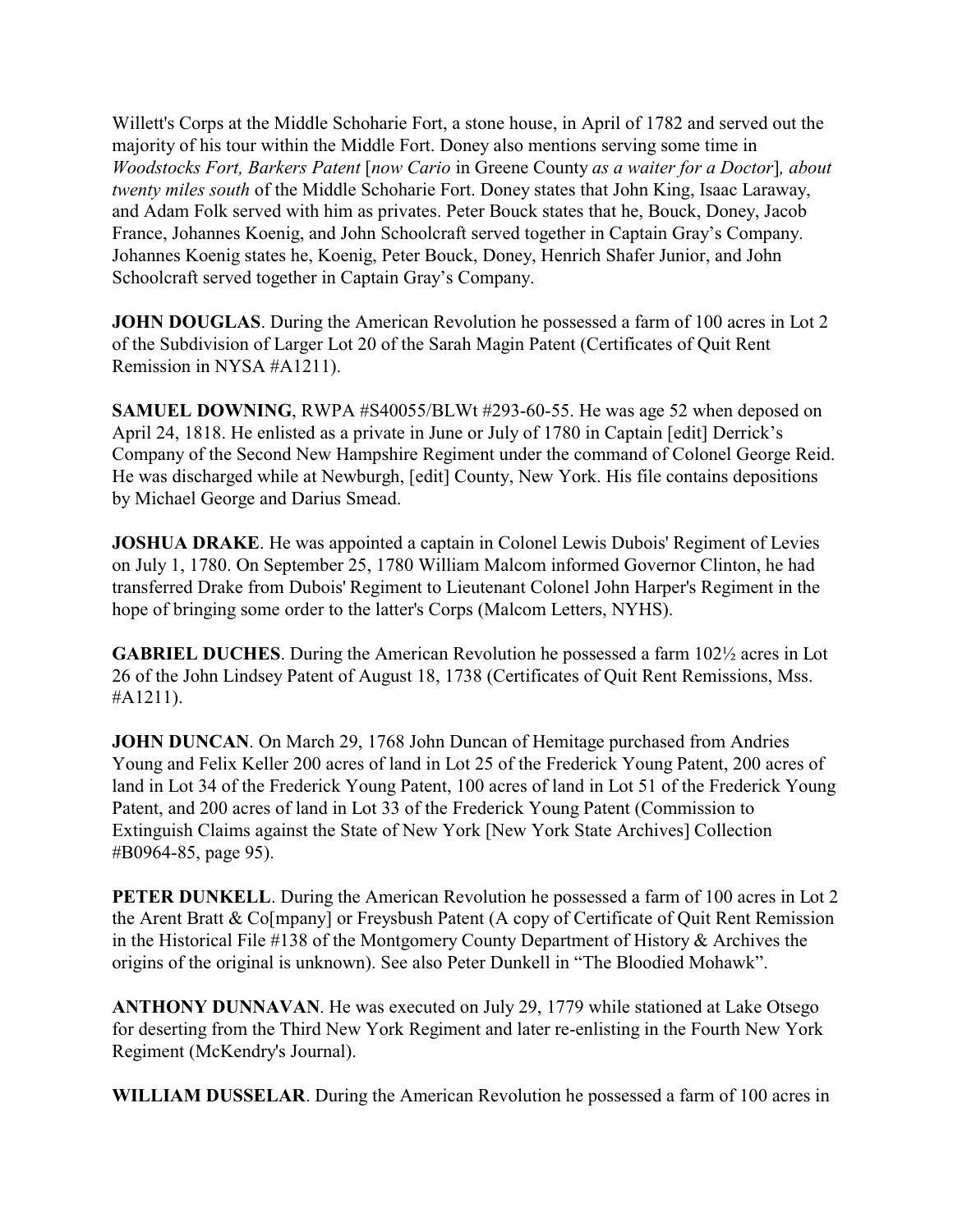Willett's Corps at the Middle Schoharie Fort, a stone house, in April of 1782 and served out the majority of his tour within the Middle Fort. Doney also mentions serving some time in *Woodstocks Fort, Barkers Patent* [*now Cario* in Greene County *as a waiter for a Doctor*]*, about twenty miles south* of the Middle Schoharie Fort. Doney states that John King, Isaac Laraway, and Adam Folk served with him as privates. Peter Bouck states that he, Bouck, Doney, Jacob France, Johannes Koenig, and John Schoolcraft served together in Captain Gray's Company. Johannes Koenig states he, Koenig, Peter Bouck, Doney, Henrich Shafer Junior, and John Schoolcraft served together in Captain Gray's Company.

**JOHN DOUGLAS**. During the American Revolution he possessed a farm of 100 acres in Lot 2 of the Subdivision of Larger Lot 20 of the Sarah Magin Patent (Certificates of Quit Rent Remission in NYSA #A1211).

**SAMUEL DOWNING**, RWPA #S40055/BLWt #293-60-55. He was age 52 when deposed on April 24, 1818. He enlisted as a private in June or July of 1780 in Captain [edit] Derrick's Company of the Second New Hampshire Regiment under the command of Colonel George Reid. He was discharged while at Newburgh, [edit] County, New York. His file contains depositions by Michael George and Darius Smead.

**JOSHUA DRAKE**. He was appointed a captain in Colonel Lewis Dubois' Regiment of Levies on July 1, 1780. On September 25, 1780 William Malcom informed Governor Clinton, he had transferred Drake from Dubois' Regiment to Lieutenant Colonel John Harper's Regiment in the hope of bringing some order to the latter's Corps (Malcom Letters, NYHS).

**GABRIEL DUCHES**. During the American Revolution he possessed a farm 102½ acres in Lot 26 of the John Lindsey Patent of August 18, 1738 (Certificates of Quit Rent Remissions, Mss. #A1211).

**JOHN DUNCAN**. On March 29, 1768 John Duncan of Hemitage purchased from Andries Young and Felix Keller 200 acres of land in Lot 25 of the Frederick Young Patent, 200 acres of land in Lot 34 of the Frederick Young Patent, 100 acres of land in Lot 51 of the Frederick Young Patent, and 200 acres of land in Lot 33 of the Frederick Young Patent (Commission to Extinguish Claims against the State of New York [New York State Archives] Collection #B0964-85, page 95).

**PETER DUNKELL**. During the American Revolution he possessed a farm of 100 acres in Lot 2 the Arent Bratt & Co[mpany] or Freysbush Patent (A copy of Certificate of Quit Rent Remission in the Historical File #138 of the Montgomery County Department of History & Archives the origins of the original is unknown). See also Peter Dunkell in "The Bloodied Mohawk".

**ANTHONY DUNNAVAN**. He was executed on July 29, 1779 while stationed at Lake Otsego for deserting from the Third New York Regiment and later re-enlisting in the Fourth New York Regiment (McKendry's Journal).

**WILLIAM DUSSELAR**. During the American Revolution he possessed a farm of 100 acres in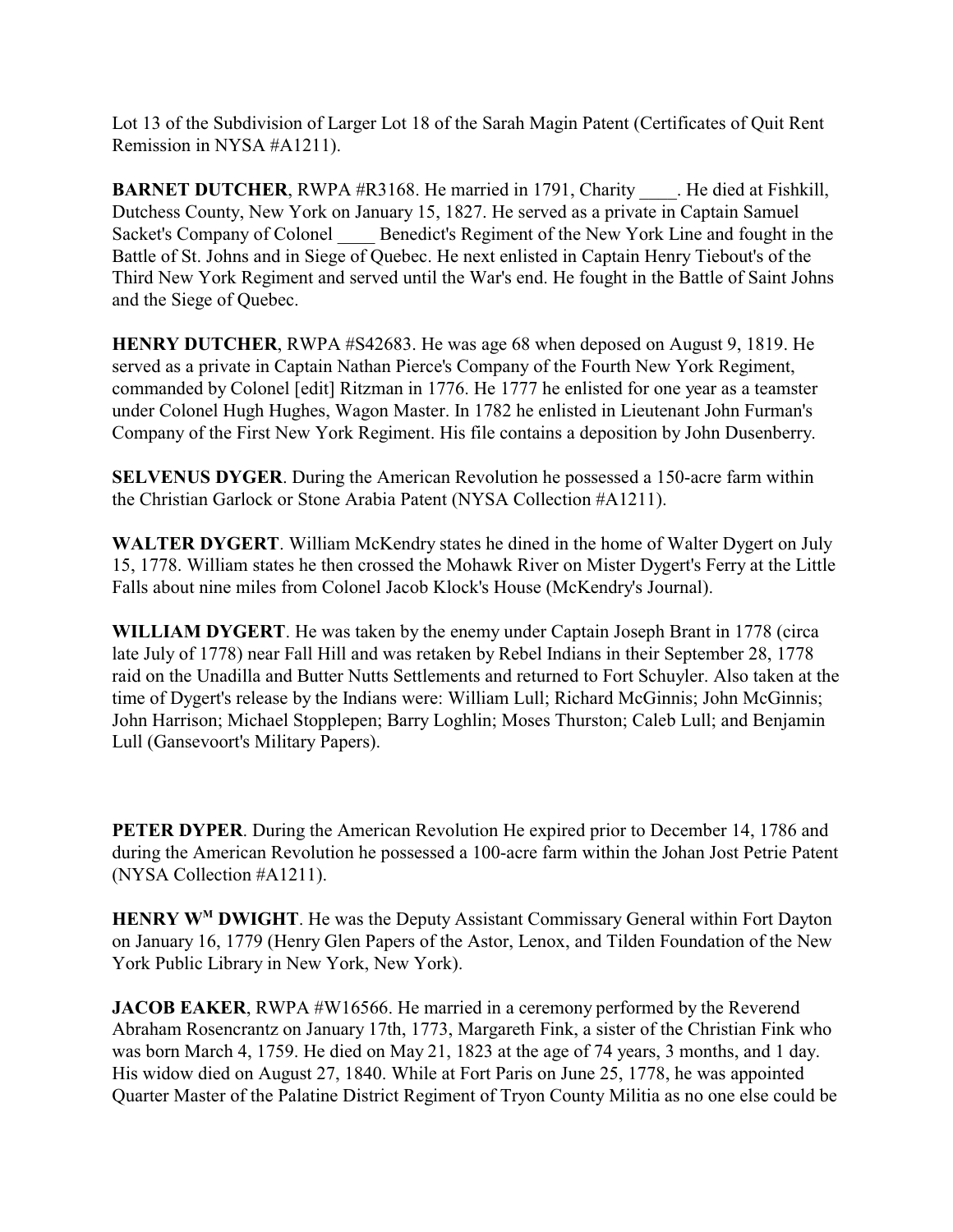Lot 13 of the Subdivision of Larger Lot 18 of the Sarah Magin Patent (Certificates of Quit Rent Remission in NYSA #A1211).

**BARNET DUTCHER**, RWPA #R3168. He married in 1791, Charity ____. He died at Fishkill, Dutchess County, New York on January 15, 1827. He served as a private in Captain Samuel Sacket's Company of Colonel ____ Benedict's Regiment of the New York Line and fought in the Battle of St. Johns and in Siege of Quebec. He next enlisted in Captain Henry Tiebout's of the Third New York Regiment and served until the War's end. He fought in the Battle of Saint Johns and the Siege of Quebec.

**HENRY DUTCHER**, RWPA #S42683. He was age 68 when deposed on August 9, 1819. He served as a private in Captain Nathan Pierce's Company of the Fourth New York Regiment, commanded by Colonel [edit] Ritzman in 1776. He 1777 he enlisted for one year as a teamster under Colonel Hugh Hughes, Wagon Master. In 1782 he enlisted in Lieutenant John Furman's Company of the First New York Regiment. His file contains a deposition by John Dusenberry.

**SELVENUS DYGER**. During the American Revolution he possessed a 150-acre farm within the Christian Garlock or Stone Arabia Patent (NYSA Collection #A1211).

**WALTER DYGERT**. William McKendry states he dined in the home of Walter Dygert on July 15, 1778. William states he then crossed the Mohawk River on Mister Dygert's Ferry at the Little Falls about nine miles from Colonel Jacob Klock's House (McKendry's Journal).

**WILLIAM DYGERT**. He was taken by the enemy under Captain Joseph Brant in 1778 (circa late July of 1778) near Fall Hill and was retaken by Rebel Indians in their September 28, 1778 raid on the Unadilla and Butter Nutts Settlements and returned to Fort Schuyler. Also taken at the time of Dygert's release by the Indians were: William Lull; Richard McGinnis; John McGinnis; John Harrison; Michael Stopplepen; Barry Loghlin; Moses Thurston; Caleb Lull; and Benjamin Lull (Gansevoort's Military Papers).

**PETER DYPER**. During the American Revolution He expired prior to December 14, 1786 and during the American Revolution he possessed a 100-acre farm within the Johan Jost Petrie Patent (NYSA Collection #A1211).

**HENRY W$^{M}$ DWIGHT**. He was the Deputy Assistant Commissary General within Fort Dayton on January 16, 1779 (Henry Glen Papers of the Astor, Lenox, and Tilden Foundation of the New York Public Library in New York, New York).

**JACOB EAKER**, RWPA #W16566. He married in a ceremony performed by the Reverend Abraham Rosencrantz on January 17th, 1773, Margareth Fink, a sister of the Christian Fink who was born March 4, 1759. He died on May 21, 1823 at the age of 74 years, 3 months, and 1 day. His widow died on August 27, 1840. While at Fort Paris on June 25, 1778, he was appointed Quarter Master of the Palatine District Regiment of Tryon County Militia as no one else could be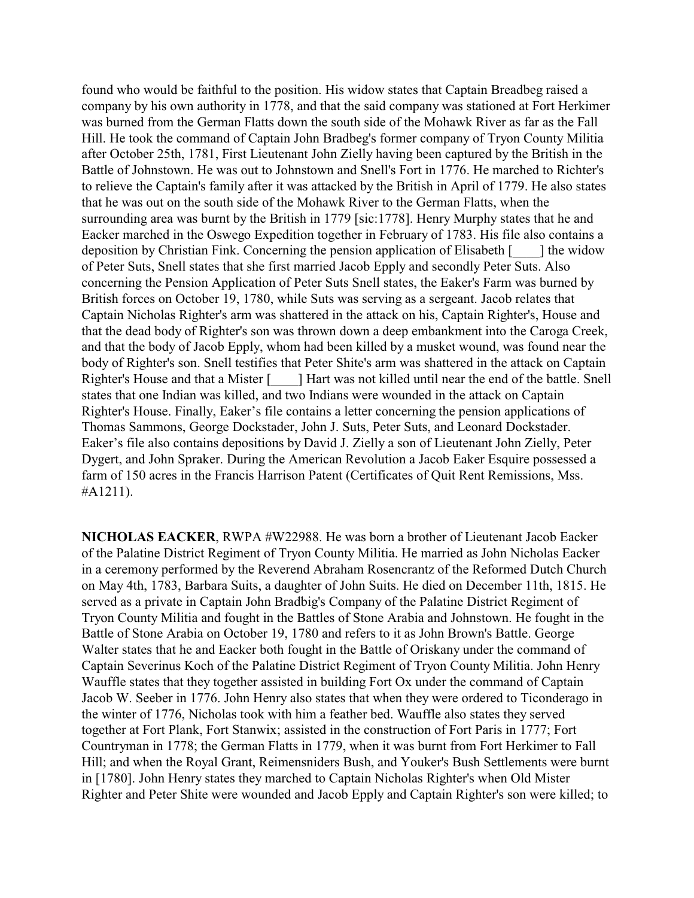found who would be faithful to the position. His widow states that Captain Breadbeg raised a company by his own authority in 1778, and that the said company was stationed at Fort Herkimer was burned from the German Flatts down the south side of the Mohawk River as far as the Fall Hill. He took the command of Captain John Bradbeg's former company of Tryon County Militia after October 25th, 1781, First Lieutenant John Zielly having been captured by the British in the Battle of Johnstown. He was out to Johnstown and Snell's Fort in 1776. He marched to Richter's to relieve the Captain's family after it was attacked by the British in April of 1779. He also states that he was out on the south side of the Mohawk River to the German Flatts, when the surrounding area was burnt by the British in 1779 [sic:1778]. Henry Murphy states that he and Eacker marched in the Oswego Expedition together in February of 1783. His file also contains a deposition by Christian Fink. Concerning the pension application of Elisabeth [____] the widow of Peter Suts, Snell states that she first married Jacob Epply and secondly Peter Suts. Also concerning the Pension Application of Peter Suts Snell states, the Eaker's Farm was burned by British forces on October 19, 1780, while Suts was serving as a sergeant. Jacob relates that Captain Nicholas Righter's arm was shattered in the attack on his, Captain Righter's, House and that the dead body of Righter's son was thrown down a deep embankment into the Caroga Creek, and that the body of Jacob Epply, whom had been killed by a musket wound, was found near the body of Righter's son. Snell testifies that Peter Shite's arm was shattered in the attack on Captain Righter's House and that a Mister [____] Hart was not killed until near the end of the battle. Snell states that one Indian was killed, and two Indians were wounded in the attack on Captain Righter's House. Finally, Eaker's file contains a letter concerning the pension applications of Thomas Sammons, George Dockstader, John J. Suts, Peter Suts, and Leonard Dockstader. Eaker's file also contains depositions by David J. Zielly a son of Lieutenant John Zielly, Peter Dygert, and John Spraker. During the American Revolution a Jacob Eaker Esquire possessed a farm of 150 acres in the Francis Harrison Patent (Certificates of Quit Rent Remissions, Mss. #A1211).

**NICHOLAS EACKER**, RWPA #W22988. He was born a brother of Lieutenant Jacob Eacker of the Palatine District Regiment of Tryon County Militia. He married as John Nicholas Eacker in a ceremony performed by the Reverend Abraham Rosencrantz of the Reformed Dutch Church on May 4th, 1783, Barbara Suits, a daughter of John Suits. He died on December 11th, 1815. He served as a private in Captain John Bradbig's Company of the Palatine District Regiment of Tryon County Militia and fought in the Battles of Stone Arabia and Johnstown. He fought in the Battle of Stone Arabia on October 19, 1780 and refers to it as John Brown's Battle. George Walter states that he and Eacker both fought in the Battle of Oriskany under the command of Captain Severinus Koch of the Palatine District Regiment of Tryon County Militia. John Henry Wauffle states that they together assisted in building Fort Ox under the command of Captain Jacob W. Seeber in 1776. John Henry also states that when they were ordered to Ticonderago in the winter of 1776, Nicholas took with him a feather bed. Wauffle also states they served together at Fort Plank, Fort Stanwix; assisted in the construction of Fort Paris in 1777; Fort Countryman in 1778; the German Flatts in 1779, when it was burnt from Fort Herkimer to Fall Hill; and when the Royal Grant, Reimensniders Bush, and Youker's Bush Settlements were burnt in [1780]. John Henry states they marched to Captain Nicholas Righter's when Old Mister Righter and Peter Shite were wounded and Jacob Epply and Captain Righter's son were killed; to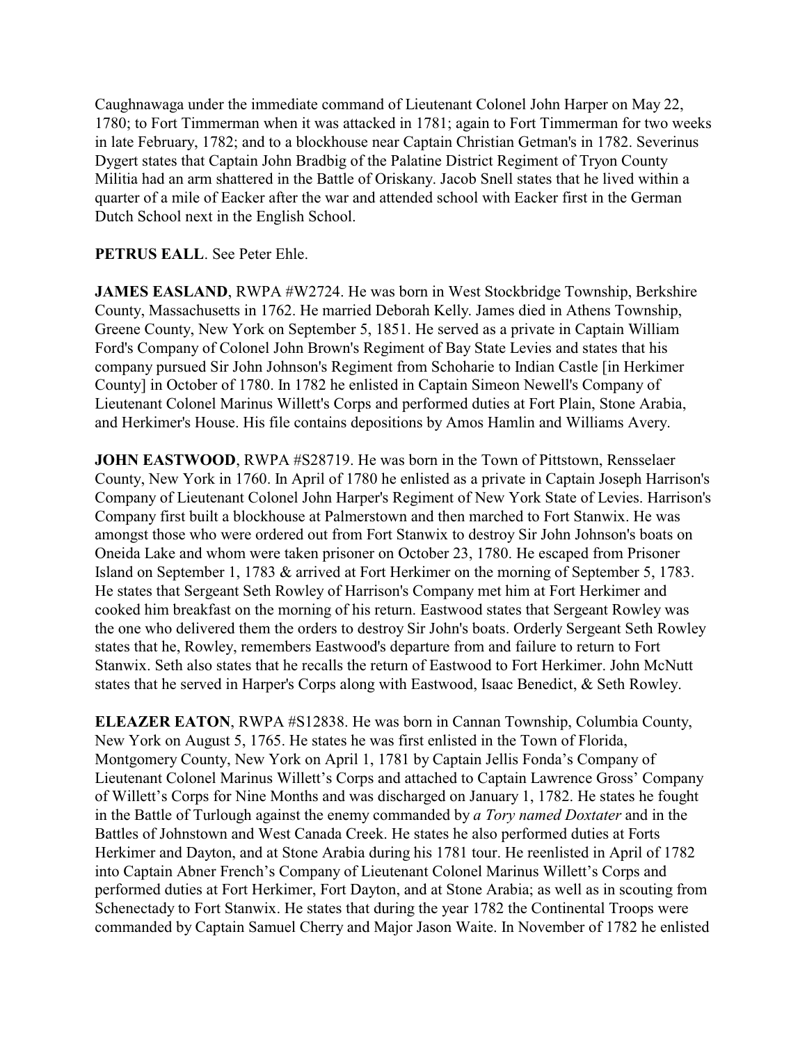Caughnawaga under the immediate command of Lieutenant Colonel John Harper on May 22, 1780; to Fort Timmerman when it was attacked in 1781; again to Fort Timmerman for two weeks in late February, 1782; and to a blockhouse near Captain Christian Getman's in 1782. Severinus Dygert states that Captain John Bradbig of the Palatine District Regiment of Tryon County Militia had an arm shattered in the Battle of Oriskany. Jacob Snell states that he lived within a quarter of a mile of Eacker after the war and attended school with Eacker first in the German Dutch School next in the English School.

**PETRUS EALL**. See Peter Ehle.

**JAMES EASLAND**, RWPA #W2724. He was born in West Stockbridge Township, Berkshire County, Massachusetts in 1762. He married Deborah Kelly. James died in Athens Township, Greene County, New York on September 5, 1851. He served as a private in Captain William Ford's Company of Colonel John Brown's Regiment of Bay State Levies and states that his company pursued Sir John Johnson's Regiment from Schoharie to Indian Castle [in Herkimer County] in October of 1780. In 1782 he enlisted in Captain Simeon Newell's Company of Lieutenant Colonel Marinus Willett's Corps and performed duties at Fort Plain, Stone Arabia, and Herkimer's House. His file contains depositions by Amos Hamlin and Williams Avery.

**JOHN EASTWOOD**, RWPA #S28719. He was born in the Town of Pittstown, Rensselaer County, New York in 1760. In April of 1780 he enlisted as a private in Captain Joseph Harrison's Company of Lieutenant Colonel John Harper's Regiment of New York State of Levies. Harrison's Company first built a blockhouse at Palmerstown and then marched to Fort Stanwix. He was amongst those who were ordered out from Fort Stanwix to destroy Sir John Johnson's boats on Oneida Lake and whom were taken prisoner on October 23, 1780. He escaped from Prisoner Island on September 1, 1783 & arrived at Fort Herkimer on the morning of September 5, 1783. He states that Sergeant Seth Rowley of Harrison's Company met him at Fort Herkimer and cooked him breakfast on the morning of his return. Eastwood states that Sergeant Rowley was the one who delivered them the orders to destroy Sir John's boats. Orderly Sergeant Seth Rowley states that he, Rowley, remembers Eastwood's departure from and failure to return to Fort Stanwix. Seth also states that he recalls the return of Eastwood to Fort Herkimer. John McNutt states that he served in Harper's Corps along with Eastwood, Isaac Benedict, & Seth Rowley.

**ELEAZER EATON**, RWPA #S12838. He was born in Cannan Township, Columbia County, New York on August 5, 1765. He states he was first enlisted in the Town of Florida, Montgomery County, New York on April 1, 1781 by Captain Jellis Fonda's Company of Lieutenant Colonel Marinus Willett's Corps and attached to Captain Lawrence Gross' Company of Willett's Corps for Nine Months and was discharged on January 1, 1782. He states he fought in the Battle of Turlough against the enemy commanded by *a Tory named Doxtater* and in the Battles of Johnstown and West Canada Creek. He states he also performed duties at Forts Herkimer and Dayton, and at Stone Arabia during his 1781 tour. He reenlisted in April of 1782 into Captain Abner French's Company of Lieutenant Colonel Marinus Willett's Corps and performed duties at Fort Herkimer, Fort Dayton, and at Stone Arabia; as well as in scouting from Schenectady to Fort Stanwix. He states that during the year 1782 the Continental Troops were commanded by Captain Samuel Cherry and Major Jason Waite. In November of 1782 he enlisted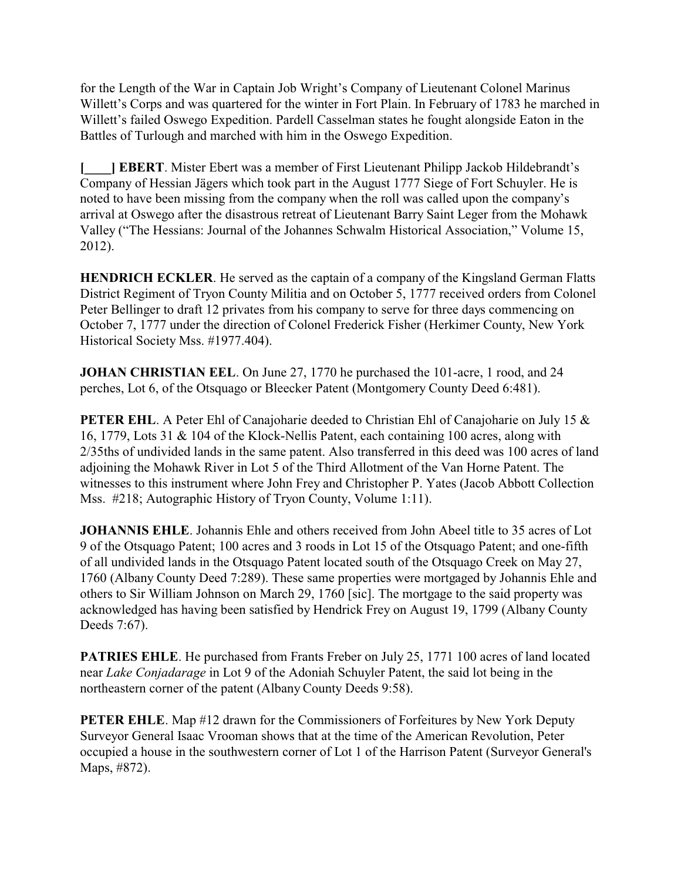for the Length of the War in Captain Job Wright's Company of Lieutenant Colonel Marinus Willett's Corps and was quartered for the winter in Fort Plain. In February of 1783 he marched in Willett's failed Oswego Expedition. Pardell Casselman states he fought alongside Eaton in the Battles of Turlough and marched with him in the Oswego Expedition.

**[____] EBERT**. Mister Ebert was a member of First Lieutenant Philipp Jackob Hildebrandt's Company of Hessian Jägers which took part in the August 1777 Siege of Fort Schuyler. He is noted to have been missing from the company when the roll was called upon the company's arrival at Oswego after the disastrous retreat of Lieutenant Barry Saint Leger from the Mohawk Valley ("The Hessians: Journal of the Johannes Schwalm Historical Association," Volume 15, 2012).

**HENDRICH ECKLER**. He served as the captain of a company of the Kingsland German Flatts District Regiment of Tryon County Militia and on October 5, 1777 received orders from Colonel Peter Bellinger to draft 12 privates from his company to serve for three days commencing on October 7, 1777 under the direction of Colonel Frederick Fisher (Herkimer County, New York Historical Society Mss. #1977.404).

**JOHAN CHRISTIAN EEL**. On June 27, 1770 he purchased the 101-acre, 1 rood, and 24 perches, Lot 6, of the Otsquago or Bleecker Patent (Montgomery County Deed 6:481).

**PETER EHL**. A Peter Ehl of Canajoharie deeded to Christian Ehl of Canajoharie on July 15 & 16, 1779, Lots 31 & 104 of the Klock-Nellis Patent, each containing 100 acres, along with 2/35ths of undivided lands in the same patent. Also transferred in this deed was 100 acres of land adjoining the Mohawk River in Lot 5 of the Third Allotment of the Van Horne Patent. The witnesses to this instrument where John Frey and Christopher P. Yates (Jacob Abbott Collection Mss. #218; Autographic History of Tryon County, Volume 1:11).

**JOHANNIS EHLE**. Johannis Ehle and others received from John Abeel title to 35 acres of Lot 9 of the Otsquago Patent; 100 acres and 3 roods in Lot 15 of the Otsquago Patent; and one-fifth of all undivided lands in the Otsquago Patent located south of the Otsquago Creek on May 27, 1760 (Albany County Deed 7:289). These same properties were mortgaged by Johannis Ehle and others to Sir William Johnson on March 29, 1760 [sic]. The mortgage to the said property was acknowledged has having been satisfied by Hendrick Frey on August 19, 1799 (Albany County Deeds 7:67).

**PATRIES EHLE**. He purchased from Frants Freber on July 25, 1771 100 acres of land located near *Lake Conjadarage* in Lot 9 of the Adoniah Schuyler Patent, the said lot being in the northeastern corner of the patent (Albany County Deeds 9:58).

**PETER EHLE**. Map #12 drawn for the Commissioners of Forfeitures by New York Deputy Surveyor General Isaac Vrooman shows that at the time of the American Revolution, Peter occupied a house in the southwestern corner of Lot 1 of the Harrison Patent (Surveyor General's Maps, #872).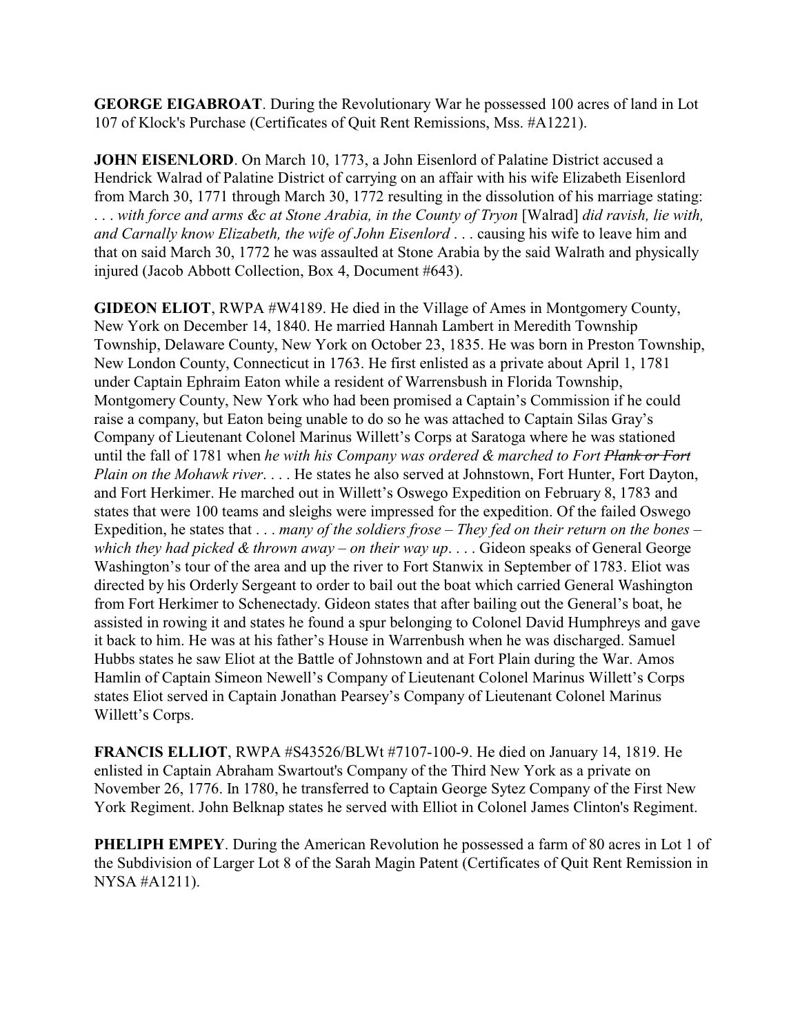**GEORGE EIGABROAT**. During the Revolutionary War he possessed 100 acres of land in Lot 107 of Klock's Purchase (Certificates of Quit Rent Remissions, Mss. #A1221).

**JOHN EISENLORD**. On March 10, 1773, a John Eisenlord of Palatine District accused a Hendrick Walrad of Palatine District of carrying on an affair with his wife Elizabeth Eisenlord from March 30, 1771 through March 30, 1772 resulting in the dissolution of his marriage stating: . . . *with force and arms &c at Stone Arabia, in the County of Tryon* [Walrad] *did ravish, lie with, and Carnally know Elizabeth, the wife of John Eisenlord* . . . causing his wife to leave him and that on said March 30, 1772 he was assaulted at Stone Arabia by the said Walrath and physically injured (Jacob Abbott Collection, Box 4, Document #643).

**GIDEON ELIOT**, RWPA #W4189. He died in the Village of Ames in Montgomery County, New York on December 14, 1840. He married Hannah Lambert in Meredith Township Township, Delaware County, New York on October 23, 1835. He was born in Preston Township, New London County, Connecticut in 1763. He first enlisted as a private about April 1, 1781 under Captain Ephraim Eaton while a resident of Warrensbush in Florida Township, Montgomery County, New York who had been promised a Captain's Commission if he could raise a company, but Eaton being unable to do so he was attached to Captain Silas Gray's Company of Lieutenant Colonel Marinus Willett's Corps at Saratoga where he was stationed until the fall of 1781 when *he with his Company was ordered & marched to Fort ~~Plank or Fort~~ Plain on the Mohawk river*. . . . He states he also served at Johnstown, Fort Hunter, Fort Dayton, and Fort Herkimer. He marched out in Willett's Oswego Expedition on February 8, 1783 and states that were 100 teams and sleighs were impressed for the expedition. Of the failed Oswego Expedition, he states that . . . *many of the soldiers frose – They fed on their return on the bones – which they had picked & thrown away – on their way up*. . . . Gideon speaks of General George Washington's tour of the area and up the river to Fort Stanwix in September of 1783. Eliot was directed by his Orderly Sergeant to order to bail out the boat which carried General Washington from Fort Herkimer to Schenectady. Gideon states that after bailing out the General's boat, he assisted in rowing it and states he found a spur belonging to Colonel David Humphreys and gave it back to him. He was at his father's House in Warrenbush when he was discharged. Samuel Hubbs states he saw Eliot at the Battle of Johnstown and at Fort Plain during the War. Amos Hamlin of Captain Simeon Newell's Company of Lieutenant Colonel Marinus Willett's Corps states Eliot served in Captain Jonathan Pearsey's Company of Lieutenant Colonel Marinus Willett's Corps.

**FRANCIS ELLIOT**, RWPA #S43526/BLWt #7107-100-9. He died on January 14, 1819. He enlisted in Captain Abraham Swartout's Company of the Third New York as a private on November 26, 1776. In 1780, he transferred to Captain George Sytez Company of the First New York Regiment. John Belknap states he served with Elliot in Colonel James Clinton's Regiment.

**PHELIPH EMPEY**. During the American Revolution he possessed a farm of 80 acres in Lot 1 of the Subdivision of Larger Lot 8 of the Sarah Magin Patent (Certificates of Quit Rent Remission in NYSA #A1211).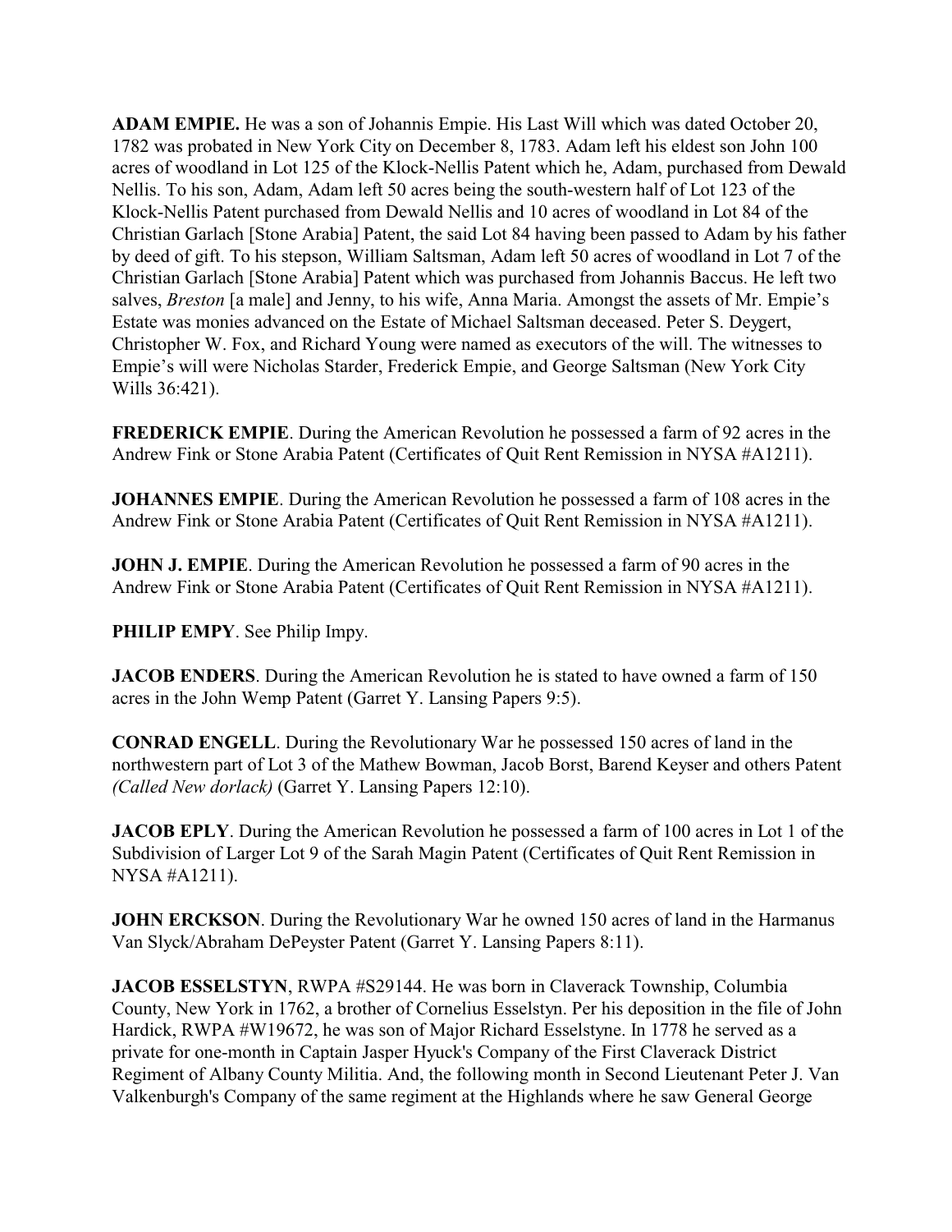**ADAM EMPIE.** He was a son of Johannis Empie. His Last Will which was dated October 20, 1782 was probated in New York City on December 8, 1783. Adam left his eldest son John 100 acres of woodland in Lot 125 of the Klock-Nellis Patent which he, Adam, purchased from Dewald Nellis. To his son, Adam, Adam left 50 acres being the south-western half of Lot 123 of the Klock-Nellis Patent purchased from Dewald Nellis and 10 acres of woodland in Lot 84 of the Christian Garlach [Stone Arabia] Patent, the said Lot 84 having been passed to Adam by his father by deed of gift. To his stepson, William Saltsman, Adam left 50 acres of woodland in Lot 7 of the Christian Garlach [Stone Arabia] Patent which was purchased from Johannis Baccus. He left two salves, *Breston* [a male] and Jenny, to his wife, Anna Maria. Amongst the assets of Mr. Empie's Estate was monies advanced on the Estate of Michael Saltsman deceased. Peter S. Deygert, Christopher W. Fox, and Richard Young were named as executors of the will. The witnesses to Empie's will were Nicholas Starder, Frederick Empie, and George Saltsman (New York City Wills 36:421).

**FREDERICK EMPIE**. During the American Revolution he possessed a farm of 92 acres in the Andrew Fink or Stone Arabia Patent (Certificates of Quit Rent Remission in NYSA #A1211).

**JOHANNES EMPIE**. During the American Revolution he possessed a farm of 108 acres in the Andrew Fink or Stone Arabia Patent (Certificates of Quit Rent Remission in NYSA #A1211).

**JOHN J. EMPIE**. During the American Revolution he possessed a farm of 90 acres in the Andrew Fink or Stone Arabia Patent (Certificates of Quit Rent Remission in NYSA #A1211).

**PHILIP EMPY**. See Philip Impy.

**JACOB ENDERS**. During the American Revolution he is stated to have owned a farm of 150 acres in the John Wemp Patent (Garret Y. Lansing Papers 9:5).

**CONRAD ENGELL**. During the Revolutionary War he possessed 150 acres of land in the northwestern part of Lot 3 of the Mathew Bowman, Jacob Borst, Barend Keyser and others Patent *(Called New dorlack)* (Garret Y. Lansing Papers 12:10).

**JACOB EPLY**. During the American Revolution he possessed a farm of 100 acres in Lot 1 of the Subdivision of Larger Lot 9 of the Sarah Magin Patent (Certificates of Quit Rent Remission in NYSA #A1211).

**JOHN ERCKSON**. During the Revolutionary War he owned 150 acres of land in the Harmanus Van Slyck/Abraham DePeyster Patent (Garret Y. Lansing Papers 8:11).

**JACOB ESSELSTYN**, RWPA #S29144. He was born in Claverack Township, Columbia County, New York in 1762, a brother of Cornelius Esselstyn. Per his deposition in the file of John Hardick, RWPA #W19672, he was son of Major Richard Esselstyne. In 1778 he served as a private for one-month in Captain Jasper Hyuck's Company of the First Claverack District Regiment of Albany County Militia. And, the following month in Second Lieutenant Peter J. Van Valkenburgh's Company of the same regiment at the Highlands where he saw General George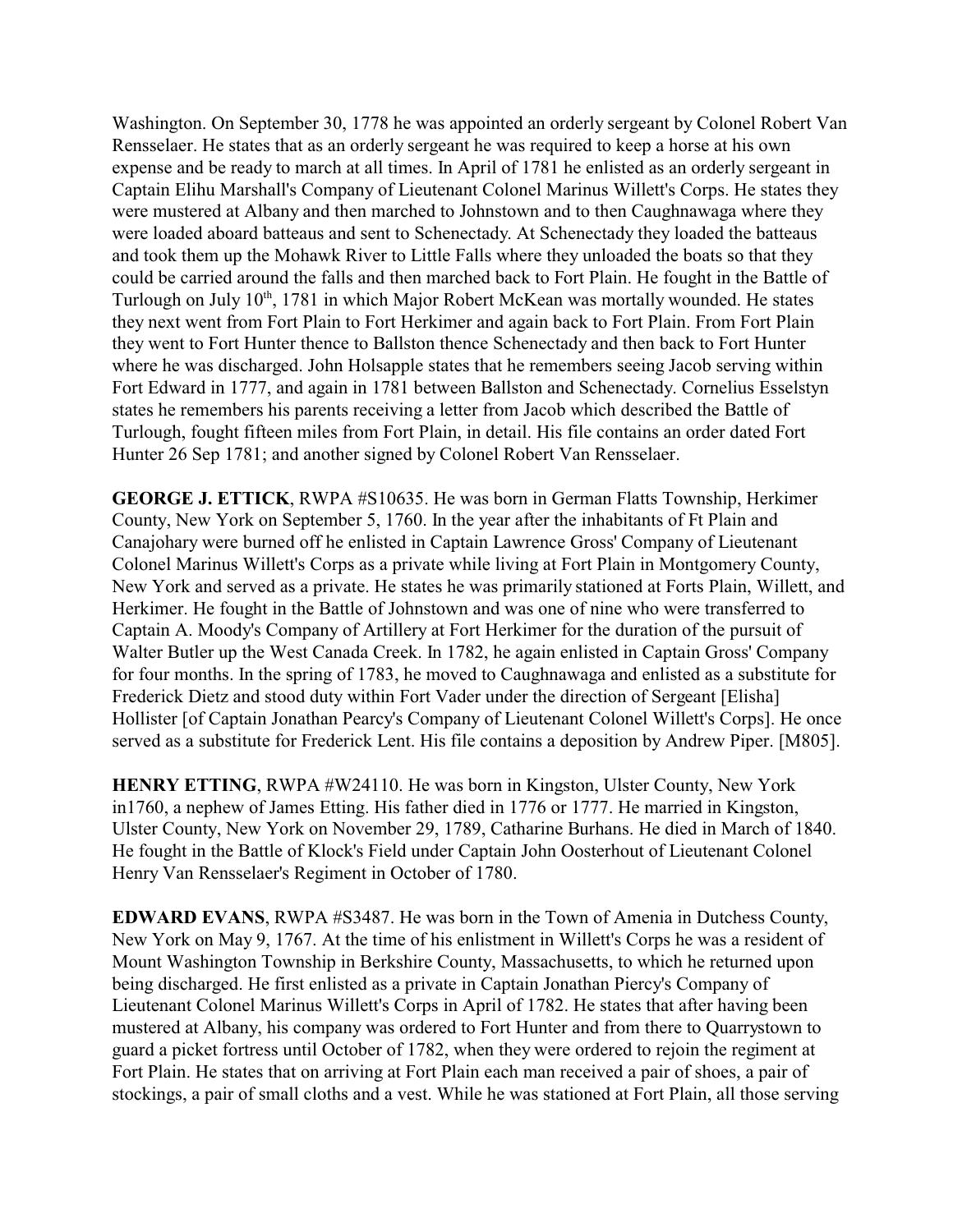Washington. On September 30, 1778 he was appointed an orderly sergeant by Colonel Robert Van Rensselaer. He states that as an orderly sergeant he was required to keep a horse at his own expense and be ready to march at all times. In April of 1781 he enlisted as an orderly sergeant in Captain Elihu Marshall's Company of Lieutenant Colonel Marinus Willett's Corps. He states they were mustered at Albany and then marched to Johnstown and to then Caughnawaga where they were loaded aboard batteaus and sent to Schenectady. At Schenectady they loaded the batteaus and took them up the Mohawk River to Little Falls where they unloaded the boats so that they could be carried around the falls and then marched back to Fort Plain. He fought in the Battle of Turlough on July 10th, 1781 in which Major Robert McKean was mortally wounded. He states they next went from Fort Plain to Fort Herkimer and again back to Fort Plain. From Fort Plain they went to Fort Hunter thence to Ballston thence Schenectady and then back to Fort Hunter where he was discharged. John Holsapple states that he remembers seeing Jacob serving within Fort Edward in 1777, and again in 1781 between Ballston and Schenectady. Cornelius Esselstyn states he remembers his parents receiving a letter from Jacob which described the Battle of Turlough, fought fifteen miles from Fort Plain, in detail. His file contains an order dated Fort Hunter 26 Sep 1781; and another signed by Colonel Robert Van Rensselaer.

**GEORGE J. ETTICK**, RWPA #S10635. He was born in German Flatts Township, Herkimer County, New York on September 5, 1760. In the year after the inhabitants of Ft Plain and Canajohary were burned off he enlisted in Captain Lawrence Gross' Company of Lieutenant Colonel Marinus Willett's Corps as a private while living at Fort Plain in Montgomery County, New York and served as a private. He states he was primarily stationed at Forts Plain, Willett, and Herkimer. He fought in the Battle of Johnstown and was one of nine who were transferred to Captain A. Moody's Company of Artillery at Fort Herkimer for the duration of the pursuit of Walter Butler up the West Canada Creek. In 1782, he again enlisted in Captain Gross' Company for four months. In the spring of 1783, he moved to Caughnawaga and enlisted as a substitute for Frederick Dietz and stood duty within Fort Vader under the direction of Sergeant [Elisha] Hollister [of Captain Jonathan Pearcy's Company of Lieutenant Colonel Willett's Corps]. He once served as a substitute for Frederick Lent. His file contains a deposition by Andrew Piper. [M805].

**HENRY ETTING**, RWPA #W24110. He was born in Kingston, Ulster County, New York in1760, a nephew of James Etting. His father died in 1776 or 1777. He married in Kingston, Ulster County, New York on November 29, 1789, Catharine Burhans. He died in March of 1840. He fought in the Battle of Klock's Field under Captain John Oosterhout of Lieutenant Colonel Henry Van Rensselaer's Regiment in October of 1780.

**EDWARD EVANS**, RWPA #S3487. He was born in the Town of Amenia in Dutchess County, New York on May 9, 1767. At the time of his enlistment in Willett's Corps he was a resident of Mount Washington Township in Berkshire County, Massachusetts, to which he returned upon being discharged. He first enlisted as a private in Captain Jonathan Piercy's Company of Lieutenant Colonel Marinus Willett's Corps in April of 1782. He states that after having been mustered at Albany, his company was ordered to Fort Hunter and from there to Quarrystown to guard a picket fortress until October of 1782, when they were ordered to rejoin the regiment at Fort Plain. He states that on arriving at Fort Plain each man received a pair of shoes, a pair of stockings, a pair of small cloths and a vest. While he was stationed at Fort Plain, all those serving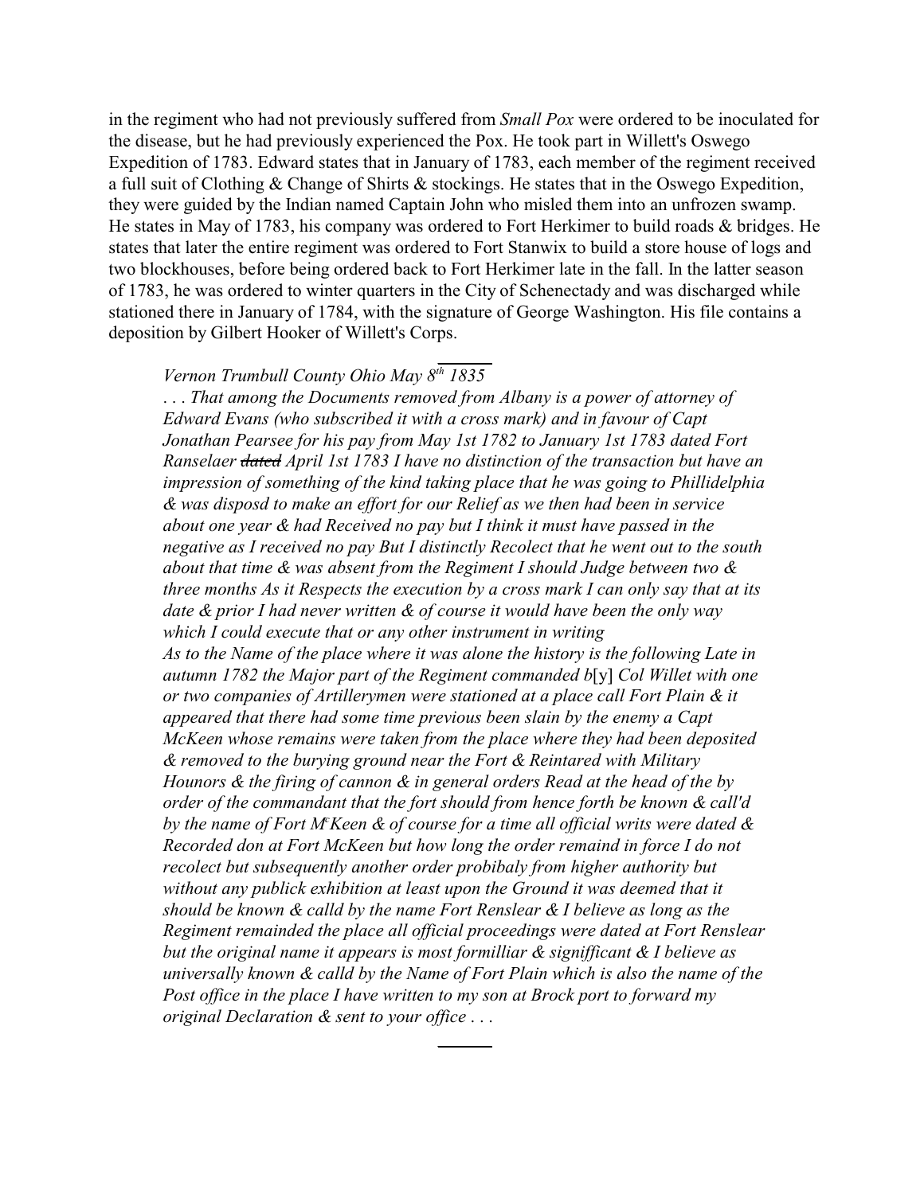in the regiment who had not previously suffered from *Small Pox* were ordered to be inoculated for the disease, but he had previously experienced the Pox. He took part in Willett's Oswego Expedition of 1783. Edward states that in January of 1783, each member of the regiment received a full suit of Clothing & Change of Shirts & stockings. He states that in the Oswego Expedition, they were guided by the Indian named Captain John who misled them into an unfrozen swamp. He states in May of 1783, his company was ordered to Fort Herkimer to build roads & bridges. He states that later the entire regiment was ordered to Fort Stanwix to build a store house of logs and two blockhouses, before being ordered back to Fort Herkimer late in the fall. In the latter season of 1783, he was ordered to winter quarters in the City of Schenectady and was discharged while stationed there in January of 1784, with the signature of George Washington. His file contains a deposition by Gilbert Hooker of Willett's Corps.

---

> *Vernon Trumbull County Ohio May 8th 1835*
>
> *. . . That among the Documents removed from Albany is a power of attorney of Edward Evans (who subscribed it with a cross mark) and in favour of Capt Jonathan Pearsee for his pay from May 1st 1782 to January 1st 1783 dated Fort Ranselaer ~~dated~~ April 1st 1783 I have no distinction of the transaction but have an impression of something of the kind taking place that he was going to Phillidelphia & was disposd to make an effort for our Relief as we then had been in service about one year & had Received no pay but I think it must have passed in the negative as I received no pay But I distinctly Recolect that he went out to the south about that time & was absent from the Regiment I should Judge between two & three months As it Respects the execution by a cross mark I can only say that at its date & prior I had never written & of course it would have been the only way which I could execute that or any other instrument in writing*
>
> *As to the Name of the place where it was alone the history is the following Late in autumn 1782 the Major part of the Regiment commanded b*[y] *Col Willet with one or two companies of Artillerymen were stationed at a place call Fort Plain & it appeared that there had some time previous been slain by the enemy a Capt McKeen whose remains were taken from the place where they had been deposited & removed to the burying ground near the Fort & Reintared with Military Hounors & the firing of cannon & in general orders Read at the head of the by order of the commandant that the fort should from hence forth be known & call'd by the name of Fort McKeen & of course for a time all official writs were dated & Recorded don at Fort McKeen but how long the order remaind in force I do not recolect but subsequently another order probibaly from higher authority but without any publick exhibition at least upon the Ground it was deemed that it should be known & calld by the name Fort Renslear & I believe as long as the Regiment remainded the place all official proceedings were dated at Fort Renslear but the original name it appears is most formilliar & signifficant & I believe as universally known & calld by the Name of Fort Plain which is also the name of the Post office in the place I have written to my son at Brock port to forward my original Declaration & sent to your office . . .*

---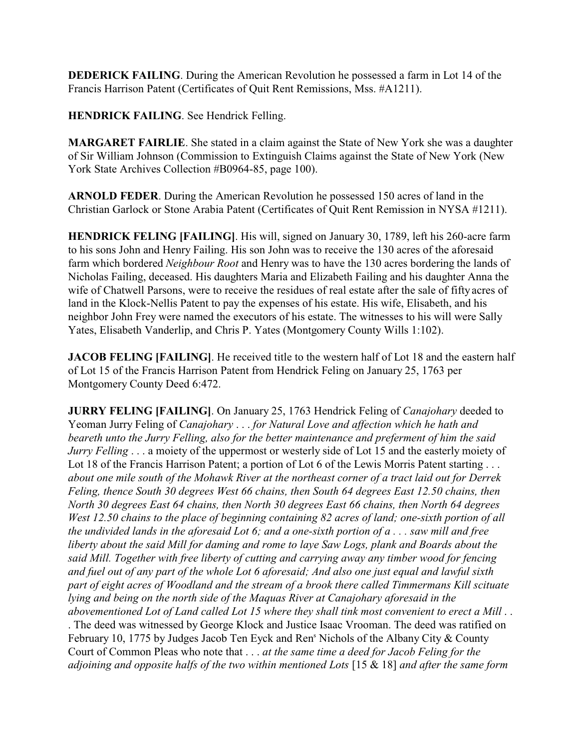**DEDERICK FAILING**. During the American Revolution he possessed a farm in Lot 14 of the Francis Harrison Patent (Certificates of Quit Rent Remissions, Mss. #A1211).

**HENDRICK FAILING**. See Hendrick Felling.

**MARGARET FAIRLIE**. She stated in a claim against the State of New York she was a daughter of Sir William Johnson (Commission to Extinguish Claims against the State of New York (New York State Archives Collection #B0964-85, page 100).

**ARNOLD FEDER**. During the American Revolution he possessed 150 acres of land in the Christian Garlock or Stone Arabia Patent (Certificates of Quit Rent Remission in NYSA #1211).

**HENDRICK FELING [FAILING]**. His will, signed on January 30, 1789, left his 260-acre farm to his sons John and Henry Failing. His son John was to receive the 130 acres of the aforesaid farm which bordered *Neighbour Root* and Henry was to have the 130 acres bordering the lands of Nicholas Failing, deceased. His daughters Maria and Elizabeth Failing and his daughter Anna the wife of Chatwell Parsons, were to receive the residues of real estate after the sale of fifty acres of land in the Klock-Nellis Patent to pay the expenses of his estate. His wife, Elisabeth, and his neighbor John Frey were named the executors of his estate. The witnesses to his will were Sally Yates, Elisabeth Vanderlip, and Chris P. Yates (Montgomery County Wills 1:102).

**JACOB FELING [FAILING]**. He received title to the western half of Lot 18 and the eastern half of Lot 15 of the Francis Harrison Patent from Hendrick Feling on January 25, 1763 per Montgomery County Deed 6:472.

**JURRY FELING [FAILING]**. On January 25, 1763 Hendrick Feling of *Canajohary* deeded to Yeoman Jurry Feling of *Canajohary . . . for Natural Love and affection which he hath and beareth unto the Jurry Felling, also for the better maintenance and preferment of him the said Jurry Felling* . . . a moiety of the uppermost or westerly side of Lot 15 and the easterly moiety of Lot 18 of the Francis Harrison Patent; a portion of Lot 6 of the Lewis Morris Patent starting . . . *about one mile south of the Mohawk River at the northeast corner of a tract laid out for Derrek Feling, thence South 30 degrees West 66 chains, then South 64 degrees East 12.50 chains, then North 30 degrees East 64 chains, then North 30 degrees East 66 chains, then North 64 degrees West 12.50 chains to the place of beginning containing 82 acres of land; one-sixth portion of all the undivided lands in the aforesaid Lot 6; and a one-sixth portion of a . . . saw mill and free liberty about the said Mill for daming and rome to laye Saw Logs, plank and Boards about the said Mill. Together with free liberty of cutting and carrying away any timber wood for fencing and fuel out of any part of the whole Lot 6 aforesaid; And also one just equal and lawful sixth part of eight acres of Woodland and the stream of a brook there called Timmermans Kill scituate lying and being on the north side of the Maquas River at Canajohary aforesaid in the abovementioned Lot of Land called Lot 15 where they shall tink most convenient to erect a Mill . .* . The deed was witnessed by George Klock and Justice Isaac Vrooman. The deed was ratified on February 10, 1775 by Judges Jacob Ten Eyck and Ren[s] Nichols of the Albany City & County Court of Common Pleas who note that . . . *at the same time a deed for Jacob Feling for the adjoining and opposite halfs of the two within mentioned Lots* [15 & 18] *and after the same form*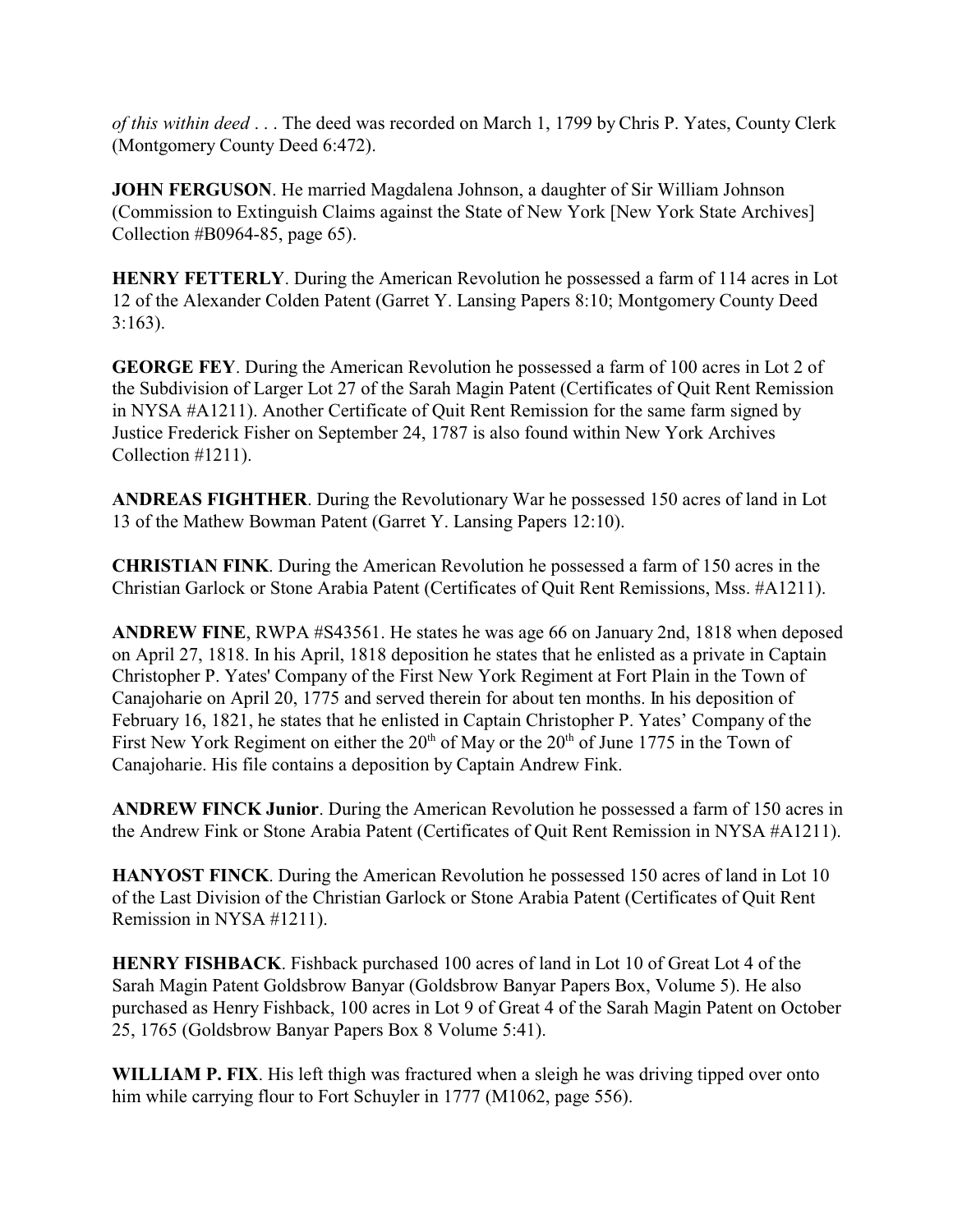*of this within deed* . . . The deed was recorded on March 1, 1799 by Chris P. Yates, County Clerk (Montgomery County Deed 6:472).

**JOHN FERGUSON**. He married Magdalena Johnson, a daughter of Sir William Johnson (Commission to Extinguish Claims against the State of New York [New York State Archives] Collection #B0964-85, page 65).

**HENRY FETTERLY**. During the American Revolution he possessed a farm of 114 acres in Lot 12 of the Alexander Colden Patent (Garret Y. Lansing Papers 8:10; Montgomery County Deed 3:163).

**GEORGE FEY**. During the American Revolution he possessed a farm of 100 acres in Lot 2 of the Subdivision of Larger Lot 27 of the Sarah Magin Patent (Certificates of Quit Rent Remission in NYSA #A1211). Another Certificate of Quit Rent Remission for the same farm signed by Justice Frederick Fisher on September 24, 1787 is also found within New York Archives Collection #1211).

**ANDREAS FIGHTHER**. During the Revolutionary War he possessed 150 acres of land in Lot 13 of the Mathew Bowman Patent (Garret Y. Lansing Papers 12:10).

**CHRISTIAN FINK**. During the American Revolution he possessed a farm of 150 acres in the Christian Garlock or Stone Arabia Patent (Certificates of Quit Rent Remissions, Mss. #A1211).

**ANDREW FINE**, RWPA #S43561. He states he was age 66 on January 2nd, 1818 when deposed on April 27, 1818. In his April, 1818 deposition he states that he enlisted as a private in Captain Christopher P. Yates' Company of the First New York Regiment at Fort Plain in the Town of Canajoharie on April 20, 1775 and served therein for about ten months. In his deposition of February 16, 1821, he states that he enlisted in Captain Christopher P. Yates' Company of the First New York Regiment on either the 20th of May or the 20th of June 1775 in the Town of Canajoharie. His file contains a deposition by Captain Andrew Fink.

**ANDREW FINCK Junior**. During the American Revolution he possessed a farm of 150 acres in the Andrew Fink or Stone Arabia Patent (Certificates of Quit Rent Remission in NYSA #A1211).

**HANYOST FINCK**. During the American Revolution he possessed 150 acres of land in Lot 10 of the Last Division of the Christian Garlock or Stone Arabia Patent (Certificates of Quit Rent Remission in NYSA #1211).

**HENRY FISHBACK**. Fishback purchased 100 acres of land in Lot 10 of Great Lot 4 of the Sarah Magin Patent Goldsbrow Banyar (Goldsbrow Banyar Papers Box, Volume 5). He also purchased as Henry Fishback, 100 acres in Lot 9 of Great 4 of the Sarah Magin Patent on October 25, 1765 (Goldsbrow Banyar Papers Box 8 Volume 5:41).

**WILLIAM P. FIX**. His left thigh was fractured when a sleigh he was driving tipped over onto him while carrying flour to Fort Schuyler in 1777 (M1062, page 556).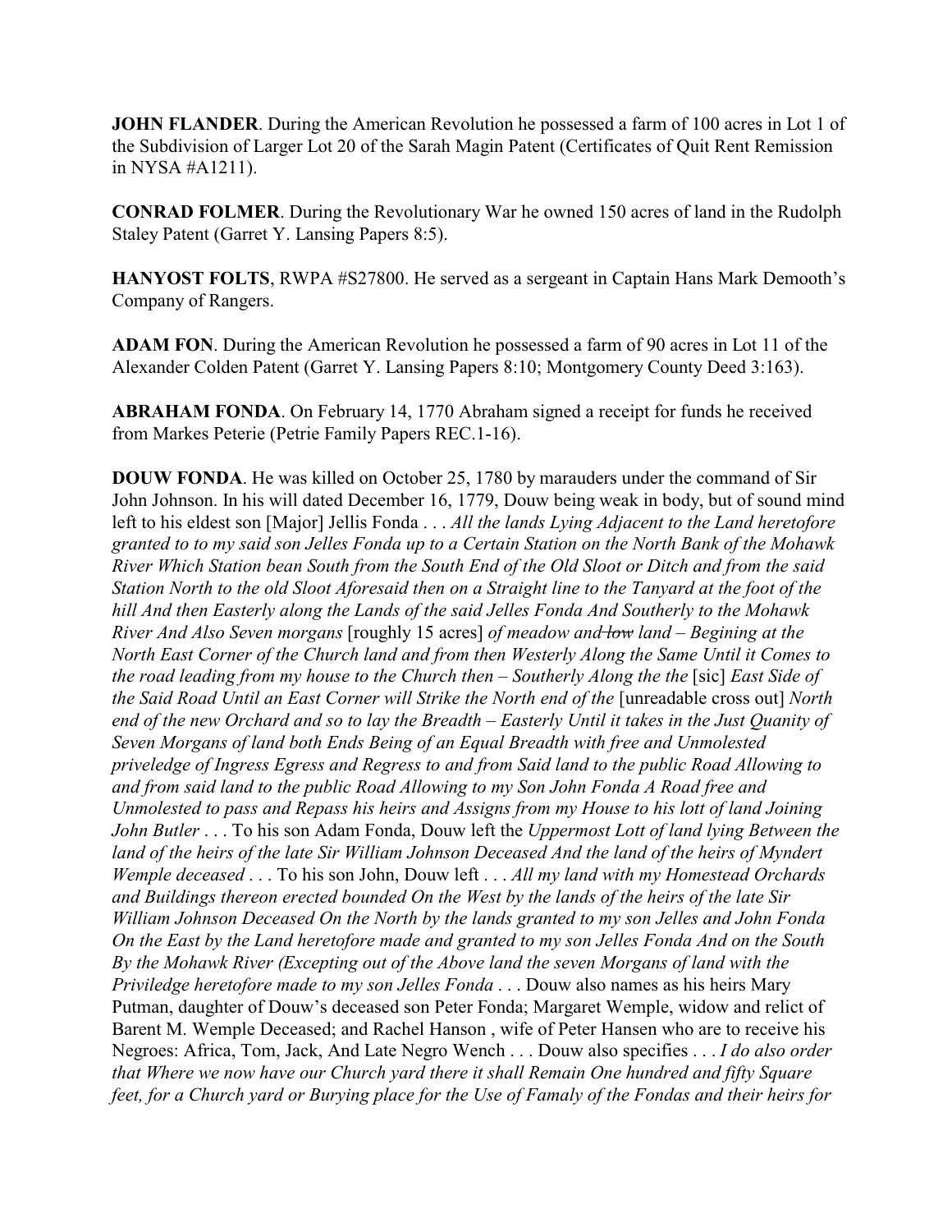**JOHN FLANDER**. During the American Revolution he possessed a farm of 100 acres in Lot 1 of the Subdivision of Larger Lot 20 of the Sarah Magin Patent (Certificates of Quit Rent Remission in NYSA #A1211).

**CONRAD FOLMER**. During the Revolutionary War he owned 150 acres of land in the Rudolph Staley Patent (Garret Y. Lansing Papers 8:5).

**HANYOST FOLTS**, RWPA #S27800. He served as a sergeant in Captain Hans Mark Demooth's Company of Rangers.

**ADAM FON**. During the American Revolution he possessed a farm of 90 acres in Lot 11 of the Alexander Colden Patent (Garret Y. Lansing Papers 8:10; Montgomery County Deed 3:163).

**ABRAHAM FONDA**. On February 14, 1770 Abraham signed a receipt for funds he received from Markes Peterie (Petrie Family Papers REC.1-16).

**DOUW FONDA**. He was killed on October 25, 1780 by marauders under the command of Sir John Johnson. In his will dated December 16, 1779, Douw being weak in body, but of sound mind left to his eldest son [Major] Jellis Fonda . . . *All the lands Lying Adjacent to the Land heretofore granted to to my said son Jelles Fonda up to a Certain Station on the North Bank of the Mohawk River Which Station bean South from the South End of the Old Sloot or Ditch and from the said Station North to the old Sloot Aforesaid then on a Straight line to the Tanyard at the foot of the hill And then Easterly along the Lands of the said Jelles Fonda And Southerly to the Mohawk River And Also Seven morgans* [roughly 15 acres] *of meadow and ~~low~~ land – Begining at the North East Corner of the Church land and from then Westerly Along the Same Until it Comes to the road leading from my house to the Church then – Southerly Along the the* [sic] *East Side of the Said Road Until an East Corner will Strike the North end of the* [unreadable cross out] *North end of the new Orchard and so to lay the Breadth – Easterly Until it takes in the Just Quanity of Seven Morgans of land both Ends Being of an Equal Breadth with free and Unmolested priveledge of Ingress Egress and Regress to and from Said land to the public Road Allowing to and from said land to the public Road Allowing to my Son John Fonda A Road free and Unmolested to pass and Repass his heirs and Assigns from my House to his lott of land Joining John Butler* . . . To his son Adam Fonda, Douw left the *Uppermost Lott of land lying Between the land of the heirs of the late Sir William Johnson Deceased And the land of the heirs of Myndert Wemple deceased* . . . To his son John, Douw left . . . *All my land with my Homestead Orchards and Buildings thereon erected bounded On the West by the lands of the heirs of the late Sir William Johnson Deceased On the North by the lands granted to my son Jelles and John Fonda On the East by the Land heretofore made and granted to my son Jelles Fonda And on the South By the Mohawk River (Excepting out of the Above land the seven Morgans of land with the Priviledge heretofore made to my son Jelles Fonda* . . . Douw also names as his heirs Mary Putman, daughter of Douw's deceased son Peter Fonda; Margaret Wemple, widow and relict of Barent M. Wemple Deceased; and Rachel Hanson , wife of Peter Hansen who are to receive his Negroes: Africa, Tom, Jack, And Late Negro Wench . . . Douw also specifies . . . *I do also order that Where we now have our Church yard there it shall Remain One hundred and fifty Square feet, for a Church yard or Burying place for the Use of Famaly of the Fondas and their heirs for*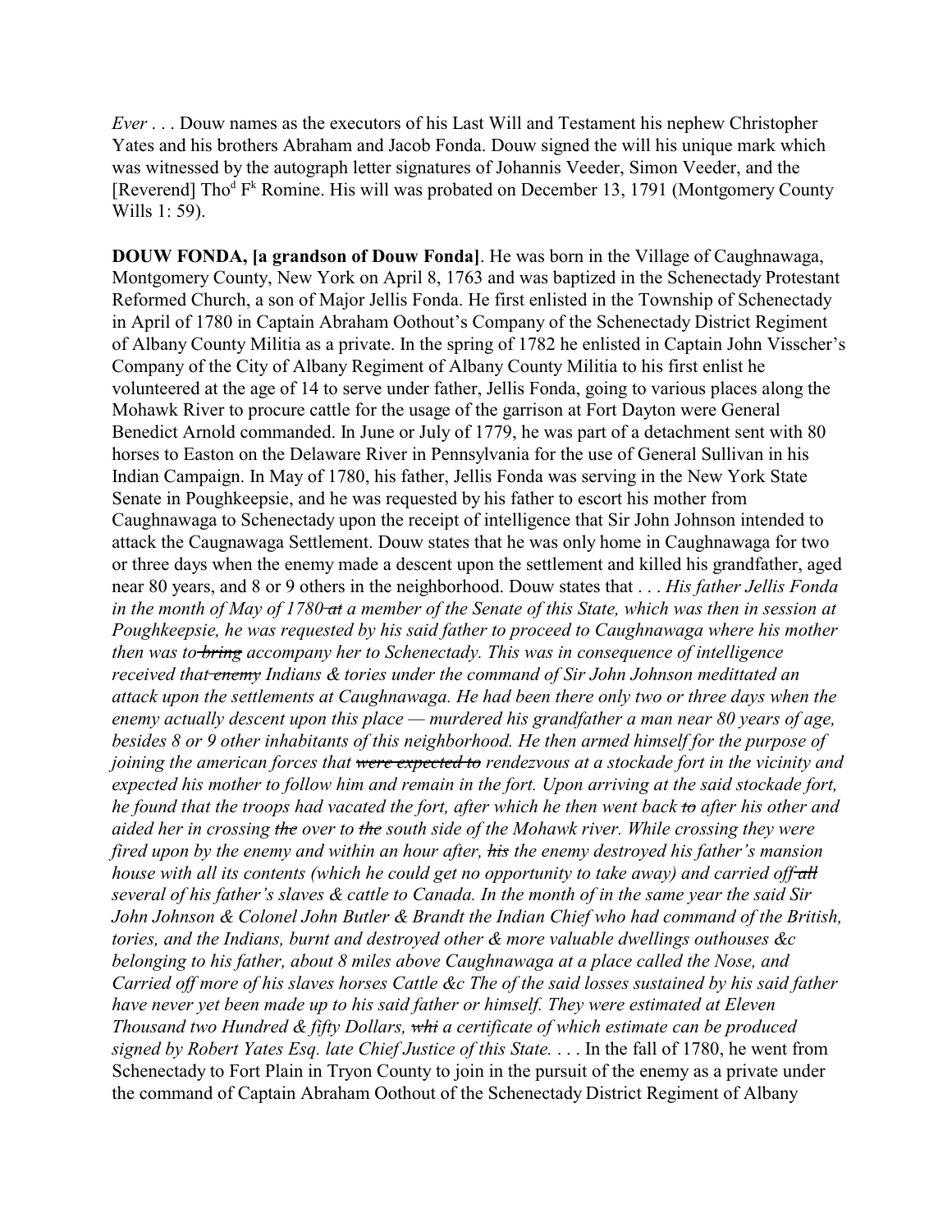*Ever* . . . Douw names as the executors of his Last Will and Testament his nephew Christopher Yates and his brothers Abraham and Jacob Fonda. Douw signed the will his unique mark which was witnessed by the autograph letter signatures of Johannis Veeder, Simon Veeder, and the [Reverend] Tho[d] F[k] Romine. His will was probated on December 13, 1791 (Montgomery County Wills 1: 59).

**DOUW FONDA, [a grandson of Douw Fonda]**. He was born in the Village of Caughnawaga, Montgomery County, New York on April 8, 1763 and was baptized in the Schenectady Protestant Reformed Church, a son of Major Jellis Fonda. He first enlisted in the Township of Schenectady in April of 1780 in Captain Abraham Oothout's Company of the Schenectady District Regiment of Albany County Militia as a private. In the spring of 1782 he enlisted in Captain John Visscher's Company of the City of Albany Regiment of Albany County Militia to his first enlist he volunteered at the age of 14 to serve under father, Jellis Fonda, going to various places along the Mohawk River to procure cattle for the usage of the garrison at Fort Dayton were General Benedict Arnold commanded. In June or July of 1779, he was part of a detachment sent with 80 horses to Easton on the Delaware River in Pennsylvania for the use of General Sullivan in his Indian Campaign. In May of 1780, his father, Jellis Fonda was serving in the New York State Senate in Poughkeepsie, and he was requested by his father to escort his mother from Caughnawaga to Schenectady upon the receipt of intelligence that Sir John Johnson intended to attack the Caugnawaga Settlement. Douw states that he was only home in Caughnawaga for two or three days when the enemy made a descent upon the settlement and killed his grandfather, aged near 80 years, and 8 or 9 others in the neighborhood. Douw states that . . . *His father Jellis Fonda in the month of May of 1780 ~~at~~ a member of the Senate of this State, which was then in session at Poughkeepsie, he was requested by his said father to proceed to Caughnawaga where his mother then was to ~~bring~~ accompany her to Schenectady. This was in consequence of intelligence received that ~~enemy~~ Indians & tories under the command of Sir John Johnson medittated an attack upon the settlements at Caughnawaga. He had been there only two or three days when the enemy actually descent upon this place — murdered his grandfather a man near 80 years of age, besides 8 or 9 other inhabitants of this neighborhood. He then armed himself for the purpose of joining the american forces that ~~were expected to~~ rendezvous at a stockade fort in the vicinity and expected his mother to follow him and remain in the fort. Upon arriving at the said stockade fort, he found that the troops had vacated the fort, after which he then went back ~~to~~ after his other and aided her in crossing ~~the~~ over to ~~the~~ south side of the Mohawk river. While crossing they were fired upon by the enemy and within an hour after, ~~his~~ the enemy destroyed his father's mansion house with all its contents (which he could get no opportunity to take away) and carried off ~~all~~ several of his father's slaves & cattle to Canada. In the month of in the same year the said Sir John Johnson & Colonel John Butler & Brandt the Indian Chief who had command of the British, tories, and the Indians, burnt and destroyed other & more valuable dwellings outhouses &c belonging to his father, about 8 miles above Caughnawaga at a place called the Nose, and Carried off more of his slaves horses Cattle &c The of the said losses sustained by his said father have never yet been made up to his said father or himself. They were estimated at Eleven Thousand two Hundred & fifty Dollars, ~~whi~~ a certificate of which estimate can be produced signed by Robert Yates Esq. late Chief Justice of this State.* . . . In the fall of 1780, he went from Schenectady to Fort Plain in Tryon County to join in the pursuit of the enemy as a private under the command of Captain Abraham Oothout of the Schenectady District Regiment of Albany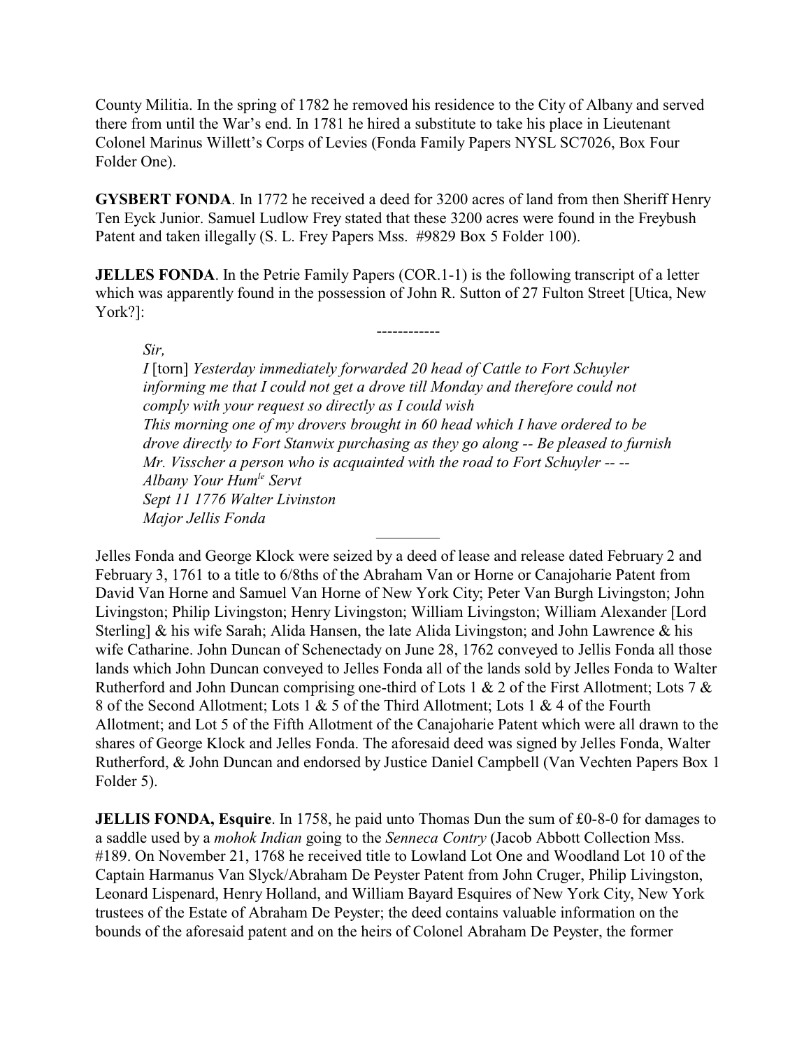County Militia. In the spring of 1782 he removed his residence to the City of Albany and served there from until the War's end. In 1781 he hired a substitute to take his place in Lieutenant Colonel Marinus Willett's Corps of Levies (Fonda Family Papers NYSL SC7026, Box Four Folder One).

**GYSBERT FONDA**. In 1772 he received a deed for 3200 acres of land from then Sheriff Henry Ten Eyck Junior. Samuel Ludlow Frey stated that these 3200 acres were found in the Freybush Patent and taken illegally (S. L. Frey Papers Mss. #9829 Box 5 Folder 100).

**JELLES FONDA**. In the Petrie Family Papers (COR.1-1) is the following transcript of a letter which was apparently found in the possession of John R. Sutton of 27 Fulton Street [Utica, New York?]:

------------

> *Sir,*
> *I* [torn] *Yesterday immediately forwarded 20 head of Cattle to Fort Schuyler informing me that I could not get a drove till Monday and therefore could not comply with your request so directly as I could wish*
> *This morning one of my drovers brought in 60 head which I have ordered to be drove directly to Fort Stanwix purchasing as they go along -- Be pleased to furnish Mr. Visscher a person who is acquainted with the road to Fort Schuyler -- --*
> *Albany Your Hum[le] Servt*
> *Sept 11 1776 Walter Livinston*
> *Major Jellis Fonda*

________

Jelles Fonda and George Klock were seized by a deed of lease and release dated February 2 and February 3, 1761 to a title to 6/8ths of the Abraham Van or Horne or Canajoharie Patent from David Van Horne and Samuel Van Horne of New York City; Peter Van Burgh Livingston; John Livingston; Philip Livingston; Henry Livingston; William Livingston; William Alexander [Lord Sterling] & his wife Sarah; Alida Hansen, the late Alida Livingston; and John Lawrence & his wife Catharine. John Duncan of Schenectady on June 28, 1762 conveyed to Jellis Fonda all those lands which John Duncan conveyed to Jelles Fonda all of the lands sold by Jelles Fonda to Walter Rutherford and John Duncan comprising one-third of Lots 1 & 2 of the First Allotment; Lots 7 & 8 of the Second Allotment; Lots 1 & 5 of the Third Allotment; Lots 1 & 4 of the Fourth Allotment; and Lot 5 of the Fifth Allotment of the Canajoharie Patent which were all drawn to the shares of George Klock and Jelles Fonda. The aforesaid deed was signed by Jelles Fonda, Walter Rutherford, & John Duncan and endorsed by Justice Daniel Campbell (Van Vechten Papers Box 1 Folder 5).

**JELLIS FONDA, Esquire**. In 1758, he paid unto Thomas Dun the sum of £0-8-0 for damages to a saddle used by a *mohok Indian* going to the *Senneca Contry* (Jacob Abbott Collection Mss. #189. On November 21, 1768 he received title to Lowland Lot One and Woodland Lot 10 of the Captain Harmanus Van Slyck/Abraham De Peyster Patent from John Cruger, Philip Livingston, Leonard Lispenard, Henry Holland, and William Bayard Esquires of New York City, New York trustees of the Estate of Abraham De Peyster; the deed contains valuable information on the bounds of the aforesaid patent and on the heirs of Colonel Abraham De Peyster, the former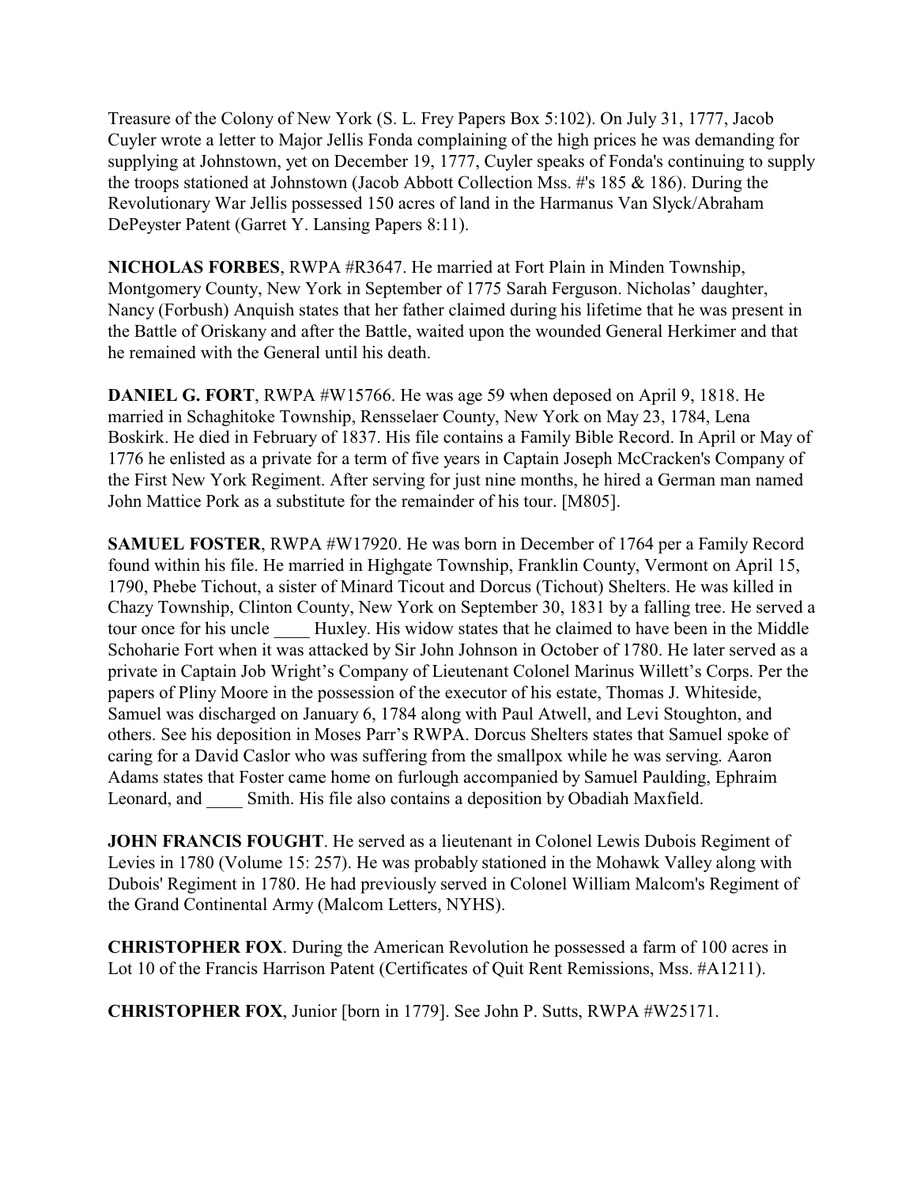Treasure of the Colony of New York (S. L. Frey Papers Box 5:102). On July 31, 1777, Jacob Cuyler wrote a letter to Major Jellis Fonda complaining of the high prices he was demanding for supplying at Johnstown, yet on December 19, 1777, Cuyler speaks of Fonda's continuing to supply the troops stationed at Johnstown (Jacob Abbott Collection Mss. #'s 185 & 186). During the Revolutionary War Jellis possessed 150 acres of land in the Harmanus Van Slyck/Abraham DePeyster Patent (Garret Y. Lansing Papers 8:11).

**NICHOLAS FORBES**, RWPA #R3647. He married at Fort Plain in Minden Township, Montgomery County, New York in September of 1775 Sarah Ferguson. Nicholas' daughter, Nancy (Forbush) Anquish states that her father claimed during his lifetime that he was present in the Battle of Oriskany and after the Battle, waited upon the wounded General Herkimer and that he remained with the General until his death.

**DANIEL G. FORT**, RWPA #W15766. He was age 59 when deposed on April 9, 1818. He married in Schaghitoke Township, Rensselaer County, New York on May 23, 1784, Lena Boskirk. He died in February of 1837. His file contains a Family Bible Record. In April or May of 1776 he enlisted as a private for a term of five years in Captain Joseph McCracken's Company of the First New York Regiment. After serving for just nine months, he hired a German man named John Mattice Pork as a substitute for the remainder of his tour. [M805].

**SAMUEL FOSTER**, RWPA #W17920. He was born in December of 1764 per a Family Record found within his file. He married in Highgate Township, Franklin County, Vermont on April 15, 1790, Phebe Tichout, a sister of Minard Ticout and Dorcus (Tichout) Shelters. He was killed in Chazy Township, Clinton County, New York on September 30, 1831 by a falling tree. He served a tour once for his uncle ____ Huxley. His widow states that he claimed to have been in the Middle Schoharie Fort when it was attacked by Sir John Johnson in October of 1780. He later served as a private in Captain Job Wright's Company of Lieutenant Colonel Marinus Willett's Corps. Per the papers of Pliny Moore in the possession of the executor of his estate, Thomas J. Whiteside, Samuel was discharged on January 6, 1784 along with Paul Atwell, and Levi Stoughton, and others. See his deposition in Moses Parr's RWPA. Dorcus Shelters states that Samuel spoke of caring for a David Caslor who was suffering from the smallpox while he was serving. Aaron Adams states that Foster came home on furlough accompanied by Samuel Paulding, Ephraim Leonard, and ____ Smith. His file also contains a deposition by Obadiah Maxfield.

**JOHN FRANCIS FOUGHT**. He served as a lieutenant in Colonel Lewis Dubois Regiment of Levies in 1780 (Volume 15: 257). He was probably stationed in the Mohawk Valley along with Dubois' Regiment in 1780. He had previously served in Colonel William Malcom's Regiment of the Grand Continental Army (Malcom Letters, NYHS).

**CHRISTOPHER FOX**. During the American Revolution he possessed a farm of 100 acres in Lot 10 of the Francis Harrison Patent (Certificates of Quit Rent Remissions, Mss. #A1211).

**CHRISTOPHER FOX**, Junior [born in 1779]. See John P. Sutts, RWPA #W25171.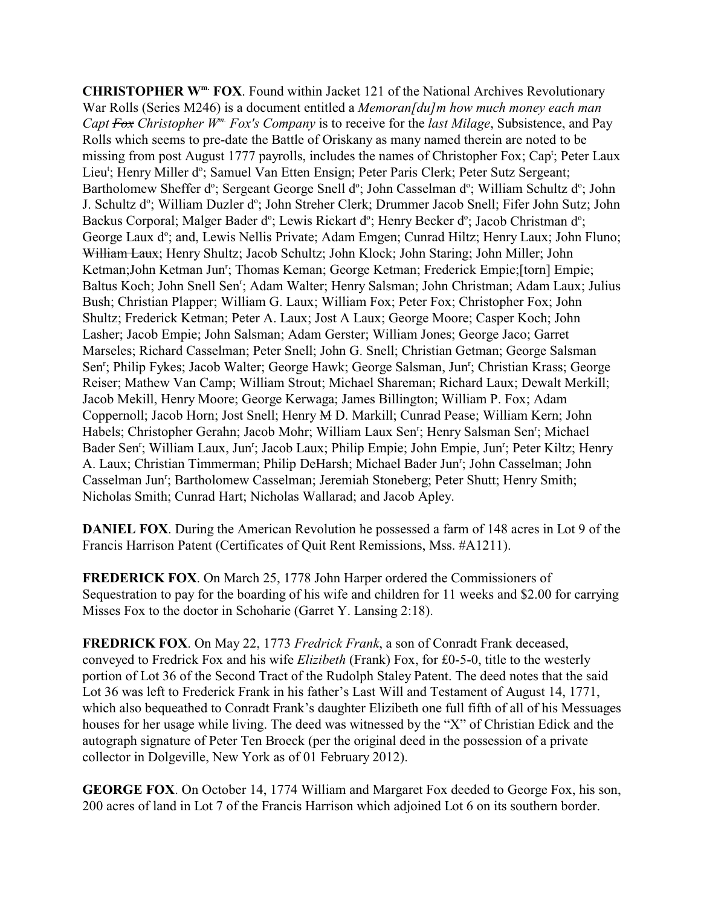**CHRISTOPHER W$^{m.}$ FOX**. Found within Jacket 121 of the National Archives Revolutionary War Rolls (Series M246) is a document entitled a *Memoran[du]m how much money each man Capt ~~Fox~~ Christopher W$^{m.}$ Fox's Company* is to receive for the *last Milage*, Subsistence, and Pay Rolls which seems to pre-date the Battle of Oriskany as many named therein are noted to be missing from post August 1777 payrolls, includes the names of Christopher Fox; Cap$^{t}$; Peter Laux Lieu$^{t}$; Henry Miller d$^{o}$; Samuel Van Etten Ensign; Peter Paris Clerk; Peter Sutz Sergeant; Bartholomew Sheffer d$^{o}$; Sergeant George Snell d$^{o}$; John Casselman d$^{o}$; William Schultz d$^{o}$; John J. Schultz d$^{o}$; William Duzler d$^{o}$; John Streher Clerk; Drummer Jacob Snell; Fifer John Sutz; John Backus Corporal; Malger Bader d$^{o}$; Lewis Rickart d$^{o}$; Henry Becker d$^{o}$; Jacob Christman d$^{o}$; George Laux d$^{o}$; and, Lewis Nellis Private; Adam Emgen; Cunrad Hiltz; Henry Laux; John Fluno; ~~William Laux~~; Henry Shultz; Jacob Schultz; John Klock; John Staring; John Miller; John Ketman;John Ketman Jun$^{r}$; Thomas Keman; George Ketman; Frederick Empie;[torn] Empie; Baltus Koch; John Snell Sen$^{r}$; Adam Walter; Henry Salsman; John Christman; Adam Laux; Julius Bush; Christian Plapper; William G. Laux; William Fox; Peter Fox; Christopher Fox; John Shultz; Frederick Ketman; Peter A. Laux; Jost A Laux; George Moore; Casper Koch; John Lasher; Jacob Empie; John Salsman; Adam Gerster; William Jones; George Jaco; Garret Marseles; Richard Casselman; Peter Snell; John G. Snell; Christian Getman; George Salsman Sen$^{r}$; Philip Fykes; Jacob Walter; George Hawk; George Salsman, Jun$^{r}$; Christian Krass; George Reiser; Mathew Van Camp; William Strout; Michael Shareman; Richard Laux; Dewalt Merkill; Jacob Mekill, Henry Moore; George Kerwaga; James Billington; William P. Fox; Adam Coppernoll; Jacob Horn; Jost Snell; Henry ~~M~~ D. Markill; Cunrad Pease; William Kern; John Habels; Christopher Gerahn; Jacob Mohr; William Laux Sen$^{r}$; Henry Salsman Sen$^{r}$; Michael Bader Sen$^{r}$; William Laux, Jun$^{r}$; Jacob Laux; Philip Empie; John Empie, Jun$^{r}$; Peter Kiltz; Henry A. Laux; Christian Timmerman; Philip DeHarsh; Michael Bader Jun$^{r}$; John Casselman; John Casselman Jun$^{r}$; Bartholomew Casselman; Jeremiah Stoneberg; Peter Shutt; Henry Smith; Nicholas Smith; Cunrad Hart; Nicholas Wallarad; and Jacob Apley.

**DANIEL FOX**. During the American Revolution he possessed a farm of 148 acres in Lot 9 of the Francis Harrison Patent (Certificates of Quit Rent Remissions, Mss. #A1211).

**FREDERICK FOX**. On March 25, 1778 John Harper ordered the Commissioners of Sequestration to pay for the boarding of his wife and children for 11 weeks and $2.00 for carrying Misses Fox to the doctor in Schoharie (Garret Y. Lansing 2:18).

**FREDRICK FOX**. On May 22, 1773 *Fredrick Frank*, a son of Conradt Frank deceased, conveyed to Fredrick Fox and his wife *Elizibeth* (Frank) Fox, for £0-5-0, title to the westerly portion of Lot 36 of the Second Tract of the Rudolph Staley Patent. The deed notes that the said Lot 36 was left to Frederick Frank in his father's Last Will and Testament of August 14, 1771, which also bequeathed to Conradt Frank's daughter Elizibeth one full fifth of all of his Messuages houses for her usage while living. The deed was witnessed by the "X" of Christian Edick and the autograph signature of Peter Ten Broeck (per the original deed in the possession of a private collector in Dolgeville, New York as of 01 February 2012).

**GEORGE FOX**. On October 14, 1774 William and Margaret Fox deeded to George Fox, his son, 200 acres of land in Lot 7 of the Francis Harrison which adjoined Lot 6 on its southern border.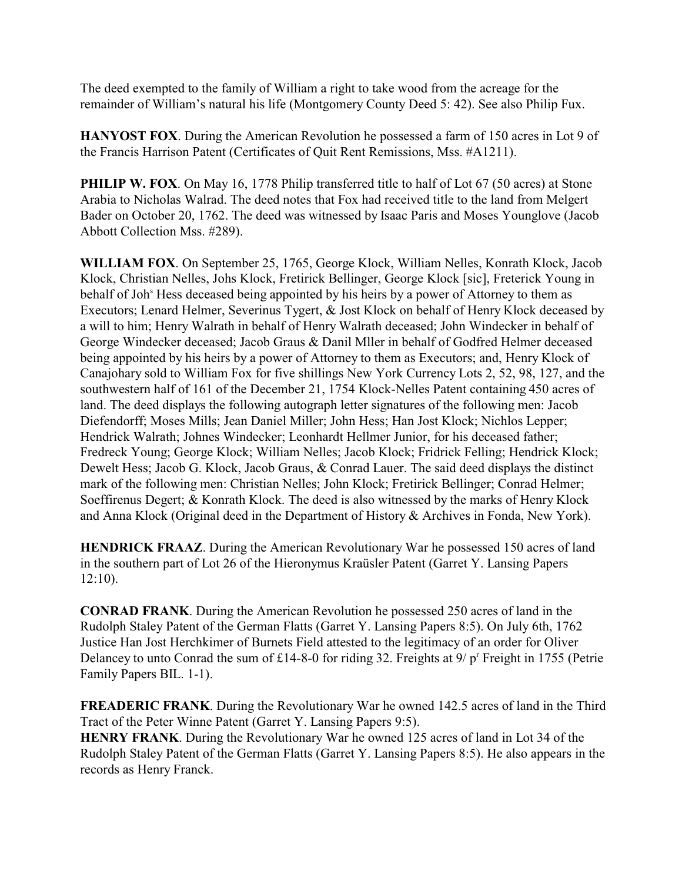The deed exempted to the family of William a right to take wood from the acreage for the remainder of William's natural his life (Montgomery County Deed 5: 42). See also Philip Fux.

**HANYOST FOX**. During the American Revolution he possessed a farm of 150 acres in Lot 9 of the Francis Harrison Patent (Certificates of Quit Rent Remissions, Mss. #A1211).

**PHILIP W. FOX**. On May 16, 1778 Philip transferred title to half of Lot 67 (50 acres) at Stone Arabia to Nicholas Walrad. The deed notes that Fox had received title to the land from Melgert Bader on October 20, 1762. The deed was witnessed by Isaac Paris and Moses Younglove (Jacob Abbott Collection Mss. #289).

**WILLIAM FOX**. On September 25, 1765, George Klock, William Nelles, Konrath Klock, Jacob Klock, Christian Nelles, Johs Klock, Fretirick Bellinger, George Klock [sic], Freterick Young in behalf of Joh[s] Hess deceased being appointed by his heirs by a power of Attorney to them as Executors; Lenard Helmer, Severinus Tygert, & Jost Klock on behalf of Henry Klock deceased by a will to him; Henry Walrath in behalf of Henry Walrath deceased; John Windecker in behalf of George Windecker deceased; Jacob Graus & Danil Mller in behalf of Godfred Helmer deceased being appointed by his heirs by a power of Attorney to them as Executors; and, Henry Klock of Canajohary sold to William Fox for five shillings New York Currency Lots 2, 52, 98, 127, and the southwestern half of 161 of the December 21, 1754 Klock-Nelles Patent containing 450 acres of land. The deed displays the following autograph letter signatures of the following men: Jacob Diefendorff; Moses Mills; Jean Daniel Miller; John Hess; Han Jost Klock; Nichlos Lepper; Hendrick Walrath; Johnes Windecker; Leonhardt Hellmer Junior, for his deceased father; Fredreck Young; George Klock; William Nelles; Jacob Klock; Fridrick Felling; Hendrick Klock; Dewelt Hess; Jacob G. Klock, Jacob Graus, & Conrad Lauer. The said deed displays the distinct mark of the following men: Christian Nelles; John Klock; Fretirick Bellinger; Conrad Helmer; Soeffirenus Degert; & Konrath Klock. The deed is also witnessed by the marks of Henry Klock and Anna Klock (Original deed in the Department of History & Archives in Fonda, New York).

**HENDRICK FRAAZ**. During the American Revolutionary War he possessed 150 acres of land in the southern part of Lot 26 of the Hieronymus Kraüsler Patent (Garret Y. Lansing Papers 12:10).

**CONRAD FRANK**. During the American Revolution he possessed 250 acres of land in the Rudolph Staley Patent of the German Flatts (Garret Y. Lansing Papers 8:5). On July 6th, 1762 Justice Han Jost Herchkimer of Burnets Field attested to the legitimacy of an order for Oliver Delancey to unto Conrad the sum of £14-8-0 for riding 32. Freights at 9/ p[r] Freight in 1755 (Petrie Family Papers BIL. 1-1).

**FREADERIC FRANK**. During the Revolutionary War he owned 142.5 acres of land in the Third Tract of the Peter Winne Patent (Garret Y. Lansing Papers 9:5).

**HENRY FRANK**. During the Revolutionary War he owned 125 acres of land in Lot 34 of the Rudolph Staley Patent of the German Flatts (Garret Y. Lansing Papers 8:5). He also appears in the records as Henry Franck.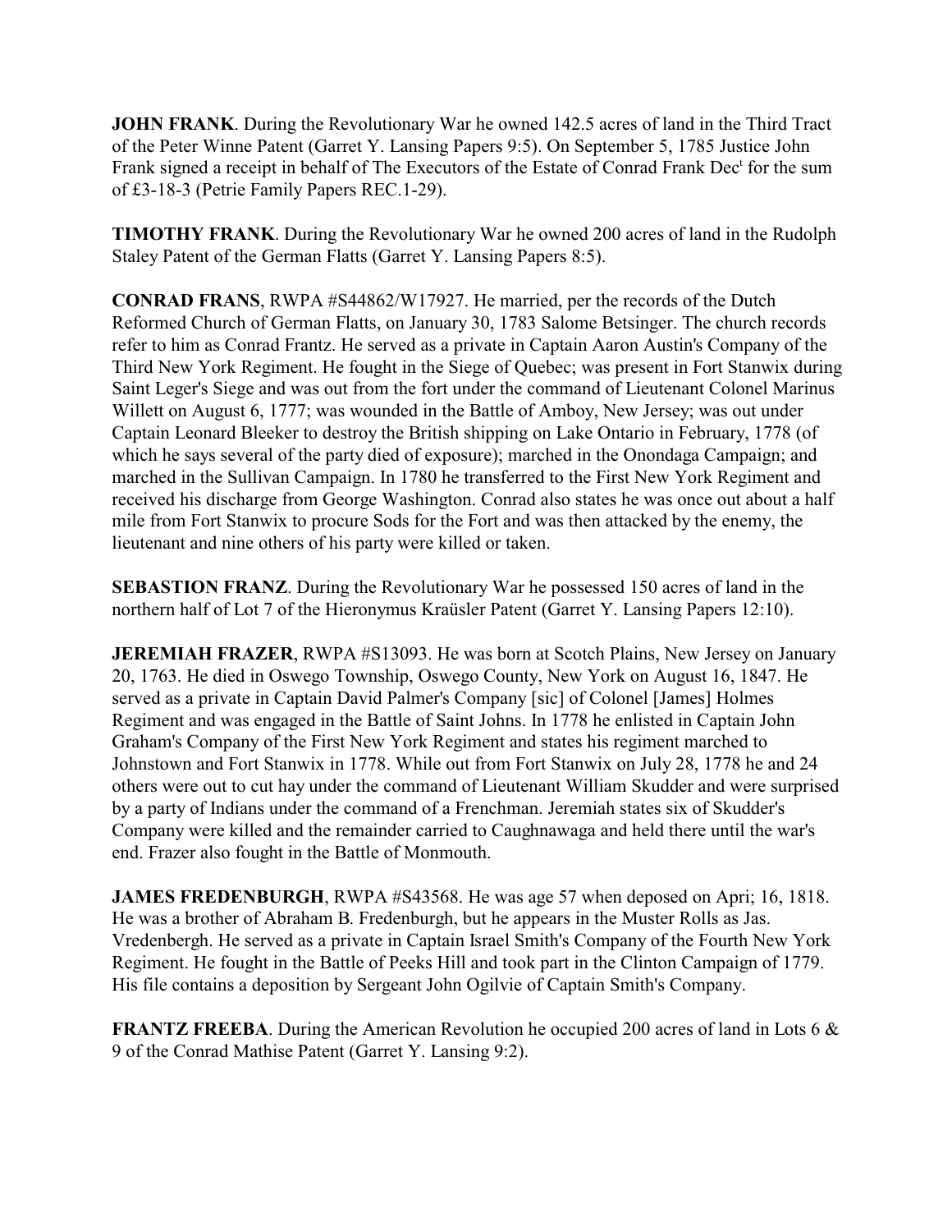**JOHN FRANK**. During the Revolutionary War he owned 142.5 acres of land in the Third Tract of the Peter Winne Patent (Garret Y. Lansing Papers 9:5). On September 5, 1785 Justice John Frank signed a receipt in behalf of The Executors of the Estate of Conrad Frank Dec[t] for the sum of £3-18-3 (Petrie Family Papers REC.1-29).

**TIMOTHY FRANK**. During the Revolutionary War he owned 200 acres of land in the Rudolph Staley Patent of the German Flatts (Garret Y. Lansing Papers 8:5).

**CONRAD FRANS**, RWPA #S44862/W17927. He married, per the records of the Dutch Reformed Church of German Flatts, on January 30, 1783 Salome Betsinger. The church records refer to him as Conrad Frantz. He served as a private in Captain Aaron Austin's Company of the Third New York Regiment. He fought in the Siege of Quebec; was present in Fort Stanwix during Saint Leger's Siege and was out from the fort under the command of Lieutenant Colonel Marinus Willett on August 6, 1777; was wounded in the Battle of Amboy, New Jersey; was out under Captain Leonard Bleeker to destroy the British shipping on Lake Ontario in February, 1778 (of which he says several of the party died of exposure); marched in the Onondaga Campaign; and marched in the Sullivan Campaign. In 1780 he transferred to the First New York Regiment and received his discharge from George Washington. Conrad also states he was once out about a half mile from Fort Stanwix to procure Sods for the Fort and was then attacked by the enemy, the lieutenant and nine others of his party were killed or taken.

**SEBASTION FRANZ**. During the Revolutionary War he possessed 150 acres of land in the northern half of Lot 7 of the Hieronymus Kraüsler Patent (Garret Y. Lansing Papers 12:10).

**JEREMIAH FRAZER**, RWPA #S13093. He was born at Scotch Plains, New Jersey on January 20, 1763. He died in Oswego Township, Oswego County, New York on August 16, 1847. He served as a private in Captain David Palmer's Company [sic] of Colonel [James] Holmes Regiment and was engaged in the Battle of Saint Johns. In 1778 he enlisted in Captain John Graham's Company of the First New York Regiment and states his regiment marched to Johnstown and Fort Stanwix in 1778. While out from Fort Stanwix on July 28, 1778 he and 24 others were out to cut hay under the command of Lieutenant William Skudder and were surprised by a party of Indians under the command of a Frenchman. Jeremiah states six of Skudder's Company were killed and the remainder carried to Caughnawaga and held there until the war's end. Frazer also fought in the Battle of Monmouth.

**JAMES FREDENBURGH**, RWPA #S43568. He was age 57 when deposed on Apri; 16, 1818. He was a brother of Abraham B. Fredenburgh, but he appears in the Muster Rolls as Jas. Vredenbergh. He served as a private in Captain Israel Smith's Company of the Fourth New York Regiment. He fought in the Battle of Peeks Hill and took part in the Clinton Campaign of 1779. His file contains a deposition by Sergeant John Ogilvie of Captain Smith's Company.

**FRANTZ FREEBA**. During the American Revolution he occupied 200 acres of land in Lots 6 & 9 of the Conrad Mathise Patent (Garret Y. Lansing 9:2).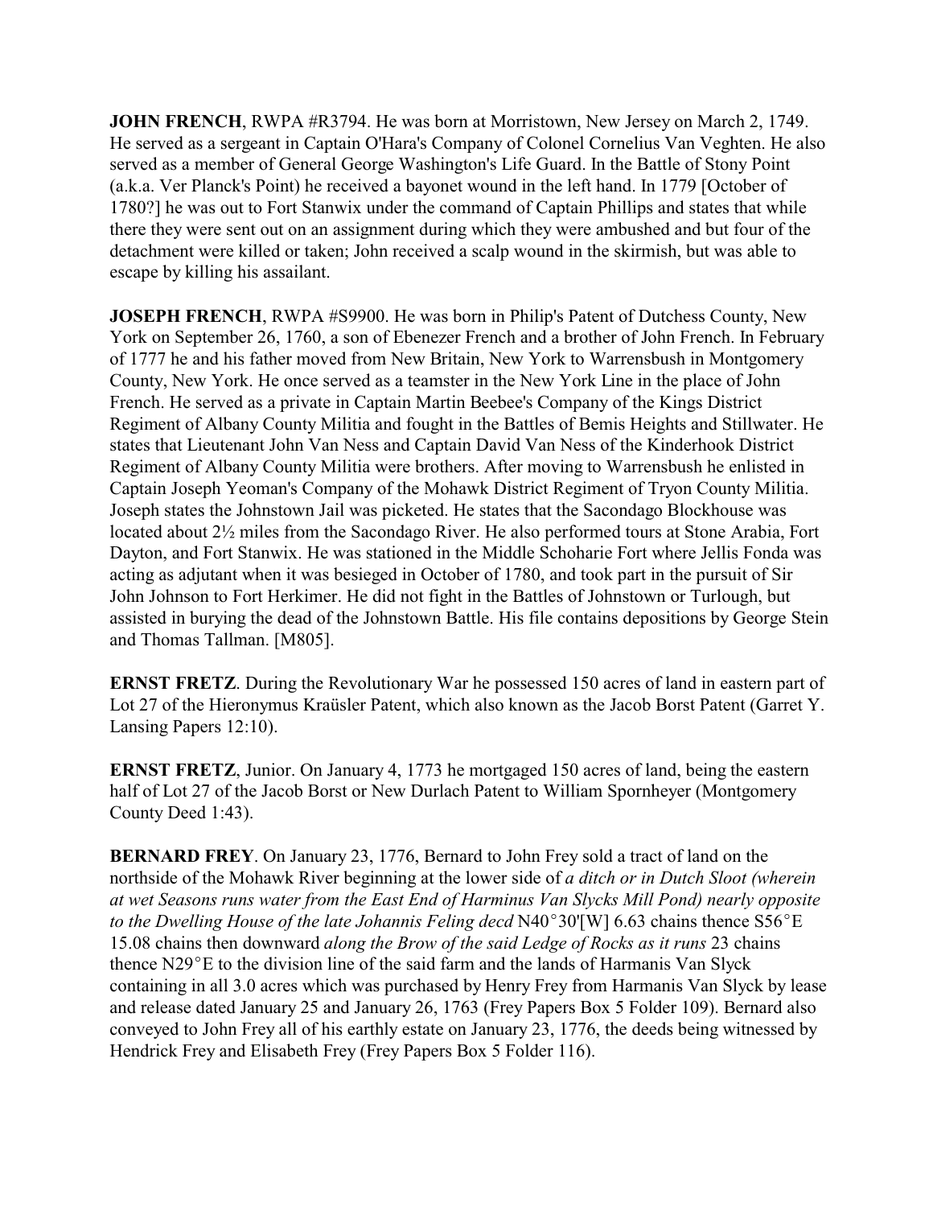**JOHN FRENCH**, RWPA #R3794. He was born at Morristown, New Jersey on March 2, 1749. He served as a sergeant in Captain O'Hara's Company of Colonel Cornelius Van Veghten. He also served as a member of General George Washington's Life Guard. In the Battle of Stony Point (a.k.a. Ver Planck's Point) he received a bayonet wound in the left hand. In 1779 [October of 1780?] he was out to Fort Stanwix under the command of Captain Phillips and states that while there they were sent out on an assignment during which they were ambushed and but four of the detachment were killed or taken; John received a scalp wound in the skirmish, but was able to escape by killing his assailant.

**JOSEPH FRENCH**, RWPA #S9900. He was born in Philip's Patent of Dutchess County, New York on September 26, 1760, a son of Ebenezer French and a brother of John French. In February of 1777 he and his father moved from New Britain, New York to Warrensbush in Montgomery County, New York. He once served as a teamster in the New York Line in the place of John French. He served as a private in Captain Martin Beebee's Company of the Kings District Regiment of Albany County Militia and fought in the Battles of Bemis Heights and Stillwater. He states that Lieutenant John Van Ness and Captain David Van Ness of the Kinderhook District Regiment of Albany County Militia were brothers. After moving to Warrensbush he enlisted in Captain Joseph Yeoman's Company of the Mohawk District Regiment of Tryon County Militia. Joseph states the Johnstown Jail was picketed. He states that the Sacondago Blockhouse was located about 2½ miles from the Sacondago River. He also performed tours at Stone Arabia, Fort Dayton, and Fort Stanwix. He was stationed in the Middle Schoharie Fort where Jellis Fonda was acting as adjutant when it was besieged in October of 1780, and took part in the pursuit of Sir John Johnson to Fort Herkimer. He did not fight in the Battles of Johnstown or Turlough, but assisted in burying the dead of the Johnstown Battle. His file contains depositions by George Stein and Thomas Tallman. [M805].

**ERNST FRETZ**. During the Revolutionary War he possessed 150 acres of land in eastern part of Lot 27 of the Hieronymus Kraüsler Patent, which also known as the Jacob Borst Patent (Garret Y. Lansing Papers 12:10).

**ERNST FRETZ**, Junior. On January 4, 1773 he mortgaged 150 acres of land, being the eastern half of Lot 27 of the Jacob Borst or New Durlach Patent to William Spornheyer (Montgomery County Deed 1:43).

**BERNARD FREY**. On January 23, 1776, Bernard to John Frey sold a tract of land on the northside of the Mohawk River beginning at the lower side of *a ditch or in Dutch Sloot (wherein at wet Seasons runs water from the East End of Harminus Van Slycks Mill Pond) nearly opposite to the Dwelling House of the late Johannis Feling decd* N40°30'[W] 6.63 chains thence S56°E 15.08 chains then downward *along the Brow of the said Ledge of Rocks as it runs* 23 chains thence N29°E to the division line of the said farm and the lands of Harmanis Van Slyck containing in all 3.0 acres which was purchased by Henry Frey from Harmanis Van Slyck by lease and release dated January 25 and January 26, 1763 (Frey Papers Box 5 Folder 109). Bernard also conveyed to John Frey all of his earthly estate on January 23, 1776, the deeds being witnessed by Hendrick Frey and Elisabeth Frey (Frey Papers Box 5 Folder 116).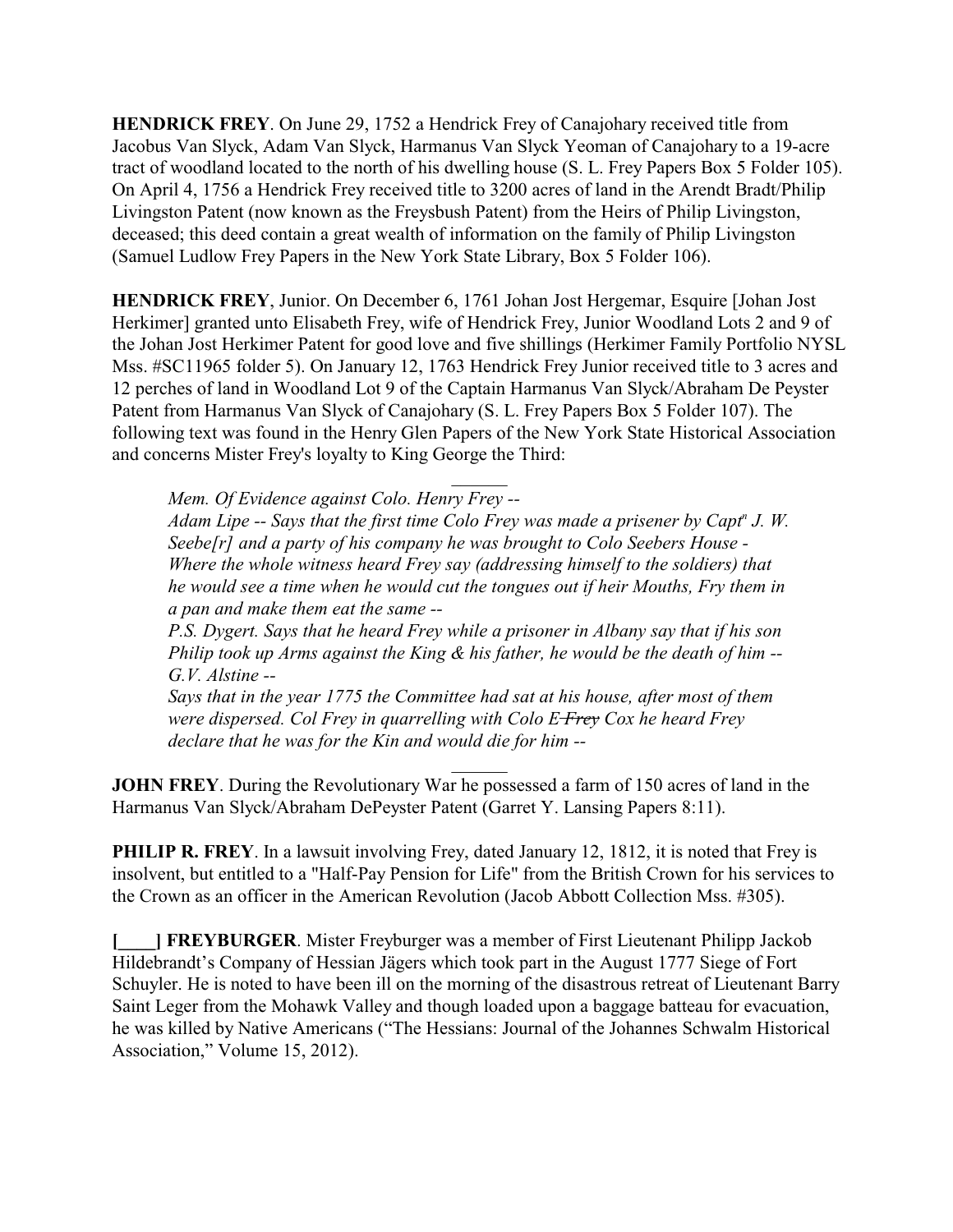**HENDRICK FREY**. On June 29, 1752 a Hendrick Frey of Canajohary received title from Jacobus Van Slyck, Adam Van Slyck, Harmanus Van Slyck Yeoman of Canajohary to a 19-acre tract of woodland located to the north of his dwelling house (S. L. Frey Papers Box 5 Folder 105). On April 4, 1756 a Hendrick Frey received title to 3200 acres of land in the Arendt Bradt/Philip Livingston Patent (now known as the Freysbush Patent) from the Heirs of Philip Livingston, deceased; this deed contain a great wealth of information on the family of Philip Livingston (Samuel Ludlow Frey Papers in the New York State Library, Box 5 Folder 106).

**HENDRICK FREY**, Junior. On December 6, 1761 Johan Jost Hergemar, Esquire [Johan Jost Herkimer] granted unto Elisabeth Frey, wife of Hendrick Frey, Junior Woodland Lots 2 and 9 of the Johan Jost Herkimer Patent for good love and five shillings (Herkimer Family Portfolio NYSL Mss. #SC11965 folder 5). On January 12, 1763 Hendrick Frey Junior received title to 3 acres and 12 perches of land in Woodland Lot 9 of the Captain Harmanus Van Slyck/Abraham De Peyster Patent from Harmanus Van Slyck of Canajohary (S. L. Frey Papers Box 5 Folder 107). The following text was found in the Henry Glen Papers of the New York State Historical Association and concerns Mister Frey's loyalty to King George the Third:

> *Mem. Of Evidence against Colo. Henry Frey --*
> *Adam Lipe -- Says that the first time Colo Frey was made a prisener by Captn J. W. Seebe[r] and a party of his company he was brought to Colo Seebers House - Where the whole witness heard Frey say (addressing himself to the soldiers) that he would see a time when he would cut the tongues out if heir Mouths, Fry them in a pan and make them eat the same --*
> *P.S. Dygert. Says that he heard Frey while a prisoner in Albany say that if his son Philip took up Arms against the King & his father, he would be the death of him --*
> *G.V. Alstine --*
> *Says that in the year 1775 the Committee had sat at his house, after most of them were dispersed. Col Frey in quarrelling with Colo ~~E Frey~~ Cox he heard Frey declare that he was for the Kin and would die for him --*

**JOHN FREY**. During the Revolutionary War he possessed a farm of 150 acres of land in the Harmanus Van Slyck/Abraham DePeyster Patent (Garret Y. Lansing Papers 8:11).

**PHILIP R. FREY**. In a lawsuit involving Frey, dated January 12, 1812, it is noted that Frey is insolvent, but entitled to a "Half-Pay Pension for Life" from the British Crown for his services to the Crown as an officer in the American Revolution (Jacob Abbott Collection Mss. #305).

**[____] FREYBURGER**. Mister Freyburger was a member of First Lieutenant Philipp Jackob Hildebrandt's Company of Hessian Jägers which took part in the August 1777 Siege of Fort Schuyler. He is noted to have been ill on the morning of the disastrous retreat of Lieutenant Barry Saint Leger from the Mohawk Valley and though loaded upon a baggage batteau for evacuation, he was killed by Native Americans ("The Hessians: Journal of the Johannes Schwalm Historical Association," Volume 15, 2012).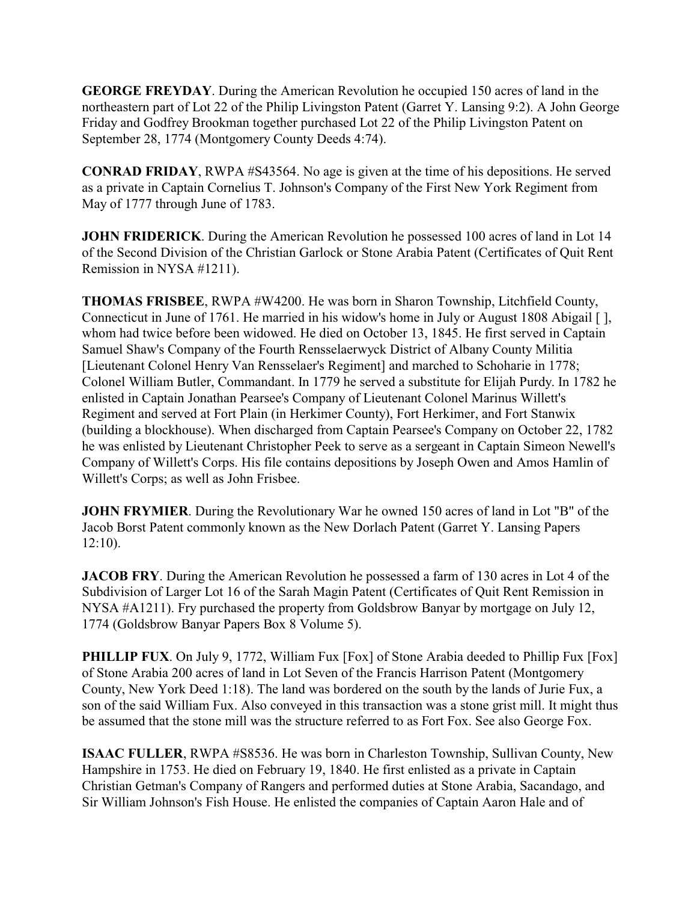**GEORGE FREYDAY**. During the American Revolution he occupied 150 acres of land in the northeastern part of Lot 22 of the Philip Livingston Patent (Garret Y. Lansing 9:2). A John George Friday and Godfrey Brookman together purchased Lot 22 of the Philip Livingston Patent on September 28, 1774 (Montgomery County Deeds 4:74).

**CONRAD FRIDAY**, RWPA #S43564. No age is given at the time of his depositions. He served as a private in Captain Cornelius T. Johnson's Company of the First New York Regiment from May of 1777 through June of 1783.

**JOHN FRIDERICK**. During the American Revolution he possessed 100 acres of land in Lot 14 of the Second Division of the Christian Garlock or Stone Arabia Patent (Certificates of Quit Rent Remission in NYSA #1211).

**THOMAS FRISBEE**, RWPA #W4200. He was born in Sharon Township, Litchfield County, Connecticut in June of 1761. He married in his widow's home in July or August 1808 Abigail [ ], whom had twice before been widowed. He died on October 13, 1845. He first served in Captain Samuel Shaw's Company of the Fourth Rensselaerwyck District of Albany County Militia [Lieutenant Colonel Henry Van Rensselaer's Regiment] and marched to Schoharie in 1778; Colonel William Butler, Commandant. In 1779 he served a substitute for Elijah Purdy. In 1782 he enlisted in Captain Jonathan Pearsee's Company of Lieutenant Colonel Marinus Willett's Regiment and served at Fort Plain (in Herkimer County), Fort Herkimer, and Fort Stanwix (building a blockhouse). When discharged from Captain Pearsee's Company on October 22, 1782 he was enlisted by Lieutenant Christopher Peek to serve as a sergeant in Captain Simeon Newell's Company of Willett's Corps. His file contains depositions by Joseph Owen and Amos Hamlin of Willett's Corps; as well as John Frisbee.

**JOHN FRYMIER**. During the Revolutionary War he owned 150 acres of land in Lot "B" of the Jacob Borst Patent commonly known as the New Dorlach Patent (Garret Y. Lansing Papers 12:10).

**JACOB FRY**. During the American Revolution he possessed a farm of 130 acres in Lot 4 of the Subdivision of Larger Lot 16 of the Sarah Magin Patent (Certificates of Quit Rent Remission in NYSA #A1211). Fry purchased the property from Goldsbrow Banyar by mortgage on July 12, 1774 (Goldsbrow Banyar Papers Box 8 Volume 5).

**PHILLIP FUX**. On July 9, 1772, William Fux [Fox] of Stone Arabia deeded to Phillip Fux [Fox] of Stone Arabia 200 acres of land in Lot Seven of the Francis Harrison Patent (Montgomery County, New York Deed 1:18). The land was bordered on the south by the lands of Jurie Fux, a son of the said William Fux. Also conveyed in this transaction was a stone grist mill. It might thus be assumed that the stone mill was the structure referred to as Fort Fox. See also George Fox.

**ISAAC FULLER**, RWPA #S8536. He was born in Charleston Township, Sullivan County, New Hampshire in 1753. He died on February 19, 1840. He first enlisted as a private in Captain Christian Getman's Company of Rangers and performed duties at Stone Arabia, Sacandago, and Sir William Johnson's Fish House. He enlisted the companies of Captain Aaron Hale and of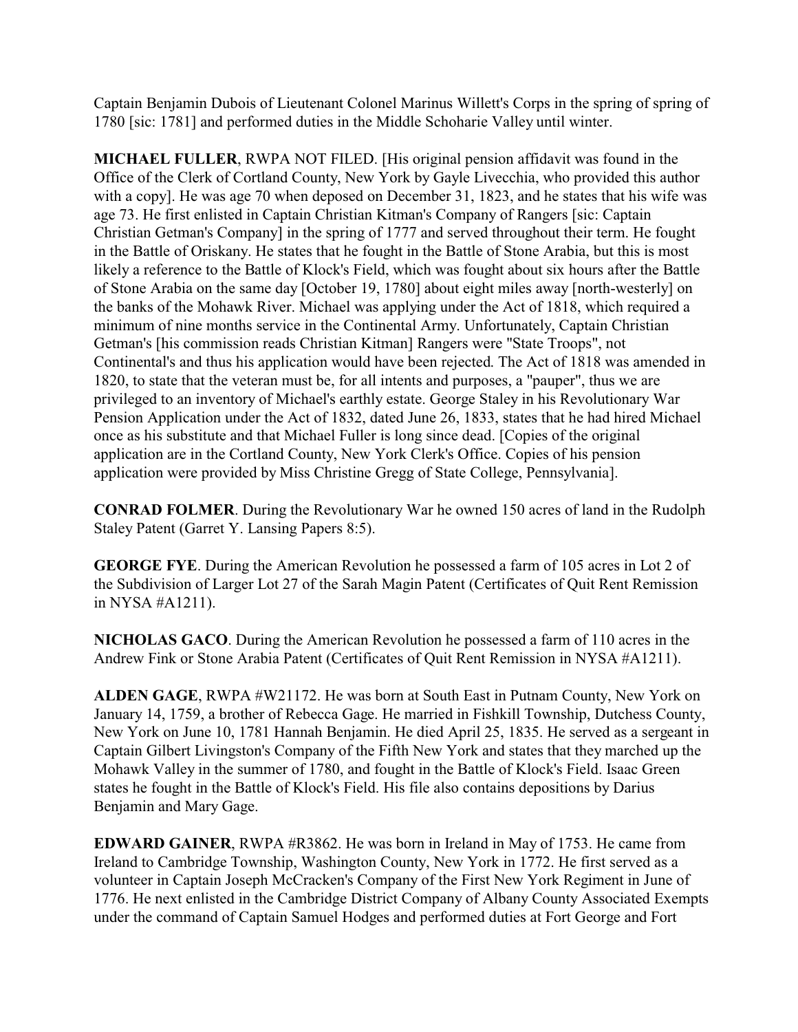Captain Benjamin Dubois of Lieutenant Colonel Marinus Willett's Corps in the spring of spring of 1780 [sic: 1781] and performed duties in the Middle Schoharie Valley until winter.

**MICHAEL FULLER**, RWPA NOT FILED. [His original pension affidavit was found in the Office of the Clerk of Cortland County, New York by Gayle Livecchia, who provided this author with a copy]. He was age 70 when deposed on December 31, 1823, and he states that his wife was age 73. He first enlisted in Captain Christian Kitman's Company of Rangers [sic: Captain Christian Getman's Company] in the spring of 1777 and served throughout their term. He fought in the Battle of Oriskany. He states that he fought in the Battle of Stone Arabia, but this is most likely a reference to the Battle of Klock's Field, which was fought about six hours after the Battle of Stone Arabia on the same day [October 19, 1780] about eight miles away [north-westerly] on the banks of the Mohawk River. Michael was applying under the Act of 1818, which required a minimum of nine months service in the Continental Army. Unfortunately, Captain Christian Getman's [his commission reads Christian Kitman] Rangers were "State Troops", not Continental's and thus his application would have been rejected. The Act of 1818 was amended in 1820, to state that the veteran must be, for all intents and purposes, a "pauper", thus we are privileged to an inventory of Michael's earthly estate. George Staley in his Revolutionary War Pension Application under the Act of 1832, dated June 26, 1833, states that he had hired Michael once as his substitute and that Michael Fuller is long since dead. [Copies of the original application are in the Cortland County, New York Clerk's Office. Copies of his pension application were provided by Miss Christine Gregg of State College, Pennsylvania].

**CONRAD FOLMER**. During the Revolutionary War he owned 150 acres of land in the Rudolph Staley Patent (Garret Y. Lansing Papers 8:5).

**GEORGE FYE**. During the American Revolution he possessed a farm of 105 acres in Lot 2 of the Subdivision of Larger Lot 27 of the Sarah Magin Patent (Certificates of Quit Rent Remission in NYSA #A1211).

**NICHOLAS GACO**. During the American Revolution he possessed a farm of 110 acres in the Andrew Fink or Stone Arabia Patent (Certificates of Quit Rent Remission in NYSA #A1211).

**ALDEN GAGE**, RWPA #W21172. He was born at South East in Putnam County, New York on January 14, 1759, a brother of Rebecca Gage. He married in Fishkill Township, Dutchess County, New York on June 10, 1781 Hannah Benjamin. He died April 25, 1835. He served as a sergeant in Captain Gilbert Livingston's Company of the Fifth New York and states that they marched up the Mohawk Valley in the summer of 1780, and fought in the Battle of Klock's Field. Isaac Green states he fought in the Battle of Klock's Field. His file also contains depositions by Darius Benjamin and Mary Gage.

**EDWARD GAINER**, RWPA #R3862. He was born in Ireland in May of 1753. He came from Ireland to Cambridge Township, Washington County, New York in 1772. He first served as a volunteer in Captain Joseph McCracken's Company of the First New York Regiment in June of 1776. He next enlisted in the Cambridge District Company of Albany County Associated Exempts under the command of Captain Samuel Hodges and performed duties at Fort George and Fort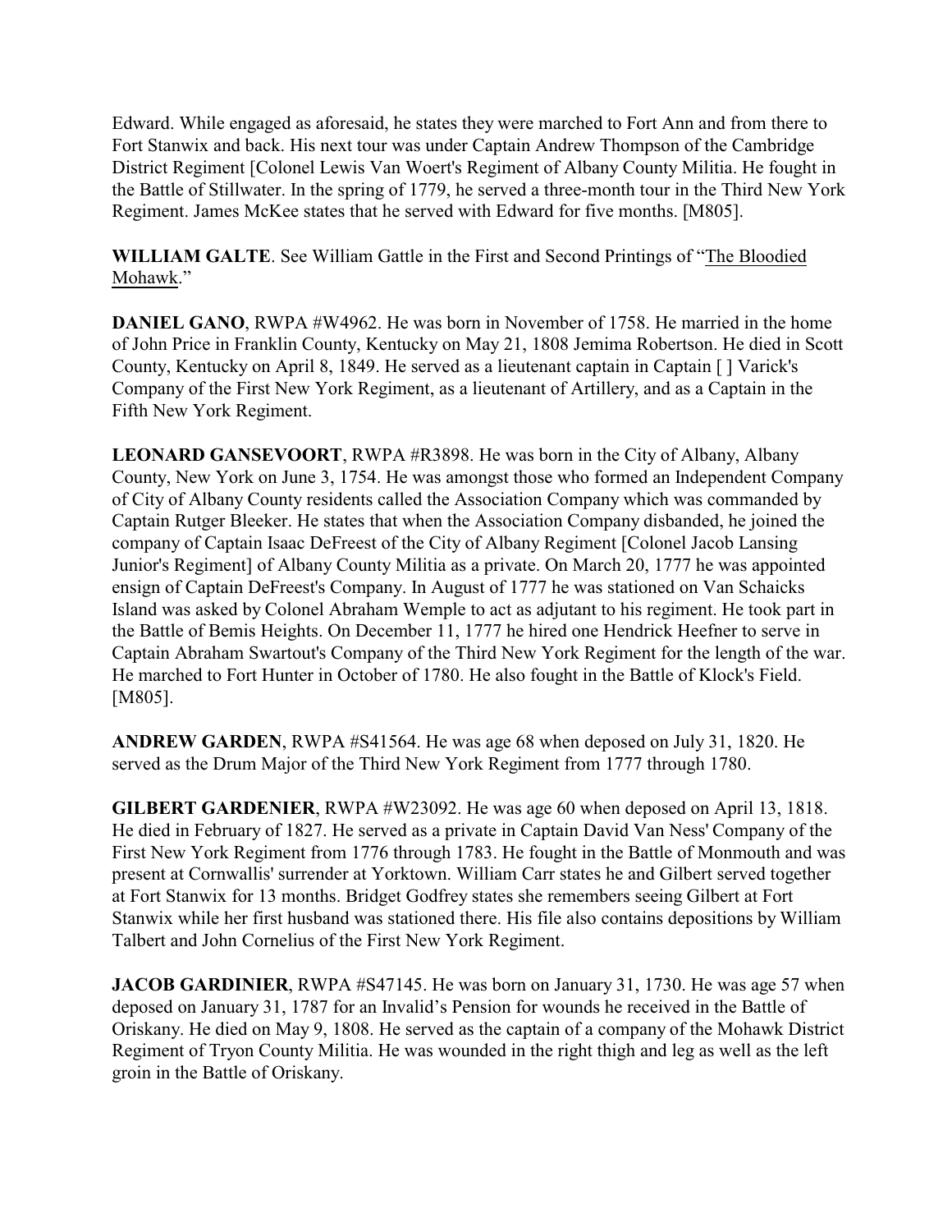Edward. While engaged as aforesaid, he states they were marched to Fort Ann and from there to Fort Stanwix and back. His next tour was under Captain Andrew Thompson of the Cambridge District Regiment [Colonel Lewis Van Woert's Regiment of Albany County Militia. He fought in the Battle of Stillwater. In the spring of 1779, he served a three-month tour in the Third New York Regiment. James McKee states that he served with Edward for five months. [M805].

**WILLIAM GALTE**. See William Gattle in the First and Second Printings of "The Bloodied Mohawk."

**DANIEL GANO**, RWPA #W4962. He was born in November of 1758. He married in the home of John Price in Franklin County, Kentucky on May 21, 1808 Jemima Robertson. He died in Scott County, Kentucky on April 8, 1849. He served as a lieutenant captain in Captain [ ] Varick's Company of the First New York Regiment, as a lieutenant of Artillery, and as a Captain in the Fifth New York Regiment.

**LEONARD GANSEVOORT**, RWPA #R3898. He was born in the City of Albany, Albany County, New York on June 3, 1754. He was amongst those who formed an Independent Company of City of Albany County residents called the Association Company which was commanded by Captain Rutger Bleeker. He states that when the Association Company disbanded, he joined the company of Captain Isaac DeFreest of the City of Albany Regiment [Colonel Jacob Lansing Junior's Regiment] of Albany County Militia as a private. On March 20, 1777 he was appointed ensign of Captain DeFreest's Company. In August of 1777 he was stationed on Van Schaicks Island was asked by Colonel Abraham Wemple to act as adjutant to his regiment. He took part in the Battle of Bemis Heights. On December 11, 1777 he hired one Hendrick Heefner to serve in Captain Abraham Swartout's Company of the Third New York Regiment for the length of the war. He marched to Fort Hunter in October of 1780. He also fought in the Battle of Klock's Field. [M805].

**ANDREW GARDEN**, RWPA #S41564. He was age 68 when deposed on July 31, 1820. He served as the Drum Major of the Third New York Regiment from 1777 through 1780.

**GILBERT GARDENIER**, RWPA #W23092. He was age 60 when deposed on April 13, 1818. He died in February of 1827. He served as a private in Captain David Van Ness' Company of the First New York Regiment from 1776 through 1783. He fought in the Battle of Monmouth and was present at Cornwallis' surrender at Yorktown. William Carr states he and Gilbert served together at Fort Stanwix for 13 months. Bridget Godfrey states she remembers seeing Gilbert at Fort Stanwix while her first husband was stationed there. His file also contains depositions by William Talbert and John Cornelius of the First New York Regiment.

**JACOB GARDINIER**, RWPA #S47145. He was born on January 31, 1730. He was age 57 when deposed on January 31, 1787 for an Invalid's Pension for wounds he received in the Battle of Oriskany. He died on May 9, 1808. He served as the captain of a company of the Mohawk District Regiment of Tryon County Militia. He was wounded in the right thigh and leg as well as the left groin in the Battle of Oriskany.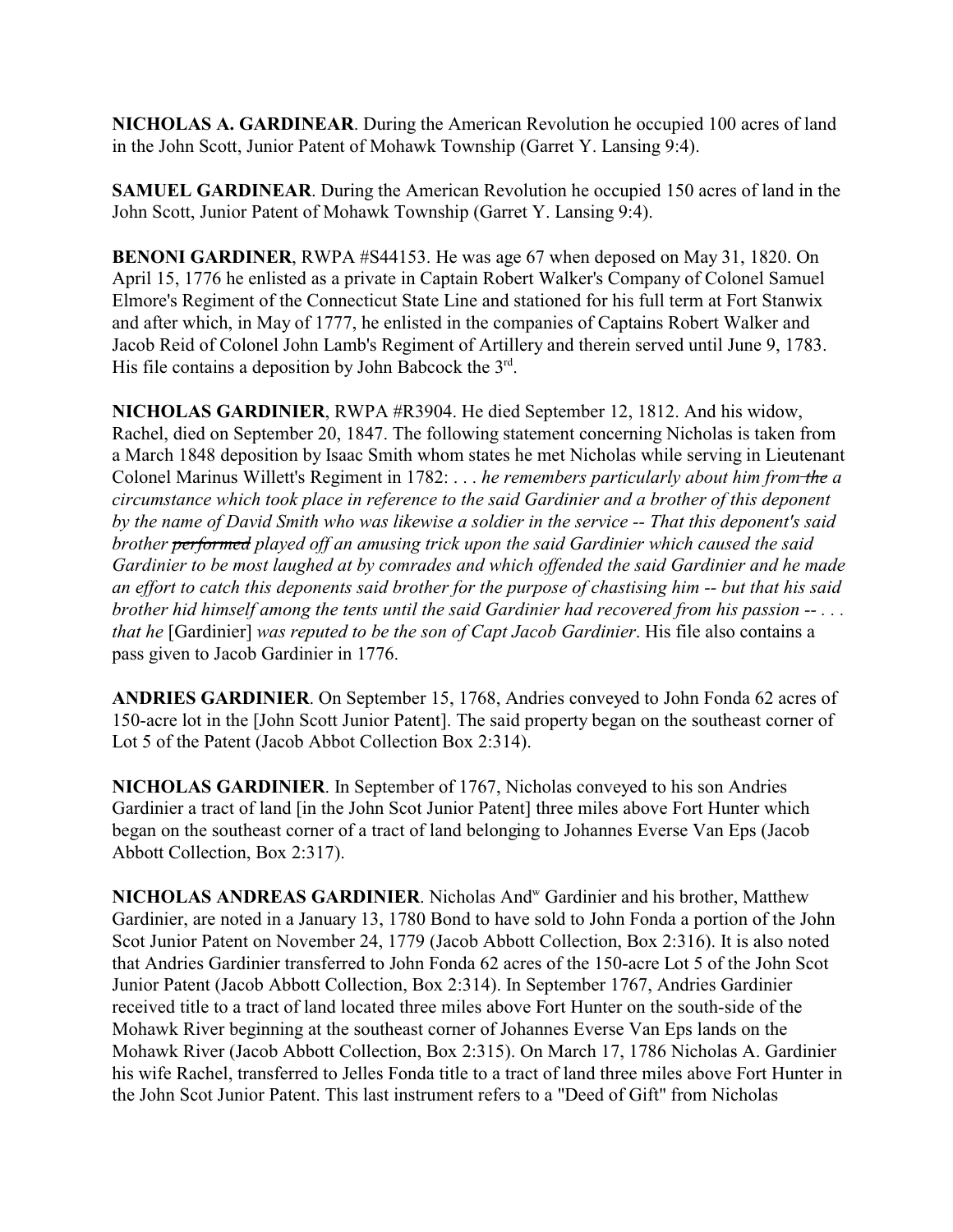**NICHOLAS A. GARDINEAR**. During the American Revolution he occupied 100 acres of land in the John Scott, Junior Patent of Mohawk Township (Garret Y. Lansing 9:4).

**SAMUEL GARDINEAR**. During the American Revolution he occupied 150 acres of land in the John Scott, Junior Patent of Mohawk Township (Garret Y. Lansing 9:4).

**BENONI GARDINER**, RWPA #S44153. He was age 67 when deposed on May 31, 1820. On April 15, 1776 he enlisted as a private in Captain Robert Walker's Company of Colonel Samuel Elmore's Regiment of the Connecticut State Line and stationed for his full term at Fort Stanwix and after which, in May of 1777, he enlisted in the companies of Captains Robert Walker and Jacob Reid of Colonel John Lamb's Regiment of Artillery and therein served until June 9, 1783. His file contains a deposition by John Babcock the 3rd.

**NICHOLAS GARDINIER**, RWPA #R3904. He died September 12, 1812. And his widow, Rachel, died on September 20, 1847. The following statement concerning Nicholas is taken from a March 1848 deposition by Isaac Smith whom states he met Nicholas while serving in Lieutenant Colonel Marinus Willett's Regiment in 1782: . . . *he remembers particularly about him from ~~the~~ a circumstance which took place in reference to the said Gardinier and a brother of this deponent by the name of David Smith who was likewise a soldier in the service -- That this deponent's said brother ~~performed~~ played off an amusing trick upon the said Gardinier which caused the said Gardinier to be most laughed at by comrades and which offended the said Gardinier and he made an effort to catch this deponents said brother for the purpose of chastising him -- but that his said brother hid himself among the tents until the said Gardinier had recovered from his passion -- . . . that he* [Gardinier] *was reputed to be the son of Capt Jacob Gardinier*. His file also contains a pass given to Jacob Gardinier in 1776.

**ANDRIES GARDINIER**. On September 15, 1768, Andries conveyed to John Fonda 62 acres of 150-acre lot in the [John Scott Junior Patent]. The said property began on the southeast corner of Lot 5 of the Patent (Jacob Abbot Collection Box 2:314).

**NICHOLAS GARDINIER**. In September of 1767, Nicholas conveyed to his son Andries Gardinier a tract of land [in the John Scot Junior Patent] three miles above Fort Hunter which began on the southeast corner of a tract of land belonging to Johannes Everse Van Eps (Jacob Abbott Collection, Box 2:317).

**NICHOLAS ANDREAS GARDINIER**. Nicholas And[w] Gardinier and his brother, Matthew Gardinier, are noted in a January 13, 1780 Bond to have sold to John Fonda a portion of the John Scot Junior Patent on November 24, 1779 (Jacob Abbott Collection, Box 2:316). It is also noted that Andries Gardinier transferred to John Fonda 62 acres of the 150-acre Lot 5 of the John Scot Junior Patent (Jacob Abbott Collection, Box 2:314). In September 1767, Andries Gardinier received title to a tract of land located three miles above Fort Hunter on the south-side of the Mohawk River beginning at the southeast corner of Johannes Everse Van Eps lands on the Mohawk River (Jacob Abbott Collection, Box 2:315). On March 17, 1786 Nicholas A. Gardinier his wife Rachel, transferred to Jelles Fonda title to a tract of land three miles above Fort Hunter in the John Scot Junior Patent. This last instrument refers to a "Deed of Gift" from Nicholas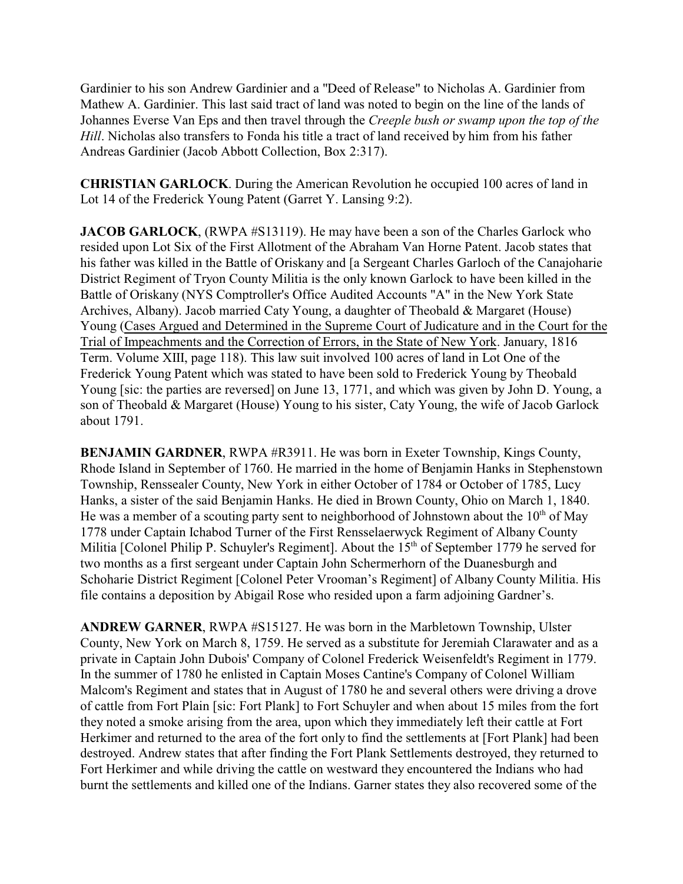Gardinier to his son Andrew Gardinier and a "Deed of Release" to Nicholas A. Gardinier from Mathew A. Gardinier. This last said tract of land was noted to begin on the line of the lands of Johannes Everse Van Eps and then travel through the *Creeple bush or swamp upon the top of the Hill*. Nicholas also transfers to Fonda his title a tract of land received by him from his father Andreas Gardinier (Jacob Abbott Collection, Box 2:317).

**CHRISTIAN GARLOCK**. During the American Revolution he occupied 100 acres of land in Lot 14 of the Frederick Young Patent (Garret Y. Lansing 9:2).

**JACOB GARLOCK**, (RWPA #S13119). He may have been a son of the Charles Garlock who resided upon Lot Six of the First Allotment of the Abraham Van Horne Patent. Jacob states that his father was killed in the Battle of Oriskany and [a Sergeant Charles Garloch of the Canajoharie District Regiment of Tryon County Militia is the only known Garlock to have been killed in the Battle of Oriskany (NYS Comptroller's Office Audited Accounts "A" in the New York State Archives, Albany). Jacob married Caty Young, a daughter of Theobald & Margaret (House) Young (<u>Cases Argued and Determined in the Supreme Court of Judicature and in the Court for the Trial of Impeachments and the Correction of Errors, in the State of New York</u>. January, 1816 Term. Volume XIII, page 118). This law suit involved 100 acres of land in Lot One of the Frederick Young Patent which was stated to have been sold to Frederick Young by Theobald Young [sic: the parties are reversed] on June 13, 1771, and which was given by John D. Young, a son of Theobald & Margaret (House) Young to his sister, Caty Young, the wife of Jacob Garlock about 1791.

**BENJAMIN GARDNER**, RWPA #R3911. He was born in Exeter Township, Kings County, Rhode Island in September of 1760. He married in the home of Benjamin Hanks in Stephenstown Township, Rensselaer County, New York in either October of 1784 or October of 1785, Lucy Hanks, a sister of the said Benjamin Hanks. He died in Brown County, Ohio on March 1, 1840. He was a member of a scouting party sent to neighborhood of Johnstown about the 10th of May 1778 under Captain Ichabod Turner of the First Rensselaerwyck Regiment of Albany County Militia [Colonel Philip P. Schuyler's Regiment]. About the 15th of September 1779 he served for two months as a first sergeant under Captain John Schermerhorn of the Duanesburgh and Schoharie District Regiment [Colonel Peter Vrooman's Regiment] of Albany County Militia. His file contains a deposition by Abigail Rose who resided upon a farm adjoining Gardner's.

**ANDREW GARNER**, RWPA #S15127. He was born in the Marbletown Township, Ulster County, New York on March 8, 1759. He served as a substitute for Jeremiah Clarawater and as a private in Captain John Dubois' Company of Colonel Frederick Weisenfeldt's Regiment in 1779. In the summer of 1780 he enlisted in Captain Moses Cantine's Company of Colonel William Malcom's Regiment and states that in August of 1780 he and several others were driving a drove of cattle from Fort Plain [sic: Fort Plank] to Fort Schuyler and when about 15 miles from the fort they noted a smoke arising from the area, upon which they immediately left their cattle at Fort Herkimer and returned to the area of the fort only to find the settlements at [Fort Plank] had been destroyed. Andrew states that after finding the Fort Plank Settlements destroyed, they returned to Fort Herkimer and while driving the cattle on westward they encountered the Indians who had burnt the settlements and killed one of the Indians. Garner states they also recovered some of the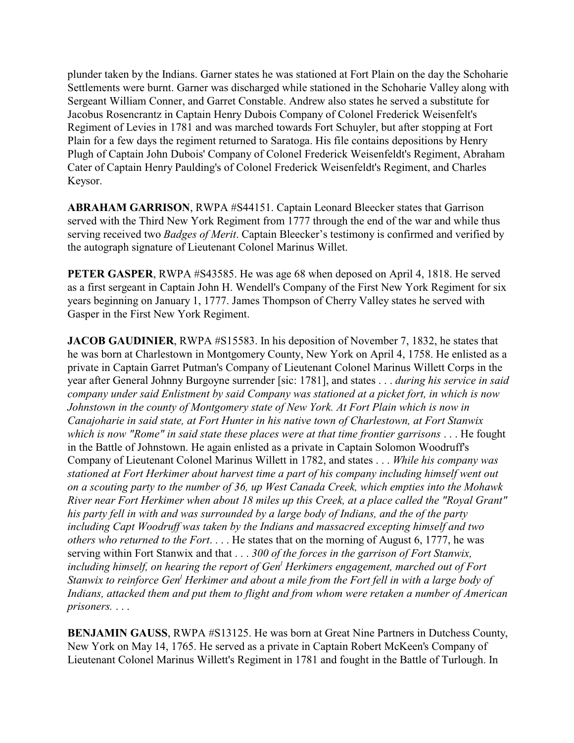plunder taken by the Indians. Garner states he was stationed at Fort Plain on the day the Schoharie Settlements were burnt. Garner was discharged while stationed in the Schoharie Valley along with Sergeant William Conner, and Garret Constable. Andrew also states he served a substitute for Jacobus Rosencrantz in Captain Henry Dubois Company of Colonel Frederick Weisenfelt's Regiment of Levies in 1781 and was marched towards Fort Schuyler, but after stopping at Fort Plain for a few days the regiment returned to Saratoga. His file contains depositions by Henry Plugh of Captain John Dubois' Company of Colonel Frederick Weisenfeldt's Regiment, Abraham Cater of Captain Henry Paulding's of Colonel Frederick Weisenfeldt's Regiment, and Charles Keysor.

**ABRAHAM GARRISON**, RWPA #S44151. Captain Leonard Bleecker states that Garrison served with the Third New York Regiment from 1777 through the end of the war and while thus serving received two *Badges of Merit*. Captain Bleecker's testimony is confirmed and verified by the autograph signature of Lieutenant Colonel Marinus Willet.

**PETER GASPER**, RWPA #S43585. He was age 68 when deposed on April 4, 1818. He served as a first sergeant in Captain John H. Wendell's Company of the First New York Regiment for six years beginning on January 1, 1777. James Thompson of Cherry Valley states he served with Gasper in the First New York Regiment.

**JACOB GAUDINIER**, RWPA #S15583. In his deposition of November 7, 1832, he states that he was born at Charlestown in Montgomery County, New York on April 4, 1758. He enlisted as a private in Captain Garret Putman's Company of Lieutenant Colonel Marinus Willett Corps in the year after General Johnny Burgoyne surrender [sic: 1781], and states . . . *during his service in said company under said Enlistment by said Company was stationed at a picket fort, in which is now Johnstown in the county of Montgomery state of New York. At Fort Plain which is now in Canajoharie in said state, at Fort Hunter in his native town of Charlestown, at Fort Stanwix which is now "Rome" in said state these places were at that time frontier garrisons* . . . He fought in the Battle of Johnstown. He again enlisted as a private in Captain Solomon Woodruff's Company of Lieutenant Colonel Marinus Willett in 1782, and states . . . *While his company was stationed at Fort Herkimer about harvest time a part of his company including himself went out on a scouting party to the number of 36, up West Canada Creek, which empties into the Mohawk River near Fort Herkimer when about 18 miles up this Creek, at a place called the "Royal Grant" his party fell in with and was surrounded by a large body of Indians, and the of the party including Capt Woodruff was taken by the Indians and massacred excepting himself and two others who returned to the Fort*. . . . He states that on the morning of August 6, 1777, he was serving within Fort Stanwix and that . . . *300 of the forces in the garrison of Fort Stanwix, including himself, on hearing the report of Gen[l] Herkimers engagement, marched out of Fort Stanwix to reinforce Gen[l] Herkimer and about a mile from the Fort fell in with a large body of Indians, attacked them and put them to flight and from whom were retaken a number of American prisoners. . . .*

**BENJAMIN GAUSS**, RWPA #S13125. He was born at Great Nine Partners in Dutchess County, New York on May 14, 1765. He served as a private in Captain Robert McKeen's Company of Lieutenant Colonel Marinus Willett's Regiment in 1781 and fought in the Battle of Turlough. In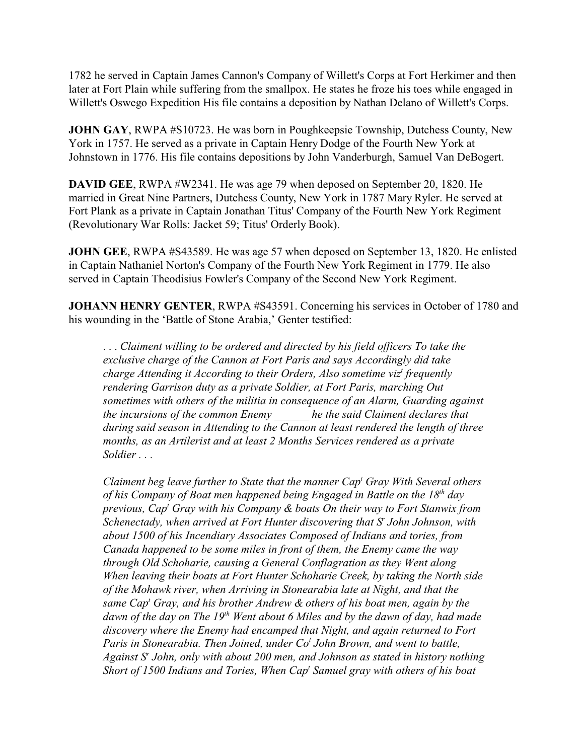1782 he served in Captain James Cannon's Company of Willett's Corps at Fort Herkimer and then later at Fort Plain while suffering from the smallpox. He states he froze his toes while engaged in Willett's Oswego Expedition His file contains a deposition by Nathan Delano of Willett's Corps.

**JOHN GAY**, RWPA #S10723. He was born in Poughkeepsie Township, Dutchess County, New York in 1757. He served as a private in Captain Henry Dodge of the Fourth New York at Johnstown in 1776. His file contains depositions by John Vanderburgh, Samuel Van DeBogert.

**DAVID GEE**, RWPA #W2341. He was age 79 when deposed on September 20, 1820. He married in Great Nine Partners, Dutchess County, New York in 1787 Mary Ryler. He served at Fort Plank as a private in Captain Jonathan Titus' Company of the Fourth New York Regiment (Revolutionary War Rolls: Jacket 59; Titus' Orderly Book).

**JOHN GEE**, RWPA #S43589. He was age 57 when deposed on September 13, 1820. He enlisted in Captain Nathaniel Norton's Company of the Fourth New York Regiment in 1779. He also served in Captain Theodisius Fowler's Company of the Second New York Regiment.

**JOHANN HENRY GENTER**, RWPA #S43591. Concerning his services in October of 1780 and his wounding in the 'Battle of Stone Arabia,' Genter testified:

> *. . . Claiment willing to be ordered and directed by his field officers To take the exclusive charge of the Cannon at Fort Paris and says Accordingly did take charge Attending it According to their Orders, Also sometime viz[t] frequently rendering Garrison duty as a private Soldier, at Fort Paris, marching Out sometimes with others of the militia in consequence of an Alarm, Guarding against the incursions of the common Enemy ______ he the said Claiment declares that during said season in Attending to the Cannon at least rendered the length of three months, as an Artilerist and at least 2 Months Services rendered as a private Soldier . . .*
>
> *Claiment beg leave further to State that the manner Cap[t] Gray With Several others of his Company of Boat men happened being Engaged in Battle on the 18[th] day previous, Cap[t] Gray with his Company & boats On their way to Fort Stanwix from Schenectady, when arrived at Fort Hunter discovering that S[r] John Johnson, with about 1500 of his Incendiary Associates Composed of Indians and tories, from Canada happened to be some miles in front of them, the Enemy came the way through Old Schoharie, causing a General Conflagration as they Went along When leaving their boats at Fort Hunter Schoharie Creek, by taking the North side of the Mohawk river, when Arriving in Stonearabia late at Night, and that the same Cap[t] Gray, and his brother Andrew & others of his boat men, again by the dawn of the day on The 19[th] Went about 6 Miles and by the dawn of day, had made discovery where the Enemy had encamped that Night, and again returned to Fort Paris in Stonearabia. Then Joined, under Co[l] John Brown, and went to battle, Against S[r] John, only with about 200 men, and Johnson as stated in history nothing Short of 1500 Indians and Tories, When Cap[t] Samuel gray with others of his boat*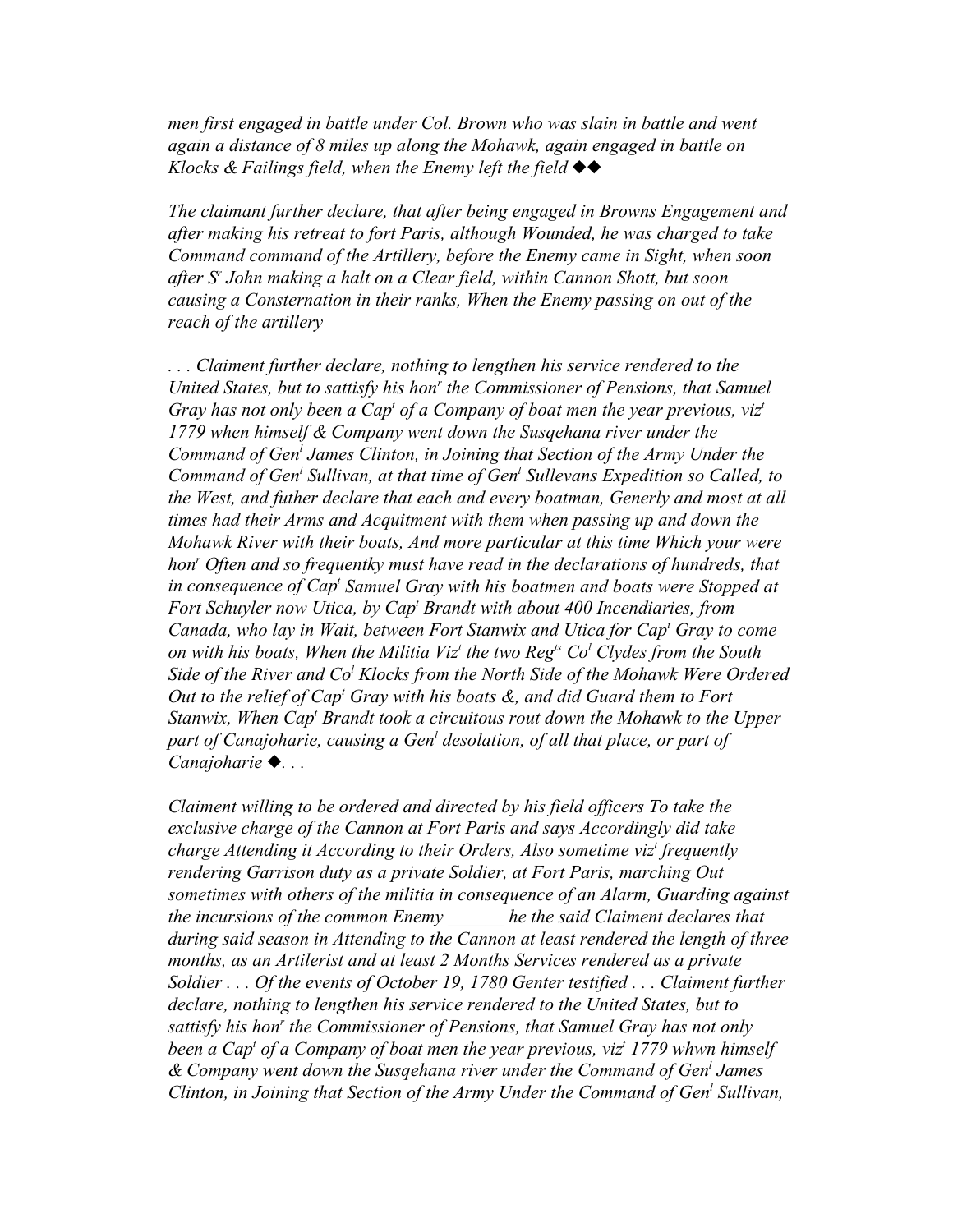*men first engaged in battle under Col. Brown who was slain in battle and went again a distance of 8 miles up along the Mohawk, again engaged in battle on Klocks & Failings field, when the Enemy left the field ◆◆*

*The claimant further declare, that after being engaged in Browns Engagement and after making his retreat to fort Paris, although Wounded, he was charged to take ~~Command~~ command of the Artillery, before the Enemy came in Sight, when soon after S[r] John making a halt on a Clear field, within Cannon Shott, but soon causing a Consternation in their ranks, When the Enemy passing on out of the reach of the artillery*

*. . . Claiment further declare, nothing to lengthen his service rendered to the United States, but to sattisfy his hon[r] the Commissioner of Pensions, that Samuel Gray has not only been a Cap[t] of a Company of boat men the year previous, viz[t] 1779 when himself & Company went down the Susqehana river under the Command of Gen[l] James Clinton, in Joining that Section of the Army Under the Command of Gen[l] Sullivan, at that time of Gen[l] Sullevans Expedition so Called, to the West, and futher declare that each and every boatman, Generly and most at all times had their Arms and Acquitment with them when passing up and down the Mohawk River with their boats, And more particular at this time Which your were hon[r] Often and so frequentky must have read in the declarations of hundreds, that in consequence of Cap[t] Samuel Gray with his boatmen and boats were Stopped at Fort Schuyler now Utica, by Cap[t] Brandt with about 400 Incendiaries, from Canada, who lay in Wait, between Fort Stanwix and Utica for Cap[t] Gray to come on with his boats, When the Militia Viz[t] the two Reg[ts] Co[l] Clydes from the South Side of the River and Co[l] Klocks from the North Side of the Mohawk Were Ordered Out to the relief of Cap[t] Gray with his boats &, and did Guard them to Fort Stanwix, When Cap[t] Brandt took a circuitous rout down the Mohawk to the Upper part of Canajoharie, causing a Gen[l] desolation, of all that place, or part of Canajoharie ◆. . .*

*Claiment willing to be ordered and directed by his field officers To take the exclusive charge of the Cannon at Fort Paris and says Accordingly did take charge Attending it According to their Orders, Also sometime viz[t] frequently rendering Garrison duty as a private Soldier, at Fort Paris, marching Out sometimes with others of the militia in consequence of an Alarm, Guarding against the incursions of the common Enemy ______ he the said Claiment declares that during said season in Attending to the Cannon at least rendered the length of three months, as an Artilerist and at least 2 Months Services rendered as a private Soldier . . . Of the events of October 19, 1780 Genter testified . . . Claiment further declare, nothing to lengthen his service rendered to the United States, but to sattisfy his hon[r] the Commissioner of Pensions, that Samuel Gray has not only been a Cap[t] of a Company of boat men the year previous, viz[t] 1779 whwn himself & Company went down the Susqehana river under the Command of Gen[l] James Clinton, in Joining that Section of the Army Under the Command of Gen[l] Sullivan,*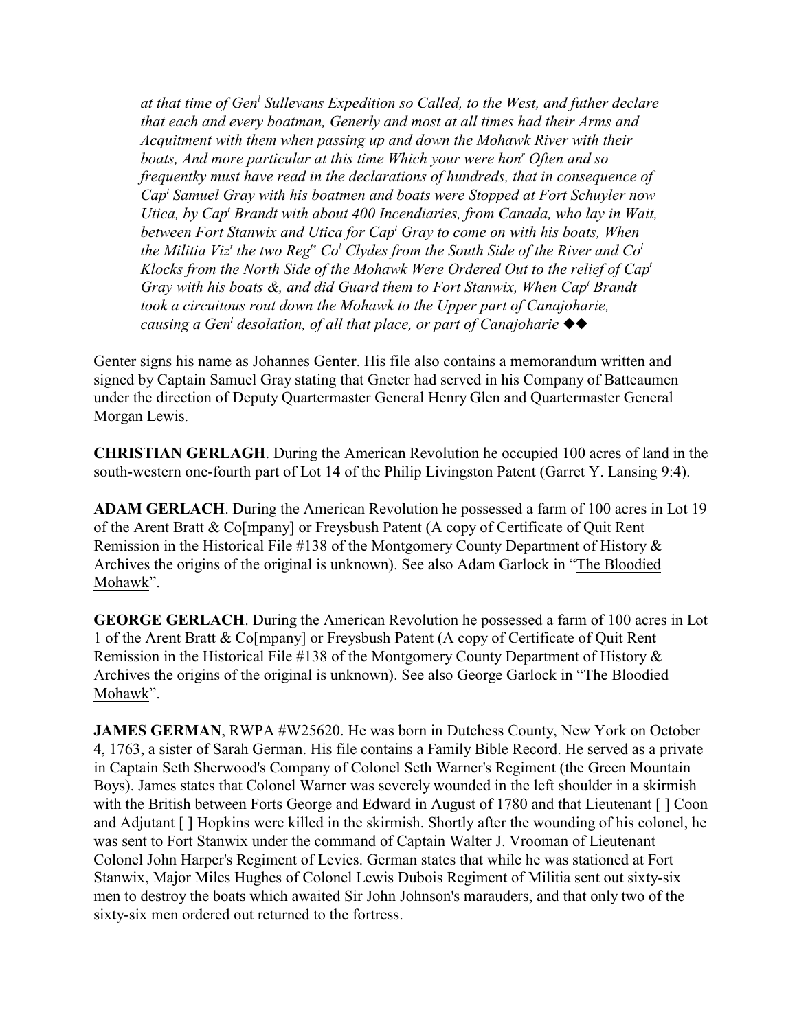*at that time of Gen[l] Sullevans Expedition so Called, to the West, and futher declare that each and every boatman, Generly and most at all times had their Arms and Acquitment with them when passing up and down the Mohawk River with their boats, And more particular at this time Which your were hon[r] Often and so frequentky must have read in the declarations of hundreds, that in consequence of Cap[t] Samuel Gray with his boatmen and boats were Stopped at Fort Schuyler now Utica, by Cap[t] Brandt with about 400 Incendiaries, from Canada, who lay in Wait, between Fort Stanwix and Utica for Cap[t] Gray to come on with his boats, When the Militia Viz[t] the two Reg[ts] Co[l] Clydes from the South Side of the River and Co[l] Klocks from the North Side of the Mohawk Were Ordered Out to the relief of Cap[t] Gray with his boats &, and did Guard them to Fort Stanwix, When Cap[t] Brandt took a circuitous rout down the Mohawk to the Upper part of Canajoharie, causing a Gen[l] desolation, of all that place, or part of Canajoharie* ◆◆

Genter signs his name as Johannes Genter. His file also contains a memorandum written and signed by Captain Samuel Gray stating that Gneter had served in his Company of Batteaumen under the direction of Deputy Quartermaster General Henry Glen and Quartermaster General Morgan Lewis.

**CHRISTIAN GERLAGH**. During the American Revolution he occupied 100 acres of land in the south-western one-fourth part of Lot 14 of the Philip Livingston Patent (Garret Y. Lansing 9:4).

**ADAM GERLACH**. During the American Revolution he possessed a farm of 100 acres in Lot 19 of the Arent Bratt & Co[mpany] or Freysbush Patent (A copy of Certificate of Quit Rent Remission in the Historical File #138 of the Montgomery County Department of History & Archives the origins of the original is unknown). See also Adam Garlock in "The Bloodied Mohawk".

**GEORGE GERLACH**. During the American Revolution he possessed a farm of 100 acres in Lot 1 of the Arent Bratt & Co[mpany] or Freysbush Patent (A copy of Certificate of Quit Rent Remission in the Historical File #138 of the Montgomery County Department of History & Archives the origins of the original is unknown). See also George Garlock in "The Bloodied Mohawk".

**JAMES GERMAN**, RWPA #W25620. He was born in Dutchess County, New York on October 4, 1763, a sister of Sarah German. His file contains a Family Bible Record. He served as a private in Captain Seth Sherwood's Company of Colonel Seth Warner's Regiment (the Green Mountain Boys). James states that Colonel Warner was severely wounded in the left shoulder in a skirmish with the British between Forts George and Edward in August of 1780 and that Lieutenant [ ] Coon and Adjutant [ ] Hopkins were killed in the skirmish. Shortly after the wounding of his colonel, he was sent to Fort Stanwix under the command of Captain Walter J. Vrooman of Lieutenant Colonel John Harper's Regiment of Levies. German states that while he was stationed at Fort Stanwix, Major Miles Hughes of Colonel Lewis Dubois Regiment of Militia sent out sixty-six men to destroy the boats which awaited Sir John Johnson's marauders, and that only two of the sixty-six men ordered out returned to the fortress.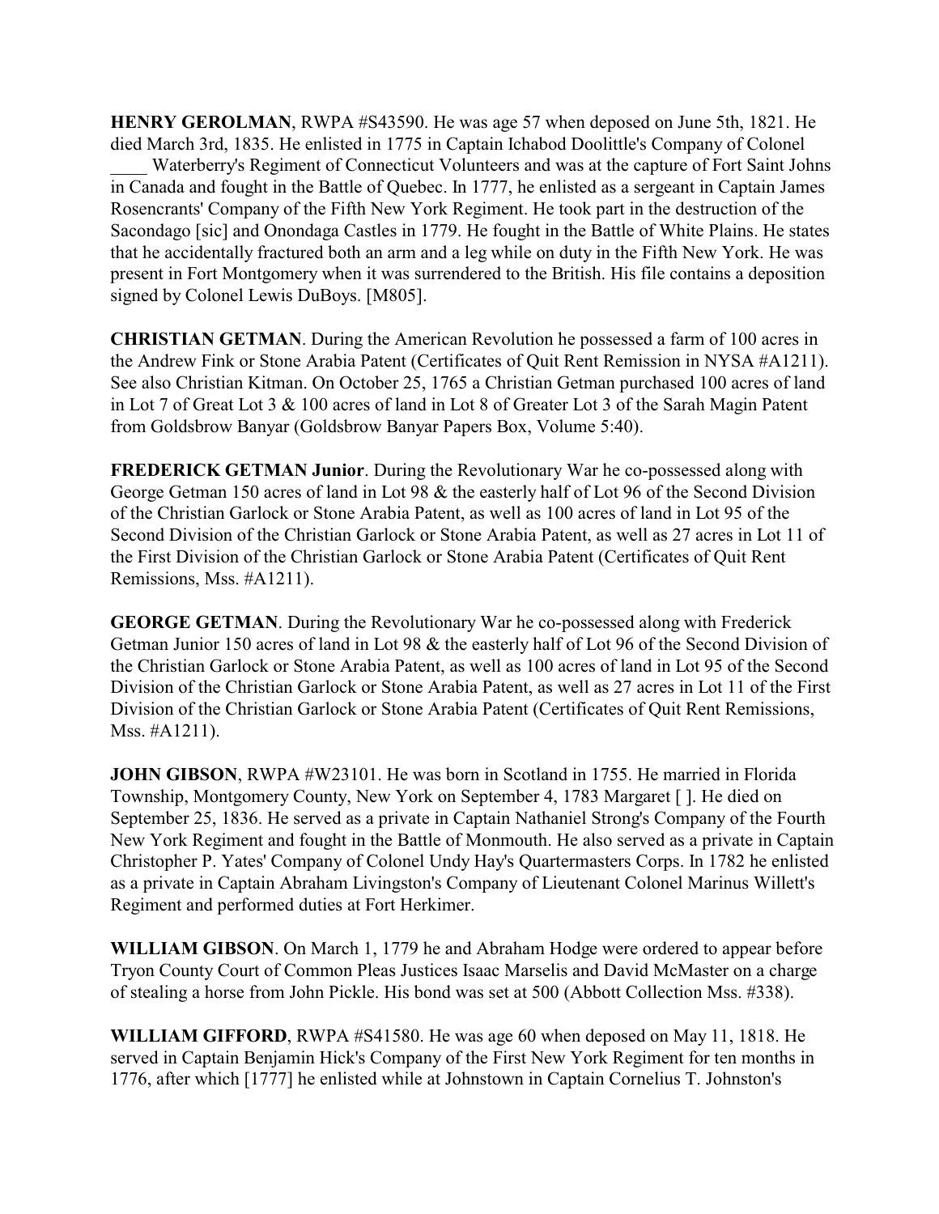**HENRY GEROLMAN**, RWPA #S43590. He was age 57 when deposed on June 5th, 1821. He died March 3rd, 1835. He enlisted in 1775 in Captain Ichabod Doolittle's Company of Colonel ____ Waterberry's Regiment of Connecticut Volunteers and was at the capture of Fort Saint Johns in Canada and fought in the Battle of Quebec. In 1777, he enlisted as a sergeant in Captain James Rosencrants' Company of the Fifth New York Regiment. He took part in the destruction of the Sacondago [sic] and Onondaga Castles in 1779. He fought in the Battle of White Plains. He states that he accidentally fractured both an arm and a leg while on duty in the Fifth New York. He was present in Fort Montgomery when it was surrendered to the British. His file contains a deposition signed by Colonel Lewis DuBoys. [M805].

**CHRISTIAN GETMAN**. During the American Revolution he possessed a farm of 100 acres in the Andrew Fink or Stone Arabia Patent (Certificates of Quit Rent Remission in NYSA #A1211). See also Christian Kitman. On October 25, 1765 a Christian Getman purchased 100 acres of land in Lot 7 of Great Lot 3 & 100 acres of land in Lot 8 of Greater Lot 3 of the Sarah Magin Patent from Goldsbrow Banyar (Goldsbrow Banyar Papers Box, Volume 5:40).

**FREDERICK GETMAN Junior**. During the Revolutionary War he co-possessed along with George Getman 150 acres of land in Lot 98 & the easterly half of Lot 96 of the Second Division of the Christian Garlock or Stone Arabia Patent, as well as 100 acres of land in Lot 95 of the Second Division of the Christian Garlock or Stone Arabia Patent, as well as 27 acres in Lot 11 of the First Division of the Christian Garlock or Stone Arabia Patent (Certificates of Quit Rent Remissions, Mss. #A1211).

**GEORGE GETMAN**. During the Revolutionary War he co-possessed along with Frederick Getman Junior 150 acres of land in Lot 98 & the easterly half of Lot 96 of the Second Division of the Christian Garlock or Stone Arabia Patent, as well as 100 acres of land in Lot 95 of the Second Division of the Christian Garlock or Stone Arabia Patent, as well as 27 acres in Lot 11 of the First Division of the Christian Garlock or Stone Arabia Patent (Certificates of Quit Rent Remissions, Mss. #A1211).

**JOHN GIBSON**, RWPA #W23101. He was born in Scotland in 1755. He married in Florida Township, Montgomery County, New York on September 4, 1783 Margaret [ ]. He died on September 25, 1836. He served as a private in Captain Nathaniel Strong's Company of the Fourth New York Regiment and fought in the Battle of Monmouth. He also served as a private in Captain Christopher P. Yates' Company of Colonel Undy Hay's Quartermasters Corps. In 1782 he enlisted as a private in Captain Abraham Livingston's Company of Lieutenant Colonel Marinus Willett's Regiment and performed duties at Fort Herkimer.

**WILLIAM GIBSON**. On March 1, 1779 he and Abraham Hodge were ordered to appear before Tryon County Court of Common Pleas Justices Isaac Marselis and David McMaster on a charge of stealing a horse from John Pickle. His bond was set at 500 (Abbott Collection Mss. #338).

**WILLIAM GIFFORD**, RWPA #S41580. He was age 60 when deposed on May 11, 1818. He served in Captain Benjamin Hick's Company of the First New York Regiment for ten months in 1776, after which [1777] he enlisted while at Johnstown in Captain Cornelius T. Johnston's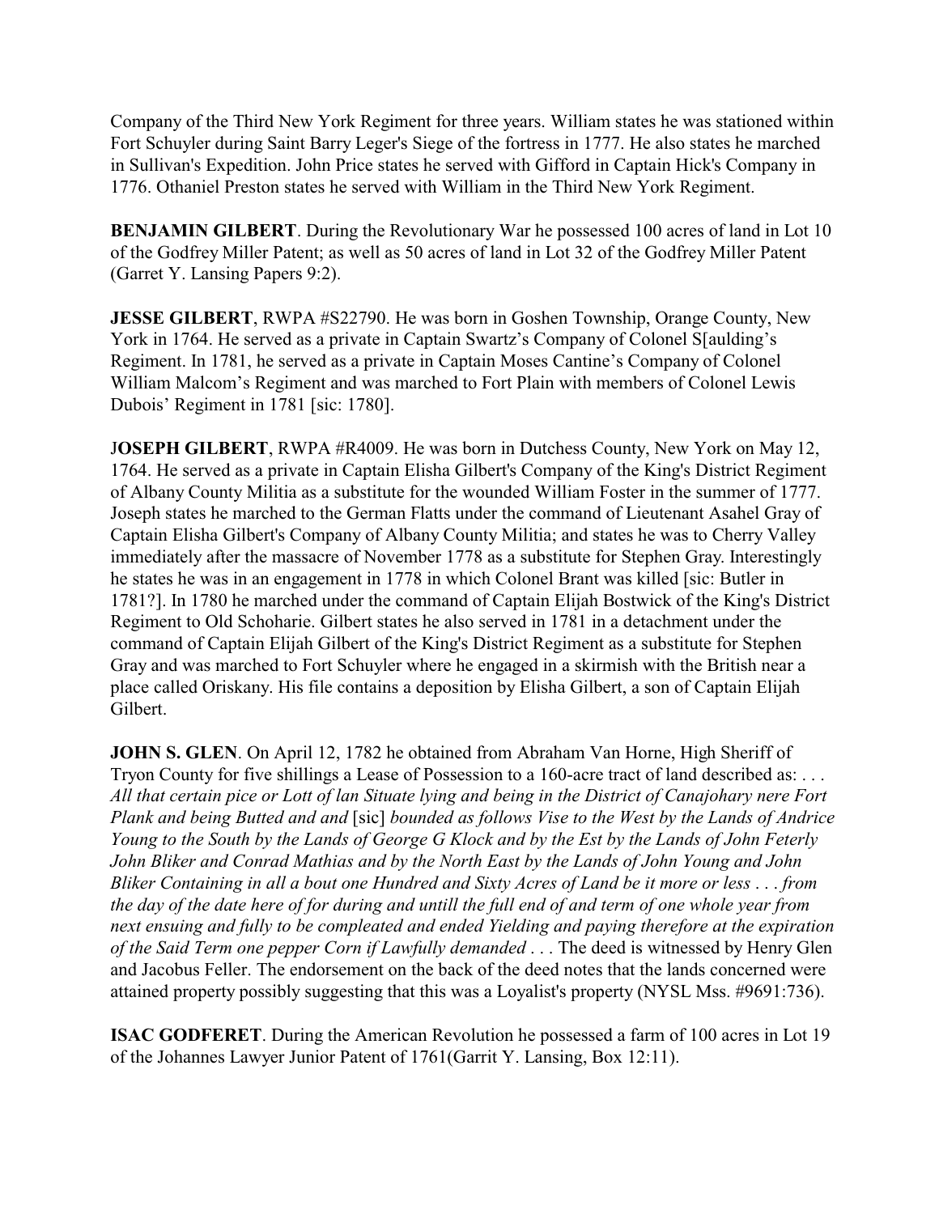Company of the Third New York Regiment for three years. William states he was stationed within Fort Schuyler during Saint Barry Leger's Siege of the fortress in 1777. He also states he marched in Sullivan's Expedition. John Price states he served with Gifford in Captain Hick's Company in 1776. Othaniel Preston states he served with William in the Third New York Regiment.

**BENJAMIN GILBERT**. During the Revolutionary War he possessed 100 acres of land in Lot 10 of the Godfrey Miller Patent; as well as 50 acres of land in Lot 32 of the Godfrey Miller Patent (Garret Y. Lansing Papers 9:2).

**JESSE GILBERT**, RWPA #S22790. He was born in Goshen Township, Orange County, New York in 1764. He served as a private in Captain Swartz's Company of Colonel S[aulding's Regiment. In 1781, he served as a private in Captain Moses Cantine's Company of Colonel William Malcom's Regiment and was marched to Fort Plain with members of Colonel Lewis Dubois' Regiment in 1781 [sic: 1780].

J**OSEPH GILBERT**, RWPA #R4009. He was born in Dutchess County, New York on May 12, 1764. He served as a private in Captain Elisha Gilbert's Company of the King's District Regiment of Albany County Militia as a substitute for the wounded William Foster in the summer of 1777. Joseph states he marched to the German Flatts under the command of Lieutenant Asahel Gray of Captain Elisha Gilbert's Company of Albany County Militia; and states he was to Cherry Valley immediately after the massacre of November 1778 as a substitute for Stephen Gray. Interestingly he states he was in an engagement in 1778 in which Colonel Brant was killed [sic: Butler in 1781?]. In 1780 he marched under the command of Captain Elijah Bostwick of the King's District Regiment to Old Schoharie. Gilbert states he also served in 1781 in a detachment under the command of Captain Elijah Gilbert of the King's District Regiment as a substitute for Stephen Gray and was marched to Fort Schuyler where he engaged in a skirmish with the British near a place called Oriskany. His file contains a deposition by Elisha Gilbert, a son of Captain Elijah Gilbert.

**JOHN S. GLEN**. On April 12, 1782 he obtained from Abraham Van Horne, High Sheriff of Tryon County for five shillings a Lease of Possession to a 160-acre tract of land described as: . . . *All that certain pice or Lott of lan Situate lying and being in the District of Canajohary nere Fort Plank and being Butted and and* [sic] *bounded as follows Vise to the West by the Lands of Andrice Young to the South by the Lands of George G Klock and by the Est by the Lands of John Feterly John Bliker and Conrad Mathias and by the North East by the Lands of John Young and John Bliker Containing in all a bout one Hundred and Sixty Acres of Land be it more or less . . . from the day of the date here of for during and untill the full end of and term of one whole year from next ensuing and fully to be compleated and ended Yielding and paying therefore at the expiration of the Said Term one pepper Corn if Lawfully demanded* . . . The deed is witnessed by Henry Glen and Jacobus Feller. The endorsement on the back of the deed notes that the lands concerned were attained property possibly suggesting that this was a Loyalist's property (NYSL Mss. #9691:736).

**ISAC GODFERET**. During the American Revolution he possessed a farm of 100 acres in Lot 19 of the Johannes Lawyer Junior Patent of 1761(Garrit Y. Lansing, Box 12:11).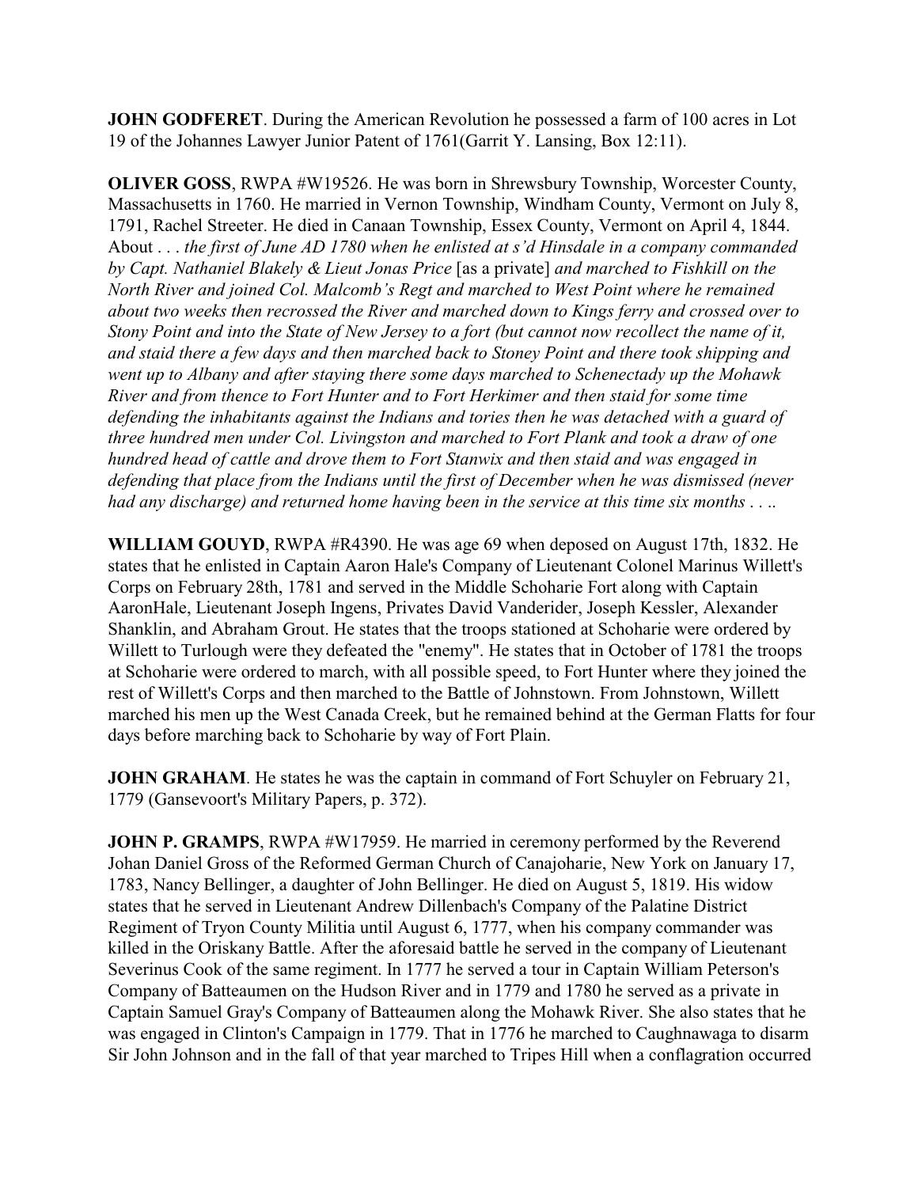**JOHN GODFERET**. During the American Revolution he possessed a farm of 100 acres in Lot 19 of the Johannes Lawyer Junior Patent of 1761(Garrit Y. Lansing, Box 12:11).

**OLIVER GOSS**, RWPA #W19526. He was born in Shrewsbury Township, Worcester County, Massachusetts in 1760. He married in Vernon Township, Windham County, Vermont on July 8, 1791, Rachel Streeter. He died in Canaan Township, Essex County, Vermont on April 4, 1844. About . . . *the first of June AD 1780 when he enlisted at s'd Hinsdale in a company commanded by Capt. Nathaniel Blakely & Lieut Jonas Price* [as a private] *and marched to Fishkill on the North River and joined Col. Malcomb's Regt and marched to West Point where he remained about two weeks then recrossed the River and marched down to Kings ferry and crossed over to Stony Point and into the State of New Jersey to a fort (but cannot now recollect the name of it, and staid there a few days and then marched back to Stoney Point and there took shipping and went up to Albany and after staying there some days marched to Schenectady up the Mohawk River and from thence to Fort Hunter and to Fort Herkimer and then staid for some time defending the inhabitants against the Indians and tories then he was detached with a guard of three hundred men under Col. Livingston and marched to Fort Plank and took a draw of one hundred head of cattle and drove them to Fort Stanwix and then staid and was engaged in defending that place from the Indians until the first of December when he was dismissed (never had any discharge) and returned home having been in the service at this time six months . . ..*

**WILLIAM GOUYD**, RWPA #R4390. He was age 69 when deposed on August 17th, 1832. He states that he enlisted in Captain Aaron Hale's Company of Lieutenant Colonel Marinus Willett's Corps on February 28th, 1781 and served in the Middle Schoharie Fort along with Captain AaronHale, Lieutenant Joseph Ingens, Privates David Vanderider, Joseph Kessler, Alexander Shanklin, and Abraham Grout. He states that the troops stationed at Schoharie were ordered by Willett to Turlough were they defeated the "enemy". He states that in October of 1781 the troops at Schoharie were ordered to march, with all possible speed, to Fort Hunter where they joined the rest of Willett's Corps and then marched to the Battle of Johnstown. From Johnstown, Willett marched his men up the West Canada Creek, but he remained behind at the German Flatts for four days before marching back to Schoharie by way of Fort Plain.

**JOHN GRAHAM**. He states he was the captain in command of Fort Schuyler on February 21, 1779 (Gansevoort's Military Papers, p. 372).

**JOHN P. GRAMPS**, RWPA #W17959. He married in ceremony performed by the Reverend Johan Daniel Gross of the Reformed German Church of Canajoharie, New York on January 17, 1783, Nancy Bellinger, a daughter of John Bellinger. He died on August 5, 1819. His widow states that he served in Lieutenant Andrew Dillenbach's Company of the Palatine District Regiment of Tryon County Militia until August 6, 1777, when his company commander was killed in the Oriskany Battle. After the aforesaid battle he served in the company of Lieutenant Severinus Cook of the same regiment. In 1777 he served a tour in Captain William Peterson's Company of Batteaumen on the Hudson River and in 1779 and 1780 he served as a private in Captain Samuel Gray's Company of Batteaumen along the Mohawk River. She also states that he was engaged in Clinton's Campaign in 1779. That in 1776 he marched to Caughnawaga to disarm Sir John Johnson and in the fall of that year marched to Tripes Hill when a conflagration occurred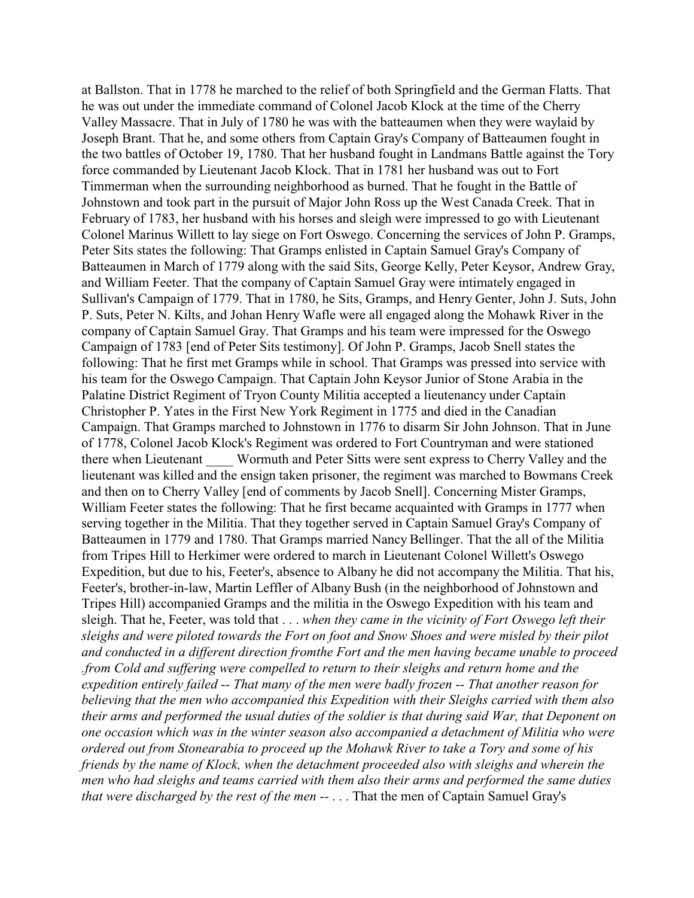at Ballston. That in 1778 he marched to the relief of both Springfield and the German Flatts. That he was out under the immediate command of Colonel Jacob Klock at the time of the Cherry Valley Massacre. That in July of 1780 he was with the batteaumen when they were waylaid by Joseph Brant. That he, and some others from Captain Gray's Company of Batteaumen fought in the two battles of October 19, 1780. That her husband fought in Landmans Battle against the Tory force commanded by Lieutenant Jacob Klock. That in 1781 her husband was out to Fort Timmerman when the surrounding neighborhood as burned. That he fought in the Battle of Johnstown and took part in the pursuit of Major John Ross up the West Canada Creek. That in February of 1783, her husband with his horses and sleigh were impressed to go with Lieutenant Colonel Marinus Willett to lay siege on Fort Oswego. Concerning the services of John P. Gramps, Peter Sits states the following: That Gramps enlisted in Captain Samuel Gray's Company of Batteaumen in March of 1779 along with the said Sits, George Kelly, Peter Keysor, Andrew Gray, and William Feeter. That the company of Captain Samuel Gray were intimately engaged in Sullivan's Campaign of 1779. That in 1780, he Sits, Gramps, and Henry Genter, John J. Suts, John P. Suts, Peter N. Kilts, and Johan Henry Wafle were all engaged along the Mohawk River in the company of Captain Samuel Gray. That Gramps and his team were impressed for the Oswego Campaign of 1783 [end of Peter Sits testimony]. Of John P. Gramps, Jacob Snell states the following: That he first met Gramps while in school. That Gramps was pressed into service with his team for the Oswego Campaign. That Captain John Keysor Junior of Stone Arabia in the Palatine District Regiment of Tryon County Militia accepted a lieutenancy under Captain Christopher P. Yates in the First New York Regiment in 1775 and died in the Canadian Campaign. That Gramps marched to Johnstown in 1776 to disarm Sir John Johnson. That in June of 1778, Colonel Jacob Klock's Regiment was ordered to Fort Countryman and were stationed there when Lieutenant ____ Wormuth and Peter Sitts were sent express to Cherry Valley and the lieutenant was killed and the ensign taken prisoner, the regiment was marched to Bowmans Creek and then on to Cherry Valley [end of comments by Jacob Snell]. Concerning Mister Gramps, William Feeter states the following: That he first became acquainted with Gramps in 1777 when serving together in the Militia. That they together served in Captain Samuel Gray's Company of Batteaumen in 1779 and 1780. That Gramps married Nancy Bellinger. That the all of the Militia from Tripes Hill to Herkimer were ordered to march in Lieutenant Colonel Willett's Oswego Expedition, but due to his, Feeter's, absence to Albany he did not accompany the Militia. That his, Feeter's, brother-in-law, Martin Leffler of Albany Bush (in the neighborhood of Johnstown and Tripes Hill) accompanied Gramps and the militia in the Oswego Expedition with his team and sleigh. That he, Feeter, was told that . . . *when they came in the vicinity of Fort Oswego left their sleighs and were piloted towards the Fort on foot and Snow Shoes and were misled by their pilot and conducted in a different direction fromthe Fort and the men having became unable to proceed .from Cold and suffering were compelled to return to their sleighs and return home and the expedition entirely failed -- That many of the men were badly frozen -- That another reason for believing that the men who accompanied this Expedition with their Sleighs carried with them also their arms and performed the usual duties of the soldier is that during said War, that Deponent on one occasion which was in the winter season also accompanied a detachment of Militia who were ordered out from Stonearabia to proceed up the Mohawk River to take a Tory and some of his friends by the name of Klock, when the detachment proceeded also with sleighs and wherein the men who had sleighs and teams carried with them also their arms and performed the same duties that were discharged by the rest of the men --* . . . That the men of Captain Samuel Gray's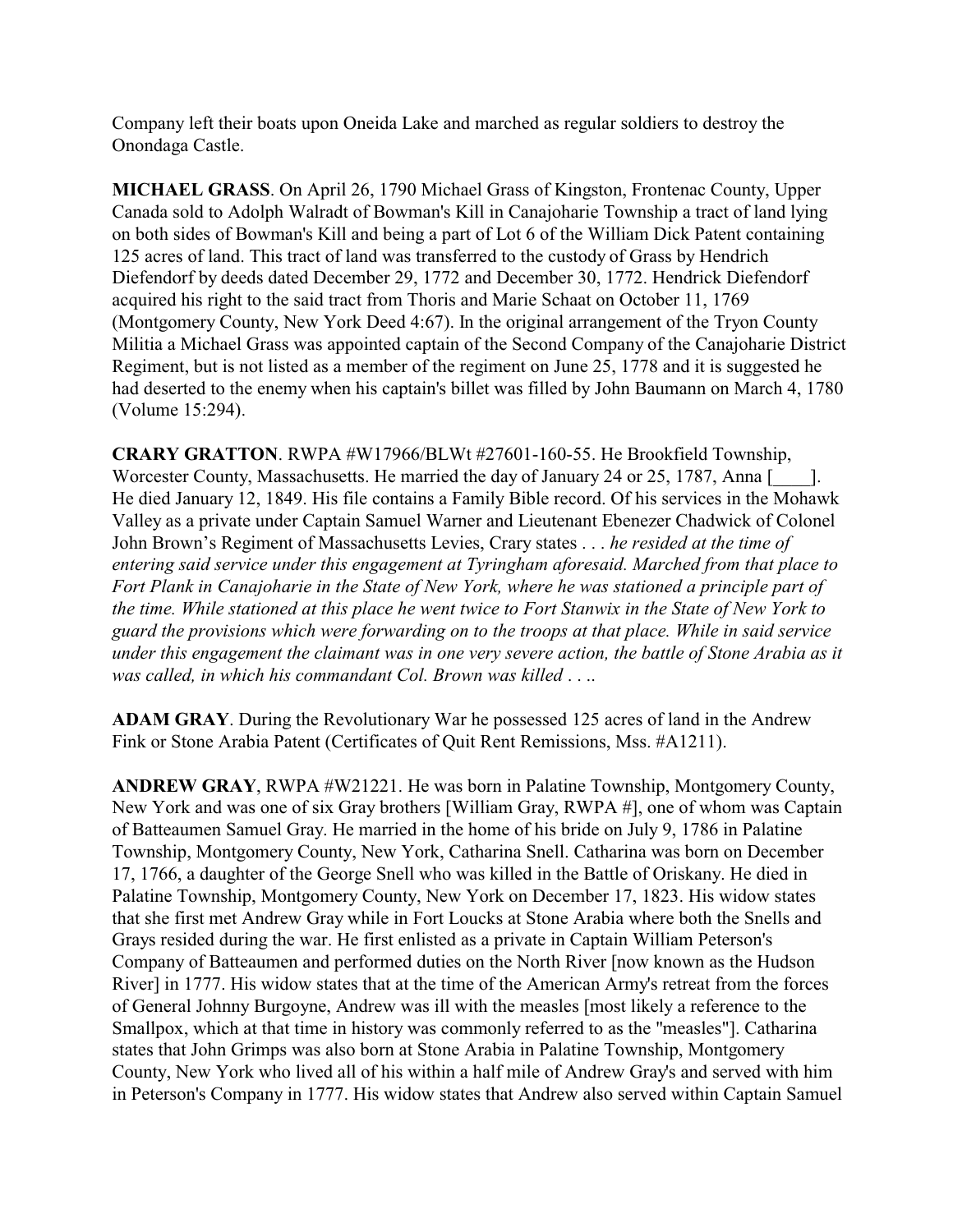Company left their boats upon Oneida Lake and marched as regular soldiers to destroy the Onondaga Castle.

**MICHAEL GRASS**. On April 26, 1790 Michael Grass of Kingston, Frontenac County, Upper Canada sold to Adolph Walradt of Bowman's Kill in Canajoharie Township a tract of land lying on both sides of Bowman's Kill and being a part of Lot 6 of the William Dick Patent containing 125 acres of land. This tract of land was transferred to the custody of Grass by Hendrich Diefendorf by deeds dated December 29, 1772 and December 30, 1772. Hendrick Diefendorf acquired his right to the said tract from Thoris and Marie Schaat on October 11, 1769 (Montgomery County, New York Deed 4:67). In the original arrangement of the Tryon County Militia a Michael Grass was appointed captain of the Second Company of the Canajoharie District Regiment, but is not listed as a member of the regiment on June 25, 1778 and it is suggested he had deserted to the enemy when his captain's billet was filled by John Baumann on March 4, 1780 (Volume 15:294).

**CRARY GRATTON**. RWPA #W17966/BLWt #27601-160-55. He Brookfield Township, Worcester County, Massachusetts. He married the day of January 24 or 25, 1787, Anna [____]. He died January 12, 1849. His file contains a Family Bible record. Of his services in the Mohawk Valley as a private under Captain Samuel Warner and Lieutenant Ebenezer Chadwick of Colonel John Brown's Regiment of Massachusetts Levies, Crary states . . . *he resided at the time of entering said service under this engagement at Tyringham aforesaid. Marched from that place to Fort Plank in Canajoharie in the State of New York, where he was stationed a principle part of the time. While stationed at this place he went twice to Fort Stanwix in the State of New York to guard the provisions which were forwarding on to the troops at that place. While in said service under this engagement the claimant was in one very severe action, the battle of Stone Arabia as it was called, in which his commandant Col. Brown was killed . . ..*

**ADAM GRAY**. During the Revolutionary War he possessed 125 acres of land in the Andrew Fink or Stone Arabia Patent (Certificates of Quit Rent Remissions, Mss. #A1211).

**ANDREW GRAY**, RWPA #W21221. He was born in Palatine Township, Montgomery County, New York and was one of six Gray brothers [William Gray, RWPA #], one of whom was Captain of Batteaumen Samuel Gray. He married in the home of his bride on July 9, 1786 in Palatine Township, Montgomery County, New York, Catharina Snell. Catharina was born on December 17, 1766, a daughter of the George Snell who was killed in the Battle of Oriskany. He died in Palatine Township, Montgomery County, New York on December 17, 1823. His widow states that she first met Andrew Gray while in Fort Loucks at Stone Arabia where both the Snells and Grays resided during the war. He first enlisted as a private in Captain William Peterson's Company of Batteaumen and performed duties on the North River [now known as the Hudson River] in 1777. His widow states that at the time of the American Army's retreat from the forces of General Johnny Burgoyne, Andrew was ill with the measles [most likely a reference to the Smallpox, which at that time in history was commonly referred to as the "measles"]. Catharina states that John Grimps was also born at Stone Arabia in Palatine Township, Montgomery County, New York who lived all of his within a half mile of Andrew Gray's and served with him in Peterson's Company in 1777. His widow states that Andrew also served within Captain Samuel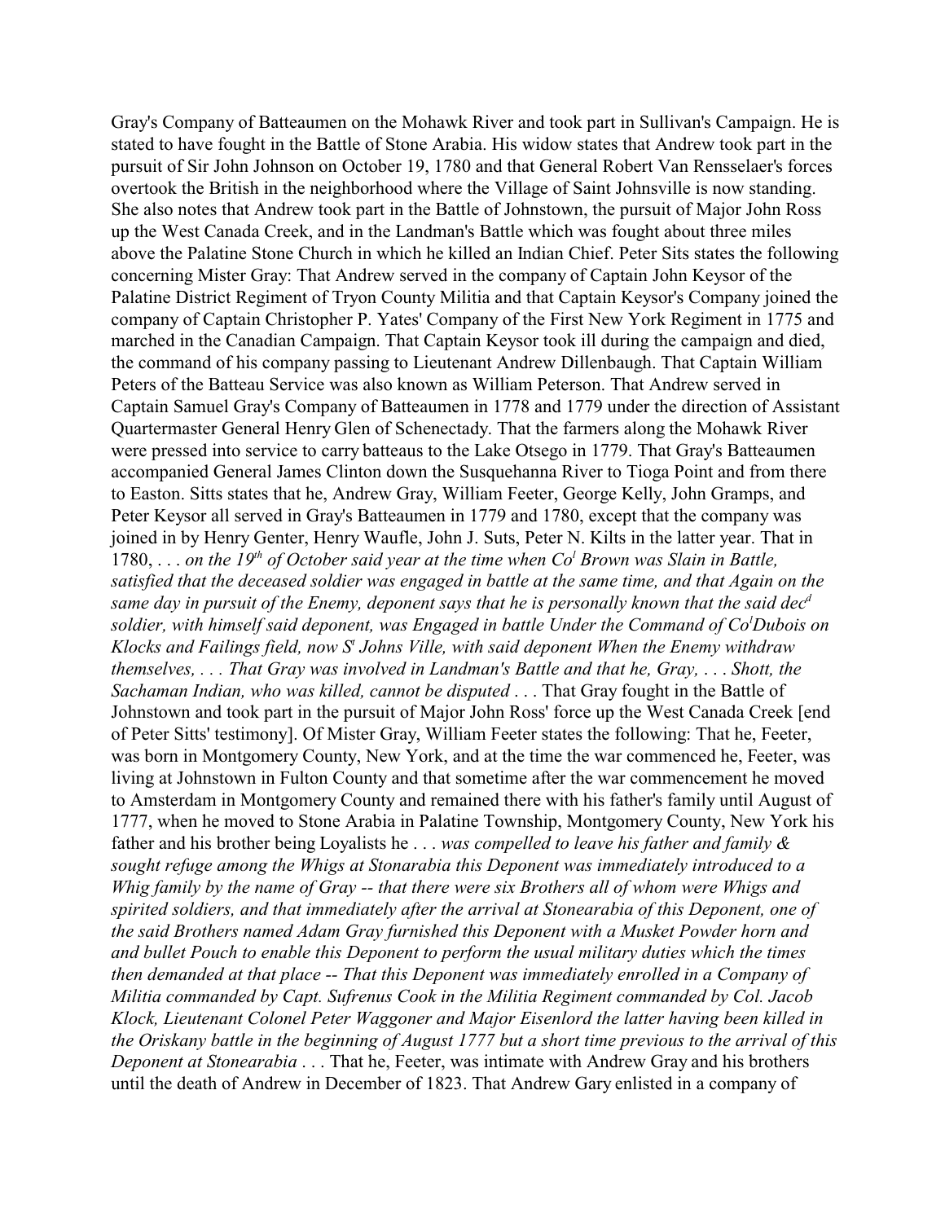Gray's Company of Batteaumen on the Mohawk River and took part in Sullivan's Campaign. He is stated to have fought in the Battle of Stone Arabia. His widow states that Andrew took part in the pursuit of Sir John Johnson on October 19, 1780 and that General Robert Van Rensselaer's forces overtook the British in the neighborhood where the Village of Saint Johnsville is now standing. She also notes that Andrew took part in the Battle of Johnstown, the pursuit of Major John Ross up the West Canada Creek, and in the Landman's Battle which was fought about three miles above the Palatine Stone Church in which he killed an Indian Chief. Peter Sits states the following concerning Mister Gray: That Andrew served in the company of Captain John Keysor of the Palatine District Regiment of Tryon County Militia and that Captain Keysor's Company joined the company of Captain Christopher P. Yates' Company of the First New York Regiment in 1775 and marched in the Canadian Campaign. That Captain Keysor took ill during the campaign and died, the command of his company passing to Lieutenant Andrew Dillenbaugh. That Captain William Peters of the Batteau Service was also known as William Peterson. That Andrew served in Captain Samuel Gray's Company of Batteaumen in 1778 and 1779 under the direction of Assistant Quartermaster General Henry Glen of Schenectady. That the farmers along the Mohawk River were pressed into service to carry batteaus to the Lake Otsego in 1779. That Gray's Batteaumen accompanied General James Clinton down the Susquehanna River to Tioga Point and from there to Easton. Sitts states that he, Andrew Gray, William Feeter, George Kelly, John Gramps, and Peter Keysor all served in Gray's Batteaumen in 1779 and 1780, except that the company was joined in by Henry Genter, Henry Waufle, John J. Suts, Peter N. Kilts in the latter year. That in 1780, . . . *on the 19th of October said year at the time when Col Brown was Slain in Battle, satisfied that the deceased soldier was engaged in battle at the same time, and that Again on the same day in pursuit of the Enemy, deponent says that he is personally known that the said decd soldier, with himself said deponent, was Engaged in battle Under the Command of Col Dubois on Klocks and Failings field, now St Johns Ville, with said deponent When the Enemy withdraw themselves, . . . That Gray was involved in Landman's Battle and that he, Gray, . . . Shott, the Sachaman Indian, who was killed, cannot be disputed* . . . That Gray fought in the Battle of Johnstown and took part in the pursuit of Major John Ross' force up the West Canada Creek [end of Peter Sitts' testimony]. Of Mister Gray, William Feeter states the following: That he, Feeter, was born in Montgomery County, New York, and at the time the war commenced he, Feeter, was living at Johnstown in Fulton County and that sometime after the war commencement he moved to Amsterdam in Montgomery County and remained there with his father's family until August of 1777, when he moved to Stone Arabia in Palatine Township, Montgomery County, New York his father and his brother being Loyalists he . . . *was compelled to leave his father and family & sought refuge among the Whigs at Stonarabia this Deponent was immediately introduced to a Whig family by the name of Gray -- that there were six Brothers all of whom were Whigs and spirited soldiers, and that immediately after the arrival at Stonearabia of this Deponent, one of the said Brothers named Adam Gray furnished this Deponent with a Musket Powder horn and and bullet Pouch to enable this Deponent to perform the usual military duties which the times then demanded at that place -- That this Deponent was immediately enrolled in a Company of Militia commanded by Capt. Sufrenus Cook in the Militia Regiment commanded by Col. Jacob Klock, Lieutenant Colonel Peter Waggoner and Major Eisenlord the latter having been killed in the Oriskany battle in the beginning of August 1777 but a short time previous to the arrival of this Deponent at Stonearabia* . . . That he, Feeter, was intimate with Andrew Gray and his brothers until the death of Andrew in December of 1823. That Andrew Gary enlisted in a company of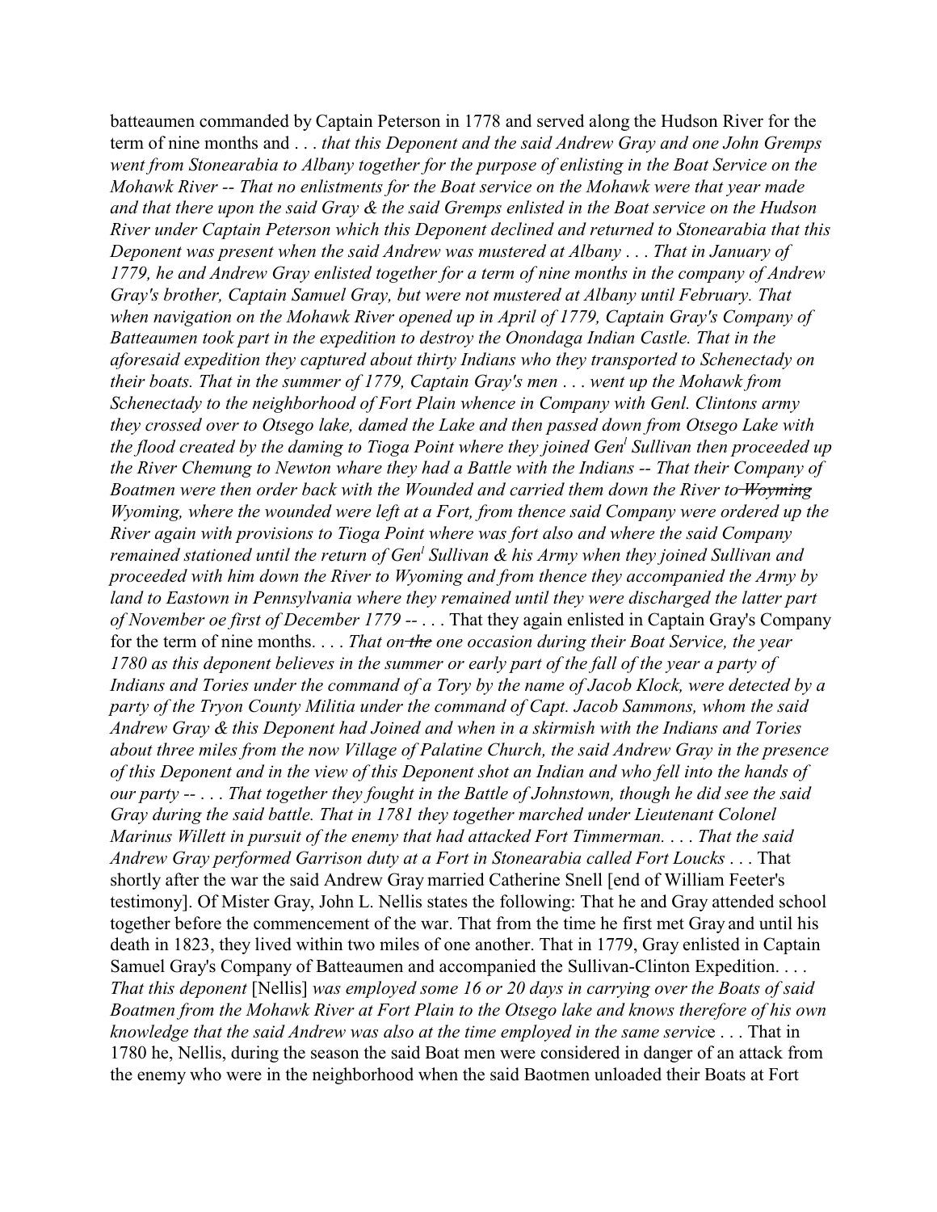batteaumen commanded by Captain Peterson in 1778 and served along the Hudson River for the term of nine months and . . . *that this Deponent and the said Andrew Gray and one John Gremps went from Stonearabia to Albany together for the purpose of enlisting in the Boat Service on the Mohawk River -- That no enlistments for the Boat service on the Mohawk were that year made and that there upon the said Gray & the said Gremps enlisted in the Boat service on the Hudson River under Captain Peterson which this Deponent declined and returned to Stonearabia that this Deponent was present when the said Andrew was mustered at Albany . . . That in January of 1779, he and Andrew Gray enlisted together for a term of nine months in the company of Andrew Gray's brother, Captain Samuel Gray, but were not mustered at Albany until February. That when navigation on the Mohawk River opened up in April of 1779, Captain Gray's Company of Batteaumen took part in the expedition to destroy the Onondaga Indian Castle. That in the aforesaid expedition they captured about thirty Indians who they transported to Schenectady on their boats. That in the summer of 1779, Captain Gray's men . . . went up the Mohawk from Schenectady to the neighborhood of Fort Plain whence in Company with Genl. Clintons army they crossed over to Otsego lake, damed the Lake and then passed down from Otsego Lake with the flood created by the daming to Tioga Point where they joined Gen[l] Sullivan then proceeded up the River Chemung to Newton whare they had a Battle with the Indians -- That their Company of Boatmen were then order back with the Wounded and carried them down the River to ~~Woyming~~ Wyoming, where the wounded were left at a Fort, from thence said Company were ordered up the River again with provisions to Tioga Point where was fort also and where the said Company remained stationed until the return of Gen[l] Sullivan & his Army when they joined Sullivan and proceeded with him down the River to Wyoming and from thence they accompanied the Army by land to Eastown in Pennsylvania where they remained until they were discharged the latter part of November oe first of December 1779 --* . . . That they again enlisted in Captain Gray's Company for the term of nine months. . . . *That on ~~the~~ one occasion during their Boat Service, the year 1780 as this deponent believes in the summer or early part of the fall of the year a party of Indians and Tories under the command of a Tory by the name of Jacob Klock, were detected by a party of the Tryon County Militia under the command of Capt. Jacob Sammons, whom the said Andrew Gray & this Deponent had Joined and when in a skirmish with the Indians and Tories about three miles from the now Village of Palatine Church, the said Andrew Gray in the presence of this Deponent and in the view of this Deponent shot an Indian and who fell into the hands of our party -- . . . That together they fought in the Battle of Johnstown, though he did see the said Gray during the said battle. That in 1781 they together marched under Lieutenant Colonel Marinus Willett in pursuit of the enemy that had attacked Fort Timmerman. . . . That the said Andrew Gray performed Garrison duty at a Fort in Stonearabia called Fort Loucks* . . . That shortly after the war the said Andrew Gray married Catherine Snell [end of William Feeter's testimony]. Of Mister Gray, John L. Nellis states the following: That he and Gray attended school together before the commencement of the war. That from the time he first met Gray and until his death in 1823, they lived within two miles of one another. That in 1779, Gray enlisted in Captain Samuel Gray's Company of Batteaumen and accompanied the Sullivan-Clinton Expedition. . . . *That this deponent* [Nellis] *was employed some 16 or 20 days in carrying over the Boats of said Boatmen from the Mohawk River at Fort Plain to the Otsego lake and knows therefore of his own knowledge that the said Andrew was also at the time employed in the same servic*e . . . That in 1780 he, Nellis, during the season the said Boat men were considered in danger of an attack from the enemy who were in the neighborhood when the said Baotmen unloaded their Boats at Fort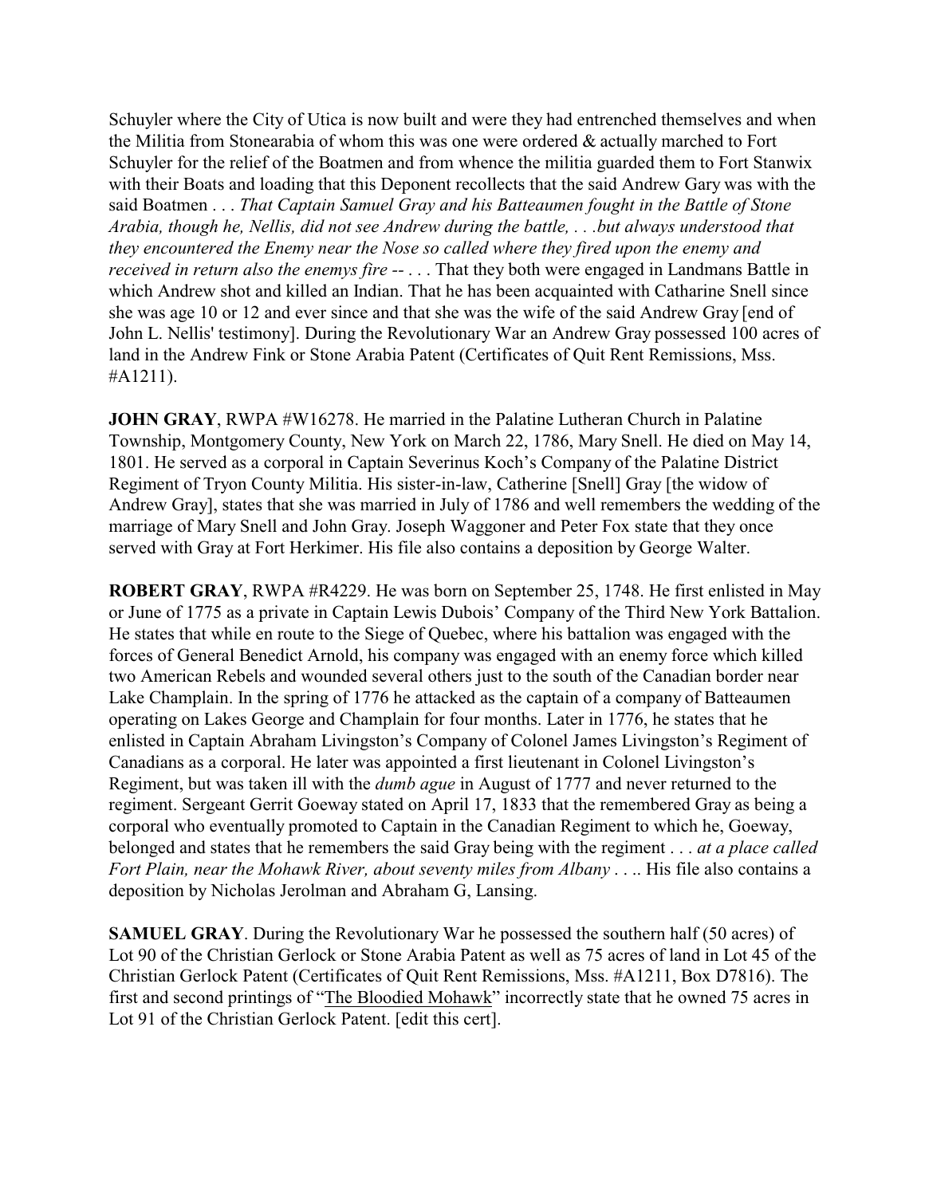Schuyler where the City of Utica is now built and were they had entrenched themselves and when the Militia from Stonearabia of whom this was one were ordered & actually marched to Fort Schuyler for the relief of the Boatmen and from whence the militia guarded them to Fort Stanwix with their Boats and loading that this Deponent recollects that the said Andrew Gary was with the said Boatmen . . . *That Captain Samuel Gray and his Batteaumen fought in the Battle of Stone Arabia, though he, Nellis, did not see Andrew during the battle, . . .but always understood that they encountered the Enemy near the Nose so called where they fired upon the enemy and received in return also the enemys fire --* . . . That they both were engaged in Landmans Battle in which Andrew shot and killed an Indian. That he has been acquainted with Catharine Snell since she was age 10 or 12 and ever since and that she was the wife of the said Andrew Gray [end of John L. Nellis' testimony]. During the Revolutionary War an Andrew Gray possessed 100 acres of land in the Andrew Fink or Stone Arabia Patent (Certificates of Quit Rent Remissions, Mss. #A1211).

**JOHN GRAY**, RWPA #W16278. He married in the Palatine Lutheran Church in Palatine Township, Montgomery County, New York on March 22, 1786, Mary Snell. He died on May 14, 1801. He served as a corporal in Captain Severinus Koch's Company of the Palatine District Regiment of Tryon County Militia. His sister-in-law, Catherine [Snell] Gray [the widow of Andrew Gray], states that she was married in July of 1786 and well remembers the wedding of the marriage of Mary Snell and John Gray. Joseph Waggoner and Peter Fox state that they once served with Gray at Fort Herkimer. His file also contains a deposition by George Walter.

**ROBERT GRAY**, RWPA #R4229. He was born on September 25, 1748. He first enlisted in May or June of 1775 as a private in Captain Lewis Dubois' Company of the Third New York Battalion. He states that while en route to the Siege of Quebec, where his battalion was engaged with the forces of General Benedict Arnold, his company was engaged with an enemy force which killed two American Rebels and wounded several others just to the south of the Canadian border near Lake Champlain. In the spring of 1776 he attacked as the captain of a company of Batteaumen operating on Lakes George and Champlain for four months. Later in 1776, he states that he enlisted in Captain Abraham Livingston's Company of Colonel James Livingston's Regiment of Canadians as a corporal. He later was appointed a first lieutenant in Colonel Livingston's Regiment, but was taken ill with the *dumb ague* in August of 1777 and never returned to the regiment. Sergeant Gerrit Goeway stated on April 17, 1833 that the remembered Gray as being a corporal who eventually promoted to Captain in the Canadian Regiment to which he, Goeway, belonged and states that he remembers the said Gray being with the regiment . . . *at a place called Fort Plain, near the Mohawk River, about seventy miles from Albany* . . .. His file also contains a deposition by Nicholas Jerolman and Abraham G, Lansing.

**SAMUEL GRAY**. During the Revolutionary War he possessed the southern half (50 acres) of Lot 90 of the Christian Gerlock or Stone Arabia Patent as well as 75 acres of land in Lot 45 of the Christian Gerlock Patent (Certificates of Quit Rent Remissions, Mss. #A1211, Box D7816). The first and second printings of "The Bloodied Mohawk" incorrectly state that he owned 75 acres in Lot 91 of the Christian Gerlock Patent. [edit this cert].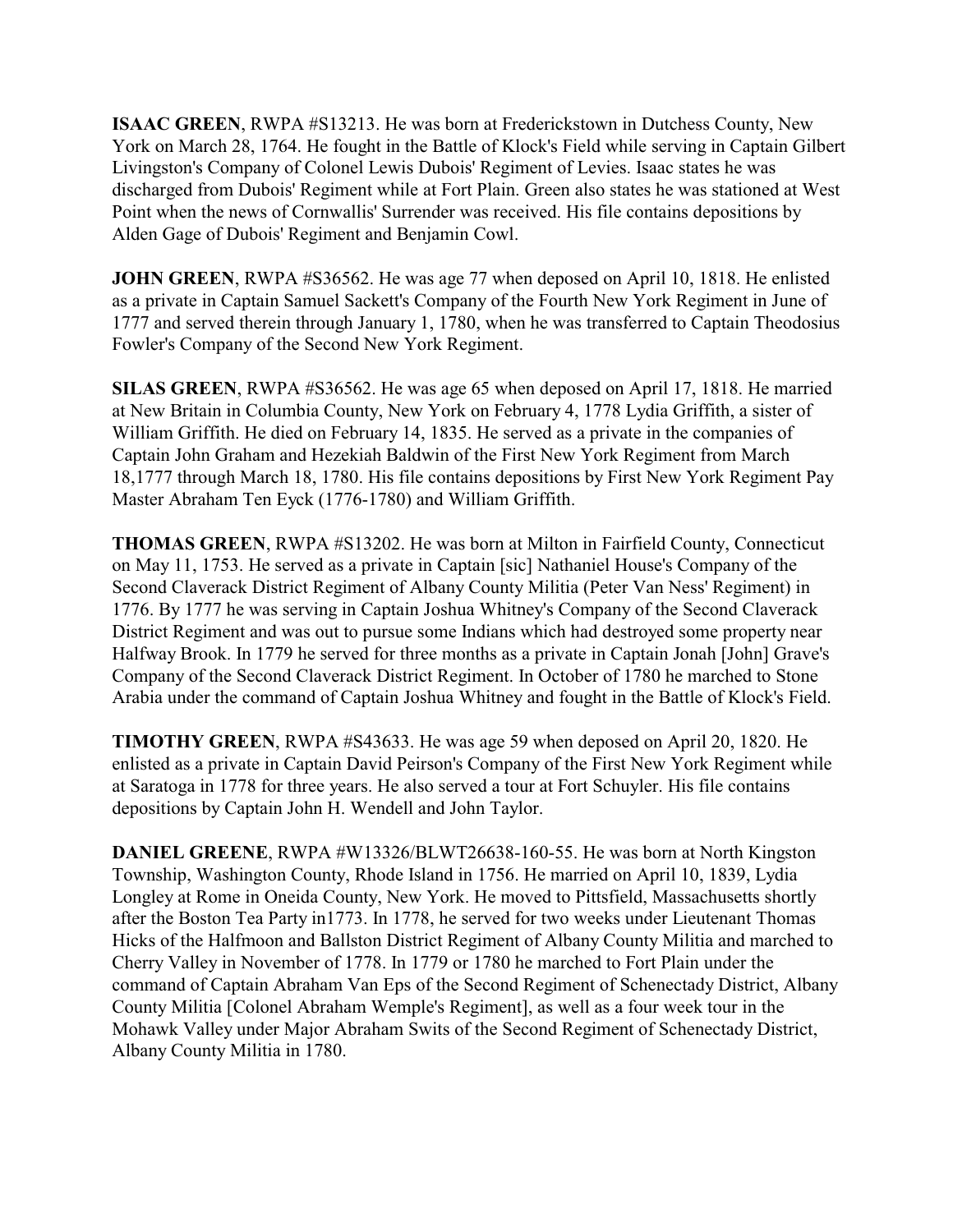**ISAAC GREEN**, RWPA #S13213. He was born at Frederickstown in Dutchess County, New York on March 28, 1764. He fought in the Battle of Klock's Field while serving in Captain Gilbert Livingston's Company of Colonel Lewis Dubois' Regiment of Levies. Isaac states he was discharged from Dubois' Regiment while at Fort Plain. Green also states he was stationed at West Point when the news of Cornwallis' Surrender was received. His file contains depositions by Alden Gage of Dubois' Regiment and Benjamin Cowl.

**JOHN GREEN**, RWPA #S36562. He was age 77 when deposed on April 10, 1818. He enlisted as a private in Captain Samuel Sackett's Company of the Fourth New York Regiment in June of 1777 and served therein through January 1, 1780, when he was transferred to Captain Theodosius Fowler's Company of the Second New York Regiment.

**SILAS GREEN**, RWPA #S36562. He was age 65 when deposed on April 17, 1818. He married at New Britain in Columbia County, New York on February 4, 1778 Lydia Griffith, a sister of William Griffith. He died on February 14, 1835. He served as a private in the companies of Captain John Graham and Hezekiah Baldwin of the First New York Regiment from March 18,1777 through March 18, 1780. His file contains depositions by First New York Regiment Pay Master Abraham Ten Eyck (1776-1780) and William Griffith.

**THOMAS GREEN**, RWPA #S13202. He was born at Milton in Fairfield County, Connecticut on May 11, 1753. He served as a private in Captain [sic] Nathaniel House's Company of the Second Claverack District Regiment of Albany County Militia (Peter Van Ness' Regiment) in 1776. By 1777 he was serving in Captain Joshua Whitney's Company of the Second Claverack District Regiment and was out to pursue some Indians which had destroyed some property near Halfway Brook. In 1779 he served for three months as a private in Captain Jonah [John] Grave's Company of the Second Claverack District Regiment. In October of 1780 he marched to Stone Arabia under the command of Captain Joshua Whitney and fought in the Battle of Klock's Field.

**TIMOTHY GREEN**, RWPA #S43633. He was age 59 when deposed on April 20, 1820. He enlisted as a private in Captain David Peirson's Company of the First New York Regiment while at Saratoga in 1778 for three years. He also served a tour at Fort Schuyler. His file contains depositions by Captain John H. Wendell and John Taylor.

**DANIEL GREENE**, RWPA #W13326/BLWT26638-160-55. He was born at North Kingston Township, Washington County, Rhode Island in 1756. He married on April 10, 1839, Lydia Longley at Rome in Oneida County, New York. He moved to Pittsfield, Massachusetts shortly after the Boston Tea Party in1773. In 1778, he served for two weeks under Lieutenant Thomas Hicks of the Halfmoon and Ballston District Regiment of Albany County Militia and marched to Cherry Valley in November of 1778. In 1779 or 1780 he marched to Fort Plain under the command of Captain Abraham Van Eps of the Second Regiment of Schenectady District, Albany County Militia [Colonel Abraham Wemple's Regiment], as well as a four week tour in the Mohawk Valley under Major Abraham Swits of the Second Regiment of Schenectady District, Albany County Militia in 1780.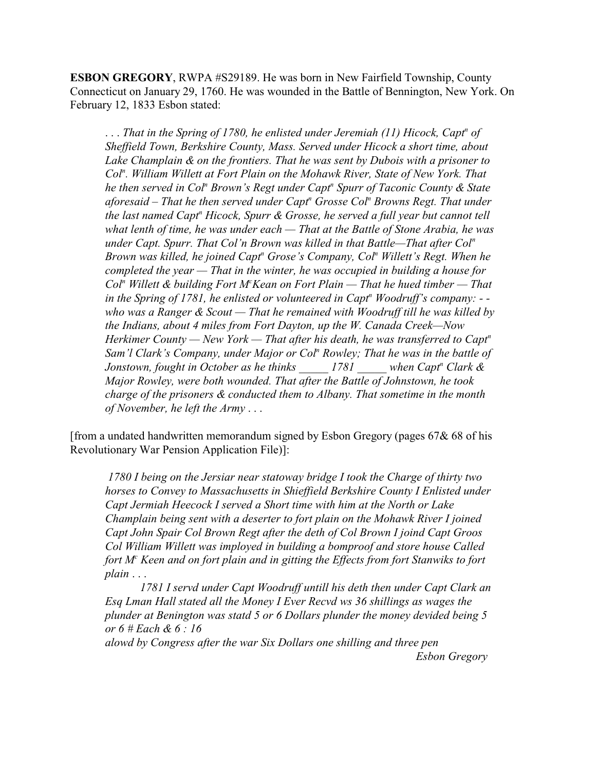**ESBON GREGORY**, RWPA #S29189. He was born in New Fairfield Township, County Connecticut on January 29, 1760. He was wounded in the Battle of Bennington, New York. On February 12, 1833 Esbon stated:

> *. . . That in the Spring of 1780, he enlisted under Jeremiah (11) Hicock, Captn of Sheffield Town, Berkshire County, Mass. Served under Hicock a short time, about Lake Champlain & on the frontiers. That he was sent by Dubois with a prisoner to Coln. William Willett at Fort Plain on the Mohawk River, State of New York. That he then served in Coln Brown's Regt under Captn Spurr of Taconic County & State aforesaid – That he then served under Captn Grosse Coln Browns Regt. That under the last named Captn Hicock, Spurr & Grosse, he served a full year but cannot tell what lenth of time, he was under each — That at the Battle of Stone Arabia, he was under Capt. Spurr. That Col'n Brown was killed in that Battle—That after Coln Brown was killed, he joined Captn Grose's Company, Coln Willett's Regt. When he completed the year — That in the winter, he was occupied in building a house for Coln Willett & building Fort McKean on Fort Plain — That he hued timber — That in the Spring of 1781, he enlisted or volunteered in Captn Woodruff's company: - - who was a Ranger & Scout — That he remained with Woodruff till he was killed by the Indians, about 4 miles from Fort Dayton, up the W. Canada Creek—Now Herkimer County — New York — That after his death, he was transferred to Captn Sam'l Clark's Company, under Major or Coln Rowley; That he was in the battle of Jonstown, fought in October as he thinks _____ 1781 _____ when Captn Clark & Major Rowley, were both wounded. That after the Battle of Johnstown, he took charge of the prisoners & conducted them to Albany. That sometime in the month of November, he left the Army . . .*

[from a undated handwritten memorandum signed by Esbon Gregory (pages 67& 68 of his Revolutionary War Pension Application File)]:

> *1780 I being on the Jersiar near statoway bridge I took the Charge of thirty two horses to Convey to Massachusetts in Shieffield Berkshire County I Enlisted under Capt Jermiah Heecock I served a Short time with him at the North or Lake Champlain being sent with a deserter to fort plain on the Mohawk River I joined Capt John Spair Col Brown Regt after the deth of Col Brown I joind Capt Groos Col William Willett was imployed in building a bomproof and store house Called fort Mc Keen and on fort plain and in gitting the Effects from fort Stanwiks to fort plain . . .*
>
> *1781 I servd under Capt Woodruff untill his deth then under Capt Clark an Esq Lman Hall stated all the Money I Ever Recvd ws 36 shillings as wages the plunder at Benington was statd 5 or 6 Dollars plunder the money devided being 5 or 6 # Each & 6 : 16*
>
> *alowd by Congress after the war Six Dollars one shilling and three pen*
>
> *Esbon Gregory*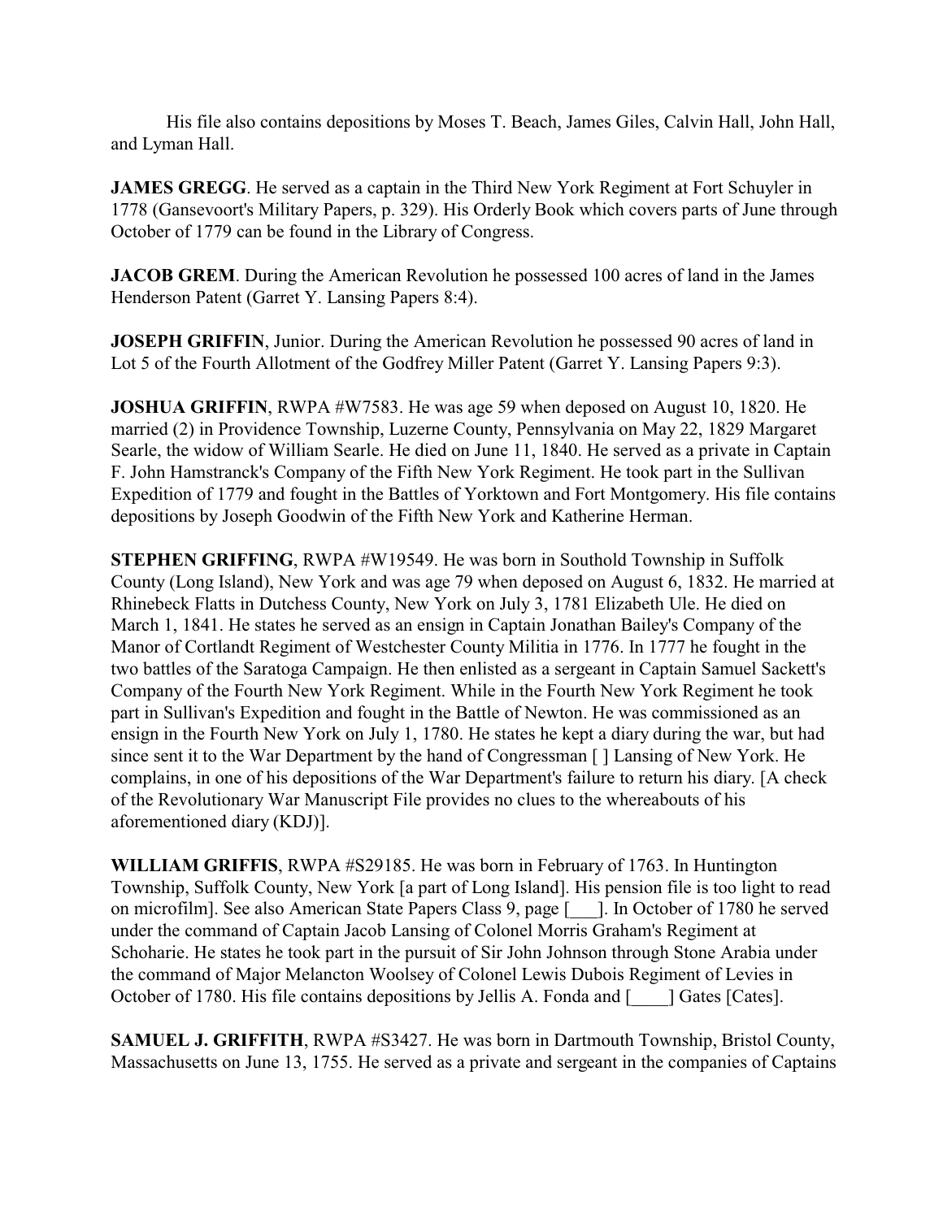His file also contains depositions by Moses T. Beach, James Giles, Calvin Hall, John Hall, and Lyman Hall.

**JAMES GREGG**. He served as a captain in the Third New York Regiment at Fort Schuyler in 1778 (Gansevoort's Military Papers, p. 329). His Orderly Book which covers parts of June through October of 1779 can be found in the Library of Congress.

**JACOB GREM**. During the American Revolution he possessed 100 acres of land in the James Henderson Patent (Garret Y. Lansing Papers 8:4).

**JOSEPH GRIFFIN**, Junior. During the American Revolution he possessed 90 acres of land in Lot 5 of the Fourth Allotment of the Godfrey Miller Patent (Garret Y. Lansing Papers 9:3).

**JOSHUA GRIFFIN**, RWPA #W7583. He was age 59 when deposed on August 10, 1820. He married (2) in Providence Township, Luzerne County, Pennsylvania on May 22, 1829 Margaret Searle, the widow of William Searle. He died on June 11, 1840. He served as a private in Captain F. John Hamstranck's Company of the Fifth New York Regiment. He took part in the Sullivan Expedition of 1779 and fought in the Battles of Yorktown and Fort Montgomery. His file contains depositions by Joseph Goodwin of the Fifth New York and Katherine Herman.

**STEPHEN GRIFFING**, RWPA #W19549. He was born in Southold Township in Suffolk County (Long Island), New York and was age 79 when deposed on August 6, 1832. He married at Rhinebeck Flatts in Dutchess County, New York on July 3, 1781 Elizabeth Ule. He died on March 1, 1841. He states he served as an ensign in Captain Jonathan Bailey's Company of the Manor of Cortlandt Regiment of Westchester County Militia in 1776. In 1777 he fought in the two battles of the Saratoga Campaign. He then enlisted as a sergeant in Captain Samuel Sackett's Company of the Fourth New York Regiment. While in the Fourth New York Regiment he took part in Sullivan's Expedition and fought in the Battle of Newton. He was commissioned as an ensign in the Fourth New York on July 1, 1780. He states he kept a diary during the war, but had since sent it to the War Department by the hand of Congressman [ ] Lansing of New York. He complains, in one of his depositions of the War Department's failure to return his diary. [A check of the Revolutionary War Manuscript File provides no clues to the whereabouts of his aforementioned diary (KDJ)].

**WILLIAM GRIFFIS**, RWPA #S29185. He was born in February of 1763. In Huntington Township, Suffolk County, New York [a part of Long Island]. His pension file is too light to read on microfilm]. See also American State Papers Class 9, page [___]. In October of 1780 he served under the command of Captain Jacob Lansing of Colonel Morris Graham's Regiment at Schoharie. He states he took part in the pursuit of Sir John Johnson through Stone Arabia under the command of Major Melancton Woolsey of Colonel Lewis Dubois Regiment of Levies in October of 1780. His file contains depositions by Jellis A. Fonda and [____] Gates [Cates].

**SAMUEL J. GRIFFITH**, RWPA #S3427. He was born in Dartmouth Township, Bristol County, Massachusetts on June 13, 1755. He served as a private and sergeant in the companies of Captains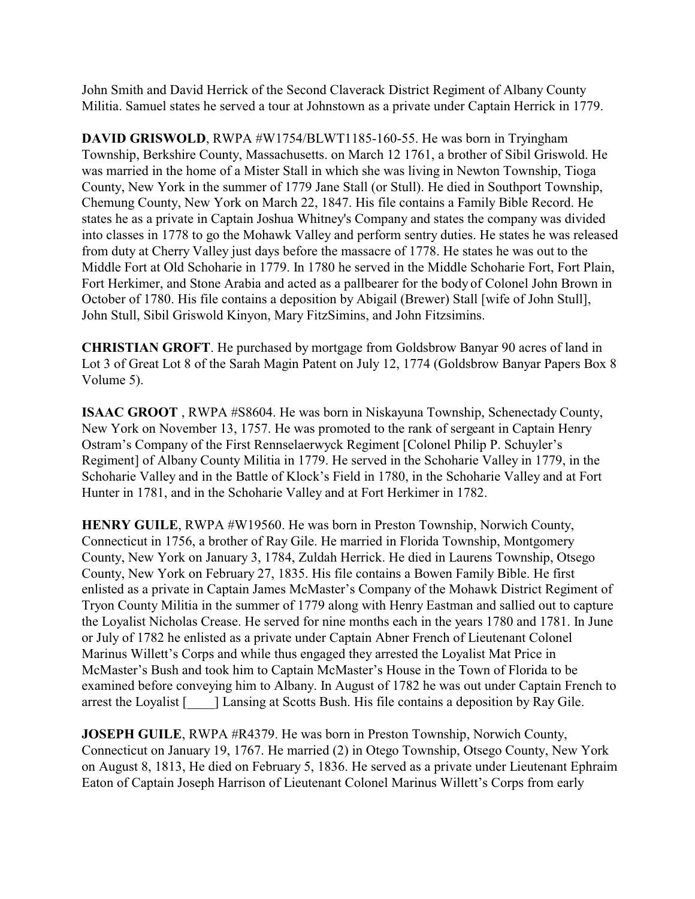John Smith and David Herrick of the Second Claverack District Regiment of Albany County Militia. Samuel states he served a tour at Johnstown as a private under Captain Herrick in 1779.

**DAVID GRISWOLD**, RWPA #W1754/BLWT1185-160-55. He was born in Tryingham Township, Berkshire County, Massachusetts. on March 12 1761, a brother of Sibil Griswold. He was married in the home of a Mister Stall in which she was living in Newton Township, Tioga County, New York in the summer of 1779 Jane Stall (or Stull). He died in Southport Township, Chemung County, New York on March 22, 1847. His file contains a Family Bible Record. He states he as a private in Captain Joshua Whitney's Company and states the company was divided into classes in 1778 to go the Mohawk Valley and perform sentry duties. He states he was released from duty at Cherry Valley just days before the massacre of 1778. He states he was out to the Middle Fort at Old Schoharie in 1779. In 1780 he served in the Middle Schoharie Fort, Fort Plain, Fort Herkimer, and Stone Arabia and acted as a pallbearer for the body of Colonel John Brown in October of 1780. His file contains a deposition by Abigail (Brewer) Stall [wife of John Stull], John Stull, Sibil Griswold Kinyon, Mary FitzSimins, and John Fitzsimins.

**CHRISTIAN GROFT**. He purchased by mortgage from Goldsbrow Banyar 90 acres of land in Lot 3 of Great Lot 8 of the Sarah Magin Patent on July 12, 1774 (Goldsbrow Banyar Papers Box 8 Volume 5).

**ISAAC GROOT** , RWPA #S8604. He was born in Niskayuna Township, Schenectady County, New York on November 13, 1757. He was promoted to the rank of sergeant in Captain Henry Ostram's Company of the First Rennselaerwyck Regiment [Colonel Philip P. Schuyler's Regiment] of Albany County Militia in 1779. He served in the Schoharie Valley in 1779, in the Schoharie Valley and in the Battle of Klock's Field in 1780, in the Schoharie Valley and at Fort Hunter in 1781, and in the Schoharie Valley and at Fort Herkimer in 1782.

**HENRY GUILE**, RWPA #W19560. He was born in Preston Township, Norwich County, Connecticut in 1756, a brother of Ray Gile. He married in Florida Township, Montgomery County, New York on January 3, 1784, Zuldah Herrick. He died in Laurens Township, Otsego County, New York on February 27, 1835. His file contains a Bowen Family Bible. He first enlisted as a private in Captain James McMaster's Company of the Mohawk District Regiment of Tryon County Militia in the summer of 1779 along with Henry Eastman and sallied out to capture the Loyalist Nicholas Crease. He served for nine months each in the years 1780 and 1781. In June or July of 1782 he enlisted as a private under Captain Abner French of Lieutenant Colonel Marinus Willett's Corps and while thus engaged they arrested the Loyalist Mat Price in McMaster's Bush and took him to Captain McMaster's House in the Town of Florida to be examined before conveying him to Albany. In August of 1782 he was out under Captain French to arrest the Loyalist [____] Lansing at Scotts Bush. His file contains a deposition by Ray Gile.

**JOSEPH GUILE**, RWPA #R4379. He was born in Preston Township, Norwich County, Connecticut on January 19, 1767. He married (2) in Otego Township, Otsego County, New York on August 8, 1813, He died on February 5, 1836. He served as a private under Lieutenant Ephraim Eaton of Captain Joseph Harrison of Lieutenant Colonel Marinus Willett's Corps from early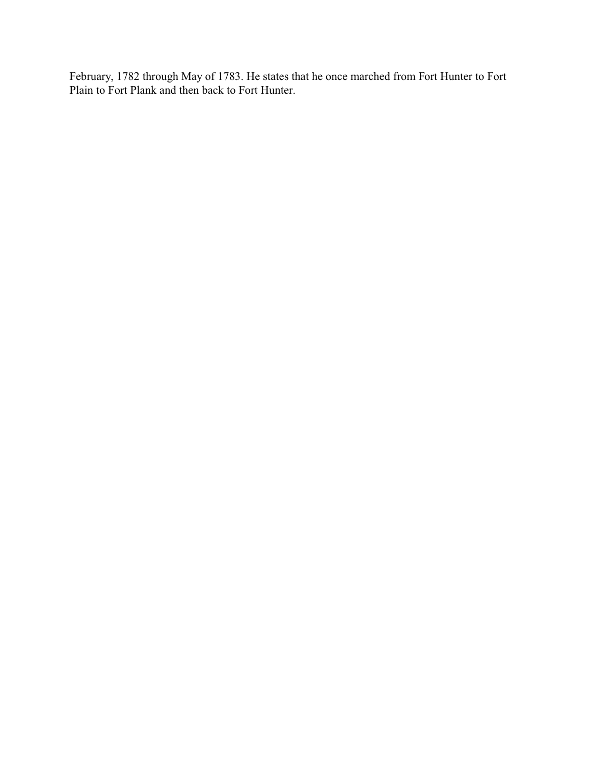February, 1782 through May of 1783. He states that he once marched from Fort Hunter to Fort Plain to Fort Plank and then back to Fort Hunter.